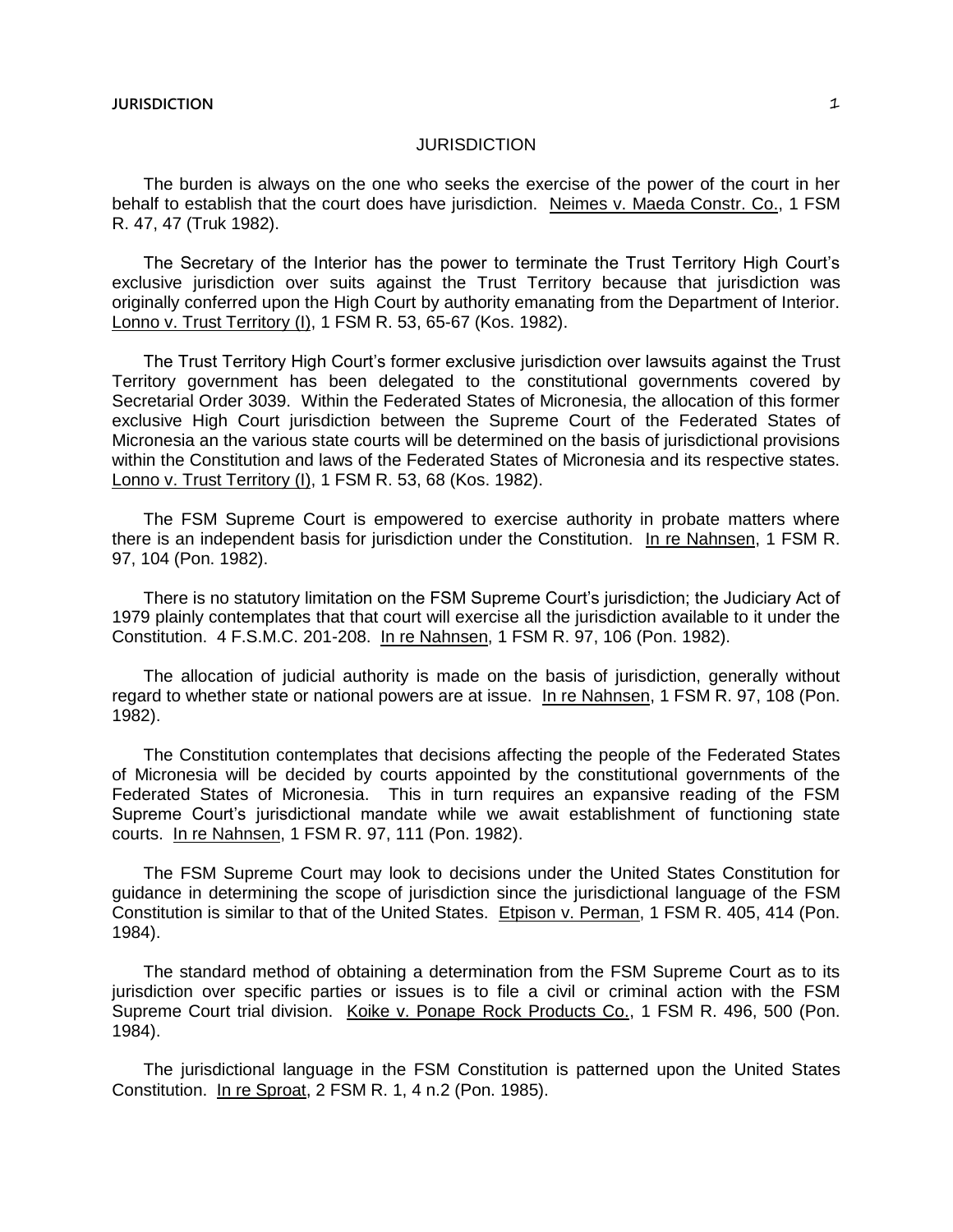# JURISDICTION

The burden is always on the one who seeks the exercise of the power of the court in her behalf to establish that the court does have jurisdiction. Neimes v. Maeda Constr. Co., 1 FSM R. 47, 47 (Truk 1982).

The Secretary of the Interior has the power to terminate the Trust Territory High Court's exclusive jurisdiction over suits against the Trust Territory because that jurisdiction was originally conferred upon the High Court by authority emanating from the Department of Interior. Lonno v. Trust Territory (I), 1 FSM R. 53, 65-67 (Kos. 1982).

The Trust Territory High Court's former exclusive jurisdiction over lawsuits against the Trust Territory government has been delegated to the constitutional governments covered by Secretarial Order 3039. Within the Federated States of Micronesia, the allocation of this former exclusive High Court jurisdiction between the Supreme Court of the Federated States of Micronesia an the various state courts will be determined on the basis of jurisdictional provisions within the Constitution and laws of the Federated States of Micronesia and its respective states. Lonno v. Trust Territory (I), 1 FSM R. 53, 68 (Kos. 1982).

The FSM Supreme Court is empowered to exercise authority in probate matters where there is an independent basis for jurisdiction under the Constitution. In re Nahnsen, 1 FSM R. 97, 104 (Pon. 1982).

There is no statutory limitation on the FSM Supreme Court's jurisdiction; the Judiciary Act of 1979 plainly contemplates that that court will exercise all the jurisdiction available to it under the Constitution. 4 F.S.M.C. 201-208. In re Nahnsen, 1 FSM R. 97, 106 (Pon. 1982).

The allocation of judicial authority is made on the basis of jurisdiction, generally without regard to whether state or national powers are at issue. In re Nahnsen, 1 FSM R. 97, 108 (Pon. 1982).

The Constitution contemplates that decisions affecting the people of the Federated States of Micronesia will be decided by courts appointed by the constitutional governments of the Federated States of Micronesia. This in turn requires an expansive reading of the FSM Supreme Court's jurisdictional mandate while we await establishment of functioning state courts. In re Nahnsen, 1 FSM R. 97, 111 (Pon. 1982).

The FSM Supreme Court may look to decisions under the United States Constitution for guidance in determining the scope of jurisdiction since the jurisdictional language of the FSM Constitution is similar to that of the United States. Etpison v. Perman, 1 FSM R. 405, 414 (Pon. 1984).

The standard method of obtaining a determination from the FSM Supreme Court as to its jurisdiction over specific parties or issues is to file a civil or criminal action with the FSM Supreme Court trial division. Koike v. Ponape Rock Products Co., 1 FSM R. 496, 500 (Pon. 1984).

The jurisdictional language in the FSM Constitution is patterned upon the United States Constitution. In re Sproat, 2 FSM R. 1, 4 n.2 (Pon. 1985).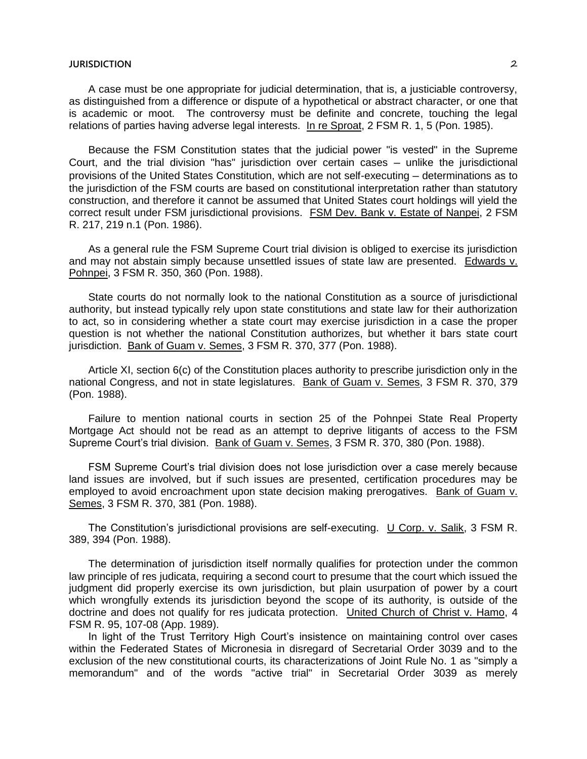A case must be one appropriate for judicial determination, that is, a justiciable controversy, as distinguished from a difference or dispute of a hypothetical or abstract character, or one that is academic or moot. The controversy must be definite and concrete, touching the legal relations of parties having adverse legal interests. In re Sproat, 2 FSM R. 1, 5 (Pon. 1985).

Because the FSM Constitution states that the judicial power "is vested" in the Supreme Court, and the trial division "has" jurisdiction over certain cases – unlike the jurisdictional provisions of the United States Constitution, which are not self-executing – determinations as to the jurisdiction of the FSM courts are based on constitutional interpretation rather than statutory construction, and therefore it cannot be assumed that United States court holdings will yield the correct result under FSM jurisdictional provisions. FSM Dev. Bank v. Estate of Nanpei, 2 FSM R. 217, 219 n.1 (Pon. 1986).

As a general rule the FSM Supreme Court trial division is obliged to exercise its jurisdiction and may not abstain simply because unsettled issues of state law are presented. Edwards v. Pohnpei, 3 FSM R. 350, 360 (Pon. 1988).

State courts do not normally look to the national Constitution as a source of jurisdictional authority, but instead typically rely upon state constitutions and state law for their authorization to act, so in considering whether a state court may exercise jurisdiction in a case the proper question is not whether the national Constitution authorizes, but whether it bars state court jurisdiction. Bank of Guam v. Semes, 3 FSM R. 370, 377 (Pon. 1988).

Article XI, section 6(c) of the Constitution places authority to prescribe jurisdiction only in the national Congress, and not in state legislatures. Bank of Guam v. Semes, 3 FSM R. 370, 379 (Pon. 1988).

Failure to mention national courts in section 25 of the Pohnpei State Real Property Mortgage Act should not be read as an attempt to deprive litigants of access to the FSM Supreme Court's trial division. Bank of Guam v. Semes, 3 FSM R. 370, 380 (Pon. 1988).

FSM Supreme Court's trial division does not lose jurisdiction over a case merely because land issues are involved, but if such issues are presented, certification procedures may be employed to avoid encroachment upon state decision making prerogatives. Bank of Guam v. Semes, 3 FSM R. 370, 381 (Pon. 1988).

The Constitution's jurisdictional provisions are self-executing. U Corp. v. Salik, 3 FSM R. 389, 394 (Pon. 1988).

The determination of jurisdiction itself normally qualifies for protection under the common law principle of res judicata, requiring a second court to presume that the court which issued the judgment did properly exercise its own jurisdiction, but plain usurpation of power by a court which wrongfully extends its jurisdiction beyond the scope of its authority, is outside of the doctrine and does not qualify for res judicata protection. United Church of Christ v. Hamo, 4 FSM R. 95, 107-08 (App. 1989).

In light of the Trust Territory High Court's insistence on maintaining control over cases within the Federated States of Micronesia in disregard of Secretarial Order 3039 and to the exclusion of the new constitutional courts, its characterizations of Joint Rule No. 1 as "simply a memorandum" and of the words "active trial" in Secretarial Order 3039 as merely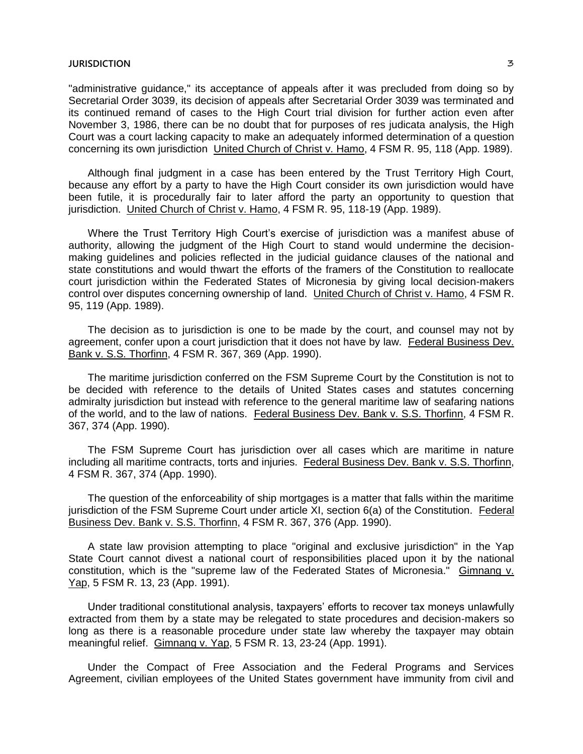"administrative guidance," its acceptance of appeals after it was precluded from doing so by Secretarial Order 3039, its decision of appeals after Secretarial Order 3039 was terminated and its continued remand of cases to the High Court trial division for further action even after November 3, 1986, there can be no doubt that for purposes of res judicata analysis, the High Court was a court lacking capacity to make an adequately informed determination of a question concerning its own jurisdiction United Church of Christ v. Hamo, 4 FSM R. 95, 118 (App. 1989).

Although final judgment in a case has been entered by the Trust Territory High Court, because any effort by a party to have the High Court consider its own jurisdiction would have been futile, it is procedurally fair to later afford the party an opportunity to question that jurisdiction. United Church of Christ v. Hamo, 4 FSM R. 95, 118-19 (App. 1989).

Where the Trust Territory High Court's exercise of jurisdiction was a manifest abuse of authority, allowing the judgment of the High Court to stand would undermine the decision-making guidelines and policies reflected in the judicial guidance clauses of the national and state constitutions and would thwart the efforts of the framers of the Constitution to reallocate court jurisdiction within the Federated States of Micronesia by giving local decision-makers control over disputes concerning ownership of land. United Church of Christ v. Hamo, 4 FSM R. 95, 119 (App. 1989).

The decision as to jurisdiction is one to be made by the court, and counsel may not by agreement, confer upon a court jurisdiction that it does not have by law. Federal Business Dev. Bank v. S.S. Thorfinn, 4 FSM R. 367, 369 (App. 1990).

The maritime jurisdiction conferred on the FSM Supreme Court by the Constitution is not to be decided with reference to the details of United States cases and statutes concerning admiralty jurisdiction but instead with reference to the general maritime law of seafaring nations of the world, and to the law of nations. Federal Business Dev. Bank v. S.S. Thorfinn, 4 FSM R. 367, 374 (App. 1990).

The FSM Supreme Court has jurisdiction over all cases which are maritime in nature including all maritime contracts, torts and injuries. Federal Business Dev. Bank v. S.S. Thorfinn, 4 FSM R. 367, 374 (App. 1990).

The question of the enforceability of ship mortgages is a matter that falls within the maritime jurisdiction of the FSM Supreme Court under article XI, section 6(a) of the Constitution. Federal Business Dev. Bank v. S.S. Thorfinn, 4 FSM R. 367, 376 (App. 1990).

A state law provision attempting to place "original and exclusive jurisdiction" in the Yap State Court cannot divest a national court of responsibilities placed upon it by the national constitution, which is the "supreme law of the Federated States of Micronesia." Gimnang v. Yap, 5 FSM R. 13, 23 (App. 1991).

Under traditional constitutional analysis, taxpayers' efforts to recover tax moneys unlawfully extracted from them by a state may be relegated to state procedures and decision-makers so long as there is a reasonable procedure under state law whereby the taxpayer may obtain meaningful relief. Gimnang v. Yap, 5 FSM R. 13, 23-24 (App. 1991).

Under the Compact of Free Association and the Federal Programs and Services Agreement, civilian employees of the United States government have immunity from civil and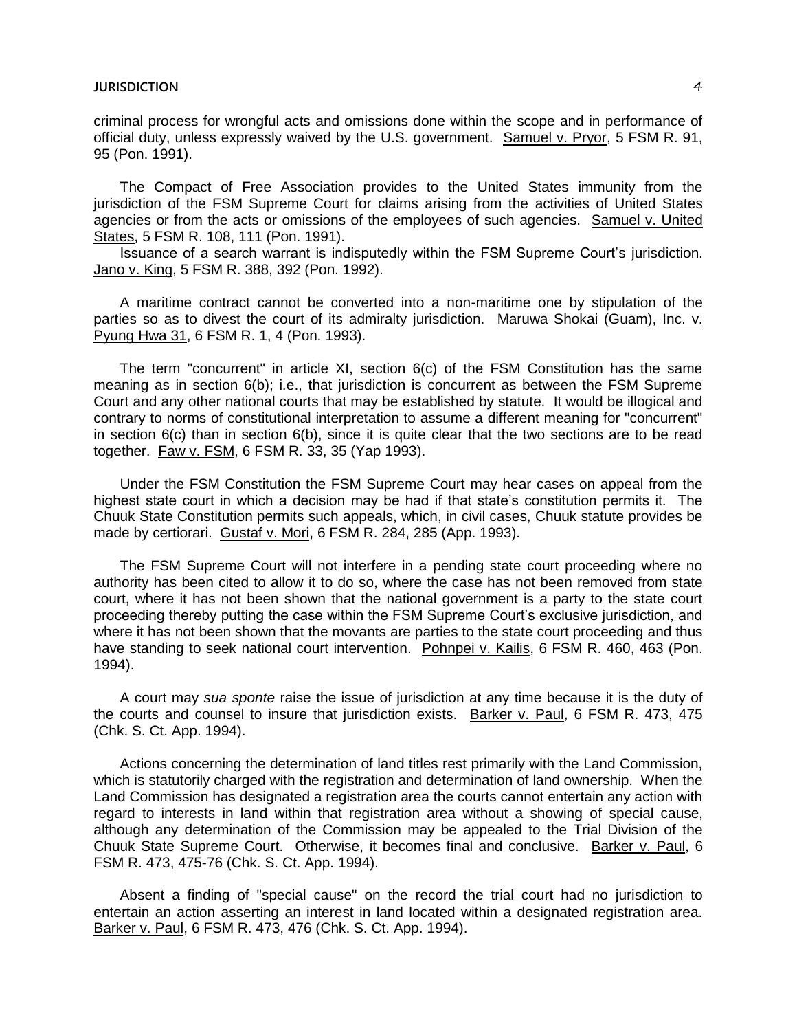criminal process for wrongful acts and omissions done within the scope and in performance of official duty, unless expressly waived by the U.S. government. Samuel v. Pryor, 5 FSM R. 91, 95 (Pon. 1991).

The Compact of Free Association provides to the United States immunity from the jurisdiction of the FSM Supreme Court for claims arising from the activities of United States agencies or from the acts or omissions of the employees of such agencies. Samuel v. United States, 5 FSM R. 108, 111 (Pon. 1991).

Issuance of a search warrant is indisputedly within the FSM Supreme Court's jurisdiction. Jano v. King, 5 FSM R. 388, 392 (Pon. 1992).

A maritime contract cannot be converted into a non-maritime one by stipulation of the parties so as to divest the court of its admiralty jurisdiction. Maruwa Shokai (Guam), Inc. v. Pyung Hwa 31, 6 FSM R. 1, 4 (Pon. 1993).

The term "concurrent" in article XI, section 6(c) of the FSM Constitution has the same meaning as in section 6(b); i.e., that jurisdiction is concurrent as between the FSM Supreme Court and any other national courts that may be established by statute. It would be illogical and contrary to norms of constitutional interpretation to assume a different meaning for "concurrent" in section 6(c) than in section 6(b), since it is quite clear that the two sections are to be read together. Faw v. FSM, 6 FSM R. 33, 35 (Yap 1993).

Under the FSM Constitution the FSM Supreme Court may hear cases on appeal from the highest state court in which a decision may be had if that state's constitution permits it. The Chuuk State Constitution permits such appeals, which, in civil cases, Chuuk statute provides be made by certiorari. Gustaf v. Mori, 6 FSM R. 284, 285 (App. 1993).

The FSM Supreme Court will not interfere in a pending state court proceeding where no authority has been cited to allow it to do so, where the case has not been removed from state court, where it has not been shown that the national government is a party to the state court proceeding thereby putting the case within the FSM Supreme Court's exclusive jurisdiction, and where it has not been shown that the movants are parties to the state court proceeding and thus have standing to seek national court intervention. Pohnpei v. Kailis, 6 FSM R. 460, 463 (Pon. 1994).

A court may *sua sponte* raise the issue of jurisdiction at any time because it is the duty of the courts and counsel to insure that jurisdiction exists. Barker v. Paul, 6 FSM R. 473, 475 (Chk. S. Ct. App. 1994).

Actions concerning the determination of land titles rest primarily with the Land Commission, which is statutorily charged with the registration and determination of land ownership. When the Land Commission has designated a registration area the courts cannot entertain any action with regard to interests in land within that registration area without a showing of special cause, although any determination of the Commission may be appealed to the Trial Division of the Chuuk State Supreme Court. Otherwise, it becomes final and conclusive. Barker v. Paul, 6 FSM R. 473, 475-76 (Chk. S. Ct. App. 1994).

Absent a finding of "special cause" on the record the trial court had no jurisdiction to entertain an action asserting an interest in land located within a designated registration area. Barker v. Paul, 6 FSM R. 473, 476 (Chk. S. Ct. App. 1994).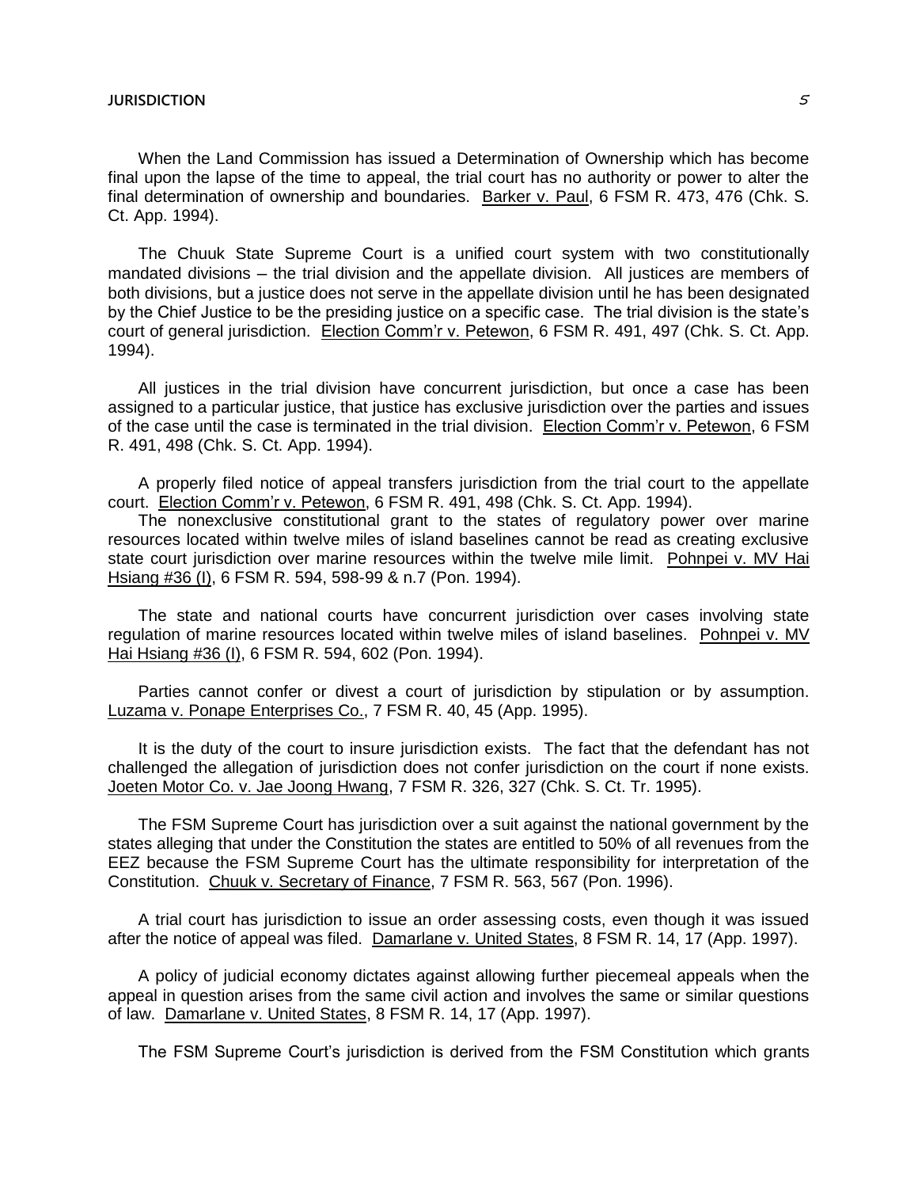When the Land Commission has issued a Determination of Ownership which has become final upon the lapse of the time to appeal, the trial court has no authority or power to alter the final determination of ownership and boundaries. Barker v. Paul, 6 FSM R. 473, 476 (Chk. S. Ct. App. 1994).

The Chuuk State Supreme Court is a unified court system with two constitutionally mandated divisions – the trial division and the appellate division. All justices are members of both divisions, but a justice does not serve in the appellate division until he has been designated by the Chief Justice to be the presiding justice on a specific case. The trial division is the state's court of general jurisdiction. Election Comm'r v. Petewon, 6 FSM R. 491, 497 (Chk. S. Ct. App. 1994).

All justices in the trial division have concurrent jurisdiction, but once a case has been assigned to a particular justice, that justice has exclusive jurisdiction over the parties and issues of the case until the case is terminated in the trial division. Election Comm'r v. Petewon, 6 FSM R. 491, 498 (Chk. S. Ct. App. 1994).

A properly filed notice of appeal transfers jurisdiction from the trial court to the appellate court. Election Comm'r v. Petewon, 6 FSM R. 491, 498 (Chk. S. Ct. App. 1994).

The nonexclusive constitutional grant to the states of regulatory power over marine resources located within twelve miles of island baselines cannot be read as creating exclusive state court jurisdiction over marine resources within the twelve mile limit. Pohnpei v. MV Hai Hsiang #36 (I), 6 FSM R. 594, 598-99 & n.7 (Pon. 1994).

The state and national courts have concurrent jurisdiction over cases involving state regulation of marine resources located within twelve miles of island baselines. Pohnpei v. MV Hai Hsiang #36 (I), 6 FSM R. 594, 602 (Pon. 1994).

Parties cannot confer or divest a court of jurisdiction by stipulation or by assumption. Luzama v. Ponape Enterprises Co., 7 FSM R. 40, 45 (App. 1995).

It is the duty of the court to insure jurisdiction exists. The fact that the defendant has not challenged the allegation of jurisdiction does not confer jurisdiction on the court if none exists. Joeten Motor Co. v. Jae Joong Hwang, 7 FSM R. 326, 327 (Chk. S. Ct. Tr. 1995).

The FSM Supreme Court has jurisdiction over a suit against the national government by the states alleging that under the Constitution the states are entitled to 50% of all revenues from the EEZ because the FSM Supreme Court has the ultimate responsibility for interpretation of the Constitution. Chuuk v. Secretary of Finance, 7 FSM R. 563, 567 (Pon. 1996).

A trial court has jurisdiction to issue an order assessing costs, even though it was issued after the notice of appeal was filed. Damarlane v. United States, 8 FSM R. 14, 17 (App. 1997).

A policy of judicial economy dictates against allowing further piecemeal appeals when the appeal in question arises from the same civil action and involves the same or similar questions of law. Damarlane v. United States, 8 FSM R. 14, 17 (App. 1997).

The FSM Supreme Court's jurisdiction is derived from the FSM Constitution which grants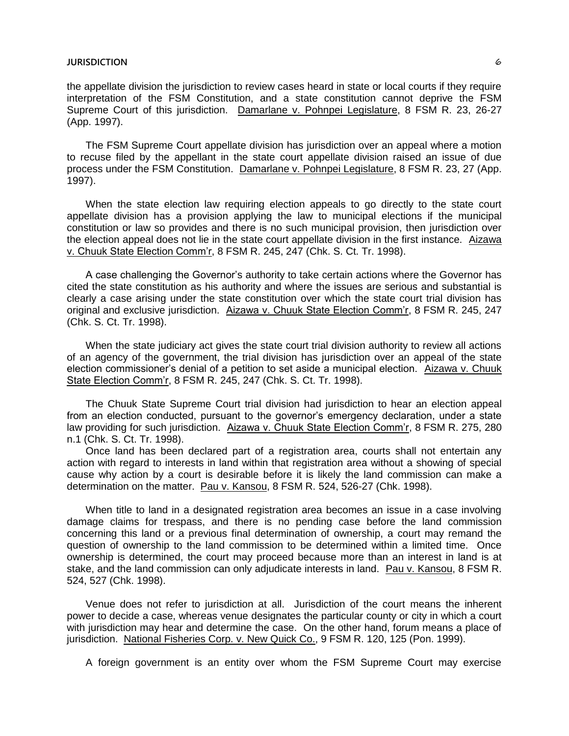the appellate division the jurisdiction to review cases heard in state or local courts if they require interpretation of the FSM Constitution, and a state constitution cannot deprive the FSM Supreme Court of this jurisdiction. Damarlane v. Pohnpei Legislature, 8 FSM R. 23, 26-27 (App. 1997).

The FSM Supreme Court appellate division has jurisdiction over an appeal where a motion to recuse filed by the appellant in the state court appellate division raised an issue of due process under the FSM Constitution. Damarlane v. Pohnpei Legislature, 8 FSM R. 23, 27 (App. 1997).

When the state election law requiring election appeals to go directly to the state court appellate division has a provision applying the law to municipal elections if the municipal constitution or law so provides and there is no such municipal provision, then jurisdiction over the election appeal does not lie in the state court appellate division in the first instance. Aizawa v. Chuuk State Election Comm'r, 8 FSM R. 245, 247 (Chk. S. Ct. Tr. 1998).

A case challenging the Governor's authority to take certain actions where the Governor has cited the state constitution as his authority and where the issues are serious and substantial is clearly a case arising under the state constitution over which the state court trial division has original and exclusive jurisdiction. Aizawa v. Chuuk State Election Comm'r, 8 FSM R. 245, 247 (Chk. S. Ct. Tr. 1998).

When the state judiciary act gives the state court trial division authority to review all actions of an agency of the government, the trial division has jurisdiction over an appeal of the state election commissioner's denial of a petition to set aside a municipal election. Aizawa v. Chuuk State Election Comm'r, 8 FSM R. 245, 247 (Chk. S. Ct. Tr. 1998).

The Chuuk State Supreme Court trial division had jurisdiction to hear an election appeal from an election conducted, pursuant to the governor's emergency declaration, under a state law providing for such jurisdiction. Aizawa v. Chuuk State Election Comm'r, 8 FSM R. 275, 280 n.1 (Chk. S. Ct. Tr. 1998).

Once land has been declared part of a registration area, courts shall not entertain any action with regard to interests in land within that registration area without a showing of special cause why action by a court is desirable before it is likely the land commission can make a determination on the matter. Pau v. Kansou, 8 FSM R. 524, 526-27 (Chk. 1998).

When title to land in a designated registration area becomes an issue in a case involving damage claims for trespass, and there is no pending case before the land commission concerning this land or a previous final determination of ownership, a court may remand the question of ownership to the land commission to be determined within a limited time. Once ownership is determined, the court may proceed because more than an interest in land is at stake, and the land commission can only adjudicate interests in land. Pau v. Kansou, 8 FSM R. 524, 527 (Chk. 1998).

Venue does not refer to jurisdiction at all. Jurisdiction of the court means the inherent power to decide a case, whereas venue designates the particular county or city in which a court with jurisdiction may hear and determine the case. On the other hand, forum means a place of jurisdiction. National Fisheries Corp. v. New Quick Co., 9 FSM R. 120, 125 (Pon. 1999).

A foreign government is an entity over whom the FSM Supreme Court may exercise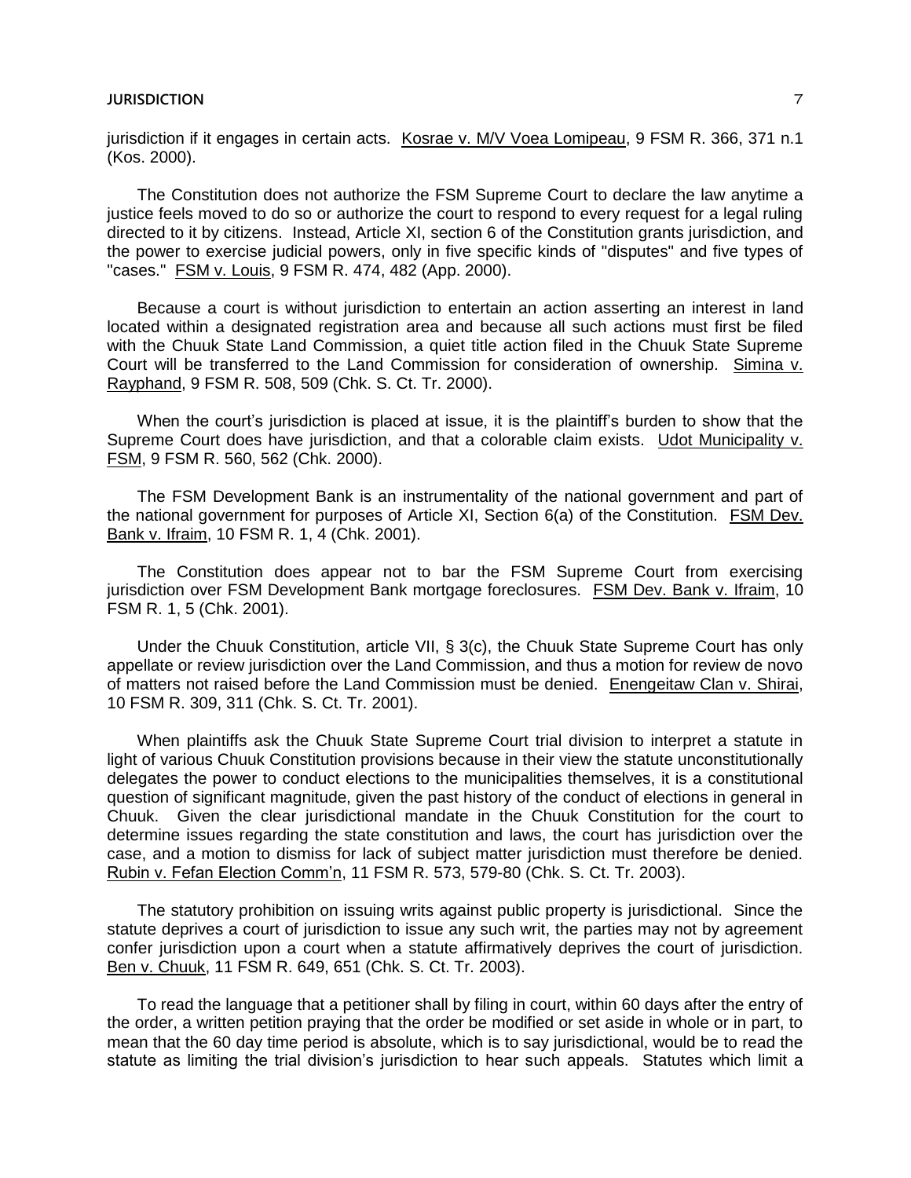jurisdiction if it engages in certain acts. Kosrae v. M/V Voea Lomipeau, 9 FSM R. 366, 371 n.1 (Kos. 2000).

The Constitution does not authorize the FSM Supreme Court to declare the law anytime a justice feels moved to do so or authorize the court to respond to every request for a legal ruling directed to it by citizens. Instead, Article XI, section 6 of the Constitution grants jurisdiction, and the power to exercise judicial powers, only in five specific kinds of "disputes" and five types of "cases." FSM v. Louis, 9 FSM R. 474, 482 (App. 2000).

Because a court is without jurisdiction to entertain an action asserting an interest in land located within a designated registration area and because all such actions must first be filed with the Chuuk State Land Commission, a quiet title action filed in the Chuuk State Supreme Court will be transferred to the Land Commission for consideration of ownership. Simina v. Rayphand, 9 FSM R. 508, 509 (Chk. S. Ct. Tr. 2000).

When the court's jurisdiction is placed at issue, it is the plaintiff's burden to show that the Supreme Court does have jurisdiction, and that a colorable claim exists. Udot Municipality v. FSM, 9 FSM R. 560, 562 (Chk. 2000).

The FSM Development Bank is an instrumentality of the national government and part of the national government for purposes of Article XI, Section 6(a) of the Constitution. FSM Dev. Bank v. Ifraim, 10 FSM R. 1, 4 (Chk. 2001).

The Constitution does appear not to bar the FSM Supreme Court from exercising jurisdiction over FSM Development Bank mortgage foreclosures. FSM Dev. Bank v. Ifraim, 10 FSM R. 1, 5 (Chk. 2001).

Under the Chuuk Constitution, article VII, § 3(c), the Chuuk State Supreme Court has only appellate or review jurisdiction over the Land Commission, and thus a motion for review de novo of matters not raised before the Land Commission must be denied. Enengeitaw Clan v. Shirai, 10 FSM R. 309, 311 (Chk. S. Ct. Tr. 2001).

When plaintiffs ask the Chuuk State Supreme Court trial division to interpret a statute in light of various Chuuk Constitution provisions because in their view the statute unconstitutionally delegates the power to conduct elections to the municipalities themselves, it is a constitutional question of significant magnitude, given the past history of the conduct of elections in general in Chuuk. Given the clear jurisdictional mandate in the Chuuk Constitution for the court to determine issues regarding the state constitution and laws, the court has jurisdiction over the case, and a motion to dismiss for lack of subject matter jurisdiction must therefore be denied. Rubin v. Fefan Election Comm'n, 11 FSM R. 573, 579-80 (Chk. S. Ct. Tr. 2003).

The statutory prohibition on issuing writs against public property is jurisdictional. Since the statute deprives a court of jurisdiction to issue any such writ, the parties may not by agreement confer jurisdiction upon a court when a statute affirmatively deprives the court of jurisdiction. Ben v. Chuuk, 11 FSM R. 649, 651 (Chk. S. Ct. Tr. 2003).

To read the language that a petitioner shall by filing in court, within 60 days after the entry of the order, a written petition praying that the order be modified or set aside in whole or in part, to mean that the 60 day time period is absolute, which is to say jurisdictional, would be to read the statute as limiting the trial division's jurisdiction to hear such appeals. Statutes which limit a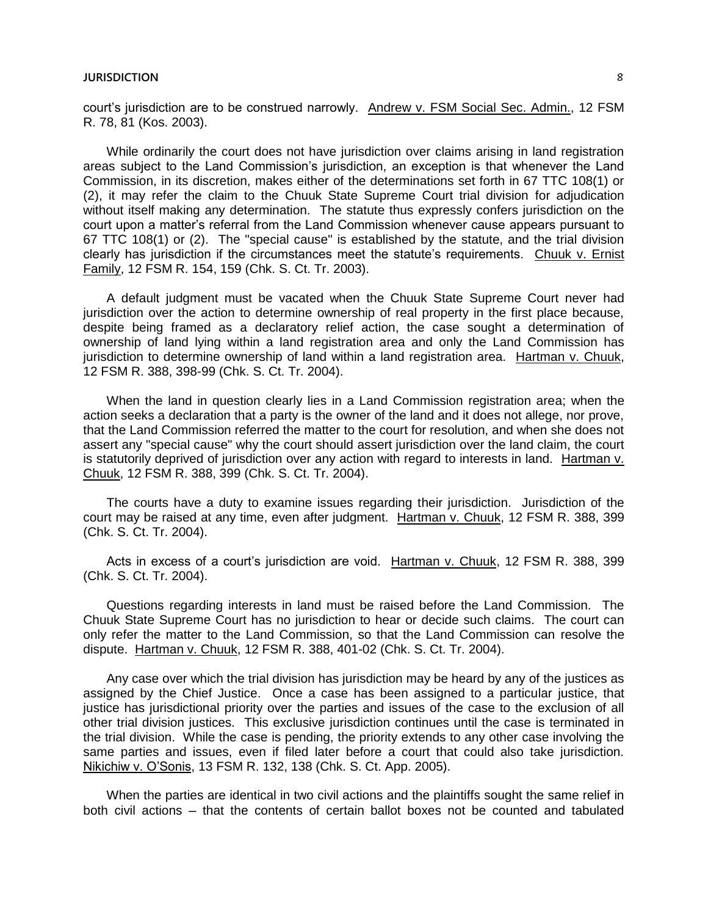court's jurisdiction are to be construed narrowly. Andrew v. FSM Social Sec. Admin., 12 FSM R. 78, 81 (Kos. 2003).

While ordinarily the court does not have jurisdiction over claims arising in land registration areas subject to the Land Commission's jurisdiction, an exception is that whenever the Land Commission, in its discretion, makes either of the determinations set forth in 67 TTC 108(1) or (2), it may refer the claim to the Chuuk State Supreme Court trial division for adjudication without itself making any determination. The statute thus expressly confers jurisdiction on the court upon a matter's referral from the Land Commission whenever cause appears pursuant to 67 TTC 108(1) or (2). The "special cause" is established by the statute, and the trial division clearly has jurisdiction if the circumstances meet the statute's requirements. Chuuk v. Ernist Family, 12 FSM R. 154, 159 (Chk. S. Ct. Tr. 2003).

A default judgment must be vacated when the Chuuk State Supreme Court never had jurisdiction over the action to determine ownership of real property in the first place because, despite being framed as a declaratory relief action, the case sought a determination of ownership of land lying within a land registration area and only the Land Commission has jurisdiction to determine ownership of land within a land registration area. Hartman v. Chuuk, 12 FSM R. 388, 398-99 (Chk. S. Ct. Tr. 2004).

When the land in question clearly lies in a Land Commission registration area; when the action seeks a declaration that a party is the owner of the land and it does not allege, nor prove, that the Land Commission referred the matter to the court for resolution, and when she does not assert any "special cause" why the court should assert jurisdiction over the land claim, the court is statutorily deprived of jurisdiction over any action with regard to interests in land. Hartman v. Chuuk, 12 FSM R. 388, 399 (Chk. S. Ct. Tr. 2004).

The courts have a duty to examine issues regarding their jurisdiction. Jurisdiction of the court may be raised at any time, even after judgment. Hartman v. Chuuk, 12 FSM R. 388, 399 (Chk. S. Ct. Tr. 2004).

Acts in excess of a court's jurisdiction are void. Hartman v. Chuuk, 12 FSM R. 388, 399 (Chk. S. Ct. Tr. 2004).

Questions regarding interests in land must be raised before the Land Commission. The Chuuk State Supreme Court has no jurisdiction to hear or decide such claims. The court can only refer the matter to the Land Commission, so that the Land Commission can resolve the dispute. Hartman v. Chuuk, 12 FSM R. 388, 401-02 (Chk. S. Ct. Tr. 2004).

Any case over which the trial division has jurisdiction may be heard by any of the justices as assigned by the Chief Justice. Once a case has been assigned to a particular justice, that justice has jurisdictional priority over the parties and issues of the case to the exclusion of all other trial division justices. This exclusive jurisdiction continues until the case is terminated in the trial division. While the case is pending, the priority extends to any other case involving the same parties and issues, even if filed later before a court that could also take jurisdiction. Nikichiw v. O'Sonis, 13 FSM R. 132, 138 (Chk. S. Ct. App. 2005).

When the parties are identical in two civil actions and the plaintiffs sought the same relief in both civil actions – that the contents of certain ballot boxes not be counted and tabulated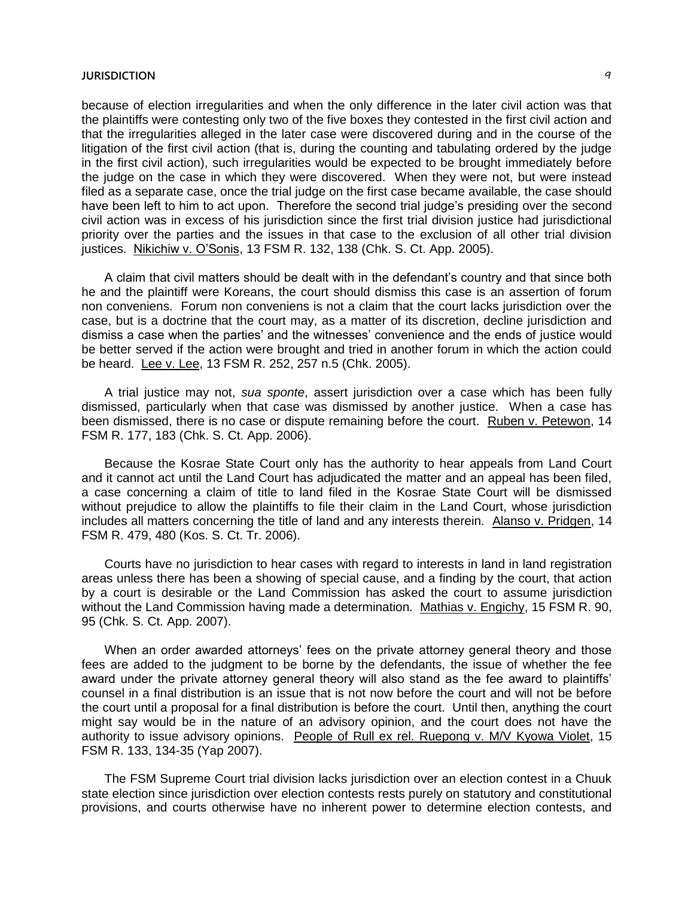because of election irregularities and when the only difference in the later civil action was that the plaintiffs were contesting only two of the five boxes they contested in the first civil action and that the irregularities alleged in the later case were discovered during and in the course of the litigation of the first civil action (that is, during the counting and tabulating ordered by the judge in the first civil action), such irregularities would be expected to be brought immediately before the judge on the case in which they were discovered. When they were not, but were instead filed as a separate case, once the trial judge on the first case became available, the case should have been left to him to act upon. Therefore the second trial judge's presiding over the second civil action was in excess of his jurisdiction since the first trial division justice had jurisdictional priority over the parties and the issues in that case to the exclusion of all other trial division justices. Nikichiw v. O'Sonis, 13 FSM R. 132, 138 (Chk. S. Ct. App. 2005).

A claim that civil matters should be dealt with in the defendant's country and that since both he and the plaintiff were Koreans, the court should dismiss this case is an assertion of forum non conveniens. Forum non conveniens is not a claim that the court lacks jurisdiction over the case, but is a doctrine that the court may, as a matter of its discretion, decline jurisdiction and dismiss a case when the parties' and the witnesses' convenience and the ends of justice would be better served if the action were brought and tried in another forum in which the action could be heard. Lee v. Lee, 13 FSM R. 252, 257 n.5 (Chk. 2005).

A trial justice may not, *sua sponte*, assert jurisdiction over a case which has been fully dismissed, particularly when that case was dismissed by another justice. When a case has been dismissed, there is no case or dispute remaining before the court. Ruben v. Petewon, 14 FSM R. 177, 183 (Chk. S. Ct. App. 2006).

Because the Kosrae State Court only has the authority to hear appeals from Land Court and it cannot act until the Land Court has adjudicated the matter and an appeal has been filed, a case concerning a claim of title to land filed in the Kosrae State Court will be dismissed without prejudice to allow the plaintiffs to file their claim in the Land Court, whose jurisdiction includes all matters concerning the title of land and any interests therein. Alanso v. Pridgen, 14 FSM R. 479, 480 (Kos. S. Ct. Tr. 2006).

Courts have no jurisdiction to hear cases with regard to interests in land in land registration areas unless there has been a showing of special cause, and a finding by the court, that action by a court is desirable or the Land Commission has asked the court to assume jurisdiction without the Land Commission having made a determination. Mathias v. Engichy, 15 FSM R. 90, 95 (Chk. S. Ct. App. 2007).

When an order awarded attorneys' fees on the private attorney general theory and those fees are added to the judgment to be borne by the defendants, the issue of whether the fee award under the private attorney general theory will also stand as the fee award to plaintiffs' counsel in a final distribution is an issue that is not now before the court and will not be before the court until a proposal for a final distribution is before the court. Until then, anything the court might say would be in the nature of an advisory opinion, and the court does not have the authority to issue advisory opinions. People of Rull ex rel. Ruepong v. M/V Kyowa Violet, 15 FSM R. 133, 134-35 (Yap 2007).

The FSM Supreme Court trial division lacks jurisdiction over an election contest in a Chuuk state election since jurisdiction over election contests rests purely on statutory and constitutional provisions, and courts otherwise have no inherent power to determine election contests, and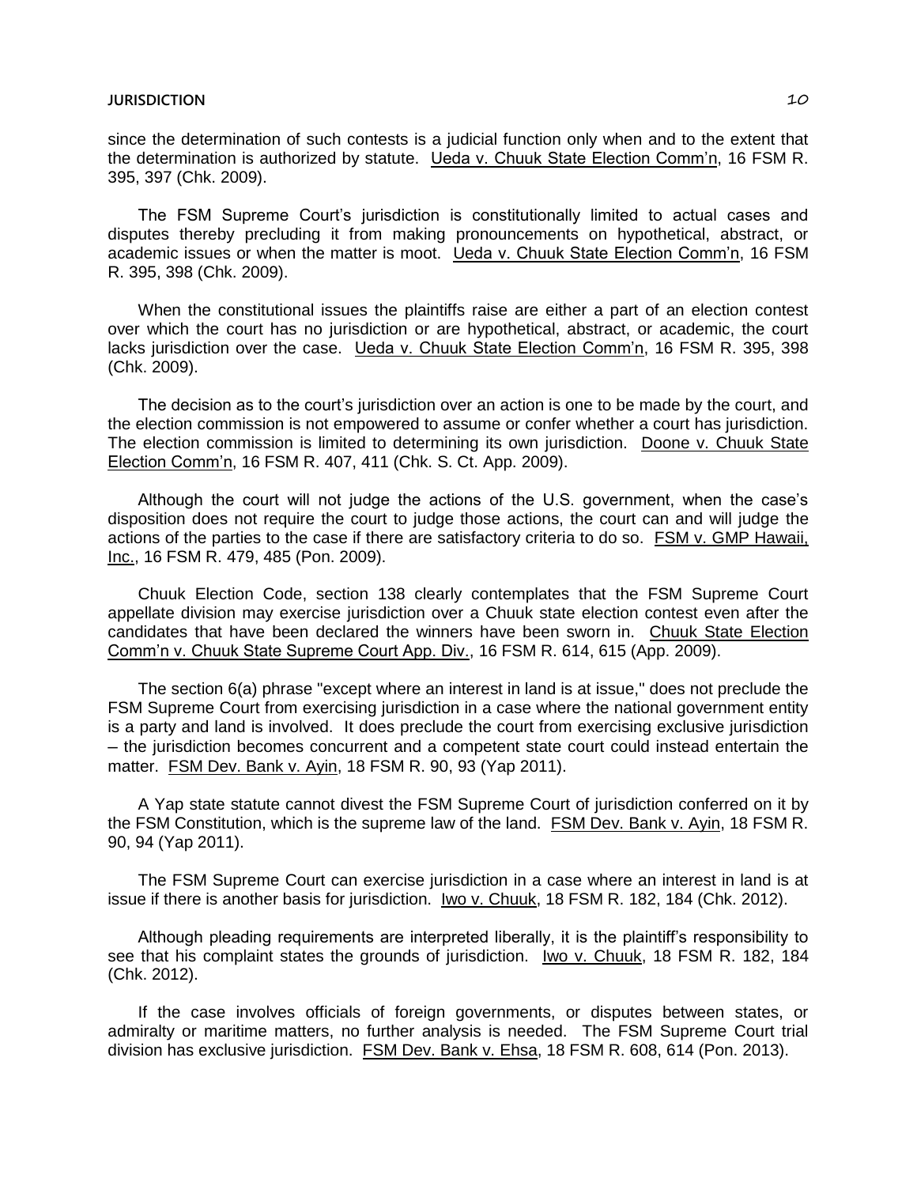since the determination of such contests is a judicial function only when and to the extent that the determination is authorized by statute. Ueda v. Chuuk State Election Comm'n, 16 FSM R. 395, 397 (Chk. 2009).

The FSM Supreme Court's jurisdiction is constitutionally limited to actual cases and disputes thereby precluding it from making pronouncements on hypothetical, abstract, or academic issues or when the matter is moot. Ueda v. Chuuk State Election Comm'n, 16 FSM R. 395, 398 (Chk. 2009).

When the constitutional issues the plaintiffs raise are either a part of an election contest over which the court has no jurisdiction or are hypothetical, abstract, or academic, the court lacks jurisdiction over the case. Ueda v. Chuuk State Election Comm'n, 16 FSM R. 395, 398 (Chk. 2009).

The decision as to the court's jurisdiction over an action is one to be made by the court, and the election commission is not empowered to assume or confer whether a court has jurisdiction. The election commission is limited to determining its own jurisdiction. Doone v. Chuuk State Election Comm'n, 16 FSM R. 407, 411 (Chk. S. Ct. App. 2009).

Although the court will not judge the actions of the U.S. government, when the case's disposition does not require the court to judge those actions, the court can and will judge the actions of the parties to the case if there are satisfactory criteria to do so. FSM v. GMP Hawaii, Inc., 16 FSM R. 479, 485 (Pon. 2009).

Chuuk Election Code, section 138 clearly contemplates that the FSM Supreme Court appellate division may exercise jurisdiction over a Chuuk state election contest even after the candidates that have been declared the winners have been sworn in. Chuuk State Election Comm'n v. Chuuk State Supreme Court App. Div., 16 FSM R. 614, 615 (App. 2009).

The section 6(a) phrase "except where an interest in land is at issue," does not preclude the FSM Supreme Court from exercising jurisdiction in a case where the national government entity is a party and land is involved. It does preclude the court from exercising exclusive jurisdiction – the jurisdiction becomes concurrent and a competent state court could instead entertain the matter. FSM Dev. Bank v. Ayin, 18 FSM R. 90, 93 (Yap 2011).

A Yap state statute cannot divest the FSM Supreme Court of jurisdiction conferred on it by the FSM Constitution, which is the supreme law of the land. FSM Dev. Bank v. Ayin, 18 FSM R. 90, 94 (Yap 2011).

The FSM Supreme Court can exercise jurisdiction in a case where an interest in land is at issue if there is another basis for jurisdiction. Iwo v. Chuuk, 18 FSM R. 182, 184 (Chk. 2012).

Although pleading requirements are interpreted liberally, it is the plaintiff's responsibility to see that his complaint states the grounds of jurisdiction. Iwo v. Chuuk, 18 FSM R. 182, 184 (Chk. 2012).

If the case involves officials of foreign governments, or disputes between states, or admiralty or maritime matters, no further analysis is needed. The FSM Supreme Court trial division has exclusive jurisdiction. FSM Dev. Bank v. Ehsa, 18 FSM R. 608, 614 (Pon. 2013).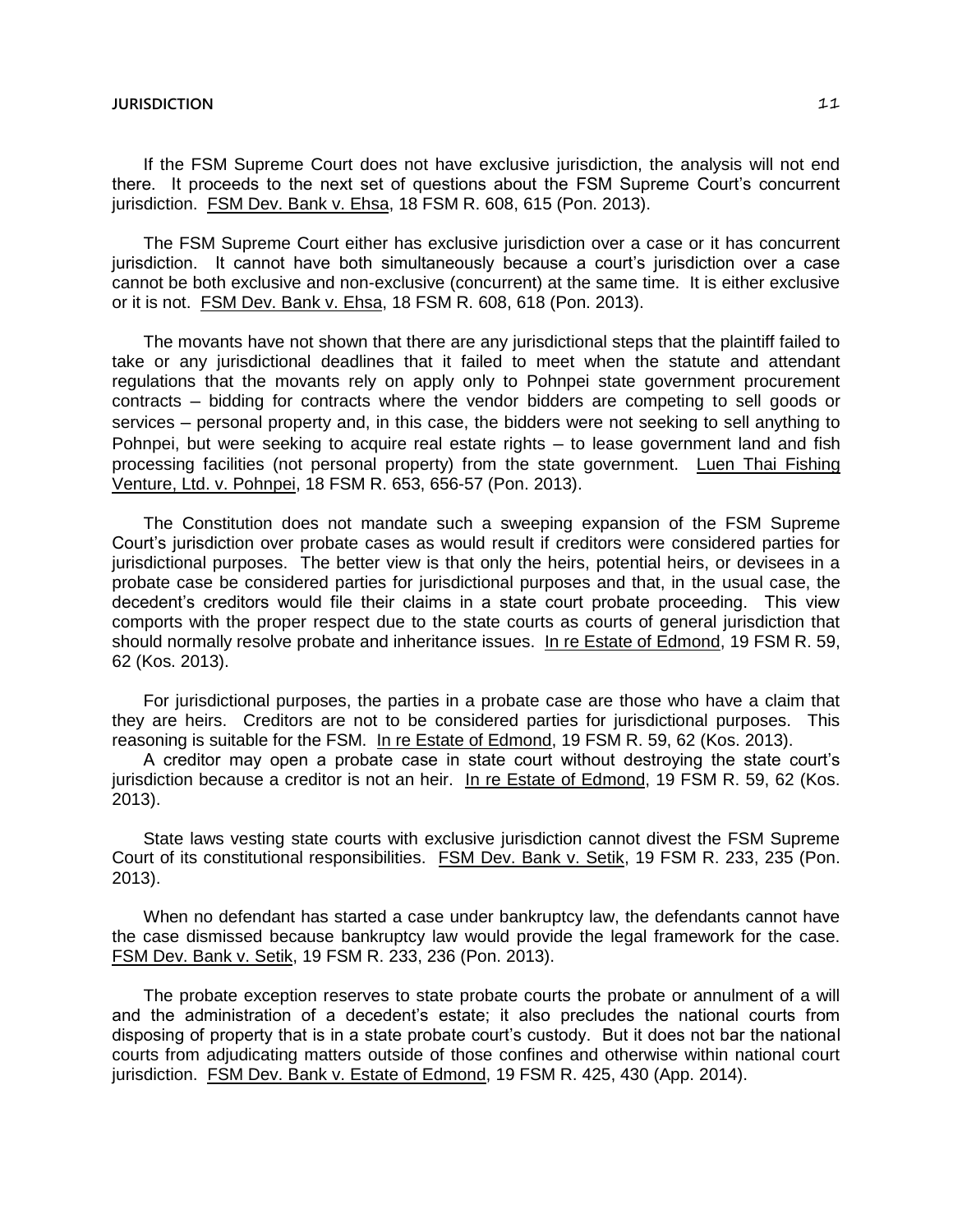If the FSM Supreme Court does not have exclusive jurisdiction, the analysis will not end there. It proceeds to the next set of questions about the FSM Supreme Court's concurrent jurisdiction. FSM Dev. Bank v. Ehsa, 18 FSM R. 608, 615 (Pon. 2013).

The FSM Supreme Court either has exclusive jurisdiction over a case or it has concurrent jurisdiction. It cannot have both simultaneously because a court's jurisdiction over a case cannot be both exclusive and non-exclusive (concurrent) at the same time. It is either exclusive or it is not. FSM Dev. Bank v. Ehsa, 18 FSM R. 608, 618 (Pon. 2013).

The movants have not shown that there are any jurisdictional steps that the plaintiff failed to take or any jurisdictional deadlines that it failed to meet when the statute and attendant regulations that the movants rely on apply only to Pohnpei state government procurement contracts – bidding for contracts where the vendor bidders are competing to sell goods or services – personal property and, in this case, the bidders were not seeking to sell anything to Pohnpei, but were seeking to acquire real estate rights – to lease government land and fish processing facilities (not personal property) from the state government. Luen Thai Fishing Venture, Ltd. v. Pohnpei, 18 FSM R. 653, 656-57 (Pon. 2013).

The Constitution does not mandate such a sweeping expansion of the FSM Supreme Court's jurisdiction over probate cases as would result if creditors were considered parties for jurisdictional purposes. The better view is that only the heirs, potential heirs, or devisees in a probate case be considered parties for jurisdictional purposes and that, in the usual case, the decedent's creditors would file their claims in a state court probate proceeding. This view comports with the proper respect due to the state courts as courts of general jurisdiction that should normally resolve probate and inheritance issues. In re Estate of Edmond, 19 FSM R. 59, 62 (Kos. 2013).

For jurisdictional purposes, the parties in a probate case are those who have a claim that they are heirs. Creditors are not to be considered parties for jurisdictional purposes. This reasoning is suitable for the FSM. In re Estate of Edmond, 19 FSM R. 59, 62 (Kos. 2013).

A creditor may open a probate case in state court without destroying the state court's jurisdiction because a creditor is not an heir. In re Estate of Edmond, 19 FSM R. 59, 62 (Kos. 2013).

State laws vesting state courts with exclusive jurisdiction cannot divest the FSM Supreme Court of its constitutional responsibilities. FSM Dev. Bank v. Setik, 19 FSM R. 233, 235 (Pon. 2013).

When no defendant has started a case under bankruptcy law, the defendants cannot have the case dismissed because bankruptcy law would provide the legal framework for the case. FSM Dev. Bank v. Setik, 19 FSM R. 233, 236 (Pon. 2013).

The probate exception reserves to state probate courts the probate or annulment of a will and the administration of a decedent's estate; it also precludes the national courts from disposing of property that is in a state probate court's custody. But it does not bar the national courts from adjudicating matters outside of those confines and otherwise within national court jurisdiction. FSM Dev. Bank v. Estate of Edmond, 19 FSM R. 425, 430 (App. 2014).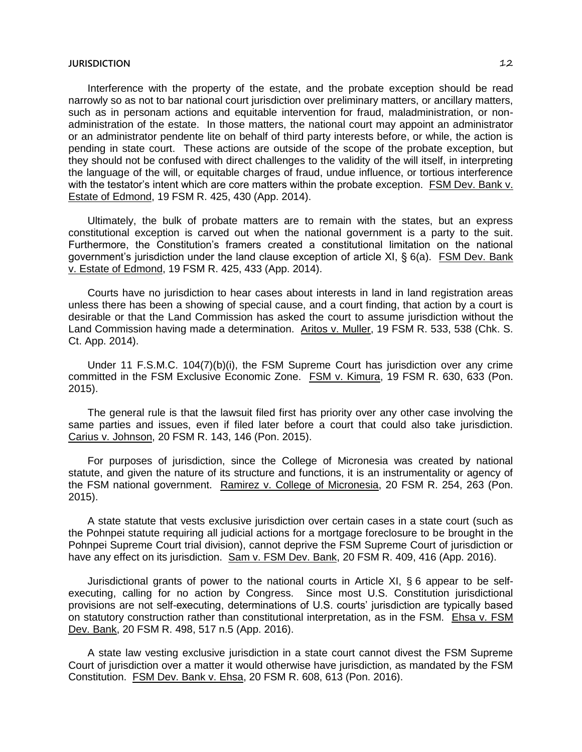Interference with the property of the estate, and the probate exception should be read narrowly so as not to bar national court jurisdiction over preliminary matters, or ancillary matters, such as in personam actions and equitable intervention for fraud, maladministration, or non-administration of the estate. In those matters, the national court may appoint an administrator or an administrator pendente lite on behalf of third party interests before, or while, the action is pending in state court. These actions are outside of the scope of the probate exception, but they should not be confused with direct challenges to the validity of the will itself, in interpreting the language of the will, or equitable charges of fraud, undue influence, or tortious interference with the testator's intent which are core matters within the probate exception. FSM Dev. Bank v. Estate of Edmond, 19 FSM R. 425, 430 (App. 2014).

Ultimately, the bulk of probate matters are to remain with the states, but an express constitutional exception is carved out when the national government is a party to the suit. Furthermore, the Constitution's framers created a constitutional limitation on the national government's jurisdiction under the land clause exception of article XI, § 6(a). FSM Dev. Bank v. Estate of Edmond, 19 FSM R. 425, 433 (App. 2014).

Courts have no jurisdiction to hear cases about interests in land in land registration areas unless there has been a showing of special cause, and a court finding, that action by a court is desirable or that the Land Commission has asked the court to assume jurisdiction without the Land Commission having made a determination. Aritos v. Muller, 19 FSM R. 533, 538 (Chk. S. Ct. App. 2014).

Under 11 F.S.M.C. 104(7)(b)(i), the FSM Supreme Court has jurisdiction over any crime committed in the FSM Exclusive Economic Zone. FSM v. Kimura, 19 FSM R. 630, 633 (Pon. 2015).

The general rule is that the lawsuit filed first has priority over any other case involving the same parties and issues, even if filed later before a court that could also take jurisdiction. Carius v. Johnson, 20 FSM R. 143, 146 (Pon. 2015).

For purposes of jurisdiction, since the College of Micronesia was created by national statute, and given the nature of its structure and functions, it is an instrumentality or agency of the FSM national government. Ramirez v. College of Micronesia, 20 FSM R. 254, 263 (Pon. 2015).

A state statute that vests exclusive jurisdiction over certain cases in a state court (such as the Pohnpei statute requiring all judicial actions for a mortgage foreclosure to be brought in the Pohnpei Supreme Court trial division), cannot deprive the FSM Supreme Court of jurisdiction or have any effect on its jurisdiction. Sam v. FSM Dev. Bank, 20 FSM R. 409, 416 (App. 2016).

Jurisdictional grants of power to the national courts in Article XI, § 6 appear to be self-executing, calling for no action by Congress. Since most U.S. Constitution jurisdictional provisions are not self-executing, determinations of U.S. courts' jurisdiction are typically based on statutory construction rather than constitutional interpretation, as in the FSM. Ehsa v. FSM Dev. Bank, 20 FSM R. 498, 517 n.5 (App. 2016).

A state law vesting exclusive jurisdiction in a state court cannot divest the FSM Supreme Court of jurisdiction over a matter it would otherwise have jurisdiction, as mandated by the FSM Constitution. FSM Dev. Bank v. Ehsa, 20 FSM R. 608, 613 (Pon. 2016).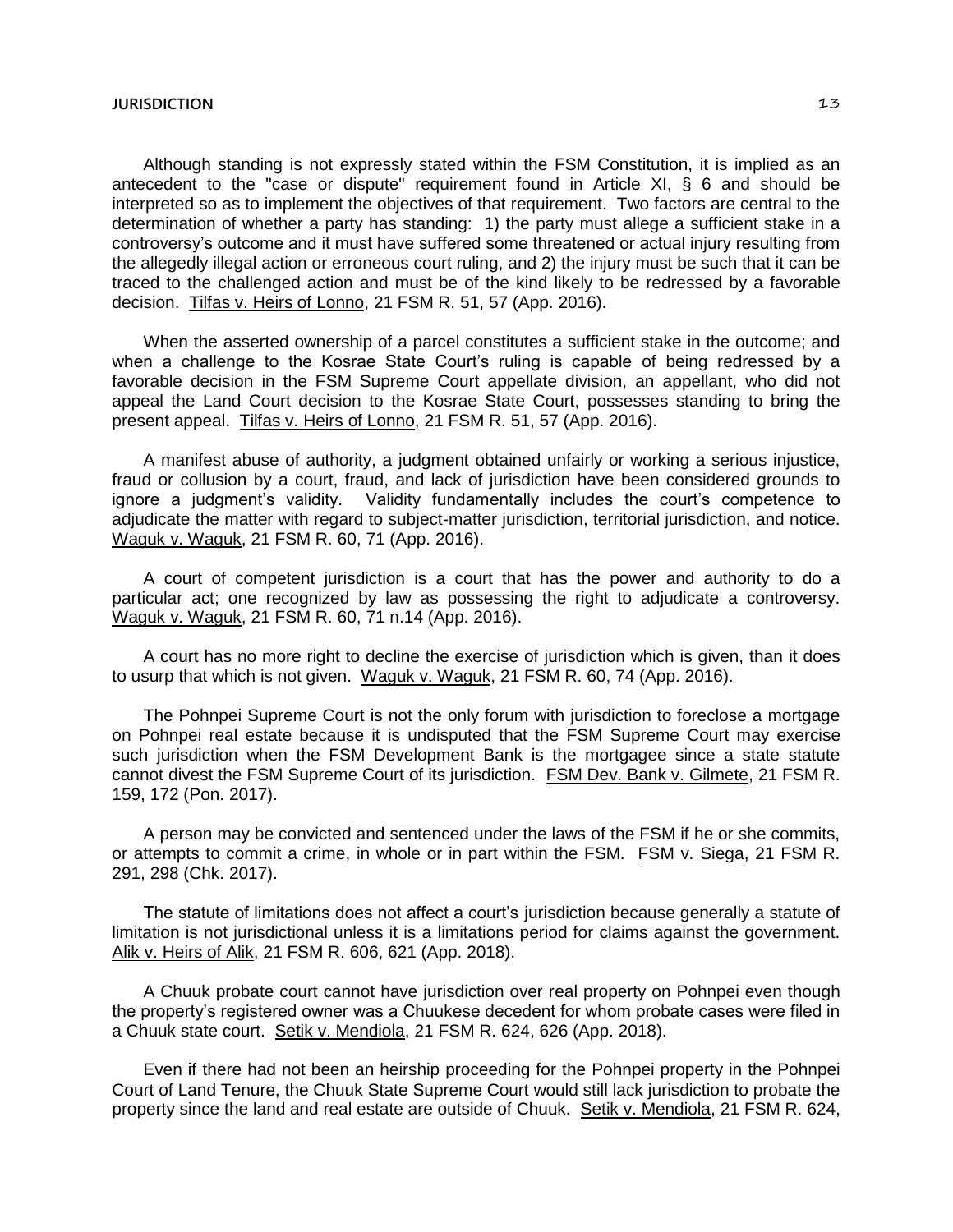Although standing is not expressly stated within the FSM Constitution, it is implied as an antecedent to the "case or dispute" requirement found in Article XI, § 6 and should be interpreted so as to implement the objectives of that requirement. Two factors are central to the determination of whether a party has standing: 1) the party must allege a sufficient stake in a controversy's outcome and it must have suffered some threatened or actual injury resulting from the allegedly illegal action or erroneous court ruling, and 2) the injury must be such that it can be traced to the challenged action and must be of the kind likely to be redressed by a favorable decision. Tilfas v. Heirs of Lonno, 21 FSM R. 51, 57 (App. 2016).

When the asserted ownership of a parcel constitutes a sufficient stake in the outcome; and when a challenge to the Kosrae State Court's ruling is capable of being redressed by a favorable decision in the FSM Supreme Court appellate division, an appellant, who did not appeal the Land Court decision to the Kosrae State Court, possesses standing to bring the present appeal. Tilfas v. Heirs of Lonno, 21 FSM R. 51, 57 (App. 2016).

A manifest abuse of authority, a judgment obtained unfairly or working a serious injustice, fraud or collusion by a court, fraud, and lack of jurisdiction have been considered grounds to ignore a judgment's validity. Validity fundamentally includes the court's competence to adjudicate the matter with regard to subject-matter jurisdiction, territorial jurisdiction, and notice. Waguk v. Waguk, 21 FSM R. 60, 71 (App. 2016).

A court of competent jurisdiction is a court that has the power and authority to do a particular act; one recognized by law as possessing the right to adjudicate a controversy. Waguk v. Waguk, 21 FSM R. 60, 71 n.14 (App. 2016).

A court has no more right to decline the exercise of jurisdiction which is given, than it does to usurp that which is not given. Waguk v. Waguk, 21 FSM R. 60, 74 (App. 2016).

The Pohnpei Supreme Court is not the only forum with jurisdiction to foreclose a mortgage on Pohnpei real estate because it is undisputed that the FSM Supreme Court may exercise such jurisdiction when the FSM Development Bank is the mortgagee since a state statute cannot divest the FSM Supreme Court of its jurisdiction. FSM Dev. Bank v. Gilmete, 21 FSM R. 159, 172 (Pon. 2017).

A person may be convicted and sentenced under the laws of the FSM if he or she commits, or attempts to commit a crime, in whole or in part within the FSM. FSM v. Siega, 21 FSM R. 291, 298 (Chk. 2017).

The statute of limitations does not affect a court's jurisdiction because generally a statute of limitation is not jurisdictional unless it is a limitations period for claims against the government. Alik v. Heirs of Alik, 21 FSM R. 606, 621 (App. 2018).

A Chuuk probate court cannot have jurisdiction over real property on Pohnpei even though the property's registered owner was a Chuukese decedent for whom probate cases were filed in a Chuuk state court. Setik v. Mendiola, 21 FSM R. 624, 626 (App. 2018).

Even if there had not been an heirship proceeding for the Pohnpei property in the Pohnpei Court of Land Tenure, the Chuuk State Supreme Court would still lack jurisdiction to probate the property since the land and real estate are outside of Chuuk. Setik v. Mendiola, 21 FSM R. 624,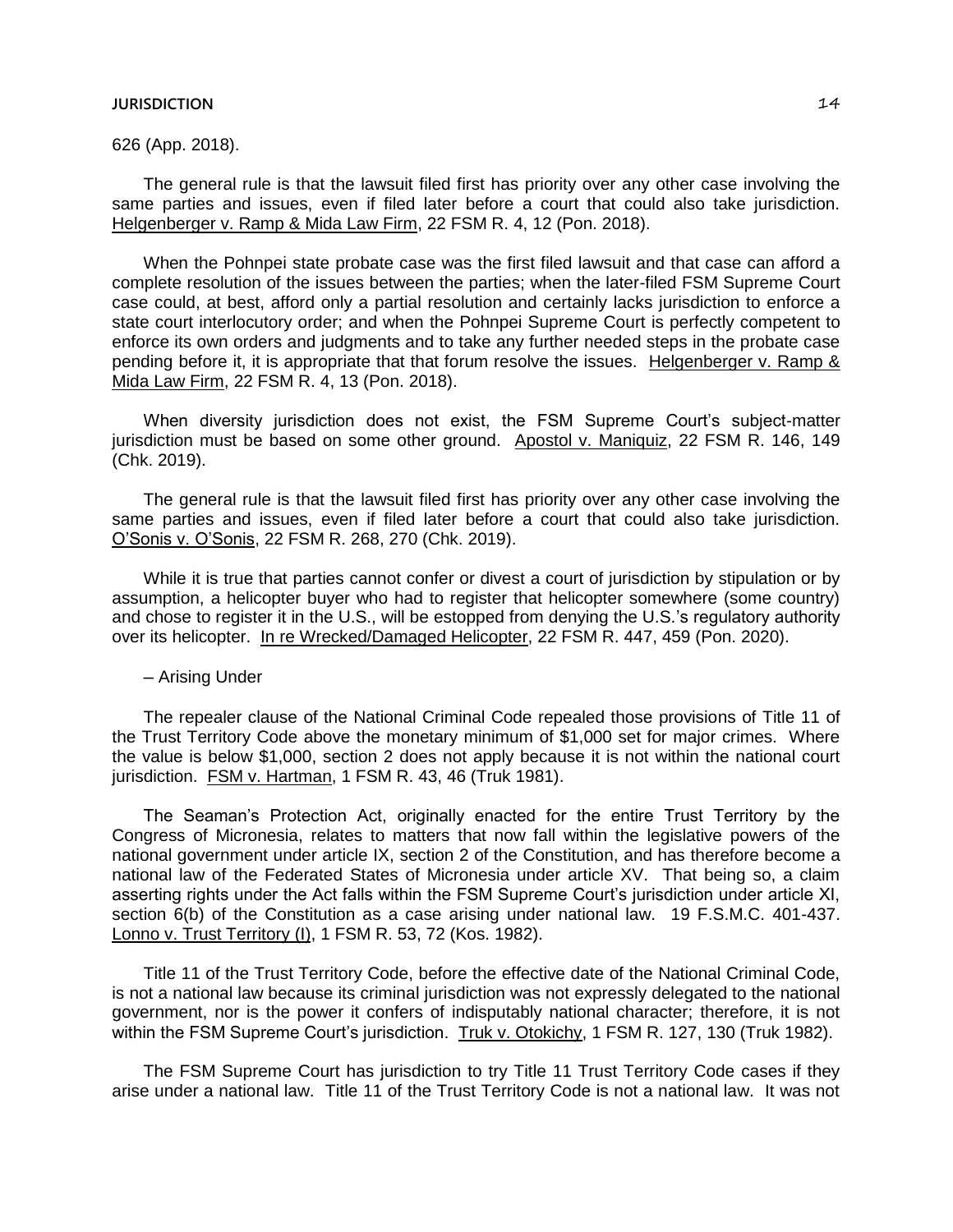626 (App. 2018).

The general rule is that the lawsuit filed first has priority over any other case involving the same parties and issues, even if filed later before a court that could also take jurisdiction. Helgenberger v. Ramp & Mida Law Firm, 22 FSM R. 4, 12 (Pon. 2018).

When the Pohnpei state probate case was the first filed lawsuit and that case can afford a complete resolution of the issues between the parties; when the later-filed FSM Supreme Court case could, at best, afford only a partial resolution and certainly lacks jurisdiction to enforce a state court interlocutory order; and when the Pohnpei Supreme Court is perfectly competent to enforce its own orders and judgments and to take any further needed steps in the probate case pending before it, it is appropriate that that forum resolve the issues. Helgenberger v. Ramp & Mida Law Firm, 22 FSM R. 4, 13 (Pon. 2018).

When diversity jurisdiction does not exist, the FSM Supreme Court's subject-matter jurisdiction must be based on some other ground. Apostol v. Maniquiz, 22 FSM R. 146, 149 (Chk. 2019).

The general rule is that the lawsuit filed first has priority over any other case involving the same parties and issues, even if filed later before a court that could also take jurisdiction. O'Sonis v. O'Sonis, 22 FSM R. 268, 270 (Chk. 2019).

While it is true that parties cannot confer or divest a court of jurisdiction by stipulation or by assumption, a helicopter buyer who had to register that helicopter somewhere (some country) and chose to register it in the U.S., will be estopped from denying the U.S.'s regulatory authority over its helicopter. In re Wrecked/Damaged Helicopter, 22 FSM R. 447, 459 (Pon. 2020).

– Arising Under

The repealer clause of the National Criminal Code repealed those provisions of Title 11 of the Trust Territory Code above the monetary minimum of $1,000 set for major crimes. Where the value is below $1,000, section 2 does not apply because it is not within the national court jurisdiction. FSM v. Hartman, 1 FSM R. 43, 46 (Truk 1981).

The Seaman's Protection Act, originally enacted for the entire Trust Territory by the Congress of Micronesia, relates to matters that now fall within the legislative powers of the national government under article IX, section 2 of the Constitution, and has therefore become a national law of the Federated States of Micronesia under article XV. That being so, a claim asserting rights under the Act falls within the FSM Supreme Court's jurisdiction under article XI, section 6(b) of the Constitution as a case arising under national law. 19 F.S.M.C. 401-437. Lonno v. Trust Territory (I), 1 FSM R. 53, 72 (Kos. 1982).

Title 11 of the Trust Territory Code, before the effective date of the National Criminal Code, is not a national law because its criminal jurisdiction was not expressly delegated to the national government, nor is the power it confers of indisputably national character; therefore, it is not within the FSM Supreme Court's jurisdiction. Truk v. Otokichy, 1 FSM R. 127, 130 (Truk 1982).

The FSM Supreme Court has jurisdiction to try Title 11 Trust Territory Code cases if they arise under a national law. Title 11 of the Trust Territory Code is not a national law. It was not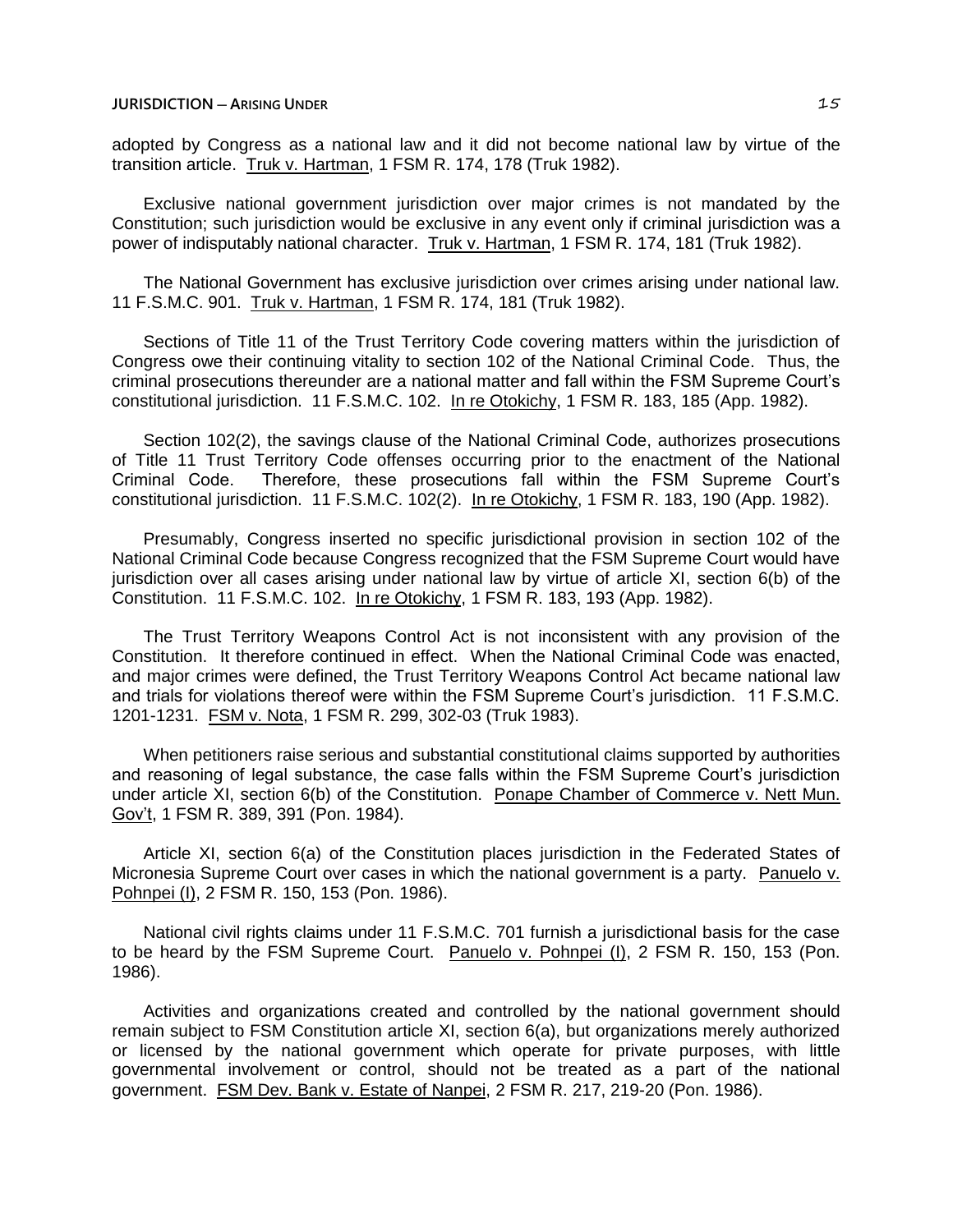adopted by Congress as a national law and it did not become national law by virtue of the transition article. Truk v. Hartman, 1 FSM R. 174, 178 (Truk 1982).

Exclusive national government jurisdiction over major crimes is not mandated by the Constitution; such jurisdiction would be exclusive in any event only if criminal jurisdiction was a power of indisputably national character. Truk v. Hartman, 1 FSM R. 174, 181 (Truk 1982).

The National Government has exclusive jurisdiction over crimes arising under national law. 11 F.S.M.C. 901. Truk v. Hartman, 1 FSM R. 174, 181 (Truk 1982).

Sections of Title 11 of the Trust Territory Code covering matters within the jurisdiction of Congress owe their continuing vitality to section 102 of the National Criminal Code. Thus, the criminal prosecutions thereunder are a national matter and fall within the FSM Supreme Court's constitutional jurisdiction. 11 F.S.M.C. 102. In re Otokichy, 1 FSM R. 183, 185 (App. 1982).

Section 102(2), the savings clause of the National Criminal Code, authorizes prosecutions of Title 11 Trust Territory Code offenses occurring prior to the enactment of the National Criminal Code. Therefore, these prosecutions fall within the FSM Supreme Court's constitutional jurisdiction. 11 F.S.M.C. 102(2). In re Otokichy, 1 FSM R. 183, 190 (App. 1982).

Presumably, Congress inserted no specific jurisdictional provision in section 102 of the National Criminal Code because Congress recognized that the FSM Supreme Court would have jurisdiction over all cases arising under national law by virtue of article XI, section 6(b) of the Constitution. 11 F.S.M.C. 102. In re Otokichy, 1 FSM R. 183, 193 (App. 1982).

The Trust Territory Weapons Control Act is not inconsistent with any provision of the Constitution. It therefore continued in effect. When the National Criminal Code was enacted, and major crimes were defined, the Trust Territory Weapons Control Act became national law and trials for violations thereof were within the FSM Supreme Court's jurisdiction. 11 F.S.M.C. 1201-1231. FSM v. Nota, 1 FSM R. 299, 302-03 (Truk 1983).

When petitioners raise serious and substantial constitutional claims supported by authorities and reasoning of legal substance, the case falls within the FSM Supreme Court's jurisdiction under article XI, section 6(b) of the Constitution. Ponape Chamber of Commerce v. Nett Mun. Gov't, 1 FSM R. 389, 391 (Pon. 1984).

Article XI, section 6(a) of the Constitution places jurisdiction in the Federated States of Micronesia Supreme Court over cases in which the national government is a party. Panuelo v. Pohnpei (I), 2 FSM R. 150, 153 (Pon. 1986).

National civil rights claims under 11 F.S.M.C. 701 furnish a jurisdictional basis for the case to be heard by the FSM Supreme Court. Panuelo v. Pohnpei (I), 2 FSM R. 150, 153 (Pon. 1986).

Activities and organizations created and controlled by the national government should remain subject to FSM Constitution article XI, section 6(a), but organizations merely authorized or licensed by the national government which operate for private purposes, with little governmental involvement or control, should not be treated as a part of the national government. FSM Dev. Bank v. Estate of Nanpei, 2 FSM R. 217, 219-20 (Pon. 1986).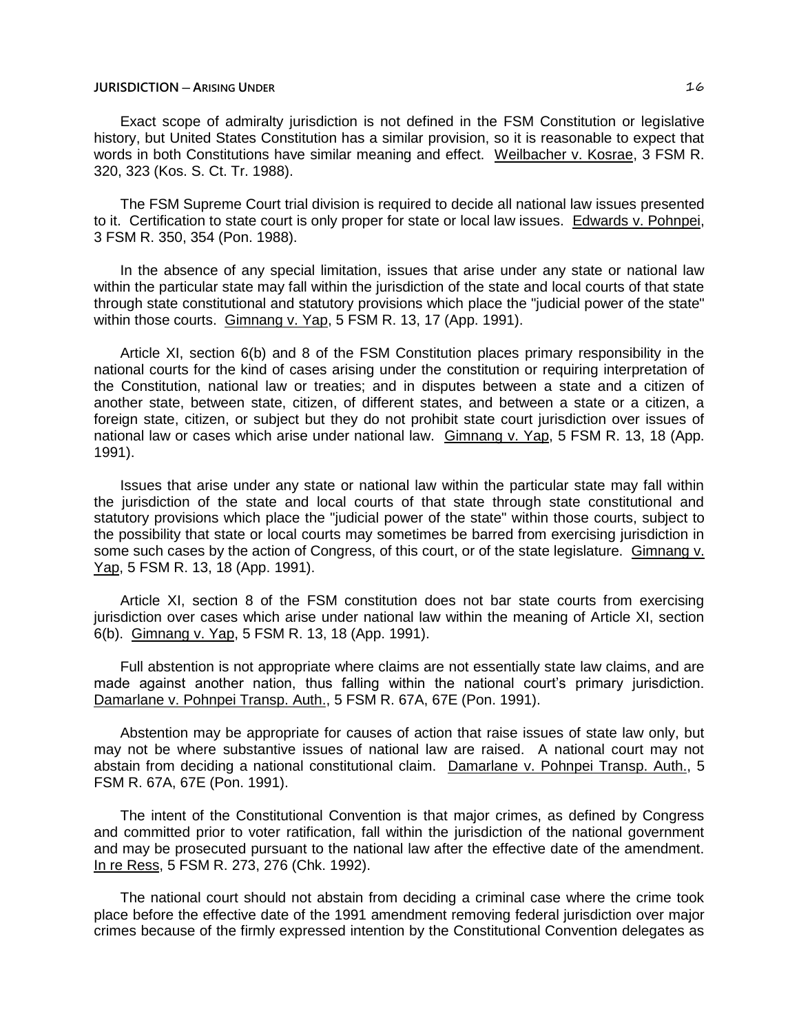Exact scope of admiralty jurisdiction is not defined in the FSM Constitution or legislative history, but United States Constitution has a similar provision, so it is reasonable to expect that words in both Constitutions have similar meaning and effect. Weilbacher v. Kosrae, 3 FSM R. 320, 323 (Kos. S. Ct. Tr. 1988).

The FSM Supreme Court trial division is required to decide all national law issues presented to it. Certification to state court is only proper for state or local law issues. Edwards v. Pohnpei, 3 FSM R. 350, 354 (Pon. 1988).

In the absence of any special limitation, issues that arise under any state or national law within the particular state may fall within the jurisdiction of the state and local courts of that state through state constitutional and statutory provisions which place the "judicial power of the state" within those courts. Gimnang v. Yap, 5 FSM R. 13, 17 (App. 1991).

Article XI, section 6(b) and 8 of the FSM Constitution places primary responsibility in the national courts for the kind of cases arising under the constitution or requiring interpretation of the Constitution, national law or treaties; and in disputes between a state and a citizen of another state, between state, citizen, of different states, and between a state or a citizen, a foreign state, citizen, or subject but they do not prohibit state court jurisdiction over issues of national law or cases which arise under national law. Gimnang v. Yap, 5 FSM R. 13, 18 (App. 1991).

Issues that arise under any state or national law within the particular state may fall within the jurisdiction of the state and local courts of that state through state constitutional and statutory provisions which place the "judicial power of the state" within those courts, subject to the possibility that state or local courts may sometimes be barred from exercising jurisdiction in some such cases by the action of Congress, of this court, or of the state legislature. Gimnang v. Yap, 5 FSM R. 13, 18 (App. 1991).

Article XI, section 8 of the FSM constitution does not bar state courts from exercising jurisdiction over cases which arise under national law within the meaning of Article XI, section 6(b). Gimnang v. Yap, 5 FSM R. 13, 18 (App. 1991).

Full abstention is not appropriate where claims are not essentially state law claims, and are made against another nation, thus falling within the national court's primary jurisdiction. Damarlane v. Pohnpei Transp. Auth., 5 FSM R. 67A, 67E (Pon. 1991).

Abstention may be appropriate for causes of action that raise issues of state law only, but may not be where substantive issues of national law are raised. A national court may not abstain from deciding a national constitutional claim. Damarlane v. Pohnpei Transp. Auth., 5 FSM R. 67A, 67E (Pon. 1991).

The intent of the Constitutional Convention is that major crimes, as defined by Congress and committed prior to voter ratification, fall within the jurisdiction of the national government and may be prosecuted pursuant to the national law after the effective date of the amendment. In re Ress, 5 FSM R. 273, 276 (Chk. 1992).

The national court should not abstain from deciding a criminal case where the crime took place before the effective date of the 1991 amendment removing federal jurisdiction over major crimes because of the firmly expressed intention by the Constitutional Convention delegates as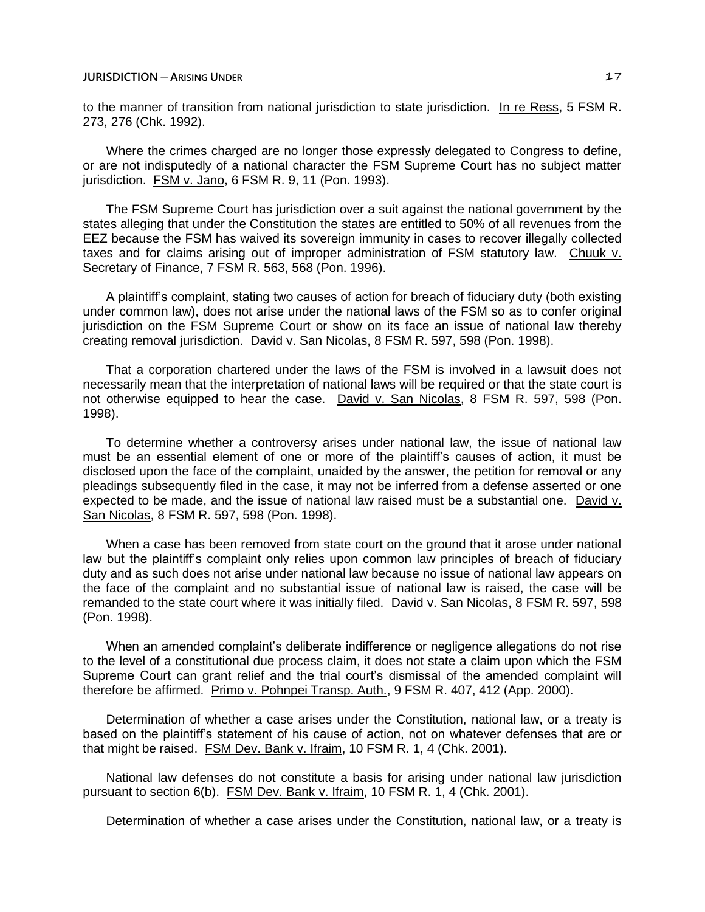to the manner of transition from national jurisdiction to state jurisdiction. In re Ress, 5 FSM R. 273, 276 (Chk. 1992).

Where the crimes charged are no longer those expressly delegated to Congress to define, or are not indisputedly of a national character the FSM Supreme Court has no subject matter jurisdiction. FSM v. Jano, 6 FSM R. 9, 11 (Pon. 1993).

The FSM Supreme Court has jurisdiction over a suit against the national government by the states alleging that under the Constitution the states are entitled to 50% of all revenues from the EEZ because the FSM has waived its sovereign immunity in cases to recover illegally collected taxes and for claims arising out of improper administration of FSM statutory law. Chuuk v. Secretary of Finance, 7 FSM R. 563, 568 (Pon. 1996).

A plaintiff's complaint, stating two causes of action for breach of fiduciary duty (both existing under common law), does not arise under the national laws of the FSM so as to confer original jurisdiction on the FSM Supreme Court or show on its face an issue of national law thereby creating removal jurisdiction. David v. San Nicolas, 8 FSM R. 597, 598 (Pon. 1998).

That a corporation chartered under the laws of the FSM is involved in a lawsuit does not necessarily mean that the interpretation of national laws will be required or that the state court is not otherwise equipped to hear the case. David v. San Nicolas, 8 FSM R. 597, 598 (Pon. 1998).

To determine whether a controversy arises under national law, the issue of national law must be an essential element of one or more of the plaintiff's causes of action, it must be disclosed upon the face of the complaint, unaided by the answer, the petition for removal or any pleadings subsequently filed in the case, it may not be inferred from a defense asserted or one expected to be made, and the issue of national law raised must be a substantial one. David v. San Nicolas, 8 FSM R. 597, 598 (Pon. 1998).

When a case has been removed from state court on the ground that it arose under national law but the plaintiff's complaint only relies upon common law principles of breach of fiduciary duty and as such does not arise under national law because no issue of national law appears on the face of the complaint and no substantial issue of national law is raised, the case will be remanded to the state court where it was initially filed. David v. San Nicolas, 8 FSM R. 597, 598 (Pon. 1998).

When an amended complaint's deliberate indifference or negligence allegations do not rise to the level of a constitutional due process claim, it does not state a claim upon which the FSM Supreme Court can grant relief and the trial court's dismissal of the amended complaint will therefore be affirmed. Primo v. Pohnpei Transp. Auth., 9 FSM R. 407, 412 (App. 2000).

Determination of whether a case arises under the Constitution, national law, or a treaty is based on the plaintiff's statement of his cause of action, not on whatever defenses that are or that might be raised. FSM Dev. Bank v. Ifraim, 10 FSM R. 1, 4 (Chk. 2001).

National law defenses do not constitute a basis for arising under national law jurisdiction pursuant to section 6(b). FSM Dev. Bank v. Ifraim, 10 FSM R. 1, 4 (Chk. 2001).

Determination of whether a case arises under the Constitution, national law, or a treaty is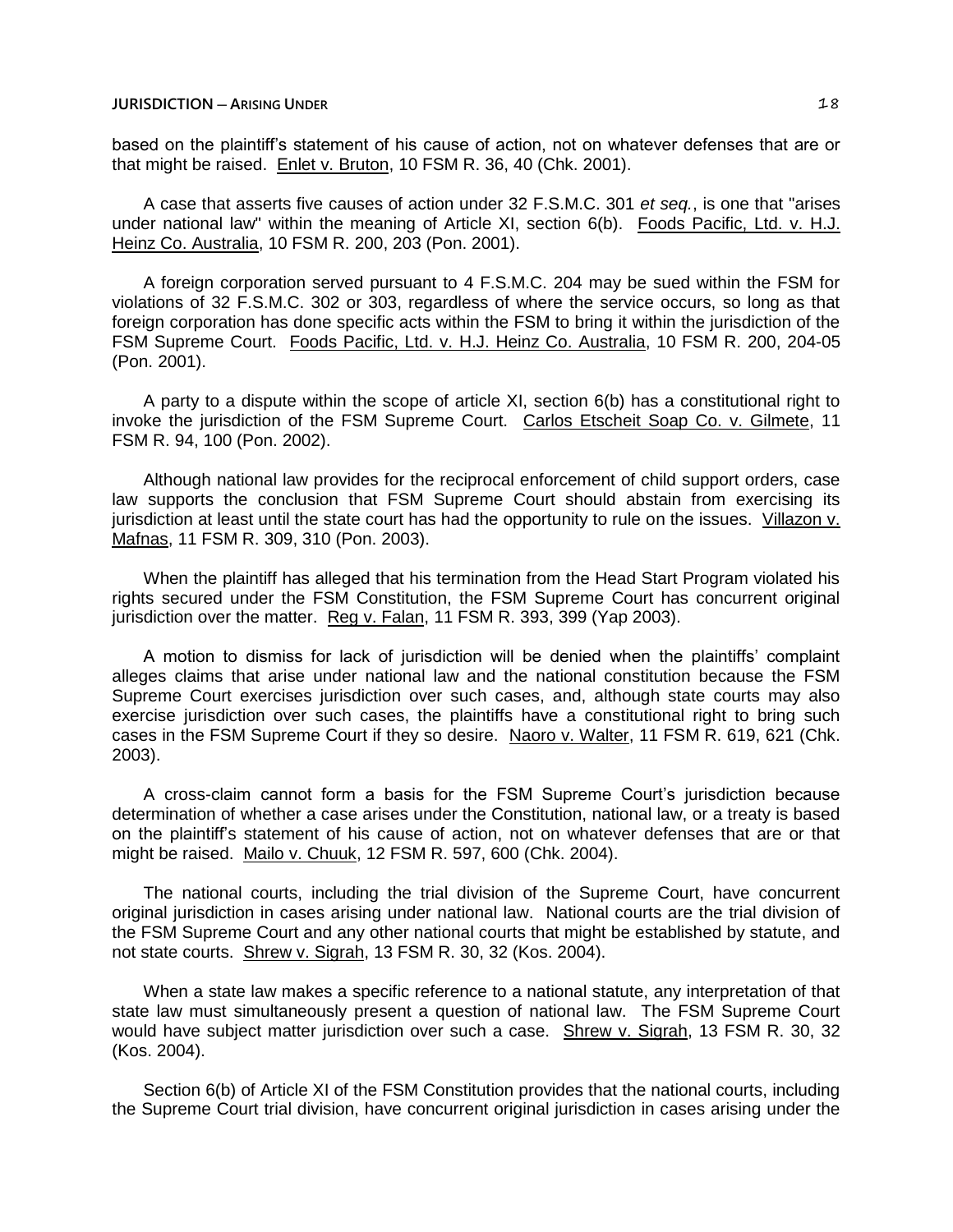based on the plaintiff's statement of his cause of action, not on whatever defenses that are or that might be raised. Enlet v. Bruton, 10 FSM R. 36, 40 (Chk. 2001).

A case that asserts five causes of action under 32 F.S.M.C. 301 *et seq.*, is one that "arises under national law" within the meaning of Article XI, section 6(b). Foods Pacific, Ltd. v. H.J. Heinz Co. Australia, 10 FSM R. 200, 203 (Pon. 2001).

A foreign corporation served pursuant to 4 F.S.M.C. 204 may be sued within the FSM for violations of 32 F.S.M.C. 302 or 303, regardless of where the service occurs, so long as that foreign corporation has done specific acts within the FSM to bring it within the jurisdiction of the FSM Supreme Court. Foods Pacific, Ltd. v. H.J. Heinz Co. Australia, 10 FSM R. 200, 204-05 (Pon. 2001).

A party to a dispute within the scope of article XI, section 6(b) has a constitutional right to invoke the jurisdiction of the FSM Supreme Court. Carlos Etscheit Soap Co. v. Gilmete, 11 FSM R. 94, 100 (Pon. 2002).

Although national law provides for the reciprocal enforcement of child support orders, case law supports the conclusion that FSM Supreme Court should abstain from exercising its jurisdiction at least until the state court has had the opportunity to rule on the issues. Villazon v. Mafnas, 11 FSM R. 309, 310 (Pon. 2003).

When the plaintiff has alleged that his termination from the Head Start Program violated his rights secured under the FSM Constitution, the FSM Supreme Court has concurrent original jurisdiction over the matter. Reg v. Falan, 11 FSM R. 393, 399 (Yap 2003).

A motion to dismiss for lack of jurisdiction will be denied when the plaintiffs' complaint alleges claims that arise under national law and the national constitution because the FSM Supreme Court exercises jurisdiction over such cases, and, although state courts may also exercise jurisdiction over such cases, the plaintiffs have a constitutional right to bring such cases in the FSM Supreme Court if they so desire. Naoro v. Walter, 11 FSM R. 619, 621 (Chk. 2003).

A cross-claim cannot form a basis for the FSM Supreme Court's jurisdiction because determination of whether a case arises under the Constitution, national law, or a treaty is based on the plaintiff's statement of his cause of action, not on whatever defenses that are or that might be raised. Mailo v. Chuuk, 12 FSM R. 597, 600 (Chk. 2004).

The national courts, including the trial division of the Supreme Court, have concurrent original jurisdiction in cases arising under national law. National courts are the trial division of the FSM Supreme Court and any other national courts that might be established by statute, and not state courts. Shrew v. Sigrah, 13 FSM R. 30, 32 (Kos. 2004).

When a state law makes a specific reference to a national statute, any interpretation of that state law must simultaneously present a question of national law. The FSM Supreme Court would have subject matter jurisdiction over such a case. Shrew v. Sigrah, 13 FSM R. 30, 32 (Kos. 2004).

Section 6(b) of Article XI of the FSM Constitution provides that the national courts, including the Supreme Court trial division, have concurrent original jurisdiction in cases arising under the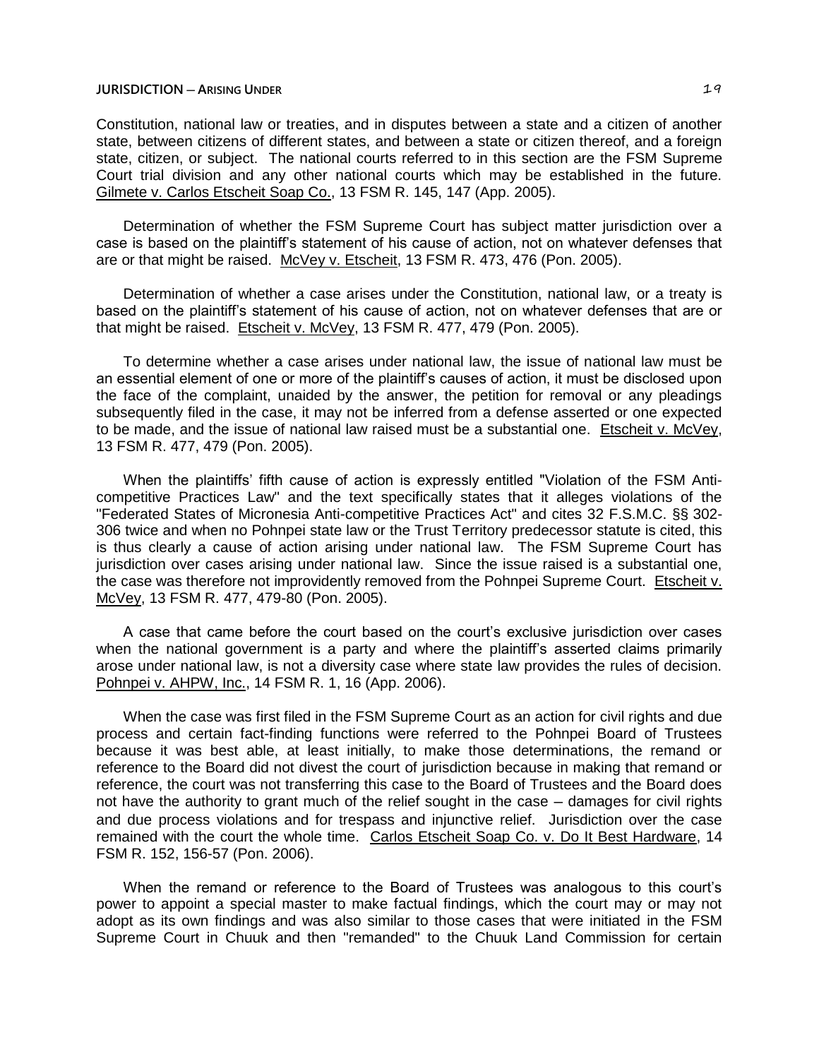Constitution, national law or treaties, and in disputes between a state and a citizen of another state, between citizens of different states, and between a state or citizen thereof, and a foreign state, citizen, or subject. The national courts referred to in this section are the FSM Supreme Court trial division and any other national courts which may be established in the future. Gilmete v. Carlos Etscheit Soap Co., 13 FSM R. 145, 147 (App. 2005).

Determination of whether the FSM Supreme Court has subject matter jurisdiction over a case is based on the plaintiff's statement of his cause of action, not on whatever defenses that are or that might be raised. McVey v. Etscheit, 13 FSM R. 473, 476 (Pon. 2005).

Determination of whether a case arises under the Constitution, national law, or a treaty is based on the plaintiff's statement of his cause of action, not on whatever defenses that are or that might be raised. Etscheit v. McVey, 13 FSM R. 477, 479 (Pon. 2005).

To determine whether a case arises under national law, the issue of national law must be an essential element of one or more of the plaintiff's causes of action, it must be disclosed upon the face of the complaint, unaided by the answer, the petition for removal or any pleadings subsequently filed in the case, it may not be inferred from a defense asserted or one expected to be made, and the issue of national law raised must be a substantial one. Etscheit v. McVey, 13 FSM R. 477, 479 (Pon. 2005).

When the plaintiffs' fifth cause of action is expressly entitled "Violation of the FSM Anti-competitive Practices Law" and the text specifically states that it alleges violations of the "Federated States of Micronesia Anti-competitive Practices Act" and cites 32 F.S.M.C. §§ 302-306 twice and when no Pohnpei state law or the Trust Territory predecessor statute is cited, this is thus clearly a cause of action arising under national law. The FSM Supreme Court has jurisdiction over cases arising under national law. Since the issue raised is a substantial one, the case was therefore not improvidently removed from the Pohnpei Supreme Court. Etscheit v. McVey, 13 FSM R. 477, 479-80 (Pon. 2005).

A case that came before the court based on the court's exclusive jurisdiction over cases when the national government is a party and where the plaintiff's asserted claims primarily arose under national law, is not a diversity case where state law provides the rules of decision. Pohnpei v. AHPW, Inc., 14 FSM R. 1, 16 (App. 2006).

When the case was first filed in the FSM Supreme Court as an action for civil rights and due process and certain fact-finding functions were referred to the Pohnpei Board of Trustees because it was best able, at least initially, to make those determinations, the remand or reference to the Board did not divest the court of jurisdiction because in making that remand or reference, the court was not transferring this case to the Board of Trustees and the Board does not have the authority to grant much of the relief sought in the case – damages for civil rights and due process violations and for trespass and injunctive relief. Jurisdiction over the case remained with the court the whole time. Carlos Etscheit Soap Co. v. Do It Best Hardware, 14 FSM R. 152, 156-57 (Pon. 2006).

When the remand or reference to the Board of Trustees was analogous to this court's power to appoint a special master to make factual findings, which the court may or may not adopt as its own findings and was also similar to those cases that were initiated in the FSM Supreme Court in Chuuk and then "remanded" to the Chuuk Land Commission for certain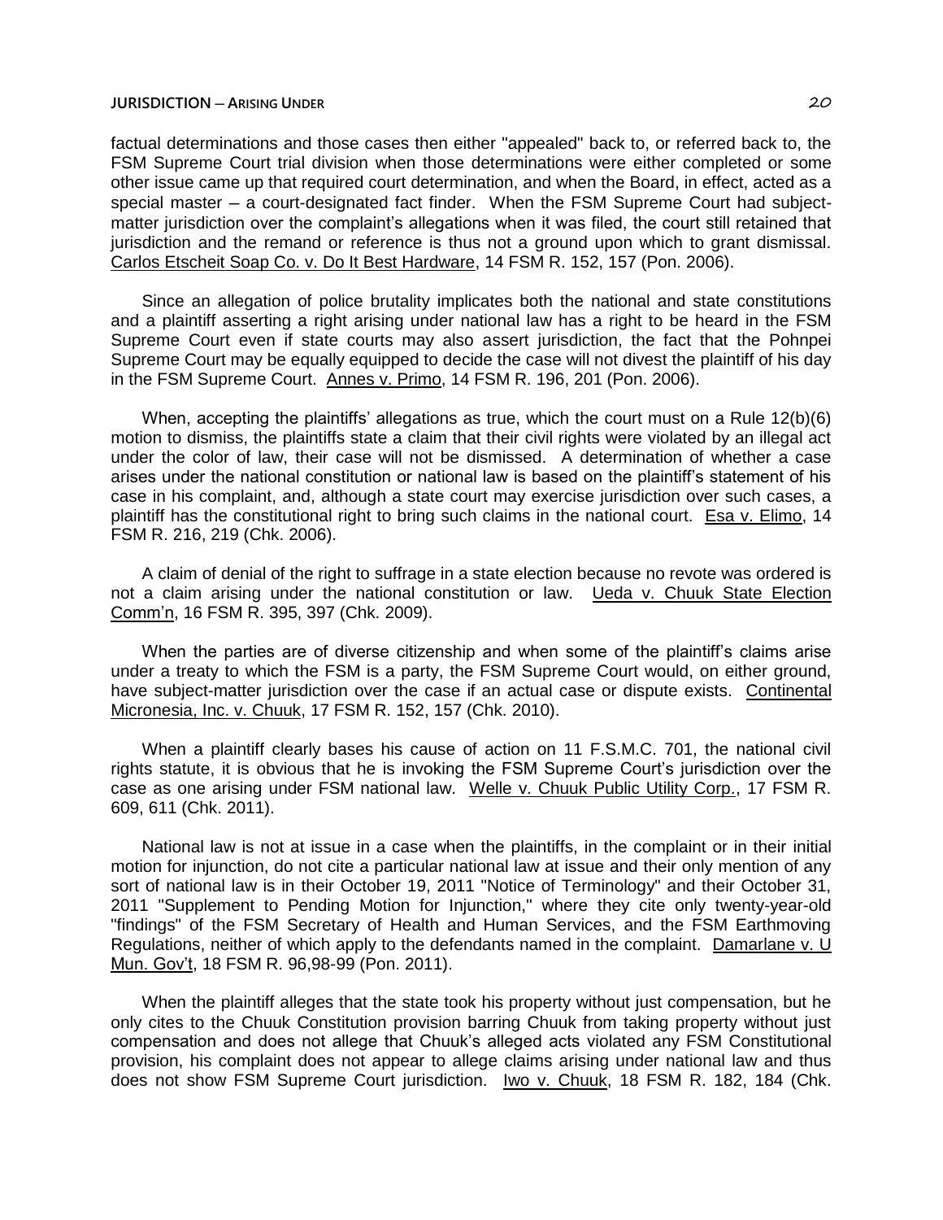factual determinations and those cases then either "appealed" back to, or referred back to, the FSM Supreme Court trial division when those determinations were either completed or some other issue came up that required court determination, and when the Board, in effect, acted as a special master – a court-designated fact finder. When the FSM Supreme Court had subject-matter jurisdiction over the complaint's allegations when it was filed, the court still retained that jurisdiction and the remand or reference is thus not a ground upon which to grant dismissal. Carlos Etscheit Soap Co. v. Do It Best Hardware, 14 FSM R. 152, 157 (Pon. 2006).

Since an allegation of police brutality implicates both the national and state constitutions and a plaintiff asserting a right arising under national law has a right to be heard in the FSM Supreme Court even if state courts may also assert jurisdiction, the fact that the Pohnpei Supreme Court may be equally equipped to decide the case will not divest the plaintiff of his day in the FSM Supreme Court. Annes v. Primo, 14 FSM R. 196, 201 (Pon. 2006).

When, accepting the plaintiffs' allegations as true, which the court must on a Rule 12(b)(6) motion to dismiss, the plaintiffs state a claim that their civil rights were violated by an illegal act under the color of law, their case will not be dismissed. A determination of whether a case arises under the national constitution or national law is based on the plaintiff's statement of his case in his complaint, and, although a state court may exercise jurisdiction over such cases, a plaintiff has the constitutional right to bring such claims in the national court. Esa v. Elimo, 14 FSM R. 216, 219 (Chk. 2006).

A claim of denial of the right to suffrage in a state election because no revote was ordered is not a claim arising under the national constitution or law. Ueda v. Chuuk State Election Comm'n, 16 FSM R. 395, 397 (Chk. 2009).

When the parties are of diverse citizenship and when some of the plaintiff's claims arise under a treaty to which the FSM is a party, the FSM Supreme Court would, on either ground, have subject-matter jurisdiction over the case if an actual case or dispute exists. Continental Micronesia, Inc. v. Chuuk, 17 FSM R. 152, 157 (Chk. 2010).

When a plaintiff clearly bases his cause of action on 11 F.S.M.C. 701, the national civil rights statute, it is obvious that he is invoking the FSM Supreme Court's jurisdiction over the case as one arising under FSM national law. Welle v. Chuuk Public Utility Corp., 17 FSM R. 609, 611 (Chk. 2011).

National law is not at issue in a case when the plaintiffs, in the complaint or in their initial motion for injunction, do not cite a particular national law at issue and their only mention of any sort of national law is in their October 19, 2011 "Notice of Terminology" and their October 31, 2011 "Supplement to Pending Motion for Injunction," where they cite only twenty-year-old "findings" of the FSM Secretary of Health and Human Services, and the FSM Earthmoving Regulations, neither of which apply to the defendants named in the complaint. Damarlane v. U Mun. Gov't, 18 FSM R. 96,98-99 (Pon. 2011).

When the plaintiff alleges that the state took his property without just compensation, but he only cites to the Chuuk Constitution provision barring Chuuk from taking property without just compensation and does not allege that Chuuk's alleged acts violated any FSM Constitutional provision, his complaint does not appear to allege claims arising under national law and thus does not show FSM Supreme Court jurisdiction. Iwo v. Chuuk, 18 FSM R. 182, 184 (Chk.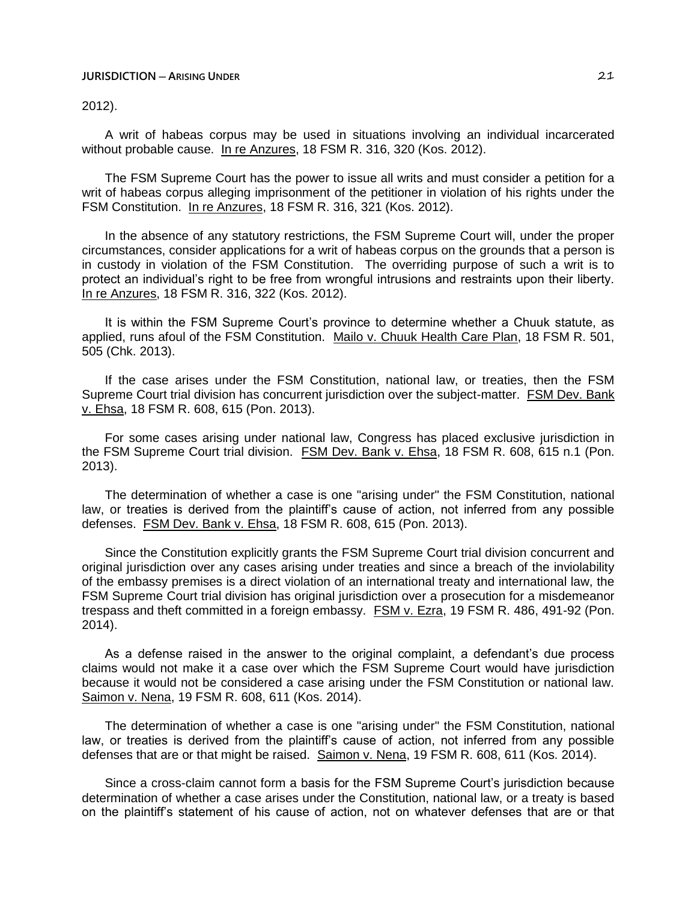2012).

A writ of habeas corpus may be used in situations involving an individual incarcerated without probable cause. In re Anzures, 18 FSM R. 316, 320 (Kos. 2012).

The FSM Supreme Court has the power to issue all writs and must consider a petition for a writ of habeas corpus alleging imprisonment of the petitioner in violation of his rights under the FSM Constitution. In re Anzures, 18 FSM R. 316, 321 (Kos. 2012).

In the absence of any statutory restrictions, the FSM Supreme Court will, under the proper circumstances, consider applications for a writ of habeas corpus on the grounds that a person is in custody in violation of the FSM Constitution. The overriding purpose of such a writ is to protect an individual's right to be free from wrongful intrusions and restraints upon their liberty. In re Anzures, 18 FSM R. 316, 322 (Kos. 2012).

It is within the FSM Supreme Court's province to determine whether a Chuuk statute, as applied, runs afoul of the FSM Constitution. Mailo v. Chuuk Health Care Plan, 18 FSM R. 501, 505 (Chk. 2013).

If the case arises under the FSM Constitution, national law, or treaties, then the FSM Supreme Court trial division has concurrent jurisdiction over the subject-matter. FSM Dev. Bank v. Ehsa, 18 FSM R. 608, 615 (Pon. 2013).

For some cases arising under national law, Congress has placed exclusive jurisdiction in the FSM Supreme Court trial division. FSM Dev. Bank v. Ehsa, 18 FSM R. 608, 615 n.1 (Pon. 2013).

The determination of whether a case is one "arising under" the FSM Constitution, national law, or treaties is derived from the plaintiff's cause of action, not inferred from any possible defenses. FSM Dev. Bank v. Ehsa, 18 FSM R. 608, 615 (Pon. 2013).

Since the Constitution explicitly grants the FSM Supreme Court trial division concurrent and original jurisdiction over any cases arising under treaties and since a breach of the inviolability of the embassy premises is a direct violation of an international treaty and international law, the FSM Supreme Court trial division has original jurisdiction over a prosecution for a misdemeanor trespass and theft committed in a foreign embassy. FSM v. Ezra, 19 FSM R. 486, 491-92 (Pon. 2014).

As a defense raised in the answer to the original complaint, a defendant's due process claims would not make it a case over which the FSM Supreme Court would have jurisdiction because it would not be considered a case arising under the FSM Constitution or national law. Saimon v. Nena, 19 FSM R. 608, 611 (Kos. 2014).

The determination of whether a case is one "arising under" the FSM Constitution, national law, or treaties is derived from the plaintiff's cause of action, not inferred from any possible defenses that are or that might be raised. Saimon v. Nena, 19 FSM R. 608, 611 (Kos. 2014).

Since a cross-claim cannot form a basis for the FSM Supreme Court's jurisdiction because determination of whether a case arises under the Constitution, national law, or a treaty is based on the plaintiff's statement of his cause of action, not on whatever defenses that are or that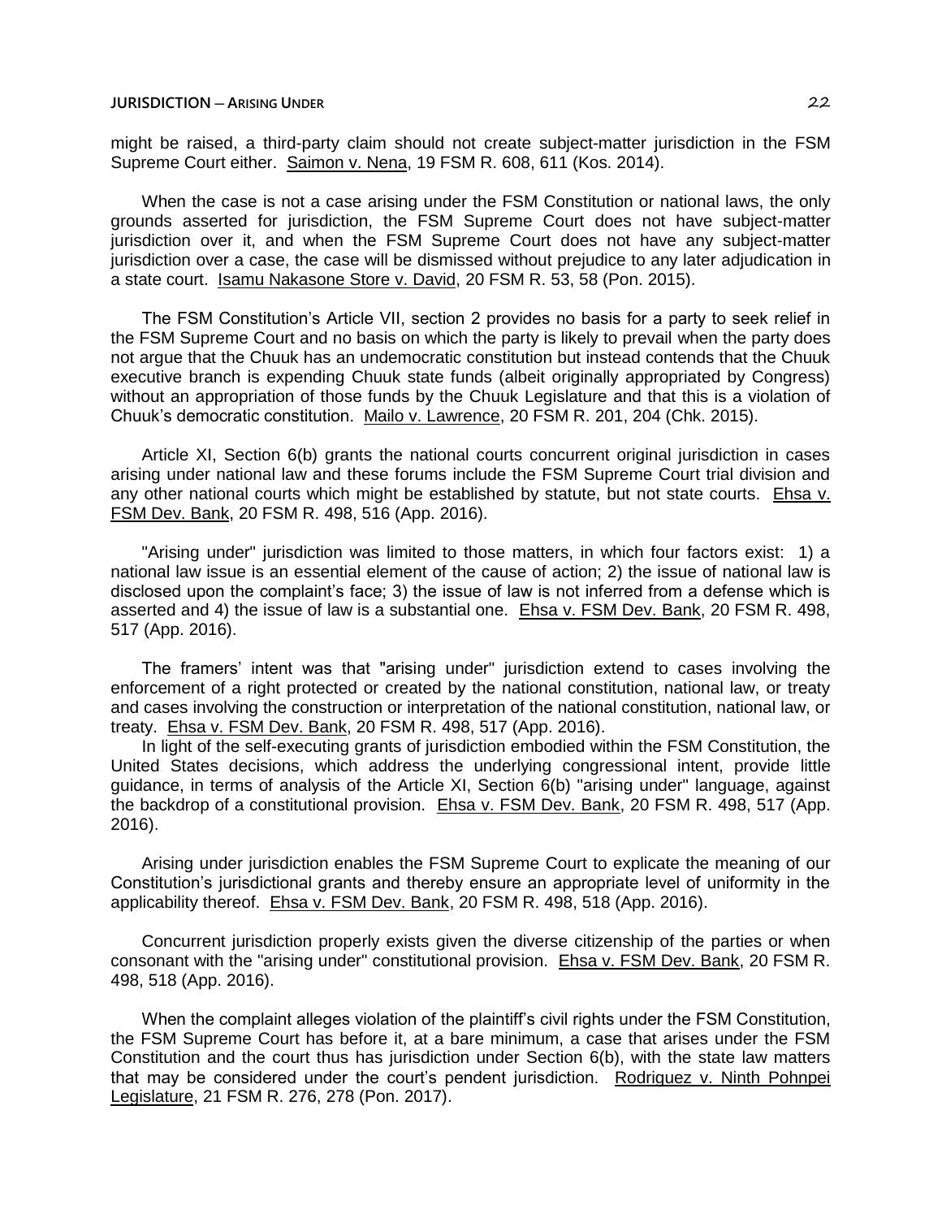might be raised, a third-party claim should not create subject-matter jurisdiction in the FSM Supreme Court either. Saimon v. Nena, 19 FSM R. 608, 611 (Kos. 2014).

When the case is not a case arising under the FSM Constitution or national laws, the only grounds asserted for jurisdiction, the FSM Supreme Court does not have subject-matter jurisdiction over it, and when the FSM Supreme Court does not have any subject-matter jurisdiction over a case, the case will be dismissed without prejudice to any later adjudication in a state court. Isamu Nakasone Store v. David, 20 FSM R. 53, 58 (Pon. 2015).

The FSM Constitution's Article VII, section 2 provides no basis for a party to seek relief in the FSM Supreme Court and no basis on which the party is likely to prevail when the party does not argue that the Chuuk has an undemocratic constitution but instead contends that the Chuuk executive branch is expending Chuuk state funds (albeit originally appropriated by Congress) without an appropriation of those funds by the Chuuk Legislature and that this is a violation of Chuuk's democratic constitution. Mailo v. Lawrence, 20 FSM R. 201, 204 (Chk. 2015).

Article XI, Section 6(b) grants the national courts concurrent original jurisdiction in cases arising under national law and these forums include the FSM Supreme Court trial division and any other national courts which might be established by statute, but not state courts. Ehsa v. FSM Dev. Bank, 20 FSM R. 498, 516 (App. 2016).

"Arising under" jurisdiction was limited to those matters, in which four factors exist: 1) a national law issue is an essential element of the cause of action; 2) the issue of national law is disclosed upon the complaint's face; 3) the issue of law is not inferred from a defense which is asserted and 4) the issue of law is a substantial one. Ehsa v. FSM Dev. Bank, 20 FSM R. 498, 517 (App. 2016).

The framers' intent was that "arising under" jurisdiction extend to cases involving the enforcement of a right protected or created by the national constitution, national law, or treaty and cases involving the construction or interpretation of the national constitution, national law, or treaty. Ehsa v. FSM Dev. Bank, 20 FSM R. 498, 517 (App. 2016).

In light of the self-executing grants of jurisdiction embodied within the FSM Constitution, the United States decisions, which address the underlying congressional intent, provide little guidance, in terms of analysis of the Article XI, Section 6(b) "arising under" language, against the backdrop of a constitutional provision. Ehsa v. FSM Dev. Bank, 20 FSM R. 498, 517 (App. 2016).

Arising under jurisdiction enables the FSM Supreme Court to explicate the meaning of our Constitution's jurisdictional grants and thereby ensure an appropriate level of uniformity in the applicability thereof. Ehsa v. FSM Dev. Bank, 20 FSM R. 498, 518 (App. 2016).

Concurrent jurisdiction properly exists given the diverse citizenship of the parties or when consonant with the "arising under" constitutional provision. Ehsa v. FSM Dev. Bank, 20 FSM R. 498, 518 (App. 2016).

When the complaint alleges violation of the plaintiff's civil rights under the FSM Constitution, the FSM Supreme Court has before it, at a bare minimum, a case that arises under the FSM Constitution and the court thus has jurisdiction under Section 6(b), with the state law matters that may be considered under the court's pendent jurisdiction. Rodriguez v. Ninth Pohnpei Legislature, 21 FSM R. 276, 278 (Pon. 2017).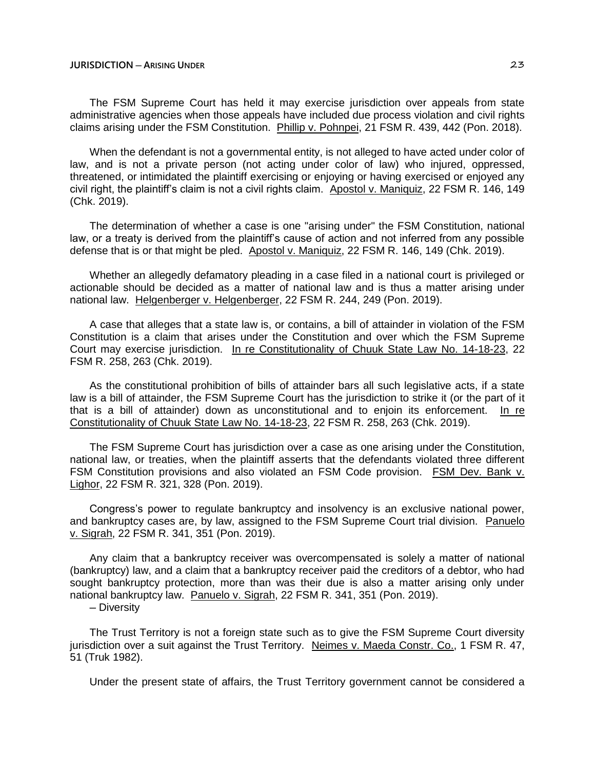The FSM Supreme Court has held it may exercise jurisdiction over appeals from state administrative agencies when those appeals have included due process violation and civil rights claims arising under the FSM Constitution. Phillip v. Pohnpei, 21 FSM R. 439, 442 (Pon. 2018).

When the defendant is not a governmental entity, is not alleged to have acted under color of law, and is not a private person (not acting under color of law) who injured, oppressed, threatened, or intimidated the plaintiff exercising or enjoying or having exercised or enjoyed any civil right, the plaintiff's claim is not a civil rights claim. Apostol v. Maniquiz, 22 FSM R. 146, 149 (Chk. 2019).

The determination of whether a case is one "arising under" the FSM Constitution, national law, or a treaty is derived from the plaintiff's cause of action and not inferred from any possible defense that is or that might be pled. Apostol v. Maniquiz, 22 FSM R. 146, 149 (Chk. 2019).

Whether an allegedly defamatory pleading in a case filed in a national court is privileged or actionable should be decided as a matter of national law and is thus a matter arising under national law. Helgenberger v. Helgenberger, 22 FSM R. 244, 249 (Pon. 2019).

A case that alleges that a state law is, or contains, a bill of attainder in violation of the FSM Constitution is a claim that arises under the Constitution and over which the FSM Supreme Court may exercise jurisdiction. In re Constitutionality of Chuuk State Law No. 14-18-23, 22 FSM R. 258, 263 (Chk. 2019).

As the constitutional prohibition of bills of attainder bars all such legislative acts, if a state law is a bill of attainder, the FSM Supreme Court has the jurisdiction to strike it (or the part of it that is a bill of attainder) down as unconstitutional and to enjoin its enforcement. In re Constitutionality of Chuuk State Law No. 14-18-23, 22 FSM R. 258, 263 (Chk. 2019).

The FSM Supreme Court has jurisdiction over a case as one arising under the Constitution, national law, or treaties, when the plaintiff asserts that the defendants violated three different FSM Constitution provisions and also violated an FSM Code provision. FSM Dev. Bank v. Lighor, 22 FSM R. 321, 328 (Pon. 2019).

Congress's power to regulate bankruptcy and insolvency is an exclusive national power, and bankruptcy cases are, by law, assigned to the FSM Supreme Court trial division. Panuelo v. Sigrah, 22 FSM R. 341, 351 (Pon. 2019).

Any claim that a bankruptcy receiver was overcompensated is solely a matter of national (bankruptcy) law, and a claim that a bankruptcy receiver paid the creditors of a debtor, who had sought bankruptcy protection, more than was their due is also a matter arising only under national bankruptcy law. Panuelo v. Sigrah, 22 FSM R. 341, 351 (Pon. 2019).

– Diversity

The Trust Territory is not a foreign state such as to give the FSM Supreme Court diversity jurisdiction over a suit against the Trust Territory. Neimes v. Maeda Constr. Co., 1 FSM R. 47, 51 (Truk 1982).

Under the present state of affairs, the Trust Territory government cannot be considered a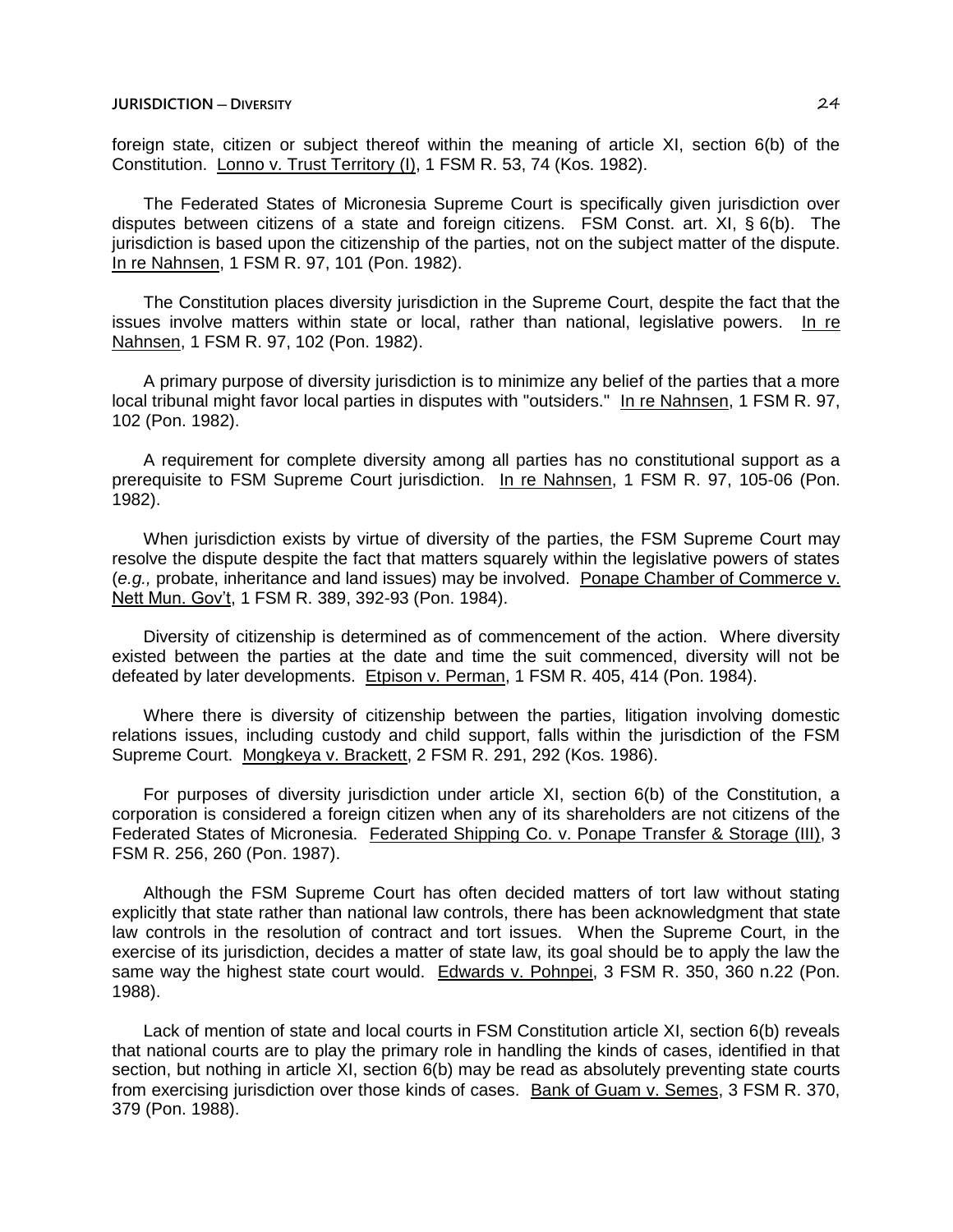foreign state, citizen or subject thereof within the meaning of article XI, section 6(b) of the Constitution. Lonno v. Trust Territory (I), 1 FSM R. 53, 74 (Kos. 1982).

The Federated States of Micronesia Supreme Court is specifically given jurisdiction over disputes between citizens of a state and foreign citizens. FSM Const. art. XI, § 6(b). The jurisdiction is based upon the citizenship of the parties, not on the subject matter of the dispute. In re Nahnsen, 1 FSM R. 97, 101 (Pon. 1982).

The Constitution places diversity jurisdiction in the Supreme Court, despite the fact that the issues involve matters within state or local, rather than national, legislative powers. In re Nahnsen, 1 FSM R. 97, 102 (Pon. 1982).

A primary purpose of diversity jurisdiction is to minimize any belief of the parties that a more local tribunal might favor local parties in disputes with "outsiders." In re Nahnsen, 1 FSM R. 97, 102 (Pon. 1982).

A requirement for complete diversity among all parties has no constitutional support as a prerequisite to FSM Supreme Court jurisdiction. In re Nahnsen, 1 FSM R. 97, 105-06 (Pon. 1982).

When jurisdiction exists by virtue of diversity of the parties, the FSM Supreme Court may resolve the dispute despite the fact that matters squarely within the legislative powers of states (*e.g.,* probate, inheritance and land issues) may be involved. Ponape Chamber of Commerce v. Nett Mun. Gov't, 1 FSM R. 389, 392-93 (Pon. 1984).

Diversity of citizenship is determined as of commencement of the action. Where diversity existed between the parties at the date and time the suit commenced, diversity will not be defeated by later developments. Etpison v. Perman, 1 FSM R. 405, 414 (Pon. 1984).

Where there is diversity of citizenship between the parties, litigation involving domestic relations issues, including custody and child support, falls within the jurisdiction of the FSM Supreme Court. Mongkeya v. Brackett, 2 FSM R. 291, 292 (Kos. 1986).

For purposes of diversity jurisdiction under article XI, section 6(b) of the Constitution, a corporation is considered a foreign citizen when any of its shareholders are not citizens of the Federated States of Micronesia. Federated Shipping Co. v. Ponape Transfer & Storage (III), 3 FSM R. 256, 260 (Pon. 1987).

Although the FSM Supreme Court has often decided matters of tort law without stating explicitly that state rather than national law controls, there has been acknowledgment that state law controls in the resolution of contract and tort issues. When the Supreme Court, in the exercise of its jurisdiction, decides a matter of state law, its goal should be to apply the law the same way the highest state court would. Edwards v. Pohnpei, 3 FSM R. 350, 360 n.22 (Pon. 1988).

Lack of mention of state and local courts in FSM Constitution article XI, section 6(b) reveals that national courts are to play the primary role in handling the kinds of cases, identified in that section, but nothing in article XI, section 6(b) may be read as absolutely preventing state courts from exercising jurisdiction over those kinds of cases. Bank of Guam v. Semes, 3 FSM R. 370, 379 (Pon. 1988).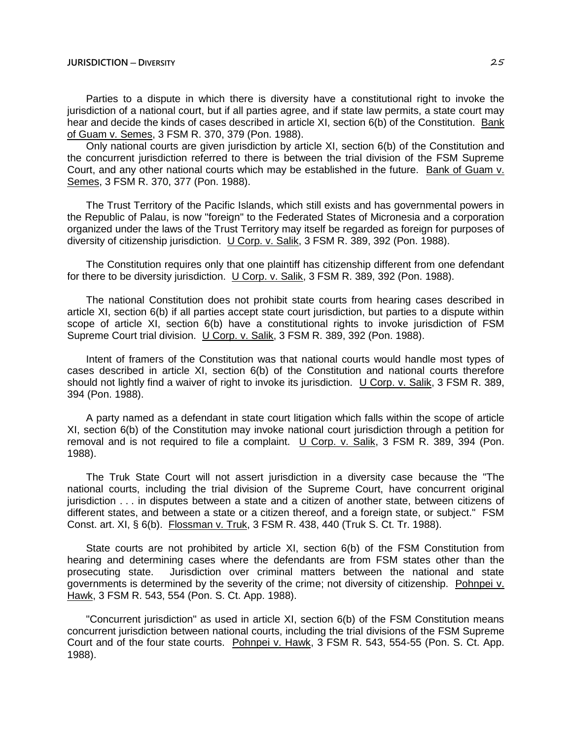Parties to a dispute in which there is diversity have a constitutional right to invoke the jurisdiction of a national court, but if all parties agree, and if state law permits, a state court may hear and decide the kinds of cases described in article XI, section 6(b) of the Constitution. Bank of Guam v. Semes, 3 FSM R. 370, 379 (Pon. 1988).

Only national courts are given jurisdiction by article XI, section 6(b) of the Constitution and the concurrent jurisdiction referred to there is between the trial division of the FSM Supreme Court, and any other national courts which may be established in the future. Bank of Guam v. Semes, 3 FSM R. 370, 377 (Pon. 1988).

The Trust Territory of the Pacific Islands, which still exists and has governmental powers in the Republic of Palau, is now "foreign" to the Federated States of Micronesia and a corporation organized under the laws of the Trust Territory may itself be regarded as foreign for purposes of diversity of citizenship jurisdiction. U Corp. v. Salik, 3 FSM R. 389, 392 (Pon. 1988).

The Constitution requires only that one plaintiff has citizenship different from one defendant for there to be diversity jurisdiction. U Corp. v. Salik, 3 FSM R. 389, 392 (Pon. 1988).

The national Constitution does not prohibit state courts from hearing cases described in article XI, section 6(b) if all parties accept state court jurisdiction, but parties to a dispute within scope of article XI, section 6(b) have a constitutional rights to invoke jurisdiction of FSM Supreme Court trial division. U Corp. v. Salik, 3 FSM R. 389, 392 (Pon. 1988).

Intent of framers of the Constitution was that national courts would handle most types of cases described in article XI, section 6(b) of the Constitution and national courts therefore should not lightly find a waiver of right to invoke its jurisdiction. U Corp. v. Salik, 3 FSM R. 389, 394 (Pon. 1988).

A party named as a defendant in state court litigation which falls within the scope of article XI, section 6(b) of the Constitution may invoke national court jurisdiction through a petition for removal and is not required to file a complaint. U Corp. v. Salik, 3 FSM R. 389, 394 (Pon. 1988).

The Truk State Court will not assert jurisdiction in a diversity case because the "The national courts, including the trial division of the Supreme Court, have concurrent original jurisdiction . . . in disputes between a state and a citizen of another state, between citizens of different states, and between a state or a citizen thereof, and a foreign state, or subject." FSM Const. art. XI, § 6(b). Flossman v. Truk, 3 FSM R. 438, 440 (Truk S. Ct. Tr. 1988).

State courts are not prohibited by article XI, section 6(b) of the FSM Constitution from hearing and determining cases where the defendants are from FSM states other than the prosecuting state. Jurisdiction over criminal matters between the national and state governments is determined by the severity of the crime; not diversity of citizenship. Pohnpei v. Hawk, 3 FSM R. 543, 554 (Pon. S. Ct. App. 1988).

"Concurrent jurisdiction" as used in article XI, section 6(b) of the FSM Constitution means concurrent jurisdiction between national courts, including the trial divisions of the FSM Supreme Court and of the four state courts. Pohnpei v. Hawk, 3 FSM R. 543, 554-55 (Pon. S. Ct. App. 1988).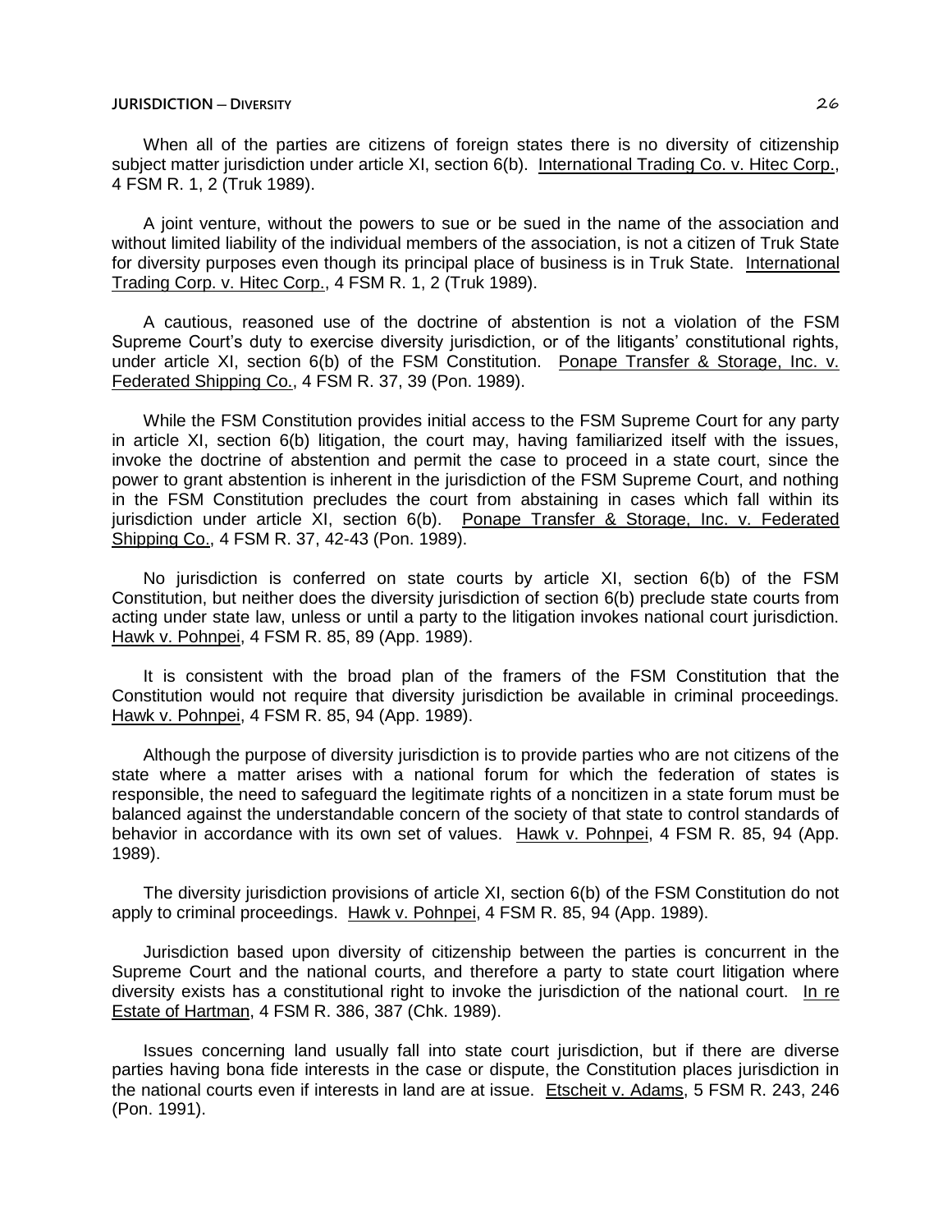When all of the parties are citizens of foreign states there is no diversity of citizenship subject matter jurisdiction under article XI, section 6(b). International Trading Co. v. Hitec Corp., 4 FSM R. 1, 2 (Truk 1989).

A joint venture, without the powers to sue or be sued in the name of the association and without limited liability of the individual members of the association, is not a citizen of Truk State for diversity purposes even though its principal place of business is in Truk State. International Trading Corp. v. Hitec Corp., 4 FSM R. 1, 2 (Truk 1989).

A cautious, reasoned use of the doctrine of abstention is not a violation of the FSM Supreme Court's duty to exercise diversity jurisdiction, or of the litigants' constitutional rights, under article XI, section 6(b) of the FSM Constitution. Ponape Transfer & Storage, Inc. v. Federated Shipping Co., 4 FSM R. 37, 39 (Pon. 1989).

While the FSM Constitution provides initial access to the FSM Supreme Court for any party in article XI, section 6(b) litigation, the court may, having familiarized itself with the issues, invoke the doctrine of abstention and permit the case to proceed in a state court, since the power to grant abstention is inherent in the jurisdiction of the FSM Supreme Court, and nothing in the FSM Constitution precludes the court from abstaining in cases which fall within its jurisdiction under article XI, section 6(b). Ponape Transfer & Storage, Inc. v. Federated Shipping Co., 4 FSM R. 37, 42-43 (Pon. 1989).

No jurisdiction is conferred on state courts by article XI, section 6(b) of the FSM Constitution, but neither does the diversity jurisdiction of section 6(b) preclude state courts from acting under state law, unless or until a party to the litigation invokes national court jurisdiction. Hawk v. Pohnpei, 4 FSM R. 85, 89 (App. 1989).

It is consistent with the broad plan of the framers of the FSM Constitution that the Constitution would not require that diversity jurisdiction be available in criminal proceedings. Hawk v. Pohnpei, 4 FSM R. 85, 94 (App. 1989).

Although the purpose of diversity jurisdiction is to provide parties who are not citizens of the state where a matter arises with a national forum for which the federation of states is responsible, the need to safeguard the legitimate rights of a noncitizen in a state forum must be balanced against the understandable concern of the society of that state to control standards of behavior in accordance with its own set of values. Hawk v. Pohnpei, 4 FSM R. 85, 94 (App. 1989).

The diversity jurisdiction provisions of article XI, section 6(b) of the FSM Constitution do not apply to criminal proceedings. Hawk v. Pohnpei, 4 FSM R. 85, 94 (App. 1989).

Jurisdiction based upon diversity of citizenship between the parties is concurrent in the Supreme Court and the national courts, and therefore a party to state court litigation where diversity exists has a constitutional right to invoke the jurisdiction of the national court. In re Estate of Hartman, 4 FSM R. 386, 387 (Chk. 1989).

Issues concerning land usually fall into state court jurisdiction, but if there are diverse parties having bona fide interests in the case or dispute, the Constitution places jurisdiction in the national courts even if interests in land are at issue. Etscheit v. Adams, 5 FSM R. 243, 246 (Pon. 1991).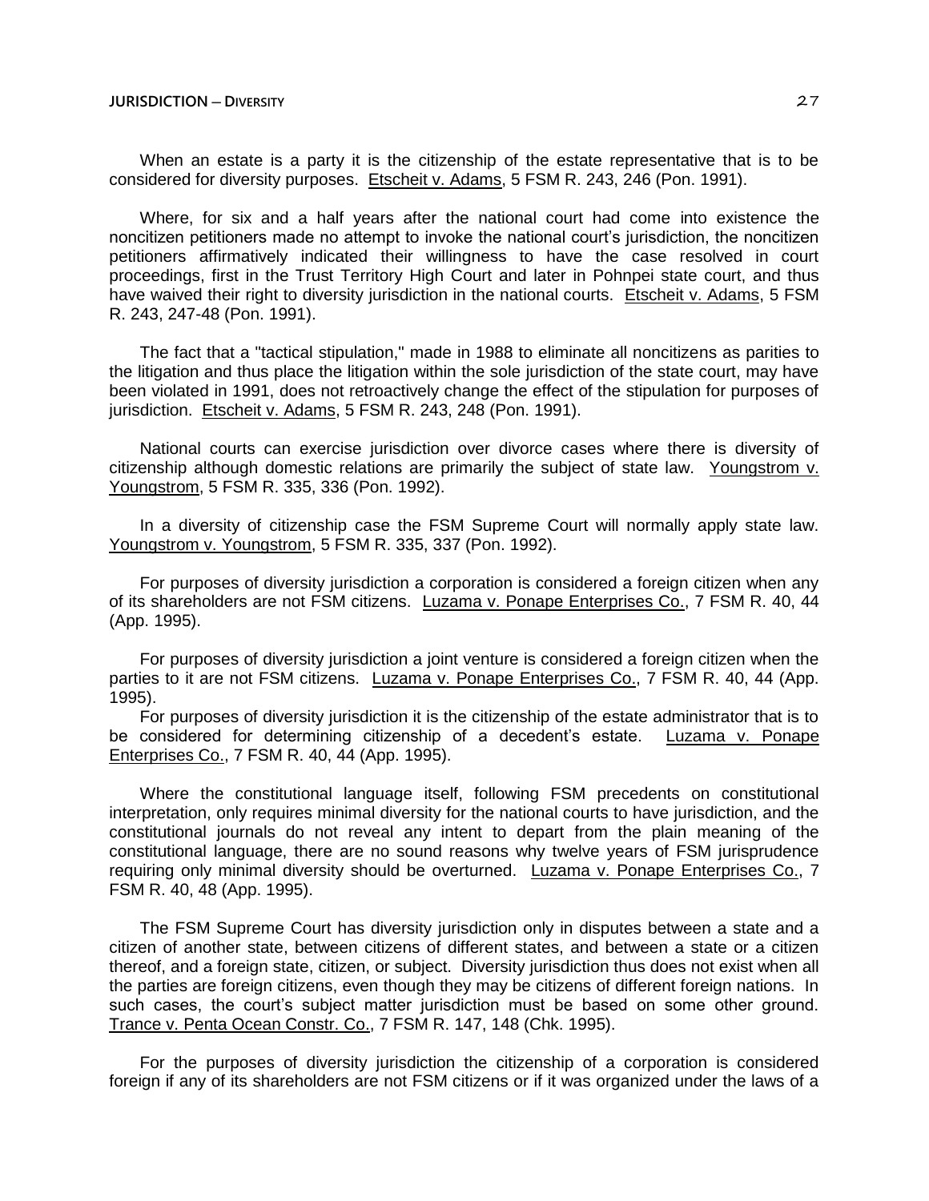When an estate is a party it is the citizenship of the estate representative that is to be considered for diversity purposes. Etscheit v. Adams, 5 FSM R. 243, 246 (Pon. 1991).

Where, for six and a half years after the national court had come into existence the noncitizen petitioners made no attempt to invoke the national court's jurisdiction, the noncitizen petitioners affirmatively indicated their willingness to have the case resolved in court proceedings, first in the Trust Territory High Court and later in Pohnpei state court, and thus have waived their right to diversity jurisdiction in the national courts. Etscheit v. Adams, 5 FSM R. 243, 247-48 (Pon. 1991).

The fact that a "tactical stipulation," made in 1988 to eliminate all noncitizens as parities to the litigation and thus place the litigation within the sole jurisdiction of the state court, may have been violated in 1991, does not retroactively change the effect of the stipulation for purposes of jurisdiction. Etscheit v. Adams, 5 FSM R. 243, 248 (Pon. 1991).

National courts can exercise jurisdiction over divorce cases where there is diversity of citizenship although domestic relations are primarily the subject of state law. Youngstrom v. Youngstrom, 5 FSM R. 335, 336 (Pon. 1992).

In a diversity of citizenship case the FSM Supreme Court will normally apply state law. Youngstrom v. Youngstrom, 5 FSM R. 335, 337 (Pon. 1992).

For purposes of diversity jurisdiction a corporation is considered a foreign citizen when any of its shareholders are not FSM citizens. Luzama v. Ponape Enterprises Co., 7 FSM R. 40, 44 (App. 1995).

For purposes of diversity jurisdiction a joint venture is considered a foreign citizen when the parties to it are not FSM citizens. Luzama v. Ponape Enterprises Co., 7 FSM R. 40, 44 (App. 1995).

For purposes of diversity jurisdiction it is the citizenship of the estate administrator that is to be considered for determining citizenship of a decedent's estate. Luzama v. Ponape Enterprises Co., 7 FSM R. 40, 44 (App. 1995).

Where the constitutional language itself, following FSM precedents on constitutional interpretation, only requires minimal diversity for the national courts to have jurisdiction, and the constitutional journals do not reveal any intent to depart from the plain meaning of the constitutional language, there are no sound reasons why twelve years of FSM jurisprudence requiring only minimal diversity should be overturned. Luzama v. Ponape Enterprises Co., 7 FSM R. 40, 48 (App. 1995).

The FSM Supreme Court has diversity jurisdiction only in disputes between a state and a citizen of another state, between citizens of different states, and between a state or a citizen thereof, and a foreign state, citizen, or subject. Diversity jurisdiction thus does not exist when all the parties are foreign citizens, even though they may be citizens of different foreign nations. In such cases, the court's subject matter jurisdiction must be based on some other ground. Trance v. Penta Ocean Constr. Co., 7 FSM R. 147, 148 (Chk. 1995).

For the purposes of diversity jurisdiction the citizenship of a corporation is considered foreign if any of its shareholders are not FSM citizens or if it was organized under the laws of a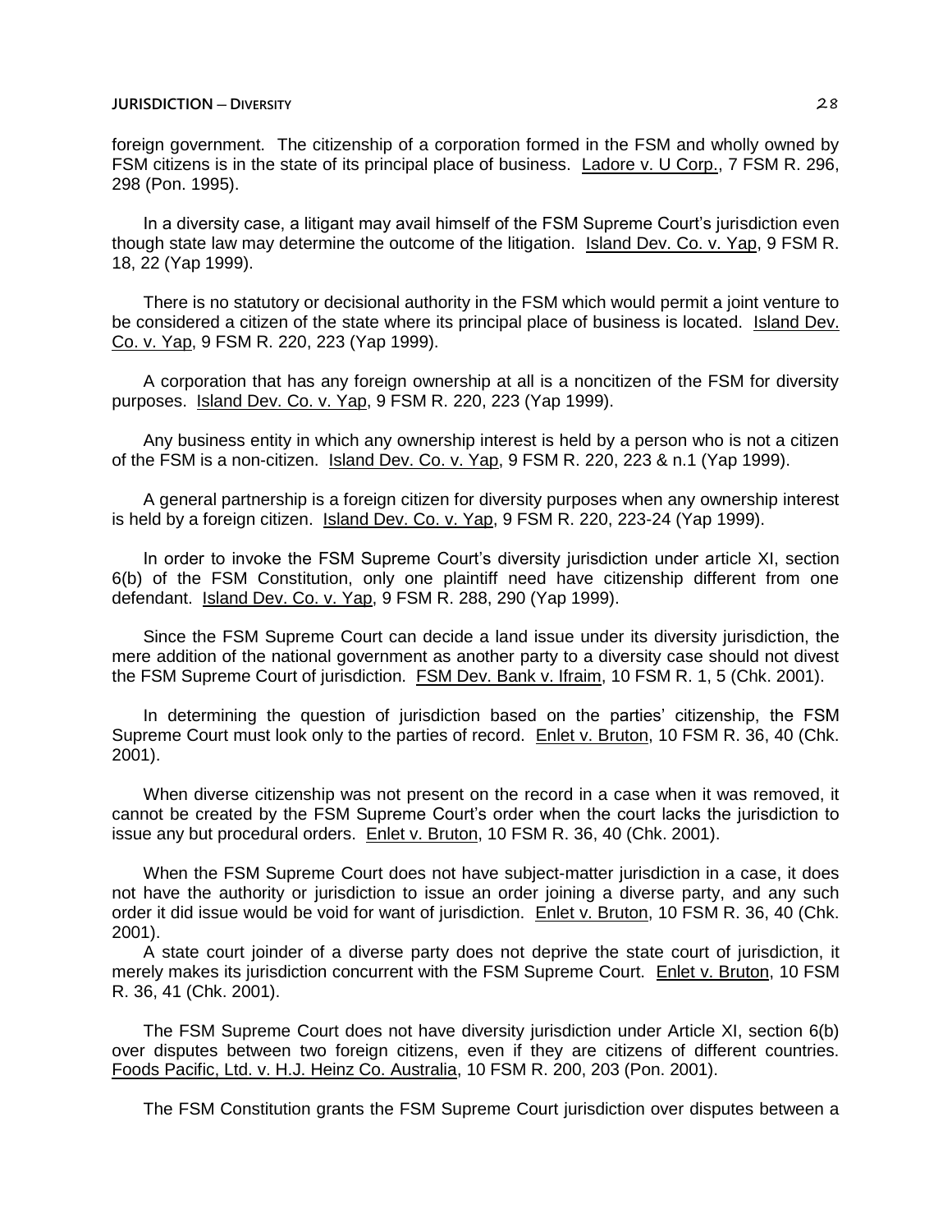foreign government. The citizenship of a corporation formed in the FSM and wholly owned by FSM citizens is in the state of its principal place of business. Ladore v. U Corp., 7 FSM R. 296, 298 (Pon. 1995).

In a diversity case, a litigant may avail himself of the FSM Supreme Court's jurisdiction even though state law may determine the outcome of the litigation. Island Dev. Co. v. Yap, 9 FSM R. 18, 22 (Yap 1999).

There is no statutory or decisional authority in the FSM which would permit a joint venture to be considered a citizen of the state where its principal place of business is located. Island Dev. Co. v. Yap, 9 FSM R. 220, 223 (Yap 1999).

A corporation that has any foreign ownership at all is a noncitizen of the FSM for diversity purposes. Island Dev. Co. v. Yap, 9 FSM R. 220, 223 (Yap 1999).

Any business entity in which any ownership interest is held by a person who is not a citizen of the FSM is a non-citizen. Island Dev. Co. v. Yap, 9 FSM R. 220, 223 & n.1 (Yap 1999).

A general partnership is a foreign citizen for diversity purposes when any ownership interest is held by a foreign citizen. Island Dev. Co. v. Yap, 9 FSM R. 220, 223-24 (Yap 1999).

In order to invoke the FSM Supreme Court's diversity jurisdiction under article XI, section 6(b) of the FSM Constitution, only one plaintiff need have citizenship different from one defendant. Island Dev. Co. v. Yap, 9 FSM R. 288, 290 (Yap 1999).

Since the FSM Supreme Court can decide a land issue under its diversity jurisdiction, the mere addition of the national government as another party to a diversity case should not divest the FSM Supreme Court of jurisdiction. FSM Dev. Bank v. Ifraim, 10 FSM R. 1, 5 (Chk. 2001).

In determining the question of jurisdiction based on the parties' citizenship, the FSM Supreme Court must look only to the parties of record. Enlet v. Bruton, 10 FSM R. 36, 40 (Chk. 2001).

When diverse citizenship was not present on the record in a case when it was removed, it cannot be created by the FSM Supreme Court's order when the court lacks the jurisdiction to issue any but procedural orders. Enlet v. Bruton, 10 FSM R. 36, 40 (Chk. 2001).

When the FSM Supreme Court does not have subject-matter jurisdiction in a case, it does not have the authority or jurisdiction to issue an order joining a diverse party, and any such order it did issue would be void for want of jurisdiction. Enlet v. Bruton, 10 FSM R. 36, 40 (Chk. 2001).

A state court joinder of a diverse party does not deprive the state court of jurisdiction, it merely makes its jurisdiction concurrent with the FSM Supreme Court. Enlet v. Bruton, 10 FSM R. 36, 41 (Chk. 2001).

The FSM Supreme Court does not have diversity jurisdiction under Article XI, section 6(b) over disputes between two foreign citizens, even if they are citizens of different countries. Foods Pacific, Ltd. v. H.J. Heinz Co. Australia, 10 FSM R. 200, 203 (Pon. 2001).

The FSM Constitution grants the FSM Supreme Court jurisdiction over disputes between a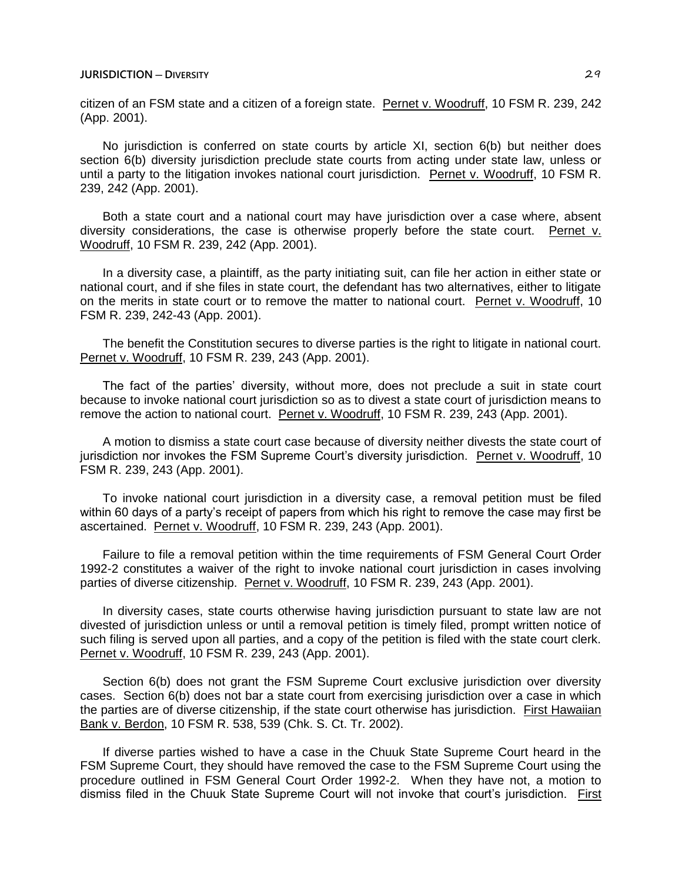citizen of an FSM state and a citizen of a foreign state. Pernet v. Woodruff, 10 FSM R. 239, 242 (App. 2001).

No jurisdiction is conferred on state courts by article XI, section 6(b) but neither does section 6(b) diversity jurisdiction preclude state courts from acting under state law, unless or until a party to the litigation invokes national court jurisdiction. Pernet v. Woodruff, 10 FSM R. 239, 242 (App. 2001).

Both a state court and a national court may have jurisdiction over a case where, absent diversity considerations, the case is otherwise properly before the state court. Pernet v. Woodruff, 10 FSM R. 239, 242 (App. 2001).

In a diversity case, a plaintiff, as the party initiating suit, can file her action in either state or national court, and if she files in state court, the defendant has two alternatives, either to litigate on the merits in state court or to remove the matter to national court. Pernet v. Woodruff, 10 FSM R. 239, 242-43 (App. 2001).

The benefit the Constitution secures to diverse parties is the right to litigate in national court. Pernet v. Woodruff, 10 FSM R. 239, 243 (App. 2001).

The fact of the parties' diversity, without more, does not preclude a suit in state court because to invoke national court jurisdiction so as to divest a state court of jurisdiction means to remove the action to national court. Pernet v. Woodruff, 10 FSM R. 239, 243 (App. 2001).

A motion to dismiss a state court case because of diversity neither divests the state court of jurisdiction nor invokes the FSM Supreme Court's diversity jurisdiction. Pernet v. Woodruff, 10 FSM R. 239, 243 (App. 2001).

To invoke national court jurisdiction in a diversity case, a removal petition must be filed within 60 days of a party's receipt of papers from which his right to remove the case may first be ascertained. Pernet v. Woodruff, 10 FSM R. 239, 243 (App. 2001).

Failure to file a removal petition within the time requirements of FSM General Court Order 1992-2 constitutes a waiver of the right to invoke national court jurisdiction in cases involving parties of diverse citizenship. Pernet v. Woodruff, 10 FSM R. 239, 243 (App. 2001).

In diversity cases, state courts otherwise having jurisdiction pursuant to state law are not divested of jurisdiction unless or until a removal petition is timely filed, prompt written notice of such filing is served upon all parties, and a copy of the petition is filed with the state court clerk. Pernet v. Woodruff, 10 FSM R. 239, 243 (App. 2001).

Section 6(b) does not grant the FSM Supreme Court exclusive jurisdiction over diversity cases. Section 6(b) does not bar a state court from exercising jurisdiction over a case in which the parties are of diverse citizenship, if the state court otherwise has jurisdiction. First Hawaiian Bank v. Berdon, 10 FSM R. 538, 539 (Chk. S. Ct. Tr. 2002).

If diverse parties wished to have a case in the Chuuk State Supreme Court heard in the FSM Supreme Court, they should have removed the case to the FSM Supreme Court using the procedure outlined in FSM General Court Order 1992-2. When they have not, a motion to dismiss filed in the Chuuk State Supreme Court will not invoke that court's jurisdiction. First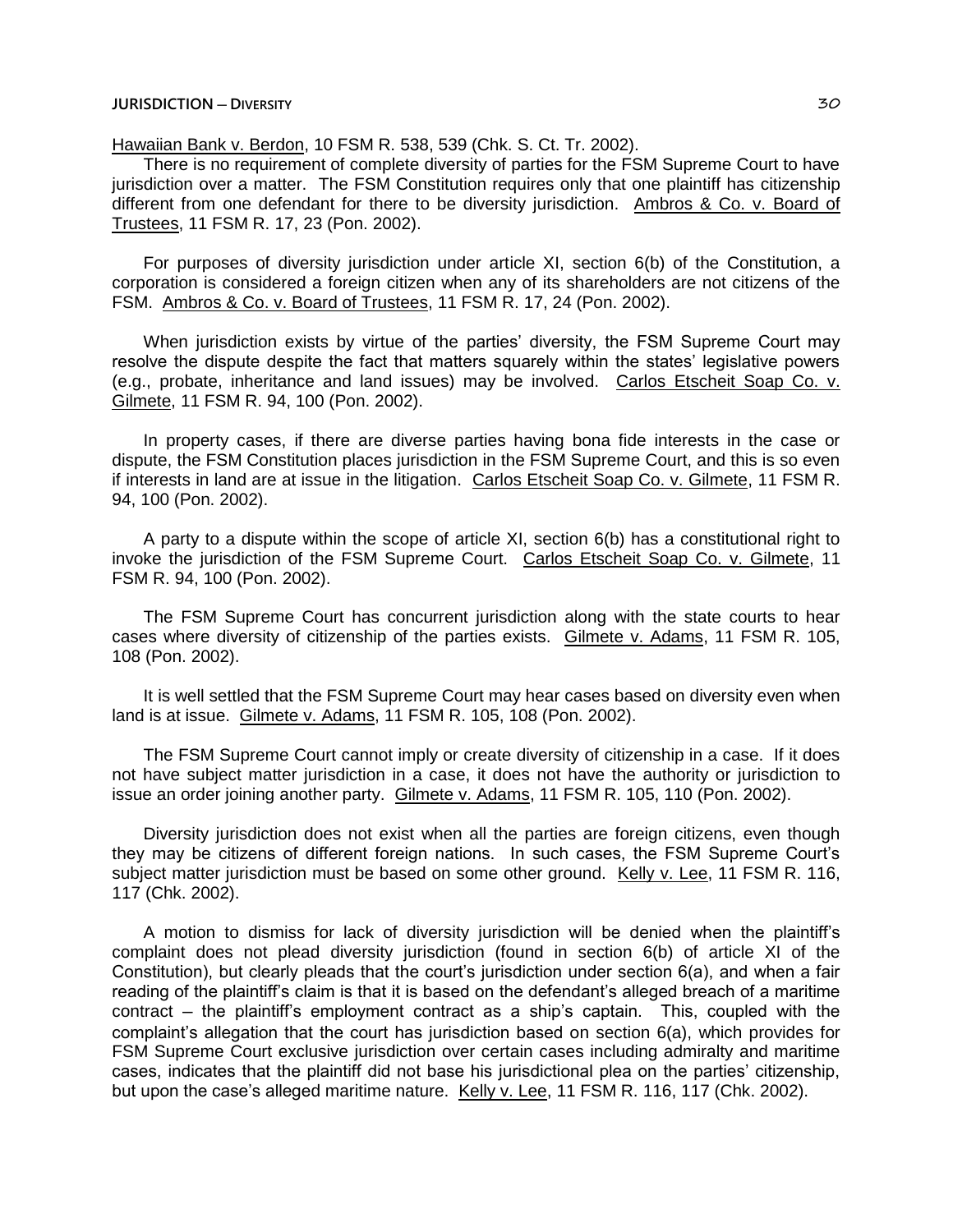Hawaiian Bank v. Berdon, 10 FSM R. 538, 539 (Chk. S. Ct. Tr. 2002).

There is no requirement of complete diversity of parties for the FSM Supreme Court to have jurisdiction over a matter. The FSM Constitution requires only that one plaintiff has citizenship different from one defendant for there to be diversity jurisdiction. Ambros & Co. v. Board of Trustees, 11 FSM R. 17, 23 (Pon. 2002).

For purposes of diversity jurisdiction under article XI, section 6(b) of the Constitution, a corporation is considered a foreign citizen when any of its shareholders are not citizens of the FSM. Ambros & Co. v. Board of Trustees, 11 FSM R. 17, 24 (Pon. 2002).

When jurisdiction exists by virtue of the parties' diversity, the FSM Supreme Court may resolve the dispute despite the fact that matters squarely within the states' legislative powers (e.g., probate, inheritance and land issues) may be involved. Carlos Etscheit Soap Co. v. Gilmete, 11 FSM R. 94, 100 (Pon. 2002).

In property cases, if there are diverse parties having bona fide interests in the case or dispute, the FSM Constitution places jurisdiction in the FSM Supreme Court, and this is so even if interests in land are at issue in the litigation. Carlos Etscheit Soap Co. v. Gilmete, 11 FSM R. 94, 100 (Pon. 2002).

A party to a dispute within the scope of article XI, section 6(b) has a constitutional right to invoke the jurisdiction of the FSM Supreme Court. Carlos Etscheit Soap Co. v. Gilmete, 11 FSM R. 94, 100 (Pon. 2002).

The FSM Supreme Court has concurrent jurisdiction along with the state courts to hear cases where diversity of citizenship of the parties exists. Gilmete v. Adams, 11 FSM R. 105, 108 (Pon. 2002).

It is well settled that the FSM Supreme Court may hear cases based on diversity even when land is at issue. Gilmete v. Adams, 11 FSM R. 105, 108 (Pon. 2002).

The FSM Supreme Court cannot imply or create diversity of citizenship in a case. If it does not have subject matter jurisdiction in a case, it does not have the authority or jurisdiction to issue an order joining another party. Gilmete v. Adams, 11 FSM R. 105, 110 (Pon. 2002).

Diversity jurisdiction does not exist when all the parties are foreign citizens, even though they may be citizens of different foreign nations. In such cases, the FSM Supreme Court's subject matter jurisdiction must be based on some other ground. Kelly v. Lee, 11 FSM R. 116, 117 (Chk. 2002).

A motion to dismiss for lack of diversity jurisdiction will be denied when the plaintiff's complaint does not plead diversity jurisdiction (found in section 6(b) of article XI of the Constitution), but clearly pleads that the court's jurisdiction under section 6(a), and when a fair reading of the plaintiff's claim is that it is based on the defendant's alleged breach of a maritime contract – the plaintiff's employment contract as a ship's captain. This, coupled with the complaint's allegation that the court has jurisdiction based on section 6(a), which provides for FSM Supreme Court exclusive jurisdiction over certain cases including admiralty and maritime cases, indicates that the plaintiff did not base his jurisdictional plea on the parties' citizenship, but upon the case's alleged maritime nature. Kelly v. Lee, 11 FSM R. 116, 117 (Chk. 2002).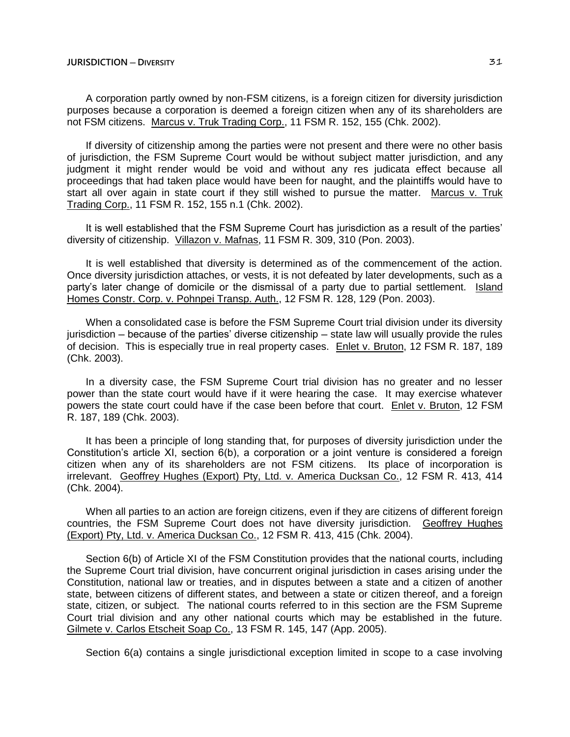A corporation partly owned by non-FSM citizens, is a foreign citizen for diversity jurisdiction purposes because a corporation is deemed a foreign citizen when any of its shareholders are not FSM citizens. Marcus v. Truk Trading Corp., 11 FSM R. 152, 155 (Chk. 2002).

If diversity of citizenship among the parties were not present and there were no other basis of jurisdiction, the FSM Supreme Court would be without subject matter jurisdiction, and any judgment it might render would be void and without any res judicata effect because all proceedings that had taken place would have been for naught, and the plaintiffs would have to start all over again in state court if they still wished to pursue the matter. Marcus v. Truk Trading Corp., 11 FSM R. 152, 155 n.1 (Chk. 2002).

It is well established that the FSM Supreme Court has jurisdiction as a result of the parties' diversity of citizenship. Villazon v. Mafnas, 11 FSM R. 309, 310 (Pon. 2003).

It is well established that diversity is determined as of the commencement of the action. Once diversity jurisdiction attaches, or vests, it is not defeated by later developments, such as a party's later change of domicile or the dismissal of a party due to partial settlement. Island Homes Constr. Corp. v. Pohnpei Transp. Auth., 12 FSM R. 128, 129 (Pon. 2003).

When a consolidated case is before the FSM Supreme Court trial division under its diversity jurisdiction – because of the parties' diverse citizenship – state law will usually provide the rules of decision. This is especially true in real property cases. Enlet v. Bruton, 12 FSM R. 187, 189 (Chk. 2003).

In a diversity case, the FSM Supreme Court trial division has no greater and no lesser power than the state court would have if it were hearing the case. It may exercise whatever powers the state court could have if the case been before that court. Enlet v. Bruton, 12 FSM R. 187, 189 (Chk. 2003).

It has been a principle of long standing that, for purposes of diversity jurisdiction under the Constitution's article XI, section 6(b), a corporation or a joint venture is considered a foreign citizen when any of its shareholders are not FSM citizens. Its place of incorporation is irrelevant. Geoffrey Hughes (Export) Pty, Ltd. v. America Ducksan Co., 12 FSM R. 413, 414 (Chk. 2004).

When all parties to an action are foreign citizens, even if they are citizens of different foreign countries, the FSM Supreme Court does not have diversity jurisdiction. Geoffrey Hughes (Export) Pty, Ltd. v. America Ducksan Co., 12 FSM R. 413, 415 (Chk. 2004).

Section 6(b) of Article XI of the FSM Constitution provides that the national courts, including the Supreme Court trial division, have concurrent original jurisdiction in cases arising under the Constitution, national law or treaties, and in disputes between a state and a citizen of another state, between citizens of different states, and between a state or citizen thereof, and a foreign state, citizen, or subject. The national courts referred to in this section are the FSM Supreme Court trial division and any other national courts which may be established in the future. Gilmete v. Carlos Etscheit Soap Co., 13 FSM R. 145, 147 (App. 2005).

Section 6(a) contains a single jurisdictional exception limited in scope to a case involving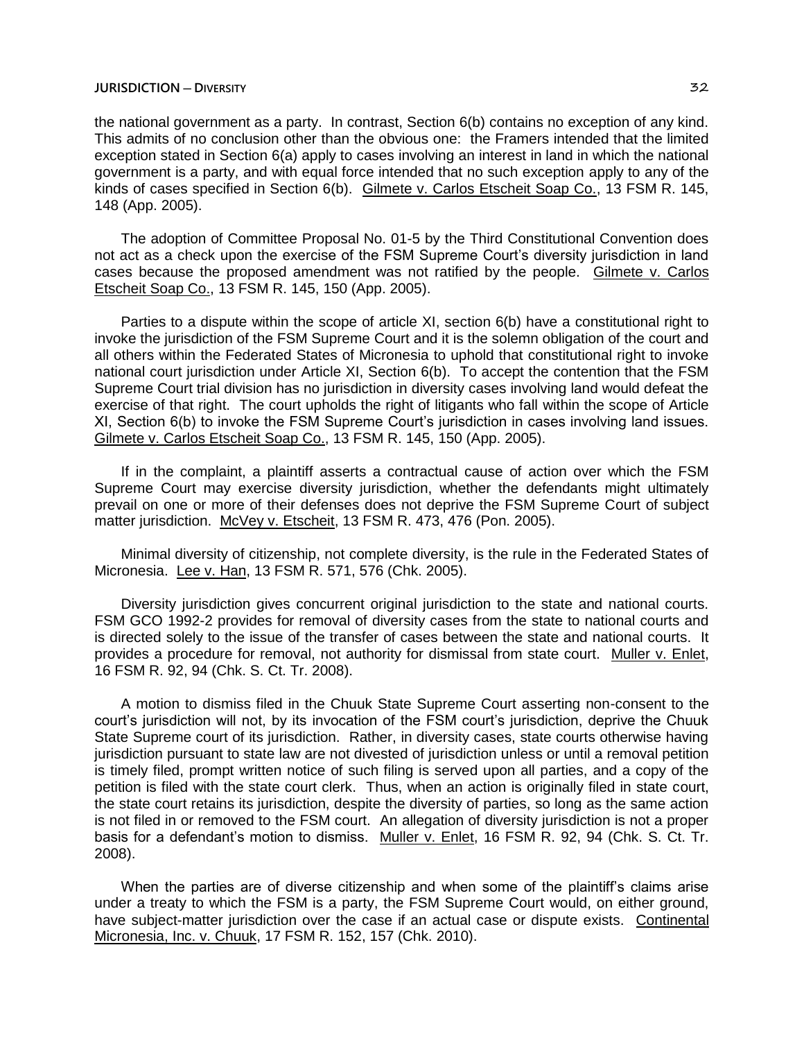the national government as a party. In contrast, Section 6(b) contains no exception of any kind. This admits of no conclusion other than the obvious one: the Framers intended that the limited exception stated in Section 6(a) apply to cases involving an interest in land in which the national government is a party, and with equal force intended that no such exception apply to any of the kinds of cases specified in Section 6(b). Gilmete v. Carlos Etscheit Soap Co., 13 FSM R. 145, 148 (App. 2005).

The adoption of Committee Proposal No. 01-5 by the Third Constitutional Convention does not act as a check upon the exercise of the FSM Supreme Court's diversity jurisdiction in land cases because the proposed amendment was not ratified by the people. Gilmete v. Carlos Etscheit Soap Co., 13 FSM R. 145, 150 (App. 2005).

Parties to a dispute within the scope of article XI, section 6(b) have a constitutional right to invoke the jurisdiction of the FSM Supreme Court and it is the solemn obligation of the court and all others within the Federated States of Micronesia to uphold that constitutional right to invoke national court jurisdiction under Article XI, Section 6(b). To accept the contention that the FSM Supreme Court trial division has no jurisdiction in diversity cases involving land would defeat the exercise of that right. The court upholds the right of litigants who fall within the scope of Article XI, Section 6(b) to invoke the FSM Supreme Court's jurisdiction in cases involving land issues. Gilmete v. Carlos Etscheit Soap Co., 13 FSM R. 145, 150 (App. 2005).

If in the complaint, a plaintiff asserts a contractual cause of action over which the FSM Supreme Court may exercise diversity jurisdiction, whether the defendants might ultimately prevail on one or more of their defenses does not deprive the FSM Supreme Court of subject matter jurisdiction. McVey v. Etscheit, 13 FSM R. 473, 476 (Pon. 2005).

Minimal diversity of citizenship, not complete diversity, is the rule in the Federated States of Micronesia. Lee v. Han, 13 FSM R. 571, 576 (Chk. 2005).

Diversity jurisdiction gives concurrent original jurisdiction to the state and national courts. FSM GCO 1992-2 provides for removal of diversity cases from the state to national courts and is directed solely to the issue of the transfer of cases between the state and national courts. It provides a procedure for removal, not authority for dismissal from state court. Muller v. Enlet, 16 FSM R. 92, 94 (Chk. S. Ct. Tr. 2008).

A motion to dismiss filed in the Chuuk State Supreme Court asserting non-consent to the court's jurisdiction will not, by its invocation of the FSM court's jurisdiction, deprive the Chuuk State Supreme court of its jurisdiction. Rather, in diversity cases, state courts otherwise having jurisdiction pursuant to state law are not divested of jurisdiction unless or until a removal petition is timely filed, prompt written notice of such filing is served upon all parties, and a copy of the petition is filed with the state court clerk. Thus, when an action is originally filed in state court, the state court retains its jurisdiction, despite the diversity of parties, so long as the same action is not filed in or removed to the FSM court. An allegation of diversity jurisdiction is not a proper basis for a defendant's motion to dismiss. Muller v. Enlet, 16 FSM R. 92, 94 (Chk. S. Ct. Tr. 2008).

When the parties are of diverse citizenship and when some of the plaintiff's claims arise under a treaty to which the FSM is a party, the FSM Supreme Court would, on either ground, have subject-matter jurisdiction over the case if an actual case or dispute exists. Continental Micronesia, Inc. v. Chuuk, 17 FSM R. 152, 157 (Chk. 2010).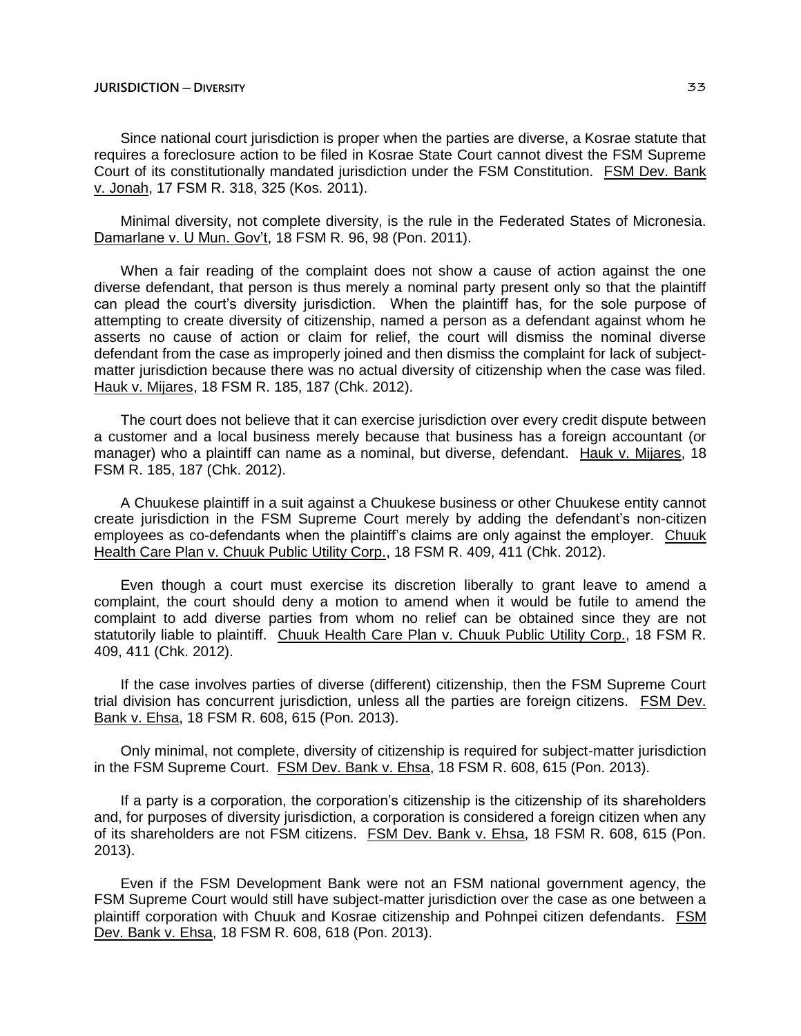Since national court jurisdiction is proper when the parties are diverse, a Kosrae statute that requires a foreclosure action to be filed in Kosrae State Court cannot divest the FSM Supreme Court of its constitutionally mandated jurisdiction under the FSM Constitution. FSM Dev. Bank v. Jonah, 17 FSM R. 318, 325 (Kos. 2011).

Minimal diversity, not complete diversity, is the rule in the Federated States of Micronesia. Damarlane v. U Mun. Gov't, 18 FSM R. 96, 98 (Pon. 2011).

When a fair reading of the complaint does not show a cause of action against the one diverse defendant, that person is thus merely a nominal party present only so that the plaintiff can plead the court's diversity jurisdiction. When the plaintiff has, for the sole purpose of attempting to create diversity of citizenship, named a person as a defendant against whom he asserts no cause of action or claim for relief, the court will dismiss the nominal diverse defendant from the case as improperly joined and then dismiss the complaint for lack of subject-matter jurisdiction because there was no actual diversity of citizenship when the case was filed. Hauk v. Mijares, 18 FSM R. 185, 187 (Chk. 2012).

The court does not believe that it can exercise jurisdiction over every credit dispute between a customer and a local business merely because that business has a foreign accountant (or manager) who a plaintiff can name as a nominal, but diverse, defendant. Hauk v. Mijares, 18 FSM R. 185, 187 (Chk. 2012).

A Chuukese plaintiff in a suit against a Chuukese business or other Chuukese entity cannot create jurisdiction in the FSM Supreme Court merely by adding the defendant's non-citizen employees as co-defendants when the plaintiff's claims are only against the employer. Chuuk Health Care Plan v. Chuuk Public Utility Corp., 18 FSM R. 409, 411 (Chk. 2012).

Even though a court must exercise its discretion liberally to grant leave to amend a complaint, the court should deny a motion to amend when it would be futile to amend the complaint to add diverse parties from whom no relief can be obtained since they are not statutorily liable to plaintiff. Chuuk Health Care Plan v. Chuuk Public Utility Corp., 18 FSM R. 409, 411 (Chk. 2012).

If the case involves parties of diverse (different) citizenship, then the FSM Supreme Court trial division has concurrent jurisdiction, unless all the parties are foreign citizens. FSM Dev. Bank v. Ehsa, 18 FSM R. 608, 615 (Pon. 2013).

Only minimal, not complete, diversity of citizenship is required for subject-matter jurisdiction in the FSM Supreme Court. FSM Dev. Bank v. Ehsa, 18 FSM R. 608, 615 (Pon. 2013).

If a party is a corporation, the corporation's citizenship is the citizenship of its shareholders and, for purposes of diversity jurisdiction, a corporation is considered a foreign citizen when any of its shareholders are not FSM citizens. FSM Dev. Bank v. Ehsa, 18 FSM R. 608, 615 (Pon. 2013).

Even if the FSM Development Bank were not an FSM national government agency, the FSM Supreme Court would still have subject-matter jurisdiction over the case as one between a plaintiff corporation with Chuuk and Kosrae citizenship and Pohnpei citizen defendants. FSM Dev. Bank v. Ehsa, 18 FSM R. 608, 618 (Pon. 2013).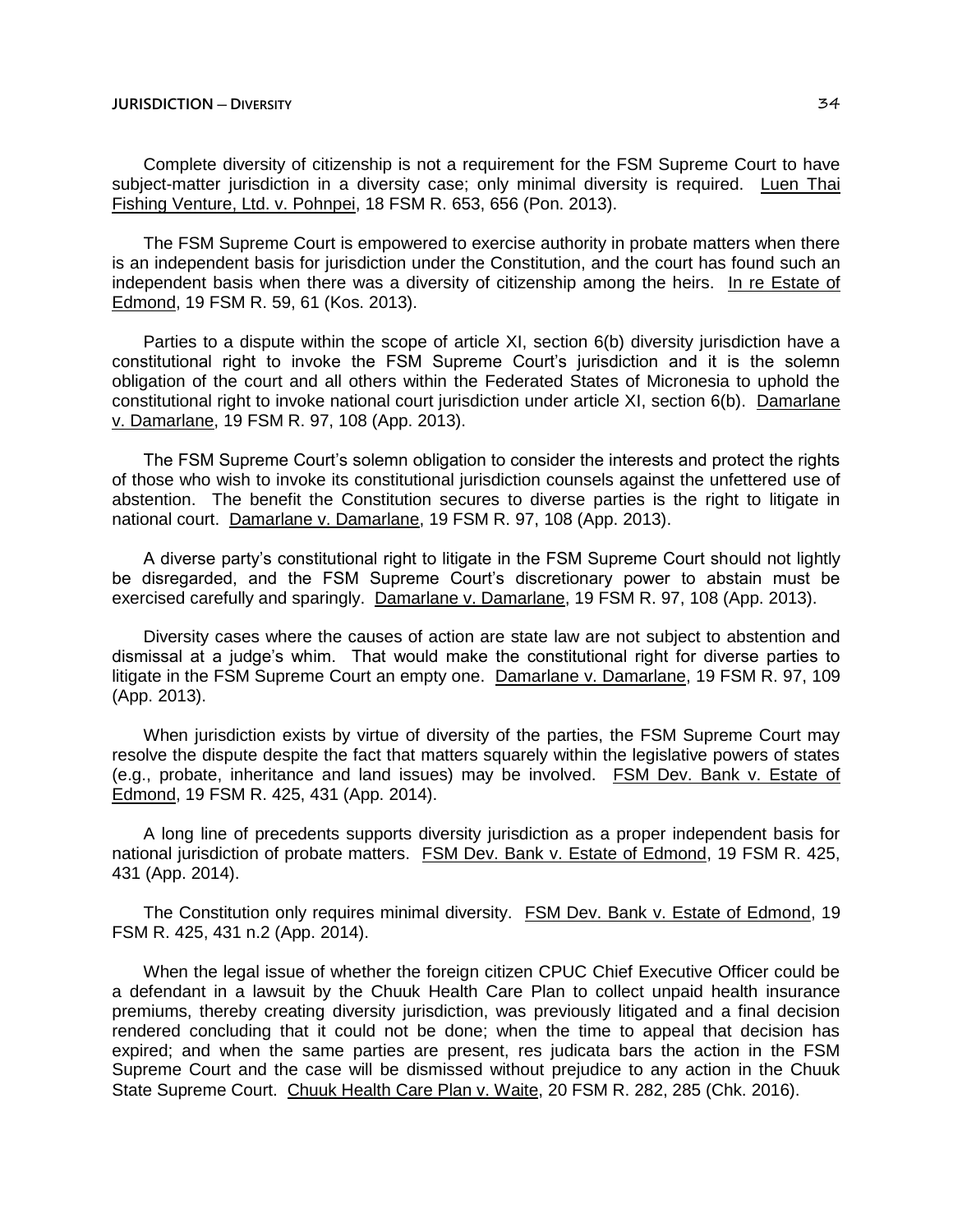Complete diversity of citizenship is not a requirement for the FSM Supreme Court to have subject-matter jurisdiction in a diversity case; only minimal diversity is required. Luen Thai Fishing Venture, Ltd. v. Pohnpei, 18 FSM R. 653, 656 (Pon. 2013).

The FSM Supreme Court is empowered to exercise authority in probate matters when there is an independent basis for jurisdiction under the Constitution, and the court has found such an independent basis when there was a diversity of citizenship among the heirs. In re Estate of Edmond, 19 FSM R. 59, 61 (Kos. 2013).

Parties to a dispute within the scope of article XI, section 6(b) diversity jurisdiction have a constitutional right to invoke the FSM Supreme Court's jurisdiction and it is the solemn obligation of the court and all others within the Federated States of Micronesia to uphold the constitutional right to invoke national court jurisdiction under article XI, section 6(b). Damarlane v. Damarlane, 19 FSM R. 97, 108 (App. 2013).

The FSM Supreme Court's solemn obligation to consider the interests and protect the rights of those who wish to invoke its constitutional jurisdiction counsels against the unfettered use of abstention. The benefit the Constitution secures to diverse parties is the right to litigate in national court. Damarlane v. Damarlane, 19 FSM R. 97, 108 (App. 2013).

A diverse party's constitutional right to litigate in the FSM Supreme Court should not lightly be disregarded, and the FSM Supreme Court's discretionary power to abstain must be exercised carefully and sparingly. Damarlane v. Damarlane, 19 FSM R. 97, 108 (App. 2013).

Diversity cases where the causes of action are state law are not subject to abstention and dismissal at a judge's whim. That would make the constitutional right for diverse parties to litigate in the FSM Supreme Court an empty one. Damarlane v. Damarlane, 19 FSM R. 97, 109 (App. 2013).

When jurisdiction exists by virtue of diversity of the parties, the FSM Supreme Court may resolve the dispute despite the fact that matters squarely within the legislative powers of states (e.g., probate, inheritance and land issues) may be involved. FSM Dev. Bank v. Estate of Edmond, 19 FSM R. 425, 431 (App. 2014).

A long line of precedents supports diversity jurisdiction as a proper independent basis for national jurisdiction of probate matters. FSM Dev. Bank v. Estate of Edmond, 19 FSM R. 425, 431 (App. 2014).

The Constitution only requires minimal diversity. FSM Dev. Bank v. Estate of Edmond, 19 FSM R. 425, 431 n.2 (App. 2014).

When the legal issue of whether the foreign citizen CPUC Chief Executive Officer could be a defendant in a lawsuit by the Chuuk Health Care Plan to collect unpaid health insurance premiums, thereby creating diversity jurisdiction, was previously litigated and a final decision rendered concluding that it could not be done; when the time to appeal that decision has expired; and when the same parties are present, res judicata bars the action in the FSM Supreme Court and the case will be dismissed without prejudice to any action in the Chuuk State Supreme Court. Chuuk Health Care Plan v. Waite, 20 FSM R. 282, 285 (Chk. 2016).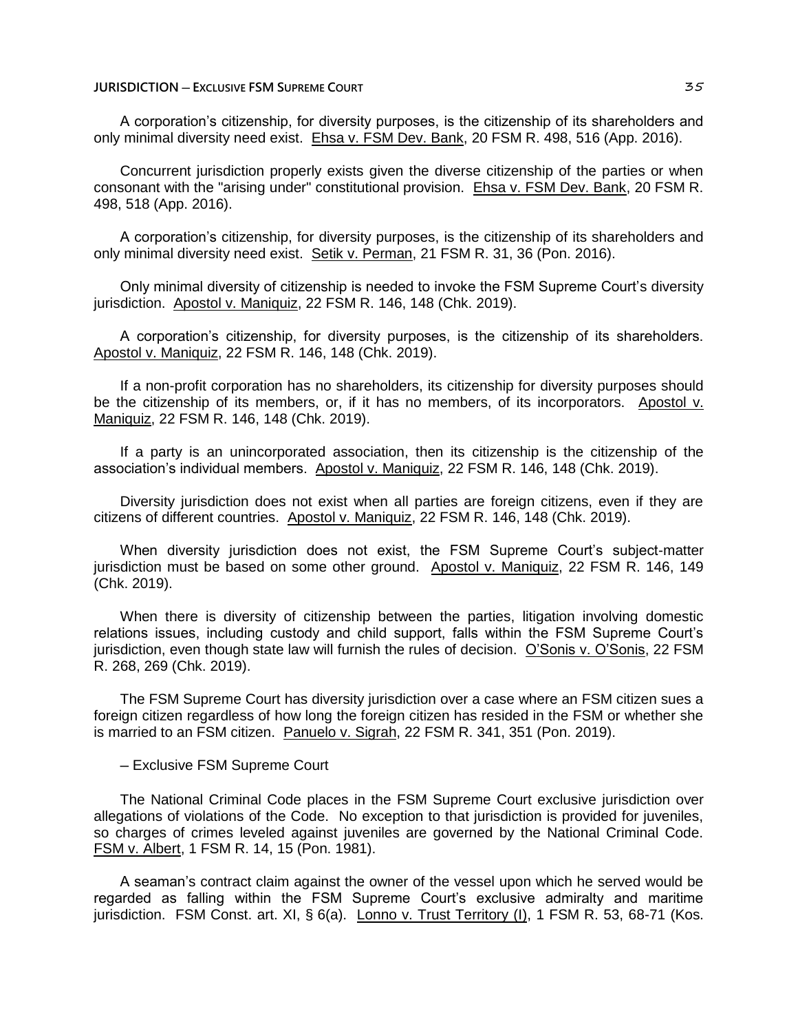A corporation's citizenship, for diversity purposes, is the citizenship of its shareholders and only minimal diversity need exist. Ehsa v. FSM Dev. Bank, 20 FSM R. 498, 516 (App. 2016).

Concurrent jurisdiction properly exists given the diverse citizenship of the parties or when consonant with the "arising under" constitutional provision. Ehsa v. FSM Dev. Bank, 20 FSM R. 498, 518 (App. 2016).

A corporation's citizenship, for diversity purposes, is the citizenship of its shareholders and only minimal diversity need exist. Setik v. Perman, 21 FSM R. 31, 36 (Pon. 2016).

Only minimal diversity of citizenship is needed to invoke the FSM Supreme Court's diversity jurisdiction. Apostol v. Maniquiz, 22 FSM R. 146, 148 (Chk. 2019).

A corporation's citizenship, for diversity purposes, is the citizenship of its shareholders. Apostol v. Maniquiz, 22 FSM R. 146, 148 (Chk. 2019).

If a non-profit corporation has no shareholders, its citizenship for diversity purposes should be the citizenship of its members, or, if it has no members, of its incorporators. Apostol v. Maniquiz, 22 FSM R. 146, 148 (Chk. 2019).

If a party is an unincorporated association, then its citizenship is the citizenship of the association's individual members. Apostol v. Maniquiz, 22 FSM R. 146, 148 (Chk. 2019).

Diversity jurisdiction does not exist when all parties are foreign citizens, even if they are citizens of different countries. Apostol v. Maniquiz, 22 FSM R. 146, 148 (Chk. 2019).

When diversity jurisdiction does not exist, the FSM Supreme Court's subject-matter jurisdiction must be based on some other ground. Apostol v. Maniquiz, 22 FSM R. 146, 149 (Chk. 2019).

When there is diversity of citizenship between the parties, litigation involving domestic relations issues, including custody and child support, falls within the FSM Supreme Court's jurisdiction, even though state law will furnish the rules of decision. O'Sonis v. O'Sonis, 22 FSM R. 268, 269 (Chk. 2019).

The FSM Supreme Court has diversity jurisdiction over a case where an FSM citizen sues a foreign citizen regardless of how long the foreign citizen has resided in the FSM or whether she is married to an FSM citizen. Panuelo v. Sigrah, 22 FSM R. 341, 351 (Pon. 2019).

– Exclusive FSM Supreme Court

The National Criminal Code places in the FSM Supreme Court exclusive jurisdiction over allegations of violations of the Code. No exception to that jurisdiction is provided for juveniles, so charges of crimes leveled against juveniles are governed by the National Criminal Code. FSM v. Albert, 1 FSM R. 14, 15 (Pon. 1981).

A seaman's contract claim against the owner of the vessel upon which he served would be regarded as falling within the FSM Supreme Court's exclusive admiralty and maritime jurisdiction. FSM Const. art. XI, § 6(a). Lonno v. Trust Territory (I), 1 FSM R. 53, 68-71 (Kos.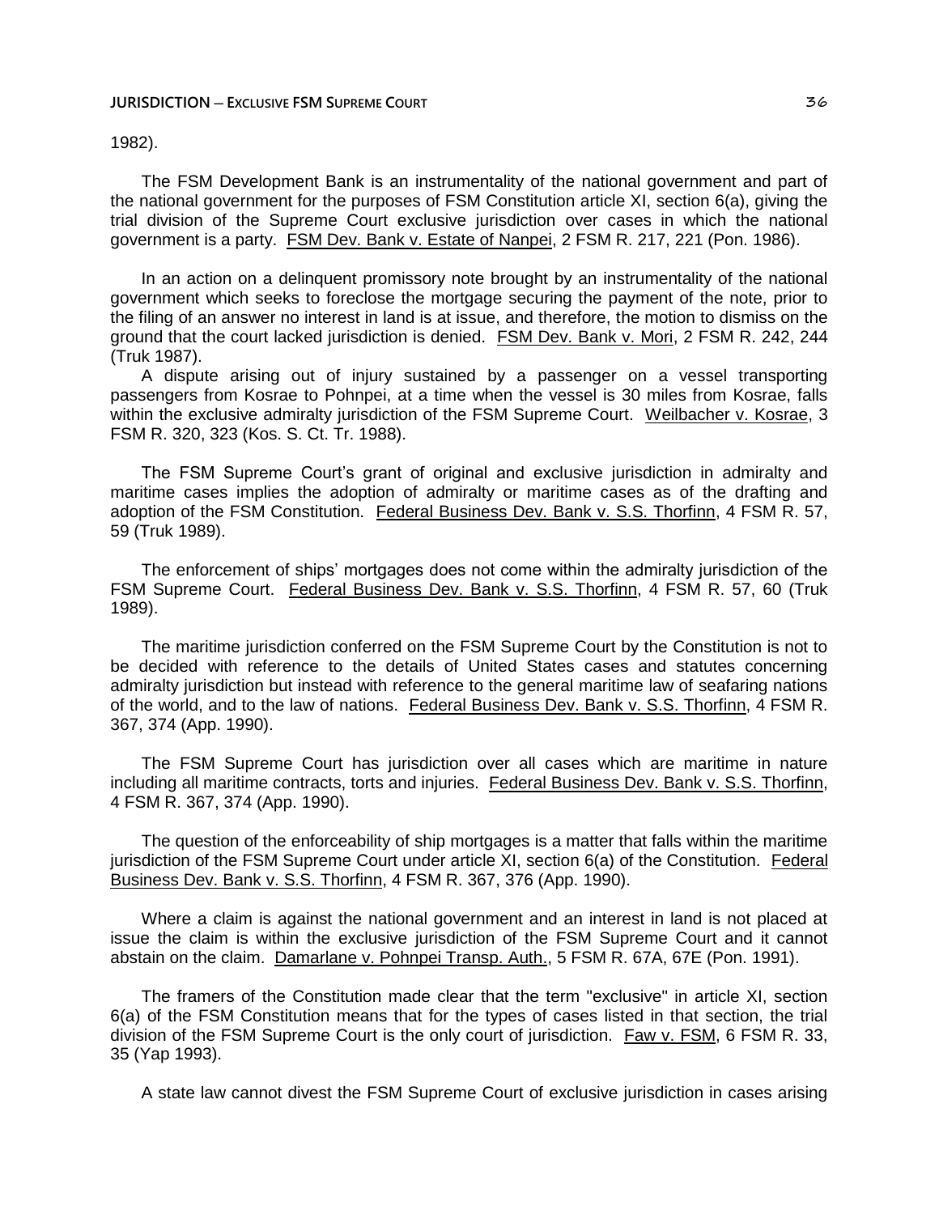1982).

The FSM Development Bank is an instrumentality of the national government and part of the national government for the purposes of FSM Constitution article XI, section 6(a), giving the trial division of the Supreme Court exclusive jurisdiction over cases in which the national government is a party. FSM Dev. Bank v. Estate of Nanpei, 2 FSM R. 217, 221 (Pon. 1986).

In an action on a delinquent promissory note brought by an instrumentality of the national government which seeks to foreclose the mortgage securing the payment of the note, prior to the filing of an answer no interest in land is at issue, and therefore, the motion to dismiss on the ground that the court lacked jurisdiction is denied. FSM Dev. Bank v. Mori, 2 FSM R. 242, 244 (Truk 1987).

A dispute arising out of injury sustained by a passenger on a vessel transporting passengers from Kosrae to Pohnpei, at a time when the vessel is 30 miles from Kosrae, falls within the exclusive admiralty jurisdiction of the FSM Supreme Court. Weilbacher v. Kosrae, 3 FSM R. 320, 323 (Kos. S. Ct. Tr. 1988).

The FSM Supreme Court's grant of original and exclusive jurisdiction in admiralty and maritime cases implies the adoption of admiralty or maritime cases as of the drafting and adoption of the FSM Constitution. Federal Business Dev. Bank v. S.S. Thorfinn, 4 FSM R. 57, 59 (Truk 1989).

The enforcement of ships' mortgages does not come within the admiralty jurisdiction of the FSM Supreme Court. Federal Business Dev. Bank v. S.S. Thorfinn, 4 FSM R. 57, 60 (Truk 1989).

The maritime jurisdiction conferred on the FSM Supreme Court by the Constitution is not to be decided with reference to the details of United States cases and statutes concerning admiralty jurisdiction but instead with reference to the general maritime law of seafaring nations of the world, and to the law of nations. Federal Business Dev. Bank v. S.S. Thorfinn, 4 FSM R. 367, 374 (App. 1990).

The FSM Supreme Court has jurisdiction over all cases which are maritime in nature including all maritime contracts, torts and injuries. Federal Business Dev. Bank v. S.S. Thorfinn, 4 FSM R. 367, 374 (App. 1990).

The question of the enforceability of ship mortgages is a matter that falls within the maritime jurisdiction of the FSM Supreme Court under article XI, section 6(a) of the Constitution. Federal Business Dev. Bank v. S.S. Thorfinn, 4 FSM R. 367, 376 (App. 1990).

Where a claim is against the national government and an interest in land is not placed at issue the claim is within the exclusive jurisdiction of the FSM Supreme Court and it cannot abstain on the claim. Damarlane v. Pohnpei Transp. Auth., 5 FSM R. 67A, 67E (Pon. 1991).

The framers of the Constitution made clear that the term "exclusive" in article XI, section 6(a) of the FSM Constitution means that for the types of cases listed in that section, the trial division of the FSM Supreme Court is the only court of jurisdiction. Faw v. FSM, 6 FSM R. 33, 35 (Yap 1993).

A state law cannot divest the FSM Supreme Court of exclusive jurisdiction in cases arising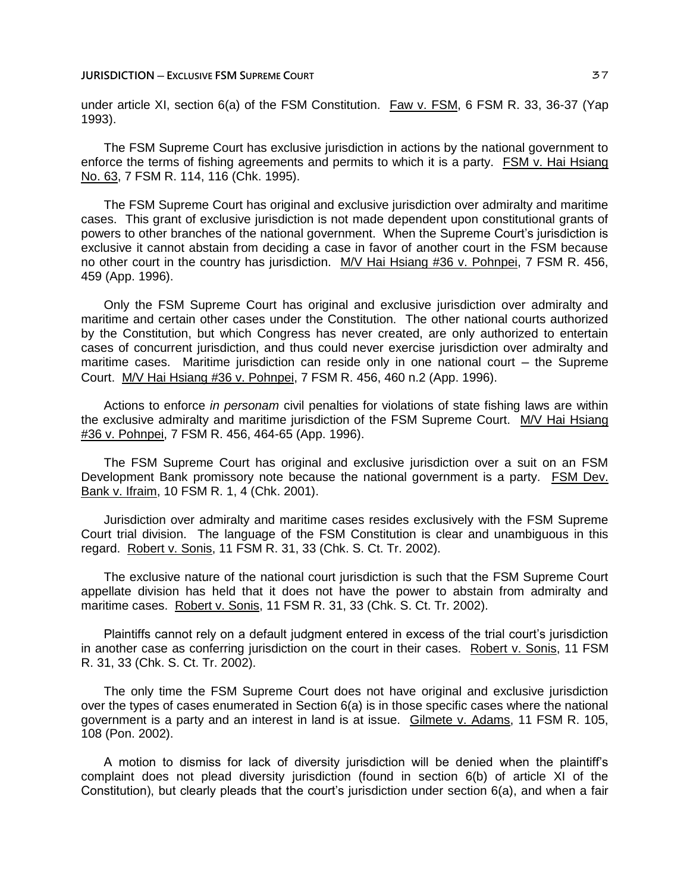under article XI, section 6(a) of the FSM Constitution. Faw v. FSM, 6 FSM R. 33, 36-37 (Yap 1993).

The FSM Supreme Court has exclusive jurisdiction in actions by the national government to enforce the terms of fishing agreements and permits to which it is a party. FSM v. Hai Hsiang No. 63, 7 FSM R. 114, 116 (Chk. 1995).

The FSM Supreme Court has original and exclusive jurisdiction over admiralty and maritime cases. This grant of exclusive jurisdiction is not made dependent upon constitutional grants of powers to other branches of the national government. When the Supreme Court's jurisdiction is exclusive it cannot abstain from deciding a case in favor of another court in the FSM because no other court in the country has jurisdiction. M/V Hai Hsiang #36 v. Pohnpei, 7 FSM R. 456, 459 (App. 1996).

Only the FSM Supreme Court has original and exclusive jurisdiction over admiralty and maritime and certain other cases under the Constitution. The other national courts authorized by the Constitution, but which Congress has never created, are only authorized to entertain cases of concurrent jurisdiction, and thus could never exercise jurisdiction over admiralty and maritime cases. Maritime jurisdiction can reside only in one national court – the Supreme Court. M/V Hai Hsiang #36 v. Pohnpei, 7 FSM R. 456, 460 n.2 (App. 1996).

Actions to enforce *in personam* civil penalties for violations of state fishing laws are within the exclusive admiralty and maritime jurisdiction of the FSM Supreme Court. M/V Hai Hsiang #36 v. Pohnpei, 7 FSM R. 456, 464-65 (App. 1996).

The FSM Supreme Court has original and exclusive jurisdiction over a suit on an FSM Development Bank promissory note because the national government is a party. FSM Dev. Bank v. Ifraim, 10 FSM R. 1, 4 (Chk. 2001).

Jurisdiction over admiralty and maritime cases resides exclusively with the FSM Supreme Court trial division. The language of the FSM Constitution is clear and unambiguous in this regard. Robert v. Sonis, 11 FSM R. 31, 33 (Chk. S. Ct. Tr. 2002).

The exclusive nature of the national court jurisdiction is such that the FSM Supreme Court appellate division has held that it does not have the power to abstain from admiralty and maritime cases. Robert v. Sonis, 11 FSM R. 31, 33 (Chk. S. Ct. Tr. 2002).

Plaintiffs cannot rely on a default judgment entered in excess of the trial court's jurisdiction in another case as conferring jurisdiction on the court in their cases. Robert v. Sonis, 11 FSM R. 31, 33 (Chk. S. Ct. Tr. 2002).

The only time the FSM Supreme Court does not have original and exclusive jurisdiction over the types of cases enumerated in Section 6(a) is in those specific cases where the national government is a party and an interest in land is at issue. Gilmete v. Adams, 11 FSM R. 105, 108 (Pon. 2002).

A motion to dismiss for lack of diversity jurisdiction will be denied when the plaintiff's complaint does not plead diversity jurisdiction (found in section 6(b) of article XI of the Constitution), but clearly pleads that the court's jurisdiction under section 6(a), and when a fair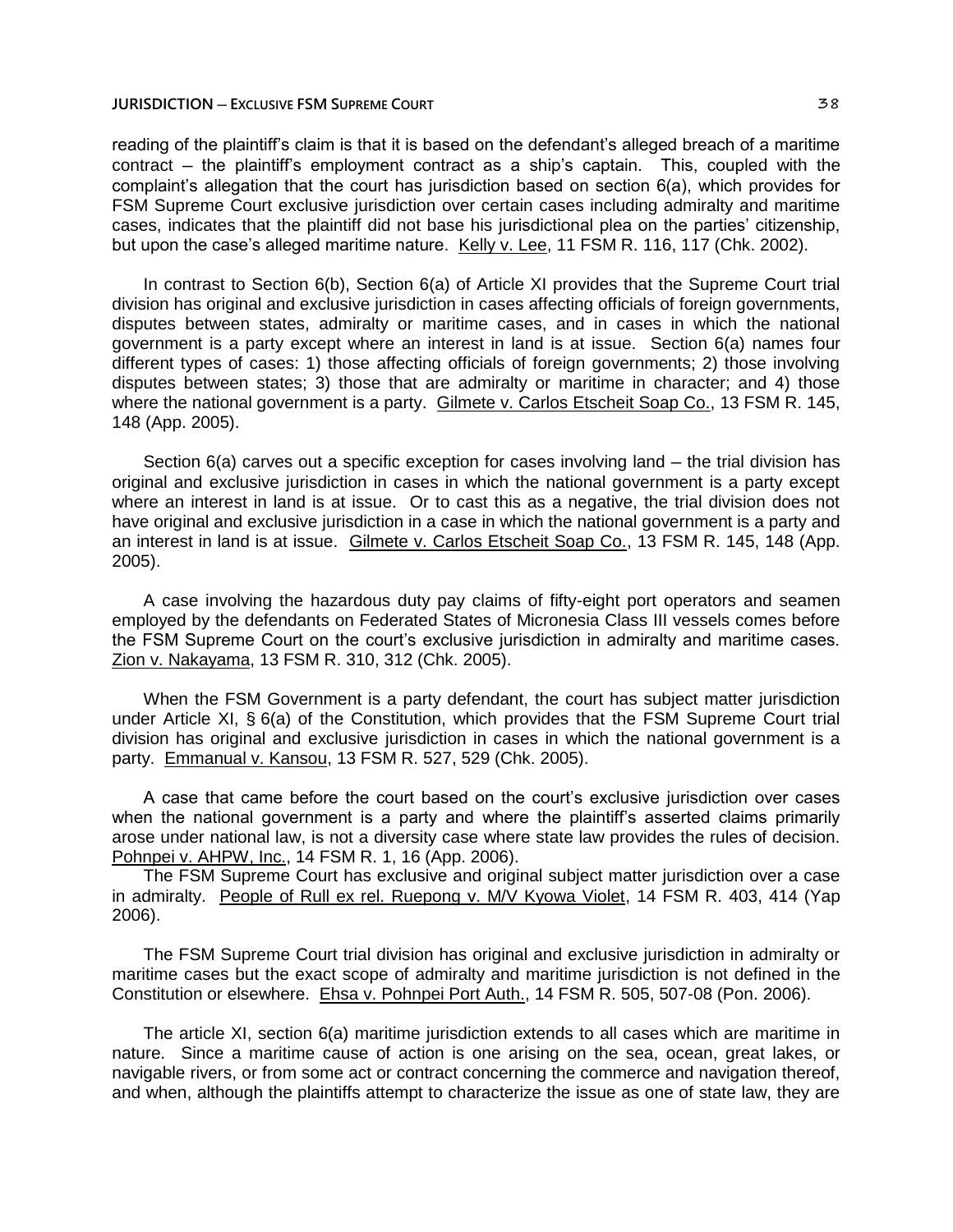reading of the plaintiff's claim is that it is based on the defendant's alleged breach of a maritime contract – the plaintiff's employment contract as a ship's captain. This, coupled with the complaint's allegation that the court has jurisdiction based on section 6(a), which provides for FSM Supreme Court exclusive jurisdiction over certain cases including admiralty and maritime cases, indicates that the plaintiff did not base his jurisdictional plea on the parties' citizenship, but upon the case's alleged maritime nature. Kelly v. Lee, 11 FSM R. 116, 117 (Chk. 2002).

In contrast to Section 6(b), Section 6(a) of Article XI provides that the Supreme Court trial division has original and exclusive jurisdiction in cases affecting officials of foreign governments, disputes between states, admiralty or maritime cases, and in cases in which the national government is a party except where an interest in land is at issue. Section 6(a) names four different types of cases: 1) those affecting officials of foreign governments; 2) those involving disputes between states; 3) those that are admiralty or maritime in character; and 4) those where the national government is a party. Gilmete v. Carlos Etscheit Soap Co., 13 FSM R. 145, 148 (App. 2005).

Section 6(a) carves out a specific exception for cases involving land – the trial division has original and exclusive jurisdiction in cases in which the national government is a party except where an interest in land is at issue. Or to cast this as a negative, the trial division does not have original and exclusive jurisdiction in a case in which the national government is a party and an interest in land is at issue. Gilmete v. Carlos Etscheit Soap Co., 13 FSM R. 145, 148 (App. 2005).

A case involving the hazardous duty pay claims of fifty-eight port operators and seamen employed by the defendants on Federated States of Micronesia Class III vessels comes before the FSM Supreme Court on the court's exclusive jurisdiction in admiralty and maritime cases. Zion v. Nakayama, 13 FSM R. 310, 312 (Chk. 2005).

When the FSM Government is a party defendant, the court has subject matter jurisdiction under Article XI, § 6(a) of the Constitution, which provides that the FSM Supreme Court trial division has original and exclusive jurisdiction in cases in which the national government is a party. Emmanual v. Kansou, 13 FSM R. 527, 529 (Chk. 2005).

A case that came before the court based on the court's exclusive jurisdiction over cases when the national government is a party and where the plaintiff's asserted claims primarily arose under national law, is not a diversity case where state law provides the rules of decision. Pohnpei v. AHPW, Inc., 14 FSM R. 1, 16 (App. 2006).

The FSM Supreme Court has exclusive and original subject matter jurisdiction over a case in admiralty. People of Rull ex rel. Ruepong v. M/V Kyowa Violet, 14 FSM R. 403, 414 (Yap 2006).

The FSM Supreme Court trial division has original and exclusive jurisdiction in admiralty or maritime cases but the exact scope of admiralty and maritime jurisdiction is not defined in the Constitution or elsewhere. Ehsa v. Pohnpei Port Auth., 14 FSM R. 505, 507-08 (Pon. 2006).

The article XI, section 6(a) maritime jurisdiction extends to all cases which are maritime in nature. Since a maritime cause of action is one arising on the sea, ocean, great lakes, or navigable rivers, or from some act or contract concerning the commerce and navigation thereof, and when, although the plaintiffs attempt to characterize the issue as one of state law, they are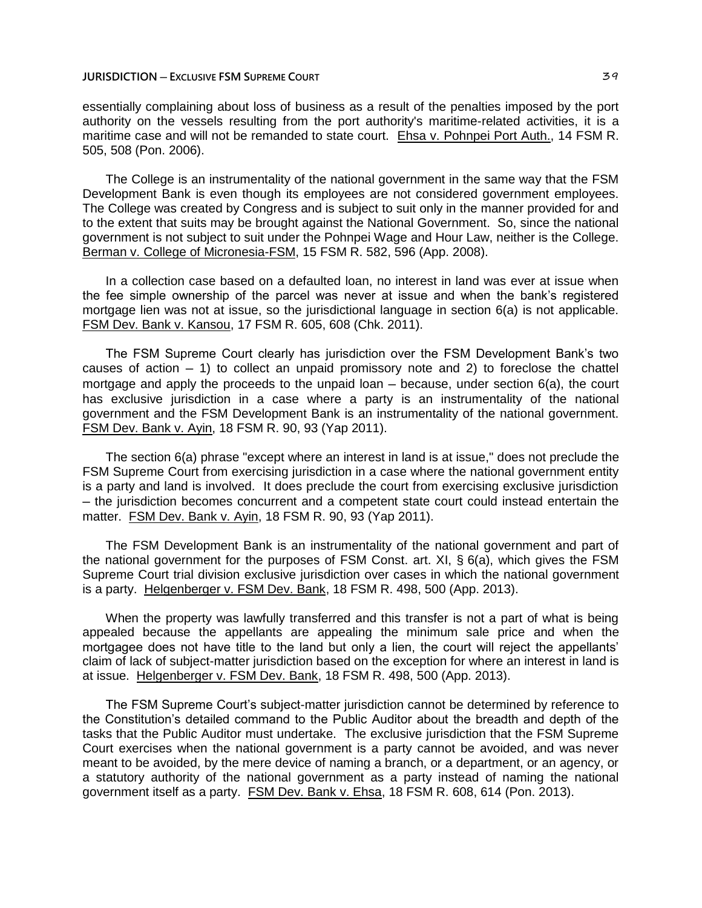essentially complaining about loss of business as a result of the penalties imposed by the port authority on the vessels resulting from the port authority's maritime-related activities, it is a maritime case and will not be remanded to state court. Ehsa v. Pohnpei Port Auth., 14 FSM R. 505, 508 (Pon. 2006).

The College is an instrumentality of the national government in the same way that the FSM Development Bank is even though its employees are not considered government employees. The College was created by Congress and is subject to suit only in the manner provided for and to the extent that suits may be brought against the National Government. So, since the national government is not subject to suit under the Pohnpei Wage and Hour Law, neither is the College. Berman v. College of Micronesia-FSM, 15 FSM R. 582, 596 (App. 2008).

In a collection case based on a defaulted loan, no interest in land was ever at issue when the fee simple ownership of the parcel was never at issue and when the bank's registered mortgage lien was not at issue, so the jurisdictional language in section 6(a) is not applicable. FSM Dev. Bank v. Kansou, 17 FSM R. 605, 608 (Chk. 2011).

The FSM Supreme Court clearly has jurisdiction over the FSM Development Bank's two causes of action – 1) to collect an unpaid promissory note and 2) to foreclose the chattel mortgage and apply the proceeds to the unpaid loan – because, under section 6(a), the court has exclusive jurisdiction in a case where a party is an instrumentality of the national government and the FSM Development Bank is an instrumentality of the national government. FSM Dev. Bank v. Ayin, 18 FSM R. 90, 93 (Yap 2011).

The section 6(a) phrase "except where an interest in land is at issue," does not preclude the FSM Supreme Court from exercising jurisdiction in a case where the national government entity is a party and land is involved. It does preclude the court from exercising exclusive jurisdiction – the jurisdiction becomes concurrent and a competent state court could instead entertain the matter. FSM Dev. Bank v. Ayin, 18 FSM R. 90, 93 (Yap 2011).

The FSM Development Bank is an instrumentality of the national government and part of the national government for the purposes of FSM Const. art. XI, § 6(a), which gives the FSM Supreme Court trial division exclusive jurisdiction over cases in which the national government is a party. Helgenberger v. FSM Dev. Bank, 18 FSM R. 498, 500 (App. 2013).

When the property was lawfully transferred and this transfer is not a part of what is being appealed because the appellants are appealing the minimum sale price and when the mortgagee does not have title to the land but only a lien, the court will reject the appellants' claim of lack of subject-matter jurisdiction based on the exception for where an interest in land is at issue. Helgenberger v. FSM Dev. Bank, 18 FSM R. 498, 500 (App. 2013).

The FSM Supreme Court's subject-matter jurisdiction cannot be determined by reference to the Constitution's detailed command to the Public Auditor about the breadth and depth of the tasks that the Public Auditor must undertake. The exclusive jurisdiction that the FSM Supreme Court exercises when the national government is a party cannot be avoided, and was never meant to be avoided, by the mere device of naming a branch, or a department, or an agency, or a statutory authority of the national government as a party instead of naming the national government itself as a party. FSM Dev. Bank v. Ehsa, 18 FSM R. 608, 614 (Pon. 2013).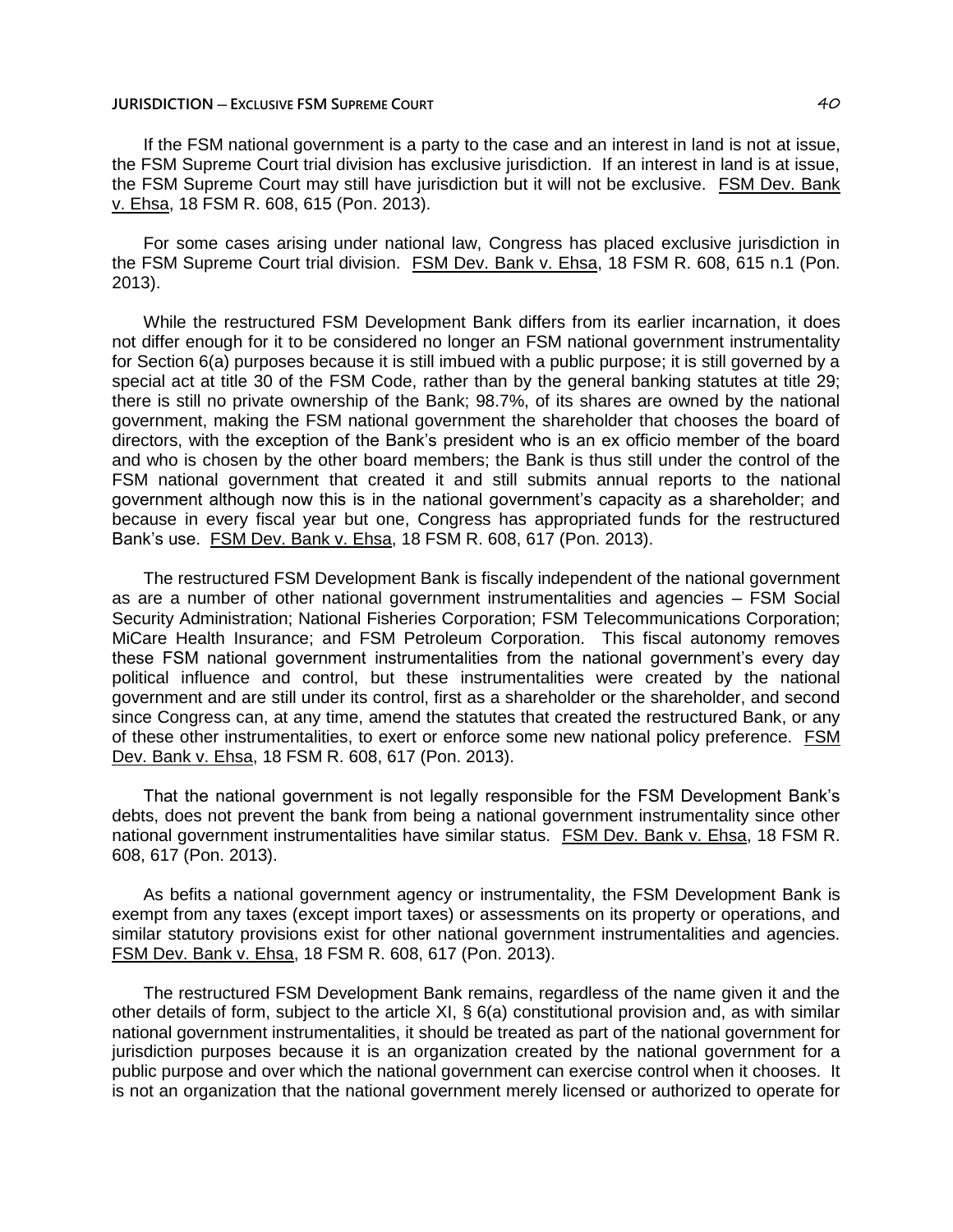If the FSM national government is a party to the case and an interest in land is not at issue, the FSM Supreme Court trial division has exclusive jurisdiction. If an interest in land is at issue, the FSM Supreme Court may still have jurisdiction but it will not be exclusive. FSM Dev. Bank v. Ehsa, 18 FSM R. 608, 615 (Pon. 2013).

For some cases arising under national law, Congress has placed exclusive jurisdiction in the FSM Supreme Court trial division. FSM Dev. Bank v. Ehsa, 18 FSM R. 608, 615 n.1 (Pon. 2013).

While the restructured FSM Development Bank differs from its earlier incarnation, it does not differ enough for it to be considered no longer an FSM national government instrumentality for Section 6(a) purposes because it is still imbued with a public purpose; it is still governed by a special act at title 30 of the FSM Code, rather than by the general banking statutes at title 29; there is still no private ownership of the Bank; 98.7%, of its shares are owned by the national government, making the FSM national government the shareholder that chooses the board of directors, with the exception of the Bank's president who is an ex officio member of the board and who is chosen by the other board members; the Bank is thus still under the control of the FSM national government that created it and still submits annual reports to the national government although now this is in the national government's capacity as a shareholder; and because in every fiscal year but one, Congress has appropriated funds for the restructured Bank's use. FSM Dev. Bank v. Ehsa, 18 FSM R. 608, 617 (Pon. 2013).

The restructured FSM Development Bank is fiscally independent of the national government as are a number of other national government instrumentalities and agencies – FSM Social Security Administration; National Fisheries Corporation; FSM Telecommunications Corporation; MiCare Health Insurance; and FSM Petroleum Corporation. This fiscal autonomy removes these FSM national government instrumentalities from the national government's every day political influence and control, but these instrumentalities were created by the national government and are still under its control, first as a shareholder or the shareholder, and second since Congress can, at any time, amend the statutes that created the restructured Bank, or any of these other instrumentalities, to exert or enforce some new national policy preference. FSM Dev. Bank v. Ehsa, 18 FSM R. 608, 617 (Pon. 2013).

That the national government is not legally responsible for the FSM Development Bank's debts, does not prevent the bank from being a national government instrumentality since other national government instrumentalities have similar status. FSM Dev. Bank v. Ehsa, 18 FSM R. 608, 617 (Pon. 2013).

As befits a national government agency or instrumentality, the FSM Development Bank is exempt from any taxes (except import taxes) or assessments on its property or operations, and similar statutory provisions exist for other national government instrumentalities and agencies. FSM Dev. Bank v. Ehsa, 18 FSM R. 608, 617 (Pon. 2013).

The restructured FSM Development Bank remains, regardless of the name given it and the other details of form, subject to the article XI, § 6(a) constitutional provision and, as with similar national government instrumentalities, it should be treated as part of the national government for jurisdiction purposes because it is an organization created by the national government for a public purpose and over which the national government can exercise control when it chooses. It is not an organization that the national government merely licensed or authorized to operate for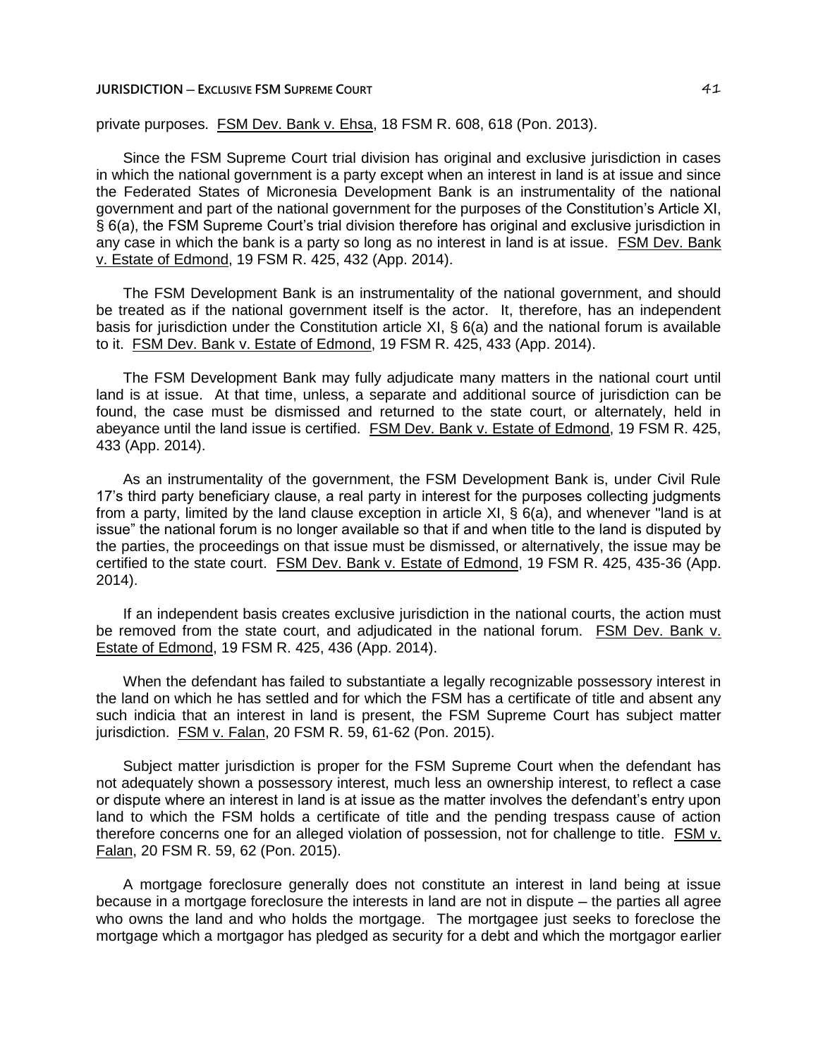private purposes. FSM Dev. Bank v. Ehsa, 18 FSM R. 608, 618 (Pon. 2013).

Since the FSM Supreme Court trial division has original and exclusive jurisdiction in cases in which the national government is a party except when an interest in land is at issue and since the Federated States of Micronesia Development Bank is an instrumentality of the national government and part of the national government for the purposes of the Constitution's Article XI, § 6(a), the FSM Supreme Court's trial division therefore has original and exclusive jurisdiction in any case in which the bank is a party so long as no interest in land is at issue. FSM Dev. Bank v. Estate of Edmond, 19 FSM R. 425, 432 (App. 2014).

The FSM Development Bank is an instrumentality of the national government, and should be treated as if the national government itself is the actor. It, therefore, has an independent basis for jurisdiction under the Constitution article XI, § 6(a) and the national forum is available to it. FSM Dev. Bank v. Estate of Edmond, 19 FSM R. 425, 433 (App. 2014).

The FSM Development Bank may fully adjudicate many matters in the national court until land is at issue. At that time, unless, a separate and additional source of jurisdiction can be found, the case must be dismissed and returned to the state court, or alternately, held in abeyance until the land issue is certified. FSM Dev. Bank v. Estate of Edmond, 19 FSM R. 425, 433 (App. 2014).

As an instrumentality of the government, the FSM Development Bank is, under Civil Rule 17's third party beneficiary clause, a real party in interest for the purposes collecting judgments from a party, limited by the land clause exception in article XI, § 6(a), and whenever "land is at issue" the national forum is no longer available so that if and when title to the land is disputed by the parties, the proceedings on that issue must be dismissed, or alternatively, the issue may be certified to the state court. FSM Dev. Bank v. Estate of Edmond, 19 FSM R. 425, 435-36 (App. 2014).

If an independent basis creates exclusive jurisdiction in the national courts, the action must be removed from the state court, and adjudicated in the national forum. FSM Dev. Bank v. Estate of Edmond, 19 FSM R. 425, 436 (App. 2014).

When the defendant has failed to substantiate a legally recognizable possessory interest in the land on which he has settled and for which the FSM has a certificate of title and absent any such indicia that an interest in land is present, the FSM Supreme Court has subject matter jurisdiction. FSM v. Falan, 20 FSM R. 59, 61-62 (Pon. 2015).

Subject matter jurisdiction is proper for the FSM Supreme Court when the defendant has not adequately shown a possessory interest, much less an ownership interest, to reflect a case or dispute where an interest in land is at issue as the matter involves the defendant's entry upon land to which the FSM holds a certificate of title and the pending trespass cause of action therefore concerns one for an alleged violation of possession, not for challenge to title. FSM v. Falan, 20 FSM R. 59, 62 (Pon. 2015).

A mortgage foreclosure generally does not constitute an interest in land being at issue because in a mortgage foreclosure the interests in land are not in dispute – the parties all agree who owns the land and who holds the mortgage. The mortgagee just seeks to foreclose the mortgage which a mortgagor has pledged as security for a debt and which the mortgagor earlier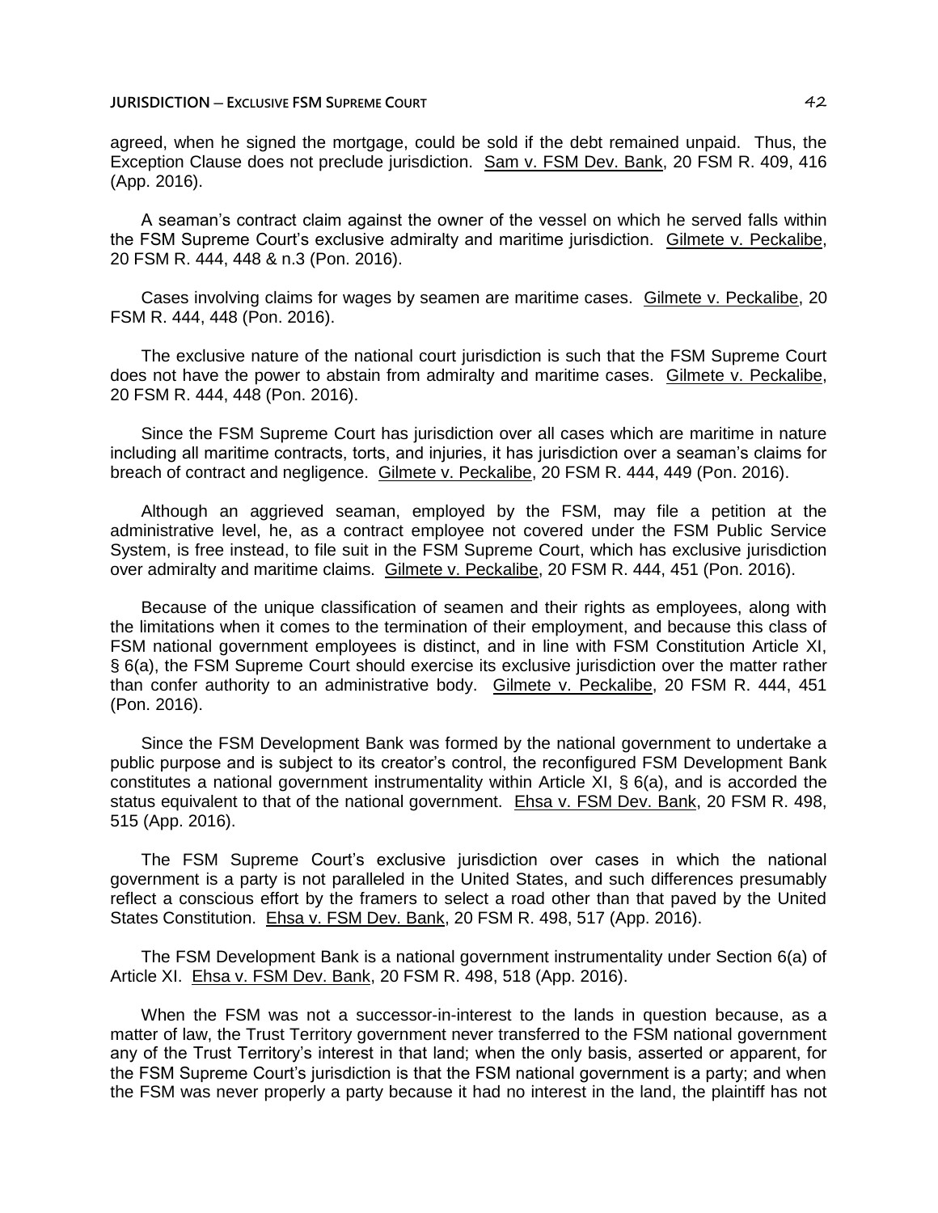agreed, when he signed the mortgage, could be sold if the debt remained unpaid. Thus, the Exception Clause does not preclude jurisdiction. Sam v. FSM Dev. Bank, 20 FSM R. 409, 416 (App. 2016).

A seaman's contract claim against the owner of the vessel on which he served falls within the FSM Supreme Court's exclusive admiralty and maritime jurisdiction. Gilmete v. Peckalibe, 20 FSM R. 444, 448 & n.3 (Pon. 2016).

Cases involving claims for wages by seamen are maritime cases. Gilmete v. Peckalibe, 20 FSM R. 444, 448 (Pon. 2016).

The exclusive nature of the national court jurisdiction is such that the FSM Supreme Court does not have the power to abstain from admiralty and maritime cases. Gilmete v. Peckalibe, 20 FSM R. 444, 448 (Pon. 2016).

Since the FSM Supreme Court has jurisdiction over all cases which are maritime in nature including all maritime contracts, torts, and injuries, it has jurisdiction over a seaman's claims for breach of contract and negligence. Gilmete v. Peckalibe, 20 FSM R. 444, 449 (Pon. 2016).

Although an aggrieved seaman, employed by the FSM, may file a petition at the administrative level, he, as a contract employee not covered under the FSM Public Service System, is free instead, to file suit in the FSM Supreme Court, which has exclusive jurisdiction over admiralty and maritime claims. Gilmete v. Peckalibe, 20 FSM R. 444, 451 (Pon. 2016).

Because of the unique classification of seamen and their rights as employees, along with the limitations when it comes to the termination of their employment, and because this class of FSM national government employees is distinct, and in line with FSM Constitution Article XI, § 6(a), the FSM Supreme Court should exercise its exclusive jurisdiction over the matter rather than confer authority to an administrative body. Gilmete v. Peckalibe, 20 FSM R. 444, 451 (Pon. 2016).

Since the FSM Development Bank was formed by the national government to undertake a public purpose and is subject to its creator's control, the reconfigured FSM Development Bank constitutes a national government instrumentality within Article XI, § 6(a), and is accorded the status equivalent to that of the national government. Ehsa v. FSM Dev. Bank, 20 FSM R. 498, 515 (App. 2016).

The FSM Supreme Court's exclusive jurisdiction over cases in which the national government is a party is not paralleled in the United States, and such differences presumably reflect a conscious effort by the framers to select a road other than that paved by the United States Constitution. Ehsa v. FSM Dev. Bank, 20 FSM R. 498, 517 (App. 2016).

The FSM Development Bank is a national government instrumentality under Section 6(a) of Article XI. Ehsa v. FSM Dev. Bank, 20 FSM R. 498, 518 (App. 2016).

When the FSM was not a successor-in-interest to the lands in question because, as a matter of law, the Trust Territory government never transferred to the FSM national government any of the Trust Territory's interest in that land; when the only basis, asserted or apparent, for the FSM Supreme Court's jurisdiction is that the FSM national government is a party; and when the FSM was never properly a party because it had no interest in the land, the plaintiff has not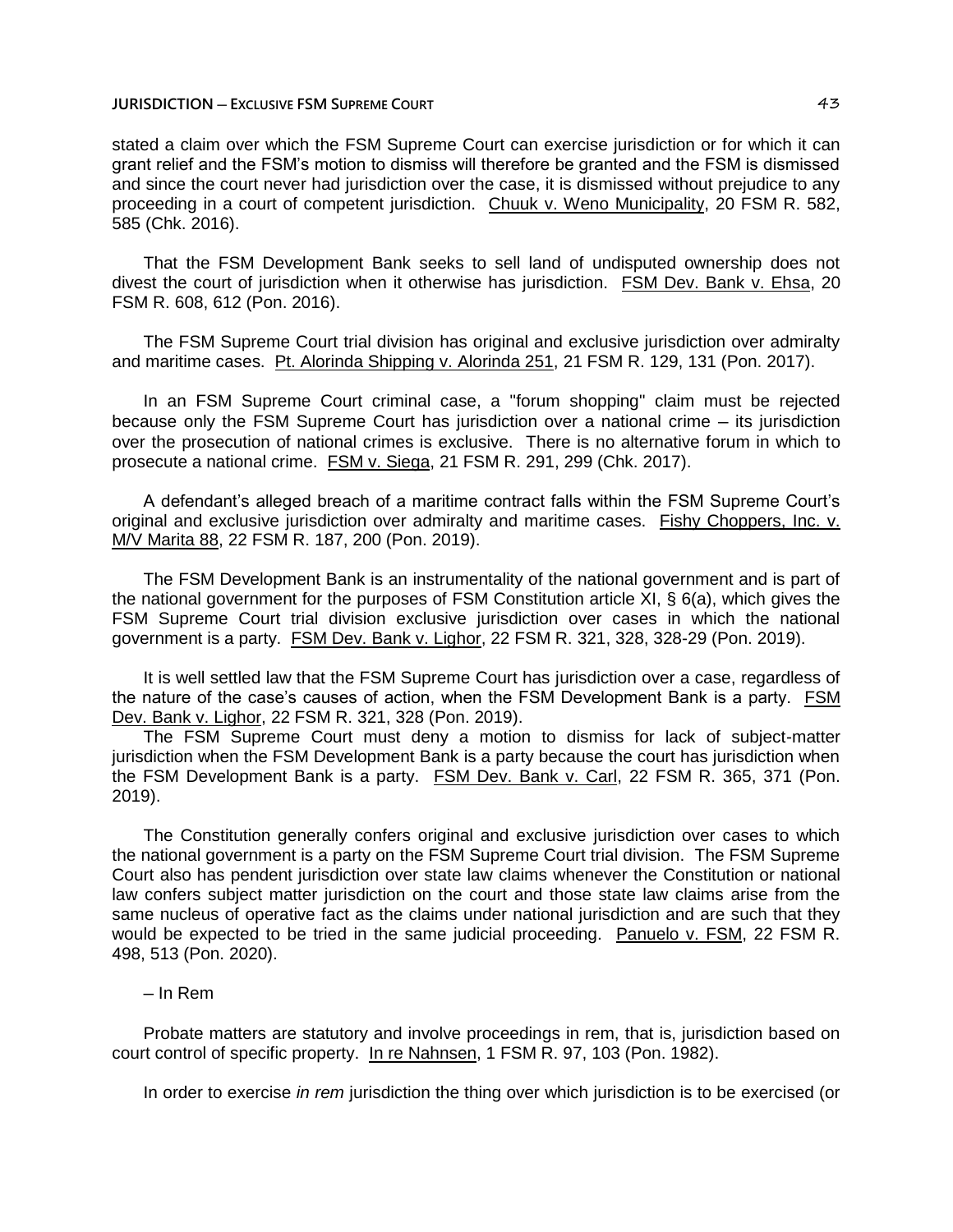stated a claim over which the FSM Supreme Court can exercise jurisdiction or for which it can grant relief and the FSM's motion to dismiss will therefore be granted and the FSM is dismissed and since the court never had jurisdiction over the case, it is dismissed without prejudice to any proceeding in a court of competent jurisdiction. Chuuk v. Weno Municipality, 20 FSM R. 582, 585 (Chk. 2016).

That the FSM Development Bank seeks to sell land of undisputed ownership does not divest the court of jurisdiction when it otherwise has jurisdiction. FSM Dev. Bank v. Ehsa, 20 FSM R. 608, 612 (Pon. 2016).

The FSM Supreme Court trial division has original and exclusive jurisdiction over admiralty and maritime cases. Pt. Alorinda Shipping v. Alorinda 251, 21 FSM R. 129, 131 (Pon. 2017).

In an FSM Supreme Court criminal case, a "forum shopping" claim must be rejected because only the FSM Supreme Court has jurisdiction over a national crime – its jurisdiction over the prosecution of national crimes is exclusive. There is no alternative forum in which to prosecute a national crime. FSM v. Siega, 21 FSM R. 291, 299 (Chk. 2017).

A defendant's alleged breach of a maritime contract falls within the FSM Supreme Court's original and exclusive jurisdiction over admiralty and maritime cases. Fishy Choppers, Inc. v. M/V Marita 88, 22 FSM R. 187, 200 (Pon. 2019).

The FSM Development Bank is an instrumentality of the national government and is part of the national government for the purposes of FSM Constitution article XI, § 6(a), which gives the FSM Supreme Court trial division exclusive jurisdiction over cases in which the national government is a party. FSM Dev. Bank v. Lighor, 22 FSM R. 321, 328, 328-29 (Pon. 2019).

It is well settled law that the FSM Supreme Court has jurisdiction over a case, regardless of the nature of the case's causes of action, when the FSM Development Bank is a party. FSM Dev. Bank v. Lighor, 22 FSM R. 321, 328 (Pon. 2019).

The FSM Supreme Court must deny a motion to dismiss for lack of subject-matter jurisdiction when the FSM Development Bank is a party because the court has jurisdiction when the FSM Development Bank is a party. FSM Dev. Bank v. Carl, 22 FSM R. 365, 371 (Pon. 2019).

The Constitution generally confers original and exclusive jurisdiction over cases to which the national government is a party on the FSM Supreme Court trial division. The FSM Supreme Court also has pendent jurisdiction over state law claims whenever the Constitution or national law confers subject matter jurisdiction on the court and those state law claims arise from the same nucleus of operative fact as the claims under national jurisdiction and are such that they would be expected to be tried in the same judicial proceeding. Panuelo v. FSM, 22 FSM R. 498, 513 (Pon. 2020).

– In Rem

Probate matters are statutory and involve proceedings in rem, that is, jurisdiction based on court control of specific property. In re Nahnsen, 1 FSM R. 97, 103 (Pon. 1982).

In order to exercise *in rem* jurisdiction the thing over which jurisdiction is to be exercised (or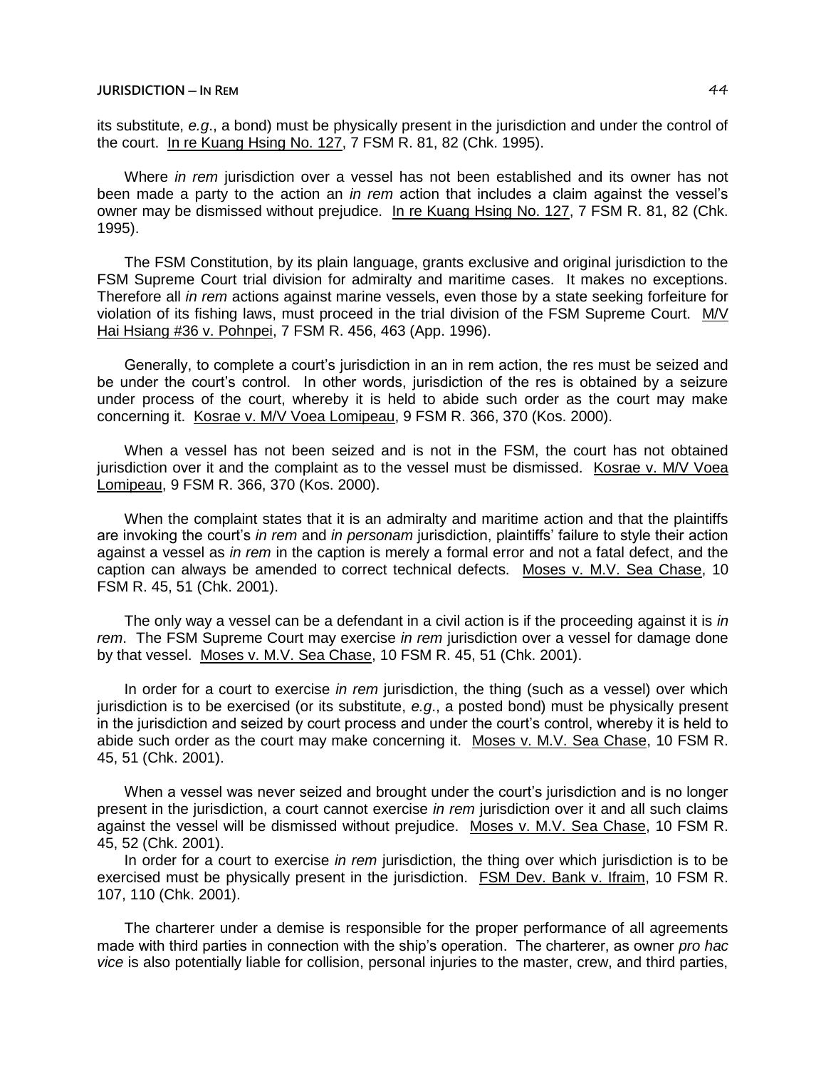its substitute, *e.g.*, a bond) must be physically present in the jurisdiction and under the control of the court. In re Kuang Hsing No. 127, 7 FSM R. 81, 82 (Chk. 1995).

Where *in rem* jurisdiction over a vessel has not been established and its owner has not been made a party to the action an *in rem* action that includes a claim against the vessel's owner may be dismissed without prejudice. In re Kuang Hsing No. 127, 7 FSM R. 81, 82 (Chk. 1995).

The FSM Constitution, by its plain language, grants exclusive and original jurisdiction to the FSM Supreme Court trial division for admiralty and maritime cases. It makes no exceptions. Therefore all *in rem* actions against marine vessels, even those by a state seeking forfeiture for violation of its fishing laws, must proceed in the trial division of the FSM Supreme Court. M/V Hai Hsiang #36 v. Pohnpei, 7 FSM R. 456, 463 (App. 1996).

Generally, to complete a court's jurisdiction in an in rem action, the res must be seized and be under the court's control. In other words, jurisdiction of the res is obtained by a seizure under process of the court, whereby it is held to abide such order as the court may make concerning it. Kosrae v. M/V Voea Lomipeau, 9 FSM R. 366, 370 (Kos. 2000).

When a vessel has not been seized and is not in the FSM, the court has not obtained jurisdiction over it and the complaint as to the vessel must be dismissed. Kosrae v. M/V Voea Lomipeau, 9 FSM R. 366, 370 (Kos. 2000).

When the complaint states that it is an admiralty and maritime action and that the plaintiffs are invoking the court's *in rem* and *in personam* jurisdiction, plaintiffs' failure to style their action against a vessel as *in rem* in the caption is merely a formal error and not a fatal defect, and the caption can always be amended to correct technical defects. Moses v. M.V. Sea Chase, 10 FSM R. 45, 51 (Chk. 2001).

The only way a vessel can be a defendant in a civil action is if the proceeding against it is *in rem*. The FSM Supreme Court may exercise *in rem* jurisdiction over a vessel for damage done by that vessel. Moses v. M.V. Sea Chase, 10 FSM R. 45, 51 (Chk. 2001).

In order for a court to exercise *in rem* jurisdiction, the thing (such as a vessel) over which jurisdiction is to be exercised (or its substitute, *e.g.*, a posted bond) must be physically present in the jurisdiction and seized by court process and under the court's control, whereby it is held to abide such order as the court may make concerning it. Moses v. M.V. Sea Chase, 10 FSM R. 45, 51 (Chk. 2001).

When a vessel was never seized and brought under the court's jurisdiction and is no longer present in the jurisdiction, a court cannot exercise *in rem* jurisdiction over it and all such claims against the vessel will be dismissed without prejudice. Moses v. M.V. Sea Chase, 10 FSM R. 45, 52 (Chk. 2001).

In order for a court to exercise *in rem* jurisdiction, the thing over which jurisdiction is to be exercised must be physically present in the jurisdiction. FSM Dev. Bank v. Ifraim, 10 FSM R. 107, 110 (Chk. 2001).

The charterer under a demise is responsible for the proper performance of all agreements made with third parties in connection with the ship's operation. The charterer, as owner *pro hac vice* is also potentially liable for collision, personal injuries to the master, crew, and third parties,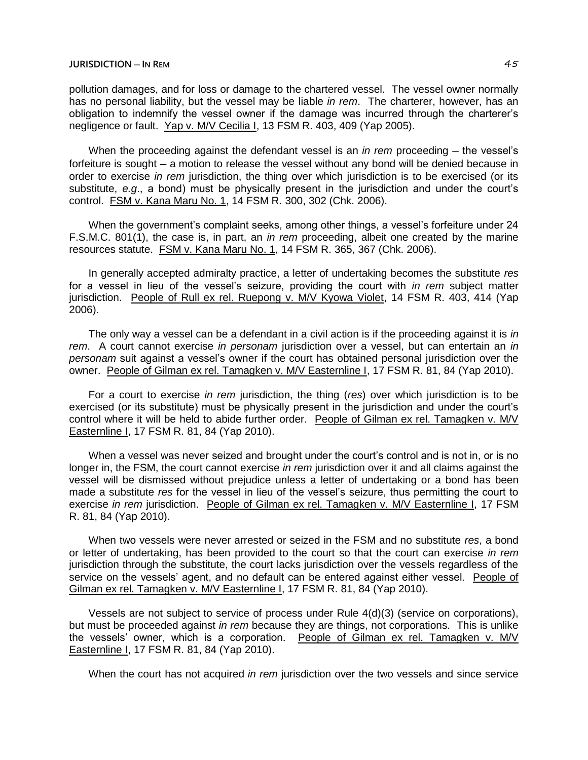pollution damages, and for loss or damage to the chartered vessel. The vessel owner normally has no personal liability, but the vessel may be liable *in rem*. The charterer, however, has an obligation to indemnify the vessel owner if the damage was incurred through the charterer's negligence or fault. Yap v. M/V Cecilia I, 13 FSM R. 403, 409 (Yap 2005).

When the proceeding against the defendant vessel is an *in rem* proceeding – the vessel's forfeiture is sought – a motion to release the vessel without any bond will be denied because in order to exercise *in rem* jurisdiction, the thing over which jurisdiction is to be exercised (or its substitute, *e.g*., a bond) must be physically present in the jurisdiction and under the court's control. FSM v. Kana Maru No. 1, 14 FSM R. 300, 302 (Chk. 2006).

When the government's complaint seeks, among other things, a vessel's forfeiture under 24 F.S.M.C. 801(1), the case is, in part, an *in rem* proceeding, albeit one created by the marine resources statute. FSM v. Kana Maru No. 1, 14 FSM R. 365, 367 (Chk. 2006).

In generally accepted admiralty practice, a letter of undertaking becomes the substitute *res* for a vessel in lieu of the vessel's seizure, providing the court with *in rem* subject matter jurisdiction. People of Rull ex rel. Ruepong v. M/V Kyowa Violet, 14 FSM R. 403, 414 (Yap 2006).

The only way a vessel can be a defendant in a civil action is if the proceeding against it is *in rem*. A court cannot exercise *in personam* jurisdiction over a vessel, but can entertain an *in personam* suit against a vessel's owner if the court has obtained personal jurisdiction over the owner. People of Gilman ex rel. Tamagken v. M/V Easternline I, 17 FSM R. 81, 84 (Yap 2010).

For a court to exercise *in rem* jurisdiction, the thing (*res*) over which jurisdiction is to be exercised (or its substitute) must be physically present in the jurisdiction and under the court's control where it will be held to abide further order. People of Gilman ex rel. Tamagken v. M/V Easternline I, 17 FSM R. 81, 84 (Yap 2010).

When a vessel was never seized and brought under the court's control and is not in, or is no longer in, the FSM, the court cannot exercise *in rem* jurisdiction over it and all claims against the vessel will be dismissed without prejudice unless a letter of undertaking or a bond has been made a substitute *res* for the vessel in lieu of the vessel's seizure, thus permitting the court to exercise *in rem* jurisdiction. People of Gilman ex rel. Tamagken v. M/V Easternline I, 17 FSM R. 81, 84 (Yap 2010).

When two vessels were never arrested or seized in the FSM and no substitute *res*, a bond or letter of undertaking, has been provided to the court so that the court can exercise *in rem* jurisdiction through the substitute, the court lacks jurisdiction over the vessels regardless of the service on the vessels' agent, and no default can be entered against either vessel. People of Gilman ex rel. Tamagken v. M/V Easternline I, 17 FSM R. 81, 84 (Yap 2010).

Vessels are not subject to service of process under Rule 4(d)(3) (service on corporations), but must be proceeded against *in rem* because they are things, not corporations. This is unlike the vessels' owner, which is a corporation. People of Gilman ex rel. Tamagken v. M/V Easternline I, 17 FSM R. 81, 84 (Yap 2010).

When the court has not acquired *in rem* jurisdiction over the two vessels and since service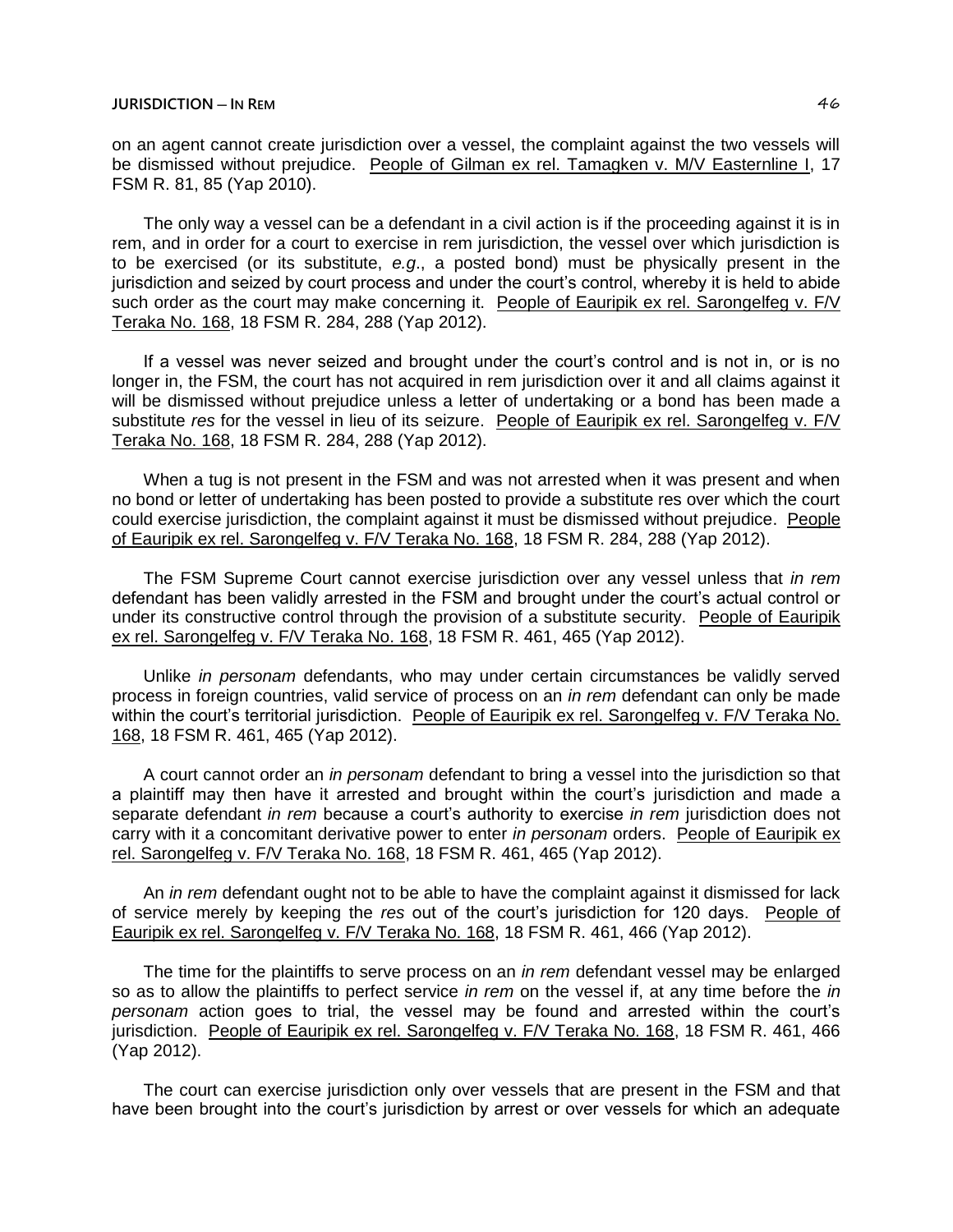on an agent cannot create jurisdiction over a vessel, the complaint against the two vessels will be dismissed without prejudice. People of Gilman ex rel. Tamagken v. M/V Easternline I, 17 FSM R. 81, 85 (Yap 2010).

The only way a vessel can be a defendant in a civil action is if the proceeding against it is in rem, and in order for a court to exercise in rem jurisdiction, the vessel over which jurisdiction is to be exercised (or its substitute, *e.g*., a posted bond) must be physically present in the jurisdiction and seized by court process and under the court's control, whereby it is held to abide such order as the court may make concerning it. People of Eauripik ex rel. Sarongelfeg v. F/V Teraka No. 168, 18 FSM R. 284, 288 (Yap 2012).

If a vessel was never seized and brought under the court's control and is not in, or is no longer in, the FSM, the court has not acquired in rem jurisdiction over it and all claims against it will be dismissed without prejudice unless a letter of undertaking or a bond has been made a substitute *res* for the vessel in lieu of its seizure. People of Eauripik ex rel. Sarongelfeg v. F/V Teraka No. 168, 18 FSM R. 284, 288 (Yap 2012).

When a tug is not present in the FSM and was not arrested when it was present and when no bond or letter of undertaking has been posted to provide a substitute res over which the court could exercise jurisdiction, the complaint against it must be dismissed without prejudice. People of Eauripik ex rel. Sarongelfeg v. F/V Teraka No. 168, 18 FSM R. 284, 288 (Yap 2012).

The FSM Supreme Court cannot exercise jurisdiction over any vessel unless that *in rem* defendant has been validly arrested in the FSM and brought under the court's actual control or under its constructive control through the provision of a substitute security. People of Eauripik ex rel. Sarongelfeg v. F/V Teraka No. 168, 18 FSM R. 461, 465 (Yap 2012).

Unlike *in personam* defendants, who may under certain circumstances be validly served process in foreign countries, valid service of process on an *in rem* defendant can only be made within the court's territorial jurisdiction. People of Eauripik ex rel. Sarongelfeg v. F/V Teraka No. 168, 18 FSM R. 461, 465 (Yap 2012).

A court cannot order an *in personam* defendant to bring a vessel into the jurisdiction so that a plaintiff may then have it arrested and brought within the court's jurisdiction and made a separate defendant *in rem* because a court's authority to exercise *in rem* jurisdiction does not carry with it a concomitant derivative power to enter *in personam* orders. People of Eauripik ex rel. Sarongelfeg v. F/V Teraka No. 168, 18 FSM R. 461, 465 (Yap 2012).

An *in rem* defendant ought not to be able to have the complaint against it dismissed for lack of service merely by keeping the *res* out of the court's jurisdiction for 120 days. People of Eauripik ex rel. Sarongelfeg v. F/V Teraka No. 168, 18 FSM R. 461, 466 (Yap 2012).

The time for the plaintiffs to serve process on an *in rem* defendant vessel may be enlarged so as to allow the plaintiffs to perfect service *in rem* on the vessel if, at any time before the *in personam* action goes to trial, the vessel may be found and arrested within the court's jurisdiction. People of Eauripik ex rel. Sarongelfeg v. F/V Teraka No. 168, 18 FSM R. 461, 466 (Yap 2012).

The court can exercise jurisdiction only over vessels that are present in the FSM and that have been brought into the court's jurisdiction by arrest or over vessels for which an adequate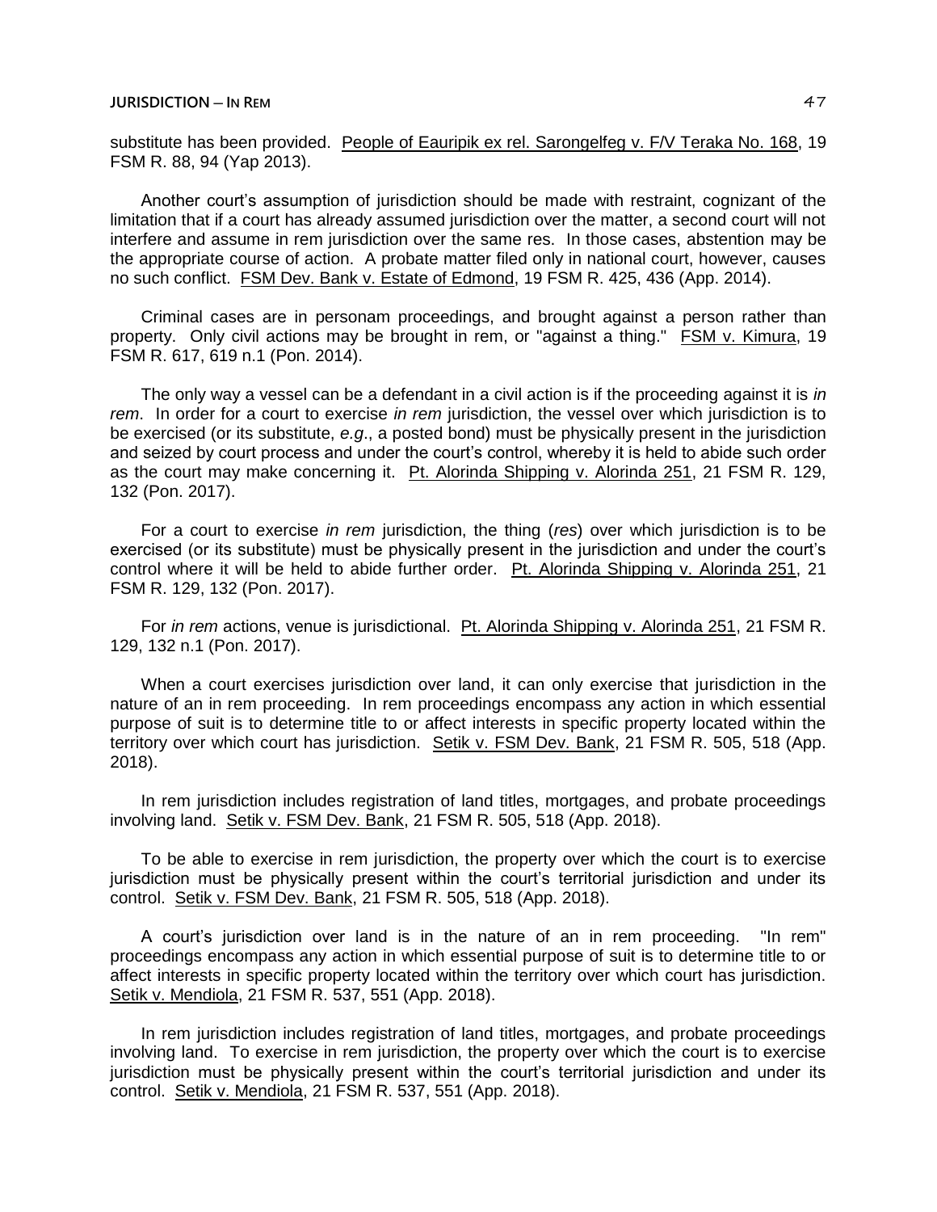substitute has been provided. People of Eauripik ex rel. Sarongelfeg v. F/V Teraka No. 168, 19 FSM R. 88, 94 (Yap 2013).

Another court's assumption of jurisdiction should be made with restraint, cognizant of the limitation that if a court has already assumed jurisdiction over the matter, a second court will not interfere and assume in rem jurisdiction over the same res. In those cases, abstention may be the appropriate course of action. A probate matter filed only in national court, however, causes no such conflict. FSM Dev. Bank v. Estate of Edmond, 19 FSM R. 425, 436 (App. 2014).

Criminal cases are in personam proceedings, and brought against a person rather than property. Only civil actions may be brought in rem, or "against a thing." FSM v. Kimura, 19 FSM R. 617, 619 n.1 (Pon. 2014).

The only way a vessel can be a defendant in a civil action is if the proceeding against it is *in rem*. In order for a court to exercise *in rem* jurisdiction, the vessel over which jurisdiction is to be exercised (or its substitute, *e.g*., a posted bond) must be physically present in the jurisdiction and seized by court process and under the court's control, whereby it is held to abide such order as the court may make concerning it. Pt. Alorinda Shipping v. Alorinda 251, 21 FSM R. 129, 132 (Pon. 2017).

For a court to exercise *in rem* jurisdiction, the thing (*res*) over which jurisdiction is to be exercised (or its substitute) must be physically present in the jurisdiction and under the court's control where it will be held to abide further order. Pt. Alorinda Shipping v. Alorinda 251, 21 FSM R. 129, 132 (Pon. 2017).

For *in rem* actions, venue is jurisdictional. Pt. Alorinda Shipping v. Alorinda 251, 21 FSM R. 129, 132 n.1 (Pon. 2017).

When a court exercises jurisdiction over land, it can only exercise that jurisdiction in the nature of an in rem proceeding. In rem proceedings encompass any action in which essential purpose of suit is to determine title to or affect interests in specific property located within the territory over which court has jurisdiction. Setik v. FSM Dev. Bank, 21 FSM R. 505, 518 (App. 2018).

In rem jurisdiction includes registration of land titles, mortgages, and probate proceedings involving land. Setik v. FSM Dev. Bank, 21 FSM R. 505, 518 (App. 2018).

To be able to exercise in rem jurisdiction, the property over which the court is to exercise jurisdiction must be physically present within the court's territorial jurisdiction and under its control. Setik v. FSM Dev. Bank, 21 FSM R. 505, 518 (App. 2018).

A court's jurisdiction over land is in the nature of an in rem proceeding. "In rem" proceedings encompass any action in which essential purpose of suit is to determine title to or affect interests in specific property located within the territory over which court has jurisdiction. Setik v. Mendiola, 21 FSM R. 537, 551 (App. 2018).

In rem jurisdiction includes registration of land titles, mortgages, and probate proceedings involving land. To exercise in rem jurisdiction, the property over which the court is to exercise jurisdiction must be physically present within the court's territorial jurisdiction and under its control. Setik v. Mendiola, 21 FSM R. 537, 551 (App. 2018).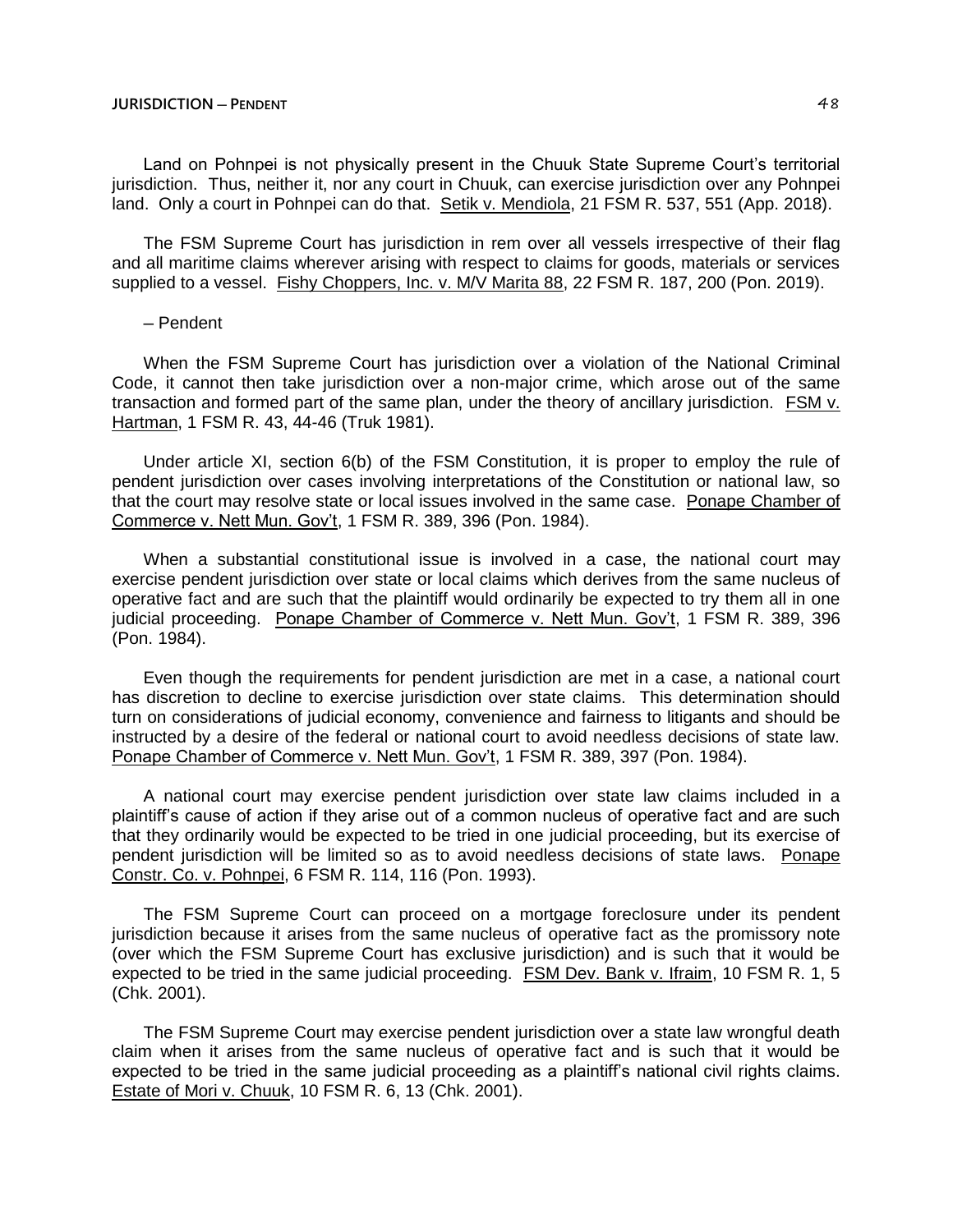Land on Pohnpei is not physically present in the Chuuk State Supreme Court's territorial jurisdiction. Thus, neither it, nor any court in Chuuk, can exercise jurisdiction over any Pohnpei land. Only a court in Pohnpei can do that. Setik v. Mendiola, 21 FSM R. 537, 551 (App. 2018).

The FSM Supreme Court has jurisdiction in rem over all vessels irrespective of their flag and all maritime claims wherever arising with respect to claims for goods, materials or services supplied to a vessel. Fishy Choppers, Inc. v. M/V Marita 88, 22 FSM R. 187, 200 (Pon. 2019).

– Pendent

When the FSM Supreme Court has jurisdiction over a violation of the National Criminal Code, it cannot then take jurisdiction over a non-major crime, which arose out of the same transaction and formed part of the same plan, under the theory of ancillary jurisdiction. FSM v. Hartman, 1 FSM R. 43, 44-46 (Truk 1981).

Under article XI, section 6(b) of the FSM Constitution, it is proper to employ the rule of pendent jurisdiction over cases involving interpretations of the Constitution or national law, so that the court may resolve state or local issues involved in the same case. Ponape Chamber of Commerce v. Nett Mun. Gov't, 1 FSM R. 389, 396 (Pon. 1984).

When a substantial constitutional issue is involved in a case, the national court may exercise pendent jurisdiction over state or local claims which derives from the same nucleus of operative fact and are such that the plaintiff would ordinarily be expected to try them all in one judicial proceeding. Ponape Chamber of Commerce v. Nett Mun. Gov't, 1 FSM R. 389, 396 (Pon. 1984).

Even though the requirements for pendent jurisdiction are met in a case, a national court has discretion to decline to exercise jurisdiction over state claims. This determination should turn on considerations of judicial economy, convenience and fairness to litigants and should be instructed by a desire of the federal or national court to avoid needless decisions of state law. Ponape Chamber of Commerce v. Nett Mun. Gov't, 1 FSM R. 389, 397 (Pon. 1984).

A national court may exercise pendent jurisdiction over state law claims included in a plaintiff's cause of action if they arise out of a common nucleus of operative fact and are such that they ordinarily would be expected to be tried in one judicial proceeding, but its exercise of pendent jurisdiction will be limited so as to avoid needless decisions of state laws. Ponape Constr. Co. v. Pohnpei, 6 FSM R. 114, 116 (Pon. 1993).

The FSM Supreme Court can proceed on a mortgage foreclosure under its pendent jurisdiction because it arises from the same nucleus of operative fact as the promissory note (over which the FSM Supreme Court has exclusive jurisdiction) and is such that it would be expected to be tried in the same judicial proceeding. FSM Dev. Bank v. Ifraim, 10 FSM R. 1, 5 (Chk. 2001).

The FSM Supreme Court may exercise pendent jurisdiction over a state law wrongful death claim when it arises from the same nucleus of operative fact and is such that it would be expected to be tried in the same judicial proceeding as a plaintiff's national civil rights claims. Estate of Mori v. Chuuk, 10 FSM R. 6, 13 (Chk. 2001).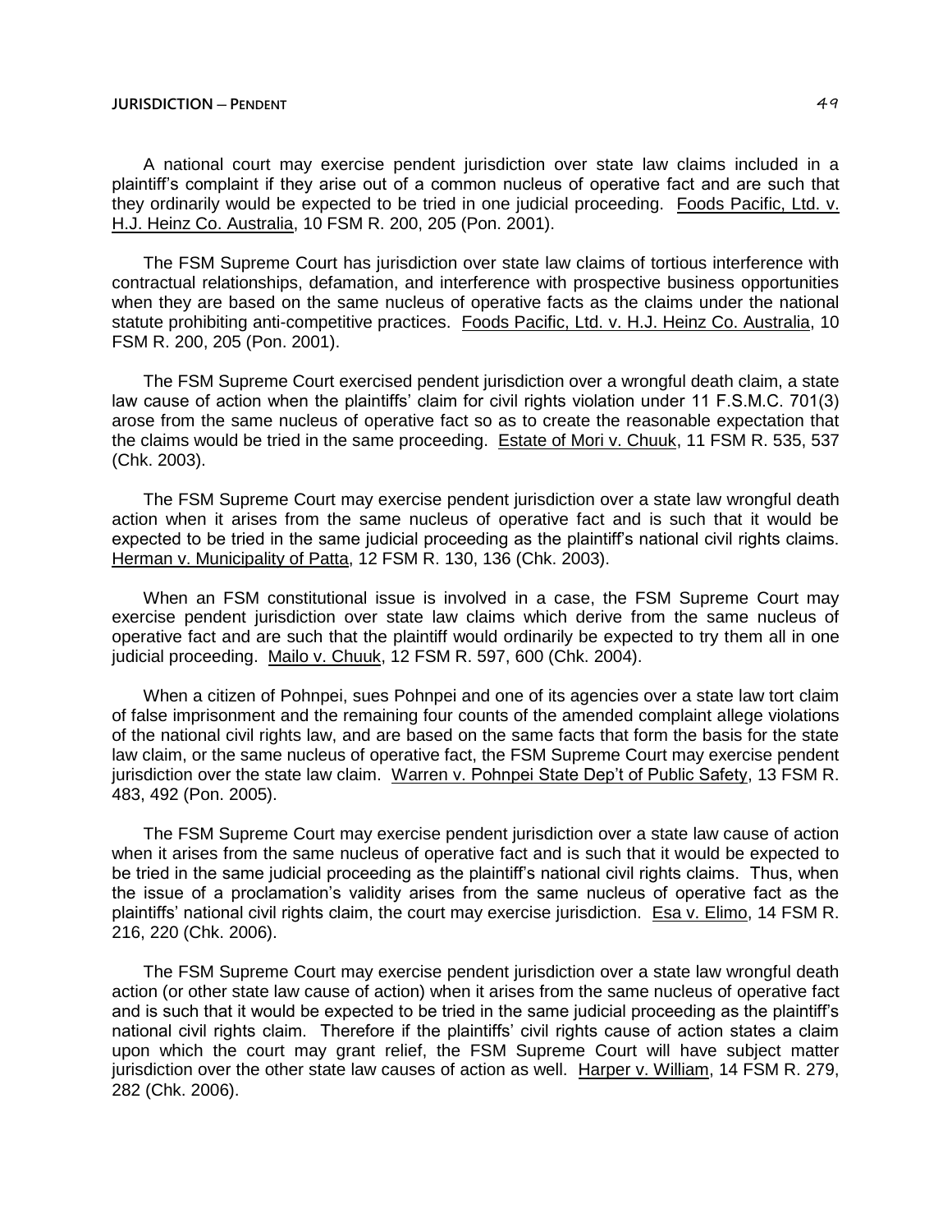A national court may exercise pendent jurisdiction over state law claims included in a plaintiff's complaint if they arise out of a common nucleus of operative fact and are such that they ordinarily would be expected to be tried in one judicial proceeding. Foods Pacific, Ltd. v. H.J. Heinz Co. Australia, 10 FSM R. 200, 205 (Pon. 2001).

The FSM Supreme Court has jurisdiction over state law claims of tortious interference with contractual relationships, defamation, and interference with prospective business opportunities when they are based on the same nucleus of operative facts as the claims under the national statute prohibiting anti-competitive practices. Foods Pacific, Ltd. v. H.J. Heinz Co. Australia, 10 FSM R. 200, 205 (Pon. 2001).

The FSM Supreme Court exercised pendent jurisdiction over a wrongful death claim, a state law cause of action when the plaintiffs' claim for civil rights violation under 11 F.S.M.C. 701(3) arose from the same nucleus of operative fact so as to create the reasonable expectation that the claims would be tried in the same proceeding. Estate of Mori v. Chuuk, 11 FSM R. 535, 537 (Chk. 2003).

The FSM Supreme Court may exercise pendent jurisdiction over a state law wrongful death action when it arises from the same nucleus of operative fact and is such that it would be expected to be tried in the same judicial proceeding as the plaintiff's national civil rights claims. Herman v. Municipality of Patta, 12 FSM R. 130, 136 (Chk. 2003).

When an FSM constitutional issue is involved in a case, the FSM Supreme Court may exercise pendent jurisdiction over state law claims which derive from the same nucleus of operative fact and are such that the plaintiff would ordinarily be expected to try them all in one judicial proceeding. Mailo v. Chuuk, 12 FSM R. 597, 600 (Chk. 2004).

When a citizen of Pohnpei, sues Pohnpei and one of its agencies over a state law tort claim of false imprisonment and the remaining four counts of the amended complaint allege violations of the national civil rights law, and are based on the same facts that form the basis for the state law claim, or the same nucleus of operative fact, the FSM Supreme Court may exercise pendent jurisdiction over the state law claim. Warren v. Pohnpei State Dep't of Public Safety, 13 FSM R. 483, 492 (Pon. 2005).

The FSM Supreme Court may exercise pendent jurisdiction over a state law cause of action when it arises from the same nucleus of operative fact and is such that it would be expected to be tried in the same judicial proceeding as the plaintiff's national civil rights claims. Thus, when the issue of a proclamation's validity arises from the same nucleus of operative fact as the plaintiffs' national civil rights claim, the court may exercise jurisdiction. Esa v. Elimo, 14 FSM R. 216, 220 (Chk. 2006).

The FSM Supreme Court may exercise pendent jurisdiction over a state law wrongful death action (or other state law cause of action) when it arises from the same nucleus of operative fact and is such that it would be expected to be tried in the same judicial proceeding as the plaintiff's national civil rights claim. Therefore if the plaintiffs' civil rights cause of action states a claim upon which the court may grant relief, the FSM Supreme Court will have subject matter jurisdiction over the other state law causes of action as well. Harper v. William, 14 FSM R. 279, 282 (Chk. 2006).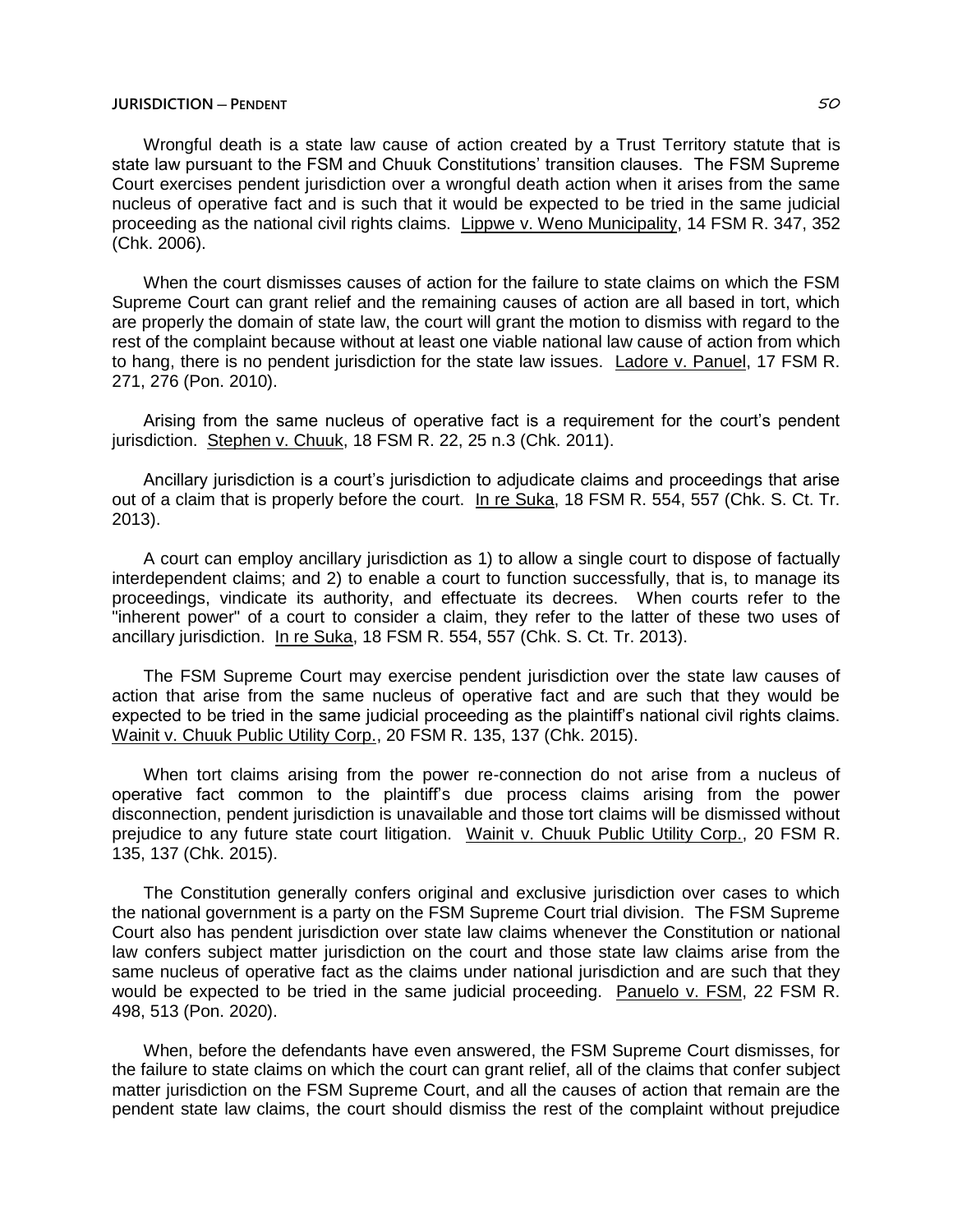Wrongful death is a state law cause of action created by a Trust Territory statute that is state law pursuant to the FSM and Chuuk Constitutions' transition clauses. The FSM Supreme Court exercises pendent jurisdiction over a wrongful death action when it arises from the same nucleus of operative fact and is such that it would be expected to be tried in the same judicial proceeding as the national civil rights claims. Lippwe v. Weno Municipality, 14 FSM R. 347, 352 (Chk. 2006).

When the court dismisses causes of action for the failure to state claims on which the FSM Supreme Court can grant relief and the remaining causes of action are all based in tort, which are properly the domain of state law, the court will grant the motion to dismiss with regard to the rest of the complaint because without at least one viable national law cause of action from which to hang, there is no pendent jurisdiction for the state law issues. Ladore v. Panuel, 17 FSM R. 271, 276 (Pon. 2010).

Arising from the same nucleus of operative fact is a requirement for the court's pendent jurisdiction. Stephen v. Chuuk, 18 FSM R. 22, 25 n.3 (Chk. 2011).

Ancillary jurisdiction is a court's jurisdiction to adjudicate claims and proceedings that arise out of a claim that is properly before the court. In re Suka, 18 FSM R. 554, 557 (Chk. S. Ct. Tr. 2013).

A court can employ ancillary jurisdiction as 1) to allow a single court to dispose of factually interdependent claims; and 2) to enable a court to function successfully, that is, to manage its proceedings, vindicate its authority, and effectuate its decrees. When courts refer to the "inherent power" of a court to consider a claim, they refer to the latter of these two uses of ancillary jurisdiction. In re Suka, 18 FSM R. 554, 557 (Chk. S. Ct. Tr. 2013).

The FSM Supreme Court may exercise pendent jurisdiction over the state law causes of action that arise from the same nucleus of operative fact and are such that they would be expected to be tried in the same judicial proceeding as the plaintiff's national civil rights claims. Wainit v. Chuuk Public Utility Corp., 20 FSM R. 135, 137 (Chk. 2015).

When tort claims arising from the power re-connection do not arise from a nucleus of operative fact common to the plaintiff's due process claims arising from the power disconnection, pendent jurisdiction is unavailable and those tort claims will be dismissed without prejudice to any future state court litigation. Wainit v. Chuuk Public Utility Corp., 20 FSM R. 135, 137 (Chk. 2015).

The Constitution generally confers original and exclusive jurisdiction over cases to which the national government is a party on the FSM Supreme Court trial division. The FSM Supreme Court also has pendent jurisdiction over state law claims whenever the Constitution or national law confers subject matter jurisdiction on the court and those state law claims arise from the same nucleus of operative fact as the claims under national jurisdiction and are such that they would be expected to be tried in the same judicial proceeding. Panuelo v. FSM, 22 FSM R. 498, 513 (Pon. 2020).

When, before the defendants have even answered, the FSM Supreme Court dismisses, for the failure to state claims on which the court can grant relief, all of the claims that confer subject matter jurisdiction on the FSM Supreme Court, and all the causes of action that remain are the pendent state law claims, the court should dismiss the rest of the complaint without prejudice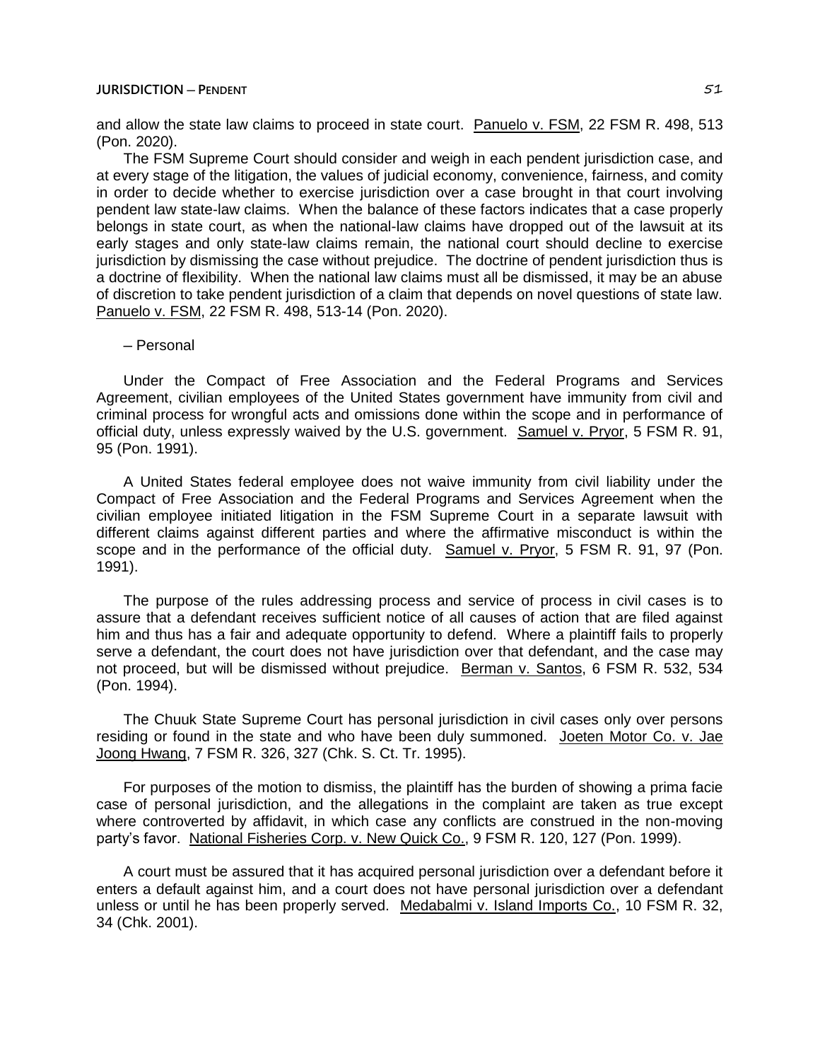and allow the state law claims to proceed in state court. Panuelo v. FSM, 22 FSM R. 498, 513 (Pon. 2020).

The FSM Supreme Court should consider and weigh in each pendent jurisdiction case, and at every stage of the litigation, the values of judicial economy, convenience, fairness, and comity in order to decide whether to exercise jurisdiction over a case brought in that court involving pendent law state-law claims. When the balance of these factors indicates that a case properly belongs in state court, as when the national-law claims have dropped out of the lawsuit at its early stages and only state-law claims remain, the national court should decline to exercise jurisdiction by dismissing the case without prejudice. The doctrine of pendent jurisdiction thus is a doctrine of flexibility. When the national law claims must all be dismissed, it may be an abuse of discretion to take pendent jurisdiction of a claim that depends on novel questions of state law. Panuelo v. FSM, 22 FSM R. 498, 513-14 (Pon. 2020).

– Personal

Under the Compact of Free Association and the Federal Programs and Services Agreement, civilian employees of the United States government have immunity from civil and criminal process for wrongful acts and omissions done within the scope and in performance of official duty, unless expressly waived by the U.S. government. Samuel v. Pryor, 5 FSM R. 91, 95 (Pon. 1991).

A United States federal employee does not waive immunity from civil liability under the Compact of Free Association and the Federal Programs and Services Agreement when the civilian employee initiated litigation in the FSM Supreme Court in a separate lawsuit with different claims against different parties and where the affirmative misconduct is within the scope and in the performance of the official duty. Samuel v. Pryor, 5 FSM R. 91, 97 (Pon. 1991).

The purpose of the rules addressing process and service of process in civil cases is to assure that a defendant receives sufficient notice of all causes of action that are filed against him and thus has a fair and adequate opportunity to defend. Where a plaintiff fails to properly serve a defendant, the court does not have jurisdiction over that defendant, and the case may not proceed, but will be dismissed without prejudice. Berman v. Santos, 6 FSM R. 532, 534 (Pon. 1994).

The Chuuk State Supreme Court has personal jurisdiction in civil cases only over persons residing or found in the state and who have been duly summoned. Joeten Motor Co. v. Jae Joong Hwang, 7 FSM R. 326, 327 (Chk. S. Ct. Tr. 1995).

For purposes of the motion to dismiss, the plaintiff has the burden of showing a prima facie case of personal jurisdiction, and the allegations in the complaint are taken as true except where controverted by affidavit, in which case any conflicts are construed in the non-moving party's favor. National Fisheries Corp. v. New Quick Co., 9 FSM R. 120, 127 (Pon. 1999).

A court must be assured that it has acquired personal jurisdiction over a defendant before it enters a default against him, and a court does not have personal jurisdiction over a defendant unless or until he has been properly served. Medabalmi v. Island Imports Co., 10 FSM R. 32, 34 (Chk. 2001).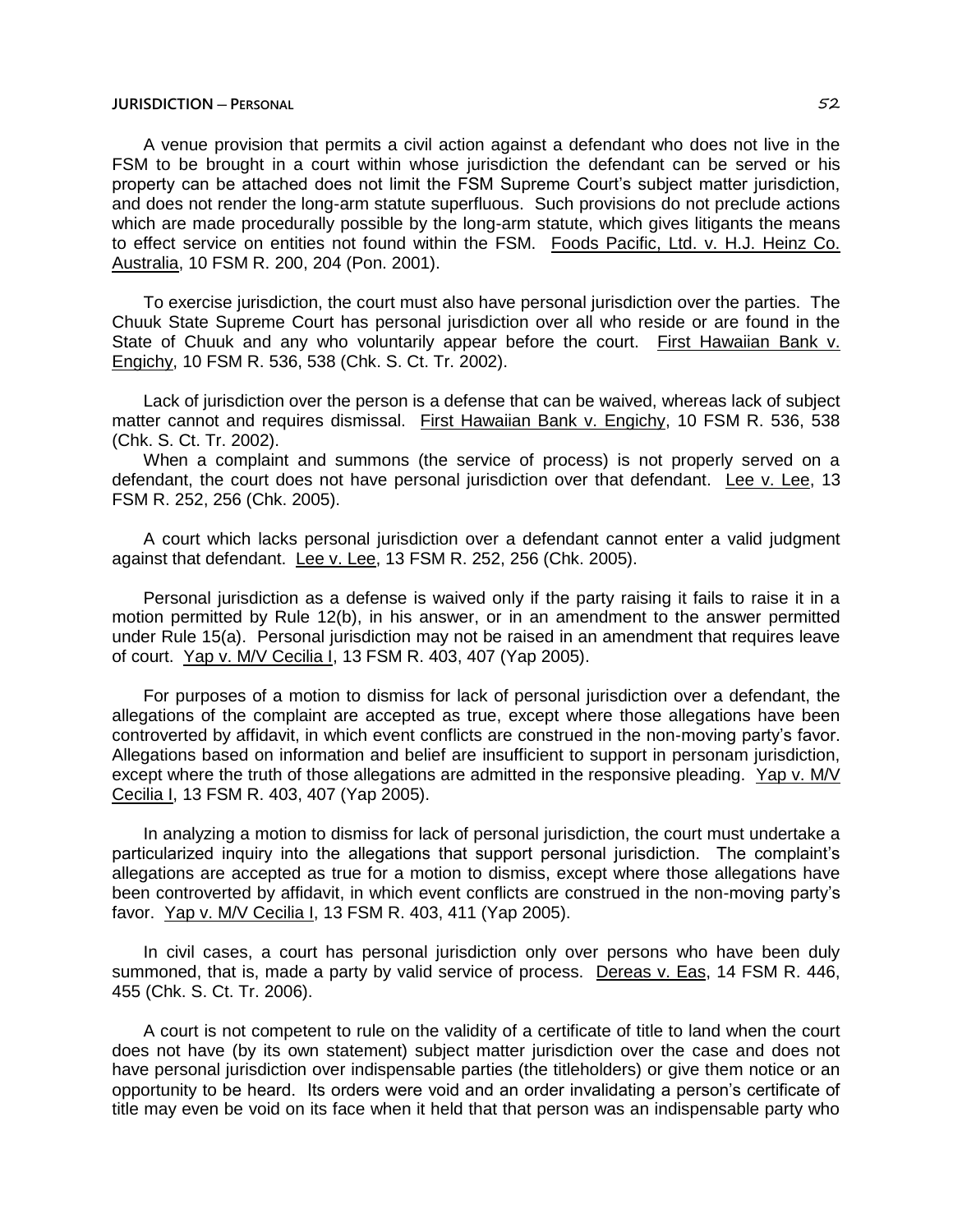A venue provision that permits a civil action against a defendant who does not live in the FSM to be brought in a court within whose jurisdiction the defendant can be served or his property can be attached does not limit the FSM Supreme Court's subject matter jurisdiction, and does not render the long-arm statute superfluous. Such provisions do not preclude actions which are made procedurally possible by the long-arm statute, which gives litigants the means to effect service on entities not found within the FSM. Foods Pacific, Ltd. v. H.J. Heinz Co. Australia, 10 FSM R. 200, 204 (Pon. 2001).

To exercise jurisdiction, the court must also have personal jurisdiction over the parties. The Chuuk State Supreme Court has personal jurisdiction over all who reside or are found in the State of Chuuk and any who voluntarily appear before the court. First Hawaiian Bank v. Engichy, 10 FSM R. 536, 538 (Chk. S. Ct. Tr. 2002).

Lack of jurisdiction over the person is a defense that can be waived, whereas lack of subject matter cannot and requires dismissal. First Hawaiian Bank v. Engichy, 10 FSM R. 536, 538 (Chk. S. Ct. Tr. 2002).

When a complaint and summons (the service of process) is not properly served on a defendant, the court does not have personal jurisdiction over that defendant. Lee v. Lee, 13 FSM R. 252, 256 (Chk. 2005).

A court which lacks personal jurisdiction over a defendant cannot enter a valid judgment against that defendant. Lee v. Lee, 13 FSM R. 252, 256 (Chk. 2005).

Personal jurisdiction as a defense is waived only if the party raising it fails to raise it in a motion permitted by Rule 12(b), in his answer, or in an amendment to the answer permitted under Rule 15(a). Personal jurisdiction may not be raised in an amendment that requires leave of court. Yap v. M/V Cecilia I, 13 FSM R. 403, 407 (Yap 2005).

For purposes of a motion to dismiss for lack of personal jurisdiction over a defendant, the allegations of the complaint are accepted as true, except where those allegations have been controverted by affidavit, in which event conflicts are construed in the non-moving party's favor. Allegations based on information and belief are insufficient to support in personam jurisdiction, except where the truth of those allegations are admitted in the responsive pleading. Yap v. M/V Cecilia I, 13 FSM R. 403, 407 (Yap 2005).

In analyzing a motion to dismiss for lack of personal jurisdiction, the court must undertake a particularized inquiry into the allegations that support personal jurisdiction. The complaint's allegations are accepted as true for a motion to dismiss, except where those allegations have been controverted by affidavit, in which event conflicts are construed in the non-moving party's favor. Yap v. M/V Cecilia I, 13 FSM R. 403, 411 (Yap 2005).

In civil cases, a court has personal jurisdiction only over persons who have been duly summoned, that is, made a party by valid service of process. Dereas v. Eas, 14 FSM R. 446, 455 (Chk. S. Ct. Tr. 2006).

A court is not competent to rule on the validity of a certificate of title to land when the court does not have (by its own statement) subject matter jurisdiction over the case and does not have personal jurisdiction over indispensable parties (the titleholders) or give them notice or an opportunity to be heard. Its orders were void and an order invalidating a person's certificate of title may even be void on its face when it held that that person was an indispensable party who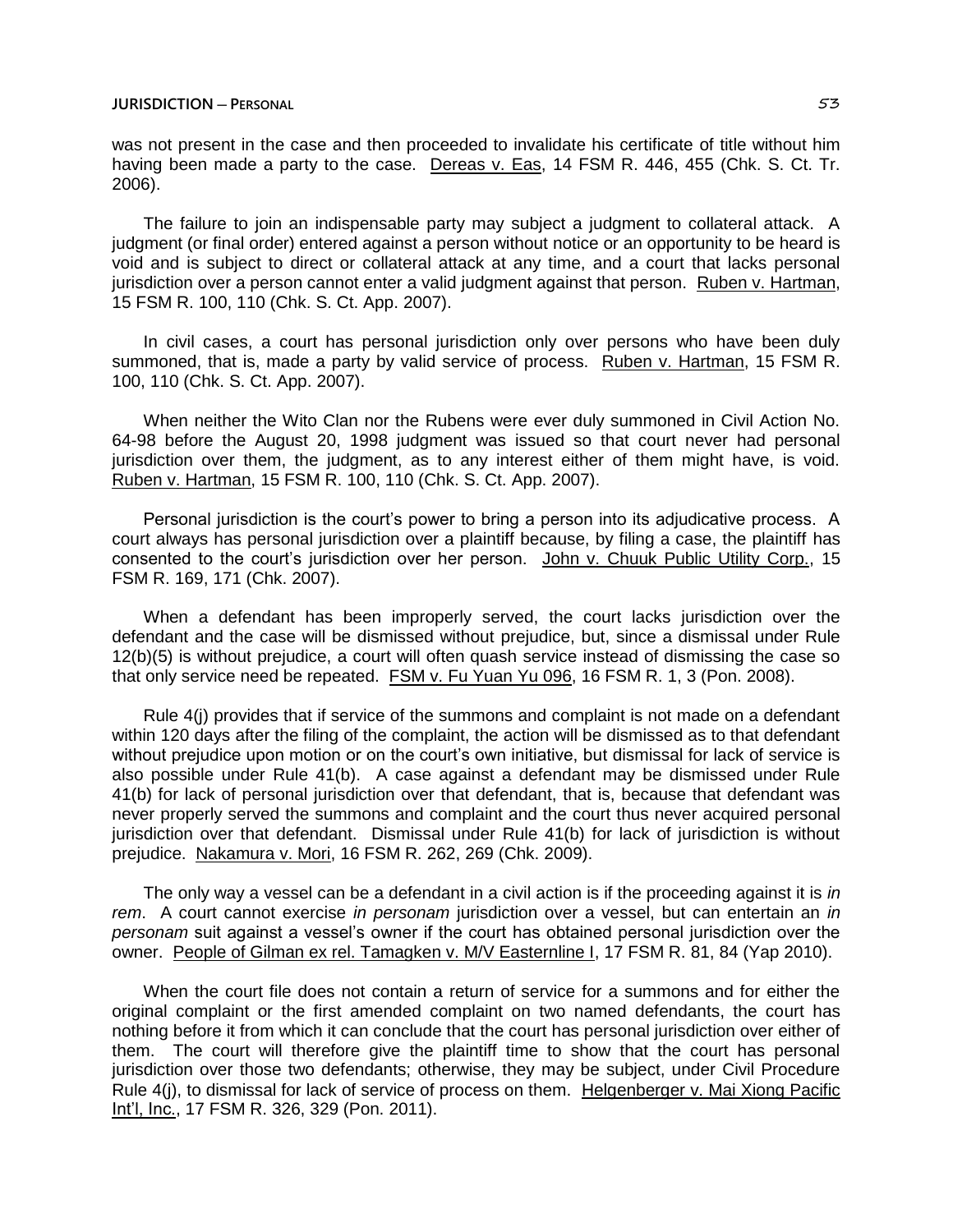was not present in the case and then proceeded to invalidate his certificate of title without him having been made a party to the case. Dereas v. Eas, 14 FSM R. 446, 455 (Chk. S. Ct. Tr. 2006).

The failure to join an indispensable party may subject a judgment to collateral attack. A judgment (or final order) entered against a person without notice or an opportunity to be heard is void and is subject to direct or collateral attack at any time, and a court that lacks personal jurisdiction over a person cannot enter a valid judgment against that person. Ruben v. Hartman, 15 FSM R. 100, 110 (Chk. S. Ct. App. 2007).

In civil cases, a court has personal jurisdiction only over persons who have been duly summoned, that is, made a party by valid service of process. Ruben v. Hartman, 15 FSM R. 100, 110 (Chk. S. Ct. App. 2007).

When neither the Wito Clan nor the Rubens were ever duly summoned in Civil Action No. 64-98 before the August 20, 1998 judgment was issued so that court never had personal jurisdiction over them, the judgment, as to any interest either of them might have, is void. Ruben v. Hartman, 15 FSM R. 100, 110 (Chk. S. Ct. App. 2007).

Personal jurisdiction is the court's power to bring a person into its adjudicative process. A court always has personal jurisdiction over a plaintiff because, by filing a case, the plaintiff has consented to the court's jurisdiction over her person. John v. Chuuk Public Utility Corp., 15 FSM R. 169, 171 (Chk. 2007).

When a defendant has been improperly served, the court lacks jurisdiction over the defendant and the case will be dismissed without prejudice, but, since a dismissal under Rule 12(b)(5) is without prejudice, a court will often quash service instead of dismissing the case so that only service need be repeated. FSM v. Fu Yuan Yu 096, 16 FSM R. 1, 3 (Pon. 2008).

Rule 4(j) provides that if service of the summons and complaint is not made on a defendant within 120 days after the filing of the complaint, the action will be dismissed as to that defendant without prejudice upon motion or on the court's own initiative, but dismissal for lack of service is also possible under Rule 41(b). A case against a defendant may be dismissed under Rule 41(b) for lack of personal jurisdiction over that defendant, that is, because that defendant was never properly served the summons and complaint and the court thus never acquired personal jurisdiction over that defendant. Dismissal under Rule 41(b) for lack of jurisdiction is without prejudice. Nakamura v. Mori, 16 FSM R. 262, 269 (Chk. 2009).

The only way a vessel can be a defendant in a civil action is if the proceeding against it is *in rem*. A court cannot exercise *in personam* jurisdiction over a vessel, but can entertain an *in personam* suit against a vessel's owner if the court has obtained personal jurisdiction over the owner. People of Gilman ex rel. Tamagken v. M/V Easternline I, 17 FSM R. 81, 84 (Yap 2010).

When the court file does not contain a return of service for a summons and for either the original complaint or the first amended complaint on two named defendants, the court has nothing before it from which it can conclude that the court has personal jurisdiction over either of them. The court will therefore give the plaintiff time to show that the court has personal jurisdiction over those two defendants; otherwise, they may be subject, under Civil Procedure Rule 4(j), to dismissal for lack of service of process on them. Helgenberger v. Mai Xiong Pacific Int'l, Inc., 17 FSM R. 326, 329 (Pon. 2011).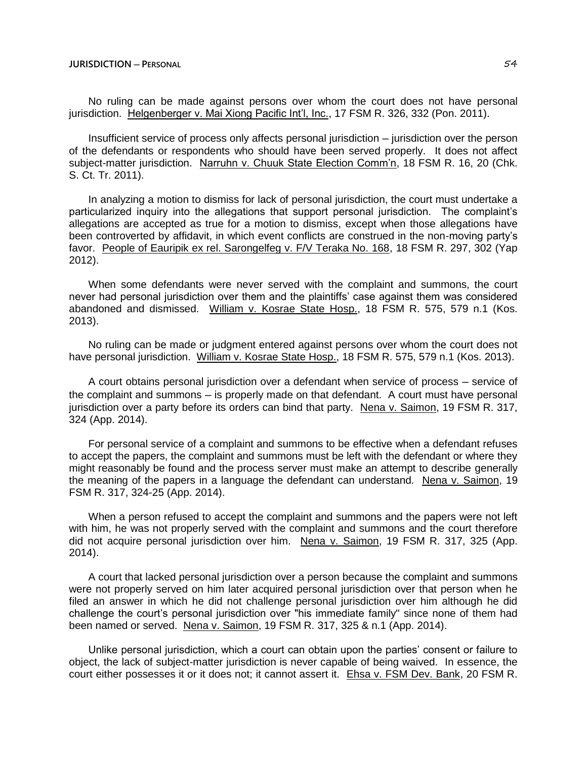No ruling can be made against persons over whom the court does not have personal jurisdiction. Helgenberger v. Mai Xiong Pacific Int'l, Inc., 17 FSM R. 326, 332 (Pon. 2011).

Insufficient service of process only affects personal jurisdiction – jurisdiction over the person of the defendants or respondents who should have been served properly. It does not affect subject-matter jurisdiction. Narruhn v. Chuuk State Election Comm'n, 18 FSM R. 16, 20 (Chk. S. Ct. Tr. 2011).

In analyzing a motion to dismiss for lack of personal jurisdiction, the court must undertake a particularized inquiry into the allegations that support personal jurisdiction. The complaint's allegations are accepted as true for a motion to dismiss, except when those allegations have been controverted by affidavit, in which event conflicts are construed in the non-moving party's favor. People of Eauripik ex rel. Sarongelfeg v. F/V Teraka No. 168, 18 FSM R. 297, 302 (Yap 2012).

When some defendants were never served with the complaint and summons, the court never had personal jurisdiction over them and the plaintiffs' case against them was considered abandoned and dismissed. William v. Kosrae State Hosp., 18 FSM R. 575, 579 n.1 (Kos. 2013).

No ruling can be made or judgment entered against persons over whom the court does not have personal jurisdiction. William v. Kosrae State Hosp., 18 FSM R. 575, 579 n.1 (Kos. 2013).

A court obtains personal jurisdiction over a defendant when service of process – service of the complaint and summons – is properly made on that defendant. A court must have personal jurisdiction over a party before its orders can bind that party. Nena v. Saimon, 19 FSM R. 317, 324 (App. 2014).

For personal service of a complaint and summons to be effective when a defendant refuses to accept the papers, the complaint and summons must be left with the defendant or where they might reasonably be found and the process server must make an attempt to describe generally the meaning of the papers in a language the defendant can understand. Nena v. Saimon, 19 FSM R. 317, 324-25 (App. 2014).

When a person refused to accept the complaint and summons and the papers were not left with him, he was not properly served with the complaint and summons and the court therefore did not acquire personal jurisdiction over him. Nena v. Saimon, 19 FSM R. 317, 325 (App. 2014).

A court that lacked personal jurisdiction over a person because the complaint and summons were not properly served on him later acquired personal jurisdiction over that person when he filed an answer in which he did not challenge personal jurisdiction over him although he did challenge the court's personal jurisdiction over "his immediate family" since none of them had been named or served. Nena v. Saimon, 19 FSM R. 317, 325 & n.1 (App. 2014).

Unlike personal jurisdiction, which a court can obtain upon the parties' consent or failure to object, the lack of subject-matter jurisdiction is never capable of being waived. In essence, the court either possesses it or it does not; it cannot assert it. Ehsa v. FSM Dev. Bank, 20 FSM R.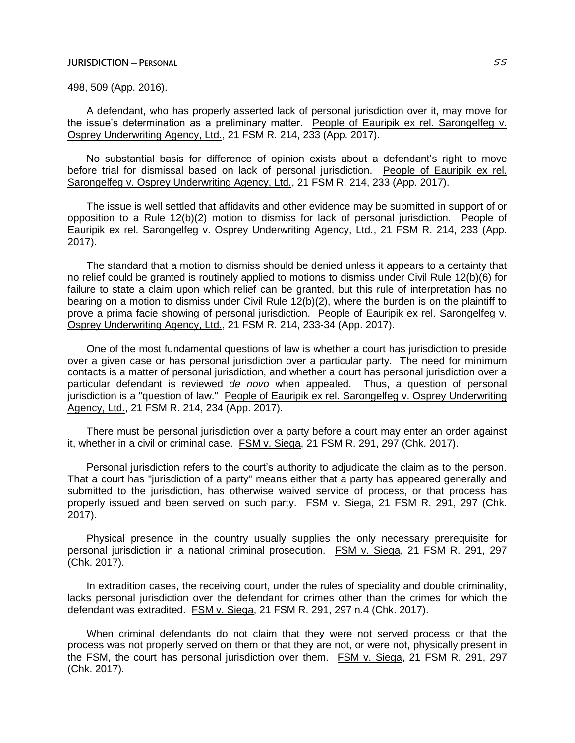498, 509 (App. 2016).

A defendant, who has properly asserted lack of personal jurisdiction over it, may move for the issue's determination as a preliminary matter. People of Eauripik ex rel. Sarongelfeg v. Osprey Underwriting Agency, Ltd., 21 FSM R. 214, 233 (App. 2017).

No substantial basis for difference of opinion exists about a defendant's right to move before trial for dismissal based on lack of personal jurisdiction. People of Eauripik ex rel. Sarongelfeg v. Osprey Underwriting Agency, Ltd., 21 FSM R. 214, 233 (App. 2017).

The issue is well settled that affidavits and other evidence may be submitted in support of or opposition to a Rule 12(b)(2) motion to dismiss for lack of personal jurisdiction. People of Eauripik ex rel. Sarongelfeg v. Osprey Underwriting Agency, Ltd., 21 FSM R. 214, 233 (App. 2017).

The standard that a motion to dismiss should be denied unless it appears to a certainty that no relief could be granted is routinely applied to motions to dismiss under Civil Rule 12(b)(6) for failure to state a claim upon which relief can be granted, but this rule of interpretation has no bearing on a motion to dismiss under Civil Rule 12(b)(2), where the burden is on the plaintiff to prove a prima facie showing of personal jurisdiction. People of Eauripik ex rel. Sarongelfeg v. Osprey Underwriting Agency, Ltd., 21 FSM R. 214, 233-34 (App. 2017).

One of the most fundamental questions of law is whether a court has jurisdiction to preside over a given case or has personal jurisdiction over a particular party. The need for minimum contacts is a matter of personal jurisdiction, and whether a court has personal jurisdiction over a particular defendant is reviewed *de novo* when appealed. Thus, a question of personal jurisdiction is a "question of law." People of Eauripik ex rel. Sarongelfeg v. Osprey Underwriting Agency, Ltd., 21 FSM R. 214, 234 (App. 2017).

There must be personal jurisdiction over a party before a court may enter an order against it, whether in a civil or criminal case. FSM v. Siega, 21 FSM R. 291, 297 (Chk. 2017).

Personal jurisdiction refers to the court's authority to adjudicate the claim as to the person. That a court has "jurisdiction of a party" means either that a party has appeared generally and submitted to the jurisdiction, has otherwise waived service of process, or that process has properly issued and been served on such party. FSM v. Siega, 21 FSM R. 291, 297 (Chk. 2017).

Physical presence in the country usually supplies the only necessary prerequisite for personal jurisdiction in a national criminal prosecution. FSM v. Siega, 21 FSM R. 291, 297 (Chk. 2017).

In extradition cases, the receiving court, under the rules of speciality and double criminality, lacks personal jurisdiction over the defendant for crimes other than the crimes for which the defendant was extradited. FSM v. Siega, 21 FSM R. 291, 297 n.4 (Chk. 2017).

When criminal defendants do not claim that they were not served process or that the process was not properly served on them or that they are not, or were not, physically present in the FSM, the court has personal jurisdiction over them. FSM v. Siega, 21 FSM R. 291, 297 (Chk. 2017).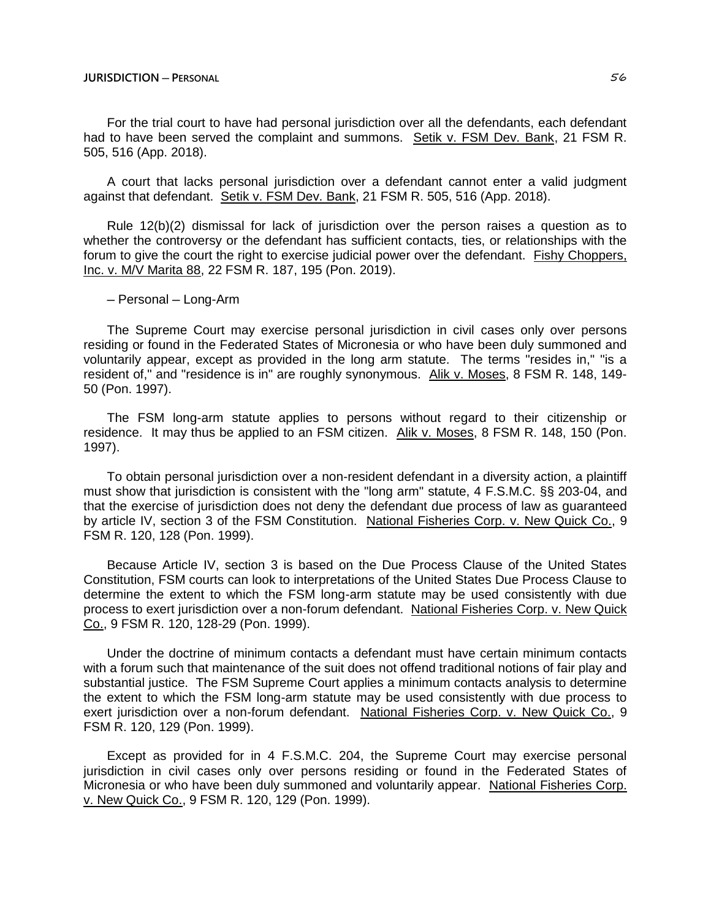For the trial court to have had personal jurisdiction over all the defendants, each defendant had to have been served the complaint and summons. Setik v. FSM Dev. Bank, 21 FSM R. 505, 516 (App. 2018).

A court that lacks personal jurisdiction over a defendant cannot enter a valid judgment against that defendant. Setik v. FSM Dev. Bank, 21 FSM R. 505, 516 (App. 2018).

Rule 12(b)(2) dismissal for lack of jurisdiction over the person raises a question as to whether the controversy or the defendant has sufficient contacts, ties, or relationships with the forum to give the court the right to exercise judicial power over the defendant. Fishy Choppers, Inc. v. M/V Marita 88, 22 FSM R. 187, 195 (Pon. 2019).

– Personal – Long-Arm

The Supreme Court may exercise personal jurisdiction in civil cases only over persons residing or found in the Federated States of Micronesia or who have been duly summoned and voluntarily appear, except as provided in the long arm statute. The terms "resides in," "is a resident of," and "residence is in" are roughly synonymous. Alik v. Moses, 8 FSM R. 148, 149-50 (Pon. 1997).

The FSM long-arm statute applies to persons without regard to their citizenship or residence. It may thus be applied to an FSM citizen. Alik v. Moses, 8 FSM R. 148, 150 (Pon. 1997).

To obtain personal jurisdiction over a non-resident defendant in a diversity action, a plaintiff must show that jurisdiction is consistent with the "long arm" statute, 4 F.S.M.C. §§ 203-04, and that the exercise of jurisdiction does not deny the defendant due process of law as guaranteed by article IV, section 3 of the FSM Constitution. National Fisheries Corp. v. New Quick Co., 9 FSM R. 120, 128 (Pon. 1999).

Because Article IV, section 3 is based on the Due Process Clause of the United States Constitution, FSM courts can look to interpretations of the United States Due Process Clause to determine the extent to which the FSM long-arm statute may be used consistently with due process to exert jurisdiction over a non-forum defendant. National Fisheries Corp. v. New Quick Co., 9 FSM R. 120, 128-29 (Pon. 1999).

Under the doctrine of minimum contacts a defendant must have certain minimum contacts with a forum such that maintenance of the suit does not offend traditional notions of fair play and substantial justice. The FSM Supreme Court applies a minimum contacts analysis to determine the extent to which the FSM long-arm statute may be used consistently with due process to exert jurisdiction over a non-forum defendant. National Fisheries Corp. v. New Quick Co., 9 FSM R. 120, 129 (Pon. 1999).

Except as provided for in 4 F.S.M.C. 204, the Supreme Court may exercise personal jurisdiction in civil cases only over persons residing or found in the Federated States of Micronesia or who have been duly summoned and voluntarily appear. National Fisheries Corp. v. New Quick Co., 9 FSM R. 120, 129 (Pon. 1999).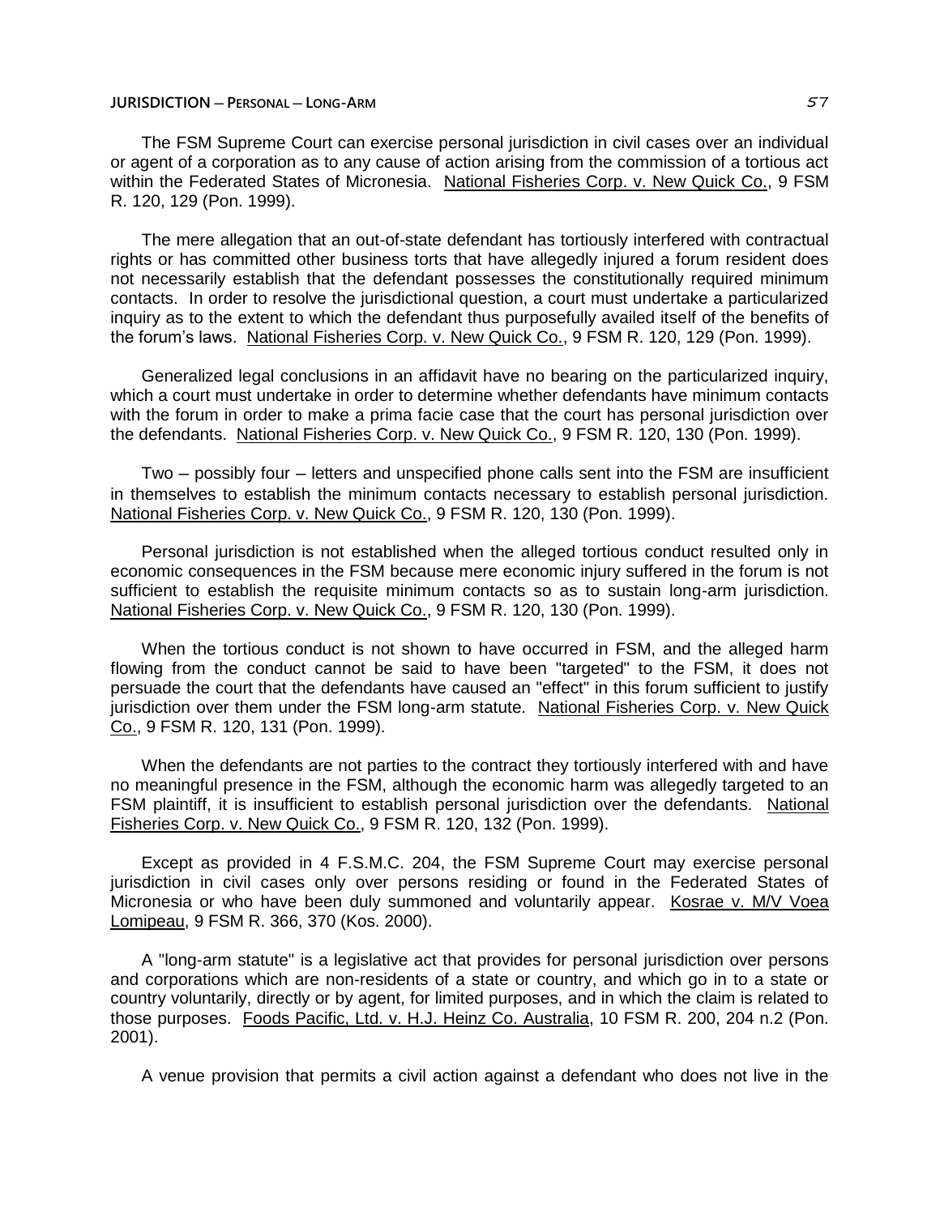The FSM Supreme Court can exercise personal jurisdiction in civil cases over an individual or agent of a corporation as to any cause of action arising from the commission of a tortious act within the Federated States of Micronesia. National Fisheries Corp. v. New Quick Co., 9 FSM R. 120, 129 (Pon. 1999).

The mere allegation that an out-of-state defendant has tortiously interfered with contractual rights or has committed other business torts that have allegedly injured a forum resident does not necessarily establish that the defendant possesses the constitutionally required minimum contacts. In order to resolve the jurisdictional question, a court must undertake a particularized inquiry as to the extent to which the defendant thus purposefully availed itself of the benefits of the forum's laws. National Fisheries Corp. v. New Quick Co., 9 FSM R. 120, 129 (Pon. 1999).

Generalized legal conclusions in an affidavit have no bearing on the particularized inquiry, which a court must undertake in order to determine whether defendants have minimum contacts with the forum in order to make a prima facie case that the court has personal jurisdiction over the defendants. National Fisheries Corp. v. New Quick Co., 9 FSM R. 120, 130 (Pon. 1999).

Two – possibly four – letters and unspecified phone calls sent into the FSM are insufficient in themselves to establish the minimum contacts necessary to establish personal jurisdiction. National Fisheries Corp. v. New Quick Co., 9 FSM R. 120, 130 (Pon. 1999).

Personal jurisdiction is not established when the alleged tortious conduct resulted only in economic consequences in the FSM because mere economic injury suffered in the forum is not sufficient to establish the requisite minimum contacts so as to sustain long-arm jurisdiction. National Fisheries Corp. v. New Quick Co., 9 FSM R. 120, 130 (Pon. 1999).

When the tortious conduct is not shown to have occurred in FSM, and the alleged harm flowing from the conduct cannot be said to have been "targeted" to the FSM, it does not persuade the court that the defendants have caused an "effect" in this forum sufficient to justify jurisdiction over them under the FSM long-arm statute. National Fisheries Corp. v. New Quick Co., 9 FSM R. 120, 131 (Pon. 1999).

When the defendants are not parties to the contract they tortiously interfered with and have no meaningful presence in the FSM, although the economic harm was allegedly targeted to an FSM plaintiff, it is insufficient to establish personal jurisdiction over the defendants. National Fisheries Corp. v. New Quick Co., 9 FSM R. 120, 132 (Pon. 1999).

Except as provided in 4 F.S.M.C. 204, the FSM Supreme Court may exercise personal jurisdiction in civil cases only over persons residing or found in the Federated States of Micronesia or who have been duly summoned and voluntarily appear. Kosrae v. M/V Voea Lomipeau, 9 FSM R. 366, 370 (Kos. 2000).

A "long-arm statute" is a legislative act that provides for personal jurisdiction over persons and corporations which are non-residents of a state or country, and which go in to a state or country voluntarily, directly or by agent, for limited purposes, and in which the claim is related to those purposes. Foods Pacific, Ltd. v. H.J. Heinz Co. Australia, 10 FSM R. 200, 204 n.2 (Pon. 2001).

A venue provision that permits a civil action against a defendant who does not live in the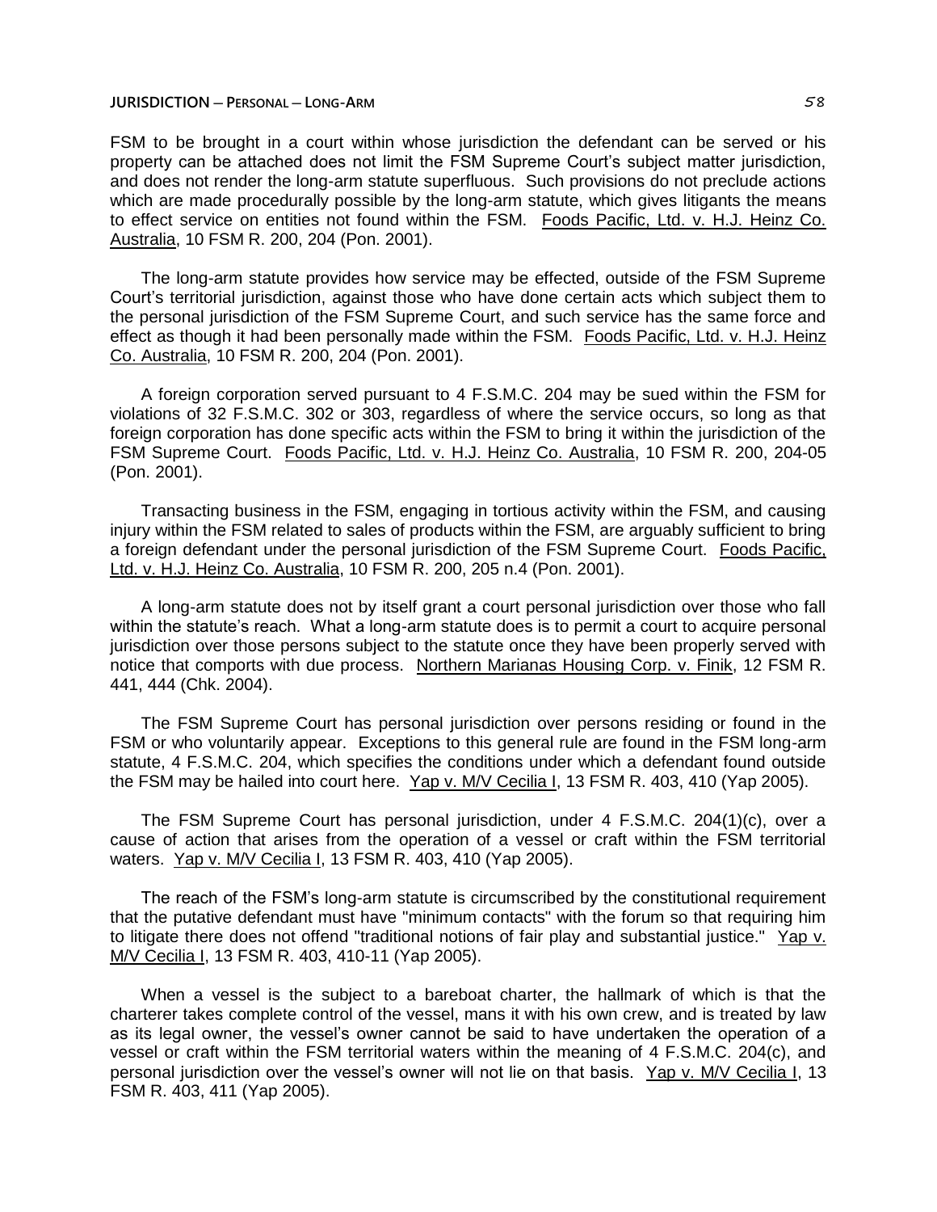FSM to be brought in a court within whose jurisdiction the defendant can be served or his property can be attached does not limit the FSM Supreme Court's subject matter jurisdiction, and does not render the long-arm statute superfluous. Such provisions do not preclude actions which are made procedurally possible by the long-arm statute, which gives litigants the means to effect service on entities not found within the FSM. Foods Pacific, Ltd. v. H.J. Heinz Co. Australia, 10 FSM R. 200, 204 (Pon. 2001).

The long-arm statute provides how service may be effected, outside of the FSM Supreme Court's territorial jurisdiction, against those who have done certain acts which subject them to the personal jurisdiction of the FSM Supreme Court, and such service has the same force and effect as though it had been personally made within the FSM. Foods Pacific, Ltd. v. H.J. Heinz Co. Australia, 10 FSM R. 200, 204 (Pon. 2001).

A foreign corporation served pursuant to 4 F.S.M.C. 204 may be sued within the FSM for violations of 32 F.S.M.C. 302 or 303, regardless of where the service occurs, so long as that foreign corporation has done specific acts within the FSM to bring it within the jurisdiction of the FSM Supreme Court. Foods Pacific, Ltd. v. H.J. Heinz Co. Australia, 10 FSM R. 200, 204-05 (Pon. 2001).

Transacting business in the FSM, engaging in tortious activity within the FSM, and causing injury within the FSM related to sales of products within the FSM, are arguably sufficient to bring a foreign defendant under the personal jurisdiction of the FSM Supreme Court. Foods Pacific, Ltd. v. H.J. Heinz Co. Australia, 10 FSM R. 200, 205 n.4 (Pon. 2001).

A long-arm statute does not by itself grant a court personal jurisdiction over those who fall within the statute's reach. What a long-arm statute does is to permit a court to acquire personal jurisdiction over those persons subject to the statute once they have been properly served with notice that comports with due process. Northern Marianas Housing Corp. v. Finik, 12 FSM R. 441, 444 (Chk. 2004).

The FSM Supreme Court has personal jurisdiction over persons residing or found in the FSM or who voluntarily appear. Exceptions to this general rule are found in the FSM long-arm statute, 4 F.S.M.C. 204, which specifies the conditions under which a defendant found outside the FSM may be hailed into court here. Yap v. M/V Cecilia I, 13 FSM R. 403, 410 (Yap 2005).

The FSM Supreme Court has personal jurisdiction, under 4 F.S.M.C. 204(1)(c), over a cause of action that arises from the operation of a vessel or craft within the FSM territorial waters. Yap v. M/V Cecilia I, 13 FSM R. 403, 410 (Yap 2005).

The reach of the FSM's long-arm statute is circumscribed by the constitutional requirement that the putative defendant must have "minimum contacts" with the forum so that requiring him to litigate there does not offend "traditional notions of fair play and substantial justice." Yap v. M/V Cecilia I, 13 FSM R. 403, 410-11 (Yap 2005).

When a vessel is the subject to a bareboat charter, the hallmark of which is that the charterer takes complete control of the vessel, mans it with his own crew, and is treated by law as its legal owner, the vessel's owner cannot be said to have undertaken the operation of a vessel or craft within the FSM territorial waters within the meaning of 4 F.S.M.C. 204(c), and personal jurisdiction over the vessel's owner will not lie on that basis. Yap v. M/V Cecilia I, 13 FSM R. 403, 411 (Yap 2005).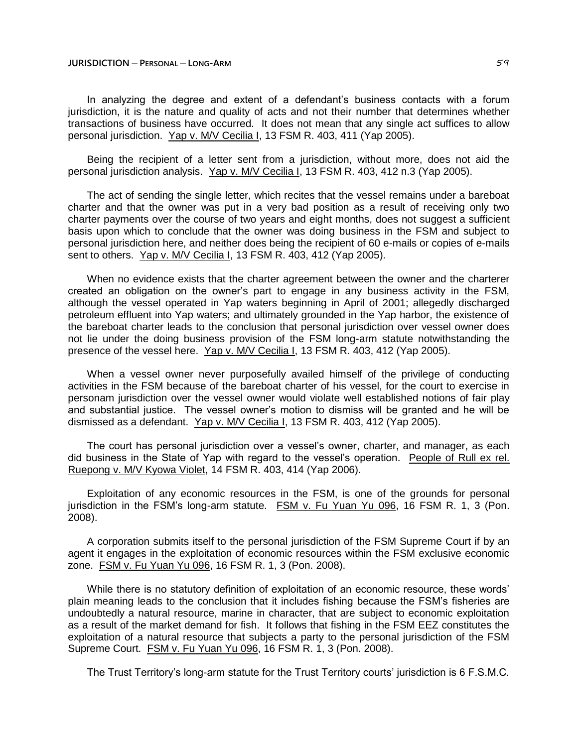In analyzing the degree and extent of a defendant's business contacts with a forum jurisdiction, it is the nature and quality of acts and not their number that determines whether transactions of business have occurred. It does not mean that any single act suffices to allow personal jurisdiction. Yap v. M/V Cecilia I, 13 FSM R. 403, 411 (Yap 2005).

Being the recipient of a letter sent from a jurisdiction, without more, does not aid the personal jurisdiction analysis. Yap v. M/V Cecilia I, 13 FSM R. 403, 412 n.3 (Yap 2005).

The act of sending the single letter, which recites that the vessel remains under a bareboat charter and that the owner was put in a very bad position as a result of receiving only two charter payments over the course of two years and eight months, does not suggest a sufficient basis upon which to conclude that the owner was doing business in the FSM and subject to personal jurisdiction here, and neither does being the recipient of 60 e-mails or copies of e-mails sent to others. Yap v. M/V Cecilia I, 13 FSM R. 403, 412 (Yap 2005).

When no evidence exists that the charter agreement between the owner and the charterer created an obligation on the owner's part to engage in any business activity in the FSM, although the vessel operated in Yap waters beginning in April of 2001; allegedly discharged petroleum effluent into Yap waters; and ultimately grounded in the Yap harbor, the existence of the bareboat charter leads to the conclusion that personal jurisdiction over vessel owner does not lie under the doing business provision of the FSM long-arm statute notwithstanding the presence of the vessel here. Yap v. M/V Cecilia I, 13 FSM R. 403, 412 (Yap 2005).

When a vessel owner never purposefully availed himself of the privilege of conducting activities in the FSM because of the bareboat charter of his vessel, for the court to exercise in personam jurisdiction over the vessel owner would violate well established notions of fair play and substantial justice. The vessel owner's motion to dismiss will be granted and he will be dismissed as a defendant. Yap v. M/V Cecilia I, 13 FSM R. 403, 412 (Yap 2005).

The court has personal jurisdiction over a vessel's owner, charter, and manager, as each did business in the State of Yap with regard to the vessel's operation. People of Rull ex rel. Ruepong v. M/V Kyowa Violet, 14 FSM R. 403, 414 (Yap 2006).

Exploitation of any economic resources in the FSM, is one of the grounds for personal jurisdiction in the FSM's long-arm statute. FSM v. Fu Yuan Yu 096, 16 FSM R. 1, 3 (Pon. 2008).

A corporation submits itself to the personal jurisdiction of the FSM Supreme Court if by an agent it engages in the exploitation of economic resources within the FSM exclusive economic zone. FSM v. Fu Yuan Yu 096, 16 FSM R. 1, 3 (Pon. 2008).

While there is no statutory definition of exploitation of an economic resource, these words' plain meaning leads to the conclusion that it includes fishing because the FSM's fisheries are undoubtedly a natural resource, marine in character, that are subject to economic exploitation as a result of the market demand for fish. It follows that fishing in the FSM EEZ constitutes the exploitation of a natural resource that subjects a party to the personal jurisdiction of the FSM Supreme Court. FSM v. Fu Yuan Yu 096, 16 FSM R. 1, 3 (Pon. 2008).

The Trust Territory's long-arm statute for the Trust Territory courts' jurisdiction is 6 F.S.M.C.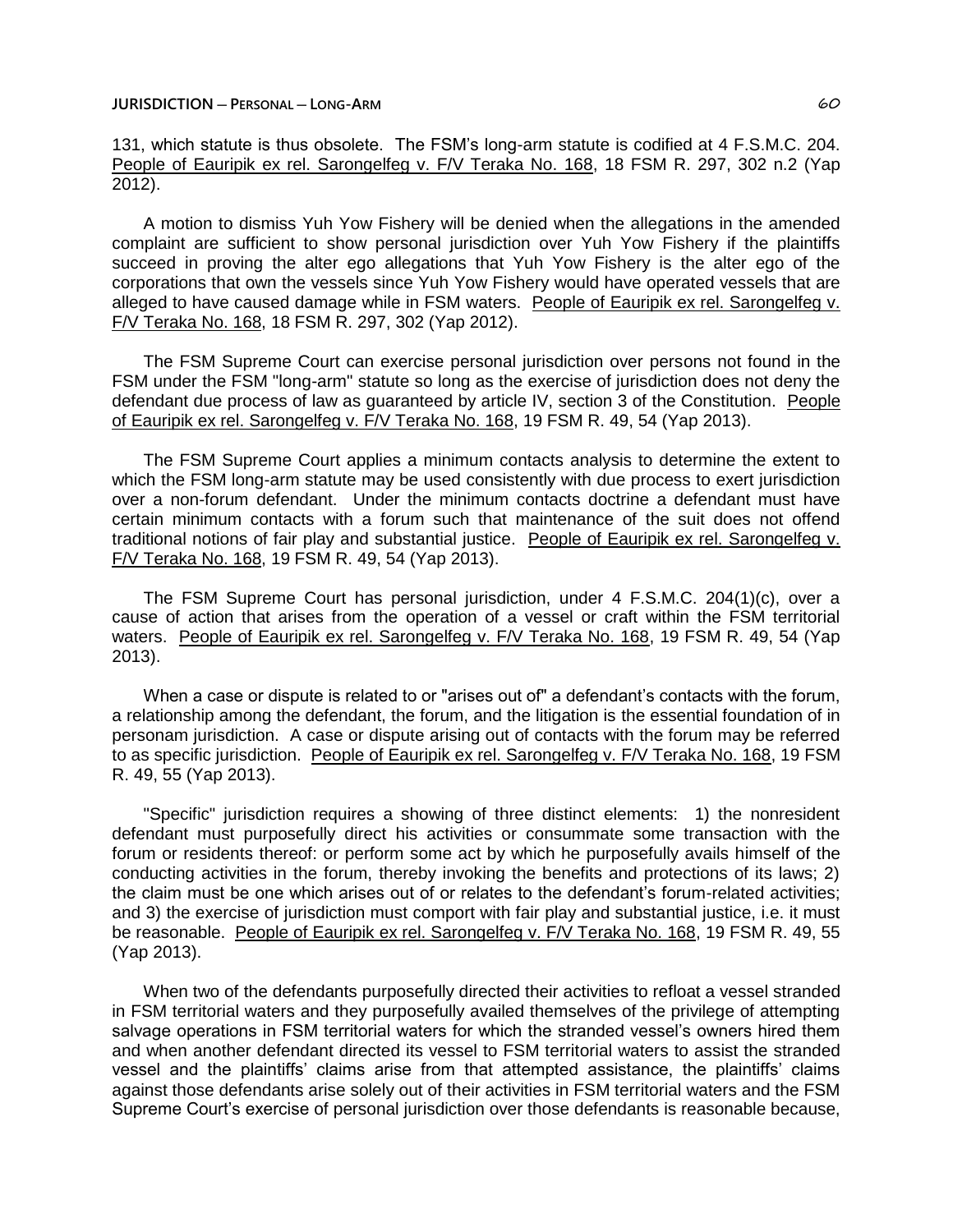131, which statute is thus obsolete. The FSM's long-arm statute is codified at 4 F.S.M.C. 204. People of Eauripik ex rel. Sarongelfeg v. F/V Teraka No. 168, 18 FSM R. 297, 302 n.2 (Yap 2012).

A motion to dismiss Yuh Yow Fishery will be denied when the allegations in the amended complaint are sufficient to show personal jurisdiction over Yuh Yow Fishery if the plaintiffs succeed in proving the alter ego allegations that Yuh Yow Fishery is the alter ego of the corporations that own the vessels since Yuh Yow Fishery would have operated vessels that are alleged to have caused damage while in FSM waters. People of Eauripik ex rel. Sarongelfeg v. F/V Teraka No. 168, 18 FSM R. 297, 302 (Yap 2012).

The FSM Supreme Court can exercise personal jurisdiction over persons not found in the FSM under the FSM "long-arm" statute so long as the exercise of jurisdiction does not deny the defendant due process of law as guaranteed by article IV, section 3 of the Constitution. People of Eauripik ex rel. Sarongelfeg v. F/V Teraka No. 168, 19 FSM R. 49, 54 (Yap 2013).

The FSM Supreme Court applies a minimum contacts analysis to determine the extent to which the FSM long-arm statute may be used consistently with due process to exert jurisdiction over a non-forum defendant. Under the minimum contacts doctrine a defendant must have certain minimum contacts with a forum such that maintenance of the suit does not offend traditional notions of fair play and substantial justice. People of Eauripik ex rel. Sarongelfeg v. F/V Teraka No. 168, 19 FSM R. 49, 54 (Yap 2013).

The FSM Supreme Court has personal jurisdiction, under 4 F.S.M.C. 204(1)(c), over a cause of action that arises from the operation of a vessel or craft within the FSM territorial waters. People of Eauripik ex rel. Sarongelfeg v. F/V Teraka No. 168, 19 FSM R. 49, 54 (Yap 2013).

When a case or dispute is related to or "arises out of" a defendant's contacts with the forum, a relationship among the defendant, the forum, and the litigation is the essential foundation of in personam jurisdiction. A case or dispute arising out of contacts with the forum may be referred to as specific jurisdiction. People of Eauripik ex rel. Sarongelfeg v. F/V Teraka No. 168, 19 FSM R. 49, 55 (Yap 2013).

"Specific" jurisdiction requires a showing of three distinct elements: 1) the nonresident defendant must purposefully direct his activities or consummate some transaction with the forum or residents thereof: or perform some act by which he purposefully avails himself of the conducting activities in the forum, thereby invoking the benefits and protections of its laws; 2) the claim must be one which arises out of or relates to the defendant's forum-related activities; and 3) the exercise of jurisdiction must comport with fair play and substantial justice, i.e. it must be reasonable. People of Eauripik ex rel. Sarongelfeg v. F/V Teraka No. 168, 19 FSM R. 49, 55 (Yap 2013).

When two of the defendants purposefully directed their activities to refloat a vessel stranded in FSM territorial waters and they purposefully availed themselves of the privilege of attempting salvage operations in FSM territorial waters for which the stranded vessel's owners hired them and when another defendant directed its vessel to FSM territorial waters to assist the stranded vessel and the plaintiffs' claims arise from that attempted assistance, the plaintiffs' claims against those defendants arise solely out of their activities in FSM territorial waters and the FSM Supreme Court's exercise of personal jurisdiction over those defendants is reasonable because,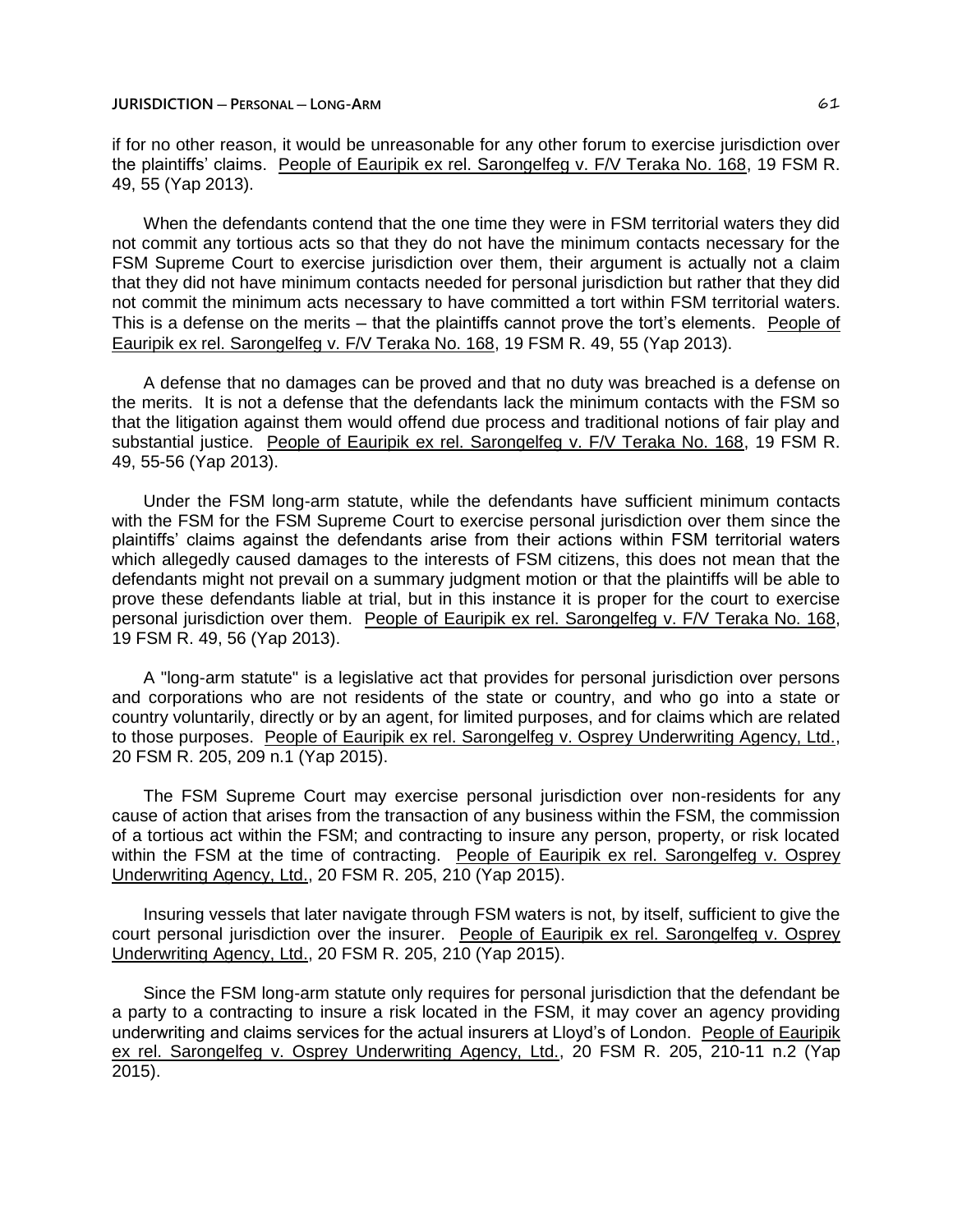if for no other reason, it would be unreasonable for any other forum to exercise jurisdiction over the plaintiffs' claims. People of Eauripik ex rel. Sarongelfeg v. F/V Teraka No. 168, 19 FSM R. 49, 55 (Yap 2013).

When the defendants contend that the one time they were in FSM territorial waters they did not commit any tortious acts so that they do not have the minimum contacts necessary for the FSM Supreme Court to exercise jurisdiction over them, their argument is actually not a claim that they did not have minimum contacts needed for personal jurisdiction but rather that they did not commit the minimum acts necessary to have committed a tort within FSM territorial waters. This is a defense on the merits – that the plaintiffs cannot prove the tort's elements. People of Eauripik ex rel. Sarongelfeg v. F/V Teraka No. 168, 19 FSM R. 49, 55 (Yap 2013).

A defense that no damages can be proved and that no duty was breached is a defense on the merits. It is not a defense that the defendants lack the minimum contacts with the FSM so that the litigation against them would offend due process and traditional notions of fair play and substantial justice. People of Eauripik ex rel. Sarongelfeg v. F/V Teraka No. 168, 19 FSM R. 49, 55-56 (Yap 2013).

Under the FSM long-arm statute, while the defendants have sufficient minimum contacts with the FSM for the FSM Supreme Court to exercise personal jurisdiction over them since the plaintiffs' claims against the defendants arise from their actions within FSM territorial waters which allegedly caused damages to the interests of FSM citizens, this does not mean that the defendants might not prevail on a summary judgment motion or that the plaintiffs will be able to prove these defendants liable at trial, but in this instance it is proper for the court to exercise personal jurisdiction over them. People of Eauripik ex rel. Sarongelfeg v. F/V Teraka No. 168, 19 FSM R. 49, 56 (Yap 2013).

A "long-arm statute" is a legislative act that provides for personal jurisdiction over persons and corporations who are not residents of the state or country, and who go into a state or country voluntarily, directly or by an agent, for limited purposes, and for claims which are related to those purposes. People of Eauripik ex rel. Sarongelfeg v. Osprey Underwriting Agency, Ltd., 20 FSM R. 205, 209 n.1 (Yap 2015).

The FSM Supreme Court may exercise personal jurisdiction over non-residents for any cause of action that arises from the transaction of any business within the FSM, the commission of a tortious act within the FSM; and contracting to insure any person, property, or risk located within the FSM at the time of contracting. People of Eauripik ex rel. Sarongelfeg v. Osprey Underwriting Agency, Ltd., 20 FSM R. 205, 210 (Yap 2015).

Insuring vessels that later navigate through FSM waters is not, by itself, sufficient to give the court personal jurisdiction over the insurer. People of Eauripik ex rel. Sarongelfeg v. Osprey Underwriting Agency, Ltd., 20 FSM R. 205, 210 (Yap 2015).

Since the FSM long-arm statute only requires for personal jurisdiction that the defendant be a party to a contracting to insure a risk located in the FSM, it may cover an agency providing underwriting and claims services for the actual insurers at Lloyd's of London. People of Eauripik ex rel. Sarongelfeg v. Osprey Underwriting Agency, Ltd., 20 FSM R. 205, 210-11 n.2 (Yap 2015).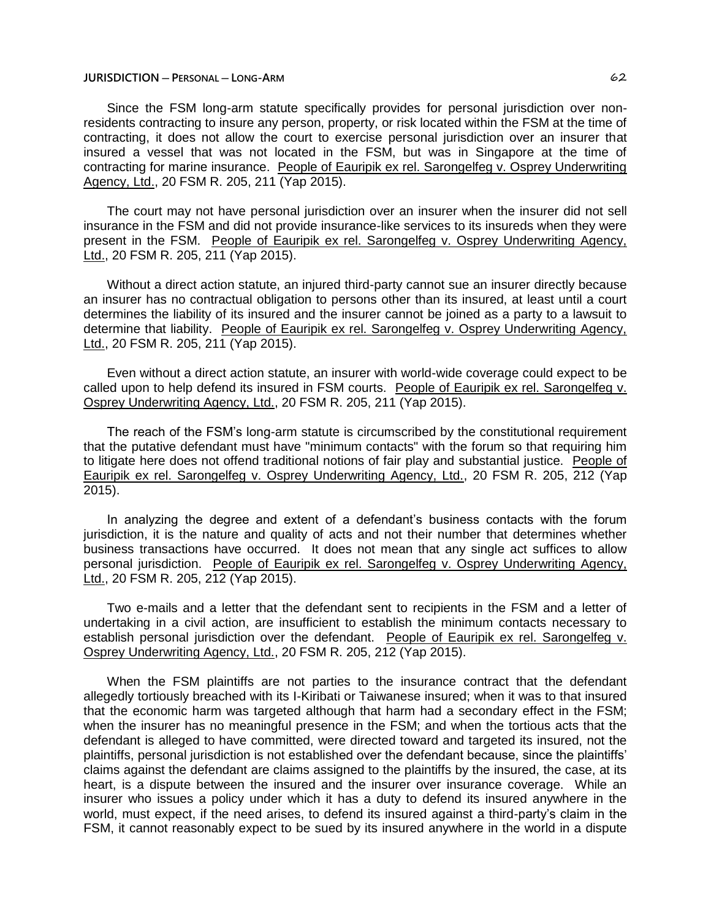Since the FSM long-arm statute specifically provides for personal jurisdiction over non-residents contracting to insure any person, property, or risk located within the FSM at the time of contracting, it does not allow the court to exercise personal jurisdiction over an insurer that insured a vessel that was not located in the FSM, but was in Singapore at the time of contracting for marine insurance. People of Eauripik ex rel. Sarongelfeg v. Osprey Underwriting Agency, Ltd., 20 FSM R. 205, 211 (Yap 2015).

The court may not have personal jurisdiction over an insurer when the insurer did not sell insurance in the FSM and did not provide insurance-like services to its insureds when they were present in the FSM. People of Eauripik ex rel. Sarongelfeg v. Osprey Underwriting Agency, Ltd., 20 FSM R. 205, 211 (Yap 2015).

Without a direct action statute, an injured third-party cannot sue an insurer directly because an insurer has no contractual obligation to persons other than its insured, at least until a court determines the liability of its insured and the insurer cannot be joined as a party to a lawsuit to determine that liability. People of Eauripik ex rel. Sarongelfeg v. Osprey Underwriting Agency, Ltd., 20 FSM R. 205, 211 (Yap 2015).

Even without a direct action statute, an insurer with world-wide coverage could expect to be called upon to help defend its insured in FSM courts. People of Eauripik ex rel. Sarongelfeg v. Osprey Underwriting Agency, Ltd., 20 FSM R. 205, 211 (Yap 2015).

The reach of the FSM's long-arm statute is circumscribed by the constitutional requirement that the putative defendant must have "minimum contacts" with the forum so that requiring him to litigate here does not offend traditional notions of fair play and substantial justice. People of Eauripik ex rel. Sarongelfeg v. Osprey Underwriting Agency, Ltd., 20 FSM R. 205, 212 (Yap 2015).

In analyzing the degree and extent of a defendant's business contacts with the forum jurisdiction, it is the nature and quality of acts and not their number that determines whether business transactions have occurred. It does not mean that any single act suffices to allow personal jurisdiction. People of Eauripik ex rel. Sarongelfeg v. Osprey Underwriting Agency, Ltd., 20 FSM R. 205, 212 (Yap 2015).

Two e-mails and a letter that the defendant sent to recipients in the FSM and a letter of undertaking in a civil action, are insufficient to establish the minimum contacts necessary to establish personal jurisdiction over the defendant. People of Eauripik ex rel. Sarongelfeg v. Osprey Underwriting Agency, Ltd., 20 FSM R. 205, 212 (Yap 2015).

When the FSM plaintiffs are not parties to the insurance contract that the defendant allegedly tortiously breached with its I-Kiribati or Taiwanese insured; when it was to that insured that the economic harm was targeted although that harm had a secondary effect in the FSM; when the insurer has no meaningful presence in the FSM; and when the tortious acts that the defendant is alleged to have committed, were directed toward and targeted its insured, not the plaintiffs, personal jurisdiction is not established over the defendant because, since the plaintiffs' claims against the defendant are claims assigned to the plaintiffs by the insured, the case, at its heart, is a dispute between the insured and the insurer over insurance coverage. While an insurer who issues a policy under which it has a duty to defend its insured anywhere in the world, must expect, if the need arises, to defend its insured against a third-party's claim in the FSM, it cannot reasonably expect to be sued by its insured anywhere in the world in a dispute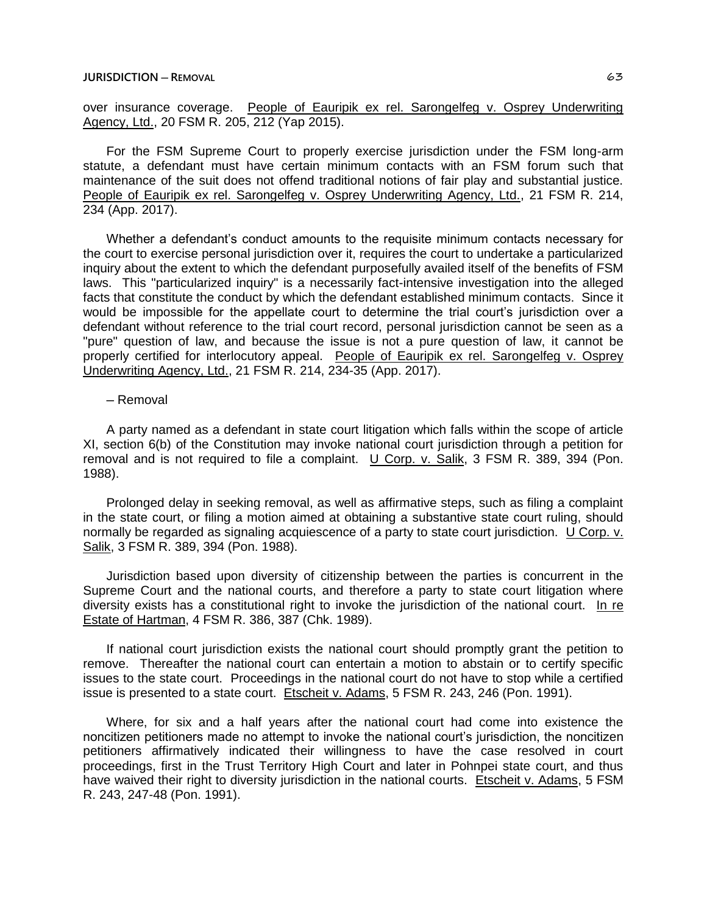over insurance coverage. People of Eauripik ex rel. Sarongelfeg v. Osprey Underwriting Agency, Ltd., 20 FSM R. 205, 212 (Yap 2015).

For the FSM Supreme Court to properly exercise jurisdiction under the FSM long-arm statute, a defendant must have certain minimum contacts with an FSM forum such that maintenance of the suit does not offend traditional notions of fair play and substantial justice. People of Eauripik ex rel. Sarongelfeg v. Osprey Underwriting Agency, Ltd., 21 FSM R. 214, 234 (App. 2017).

Whether a defendant's conduct amounts to the requisite minimum contacts necessary for the court to exercise personal jurisdiction over it, requires the court to undertake a particularized inquiry about the extent to which the defendant purposefully availed itself of the benefits of FSM laws. This "particularized inquiry" is a necessarily fact-intensive investigation into the alleged facts that constitute the conduct by which the defendant established minimum contacts. Since it would be impossible for the appellate court to determine the trial court's jurisdiction over a defendant without reference to the trial court record, personal jurisdiction cannot be seen as a "pure" question of law, and because the issue is not a pure question of law, it cannot be properly certified for interlocutory appeal. People of Eauripik ex rel. Sarongelfeg v. Osprey Underwriting Agency, Ltd., 21 FSM R. 214, 234-35 (App. 2017).

– Removal

A party named as a defendant in state court litigation which falls within the scope of article XI, section 6(b) of the Constitution may invoke national court jurisdiction through a petition for removal and is not required to file a complaint. U Corp. v. Salik, 3 FSM R. 389, 394 (Pon. 1988).

Prolonged delay in seeking removal, as well as affirmative steps, such as filing a complaint in the state court, or filing a motion aimed at obtaining a substantive state court ruling, should normally be regarded as signaling acquiescence of a party to state court jurisdiction. U Corp. v. Salik, 3 FSM R. 389, 394 (Pon. 1988).

Jurisdiction based upon diversity of citizenship between the parties is concurrent in the Supreme Court and the national courts, and therefore a party to state court litigation where diversity exists has a constitutional right to invoke the jurisdiction of the national court. In re Estate of Hartman, 4 FSM R. 386, 387 (Chk. 1989).

If national court jurisdiction exists the national court should promptly grant the petition to remove. Thereafter the national court can entertain a motion to abstain or to certify specific issues to the state court. Proceedings in the national court do not have to stop while a certified issue is presented to a state court. Etscheit v. Adams, 5 FSM R. 243, 246 (Pon. 1991).

Where, for six and a half years after the national court had come into existence the noncitizen petitioners made no attempt to invoke the national court's jurisdiction, the noncitizen petitioners affirmatively indicated their willingness to have the case resolved in court proceedings, first in the Trust Territory High Court and later in Pohnpei state court, and thus have waived their right to diversity jurisdiction in the national courts. Etscheit v. Adams, 5 FSM R. 243, 247-48 (Pon. 1991).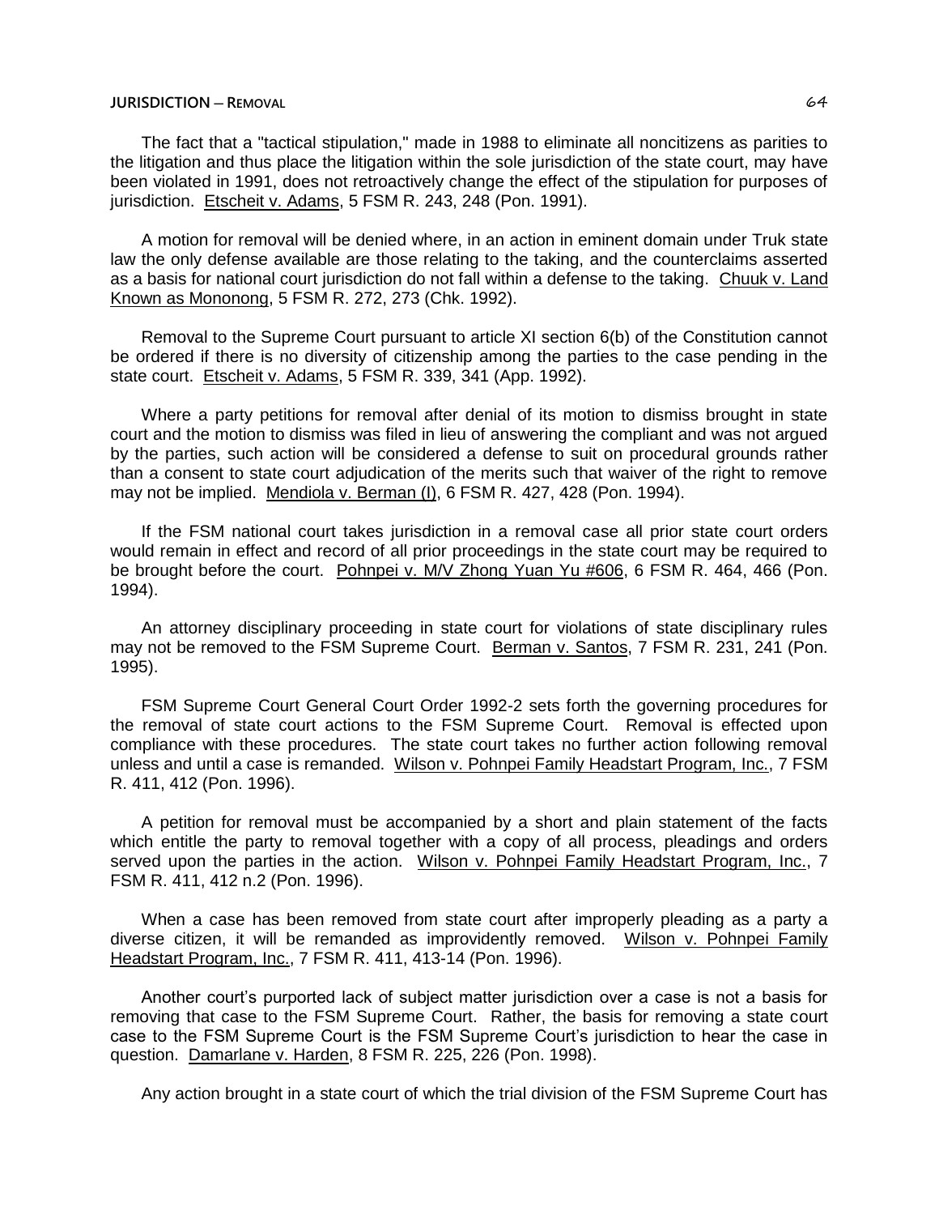The fact that a "tactical stipulation," made in 1988 to eliminate all noncitizens as parities to the litigation and thus place the litigation within the sole jurisdiction of the state court, may have been violated in 1991, does not retroactively change the effect of the stipulation for purposes of jurisdiction. Etscheit v. Adams, 5 FSM R. 243, 248 (Pon. 1991).

A motion for removal will be denied where, in an action in eminent domain under Truk state law the only defense available are those relating to the taking, and the counterclaims asserted as a basis for national court jurisdiction do not fall within a defense to the taking. Chuuk v. Land Known as Mononong, 5 FSM R. 272, 273 (Chk. 1992).

Removal to the Supreme Court pursuant to article XI section 6(b) of the Constitution cannot be ordered if there is no diversity of citizenship among the parties to the case pending in the state court. Etscheit v. Adams, 5 FSM R. 339, 341 (App. 1992).

Where a party petitions for removal after denial of its motion to dismiss brought in state court and the motion to dismiss was filed in lieu of answering the compliant and was not argued by the parties, such action will be considered a defense to suit on procedural grounds rather than a consent to state court adjudication of the merits such that waiver of the right to remove may not be implied. Mendiola v. Berman (I), 6 FSM R. 427, 428 (Pon. 1994).

If the FSM national court takes jurisdiction in a removal case all prior state court orders would remain in effect and record of all prior proceedings in the state court may be required to be brought before the court. Pohnpei v. M/V Zhong Yuan Yu #606, 6 FSM R. 464, 466 (Pon. 1994).

An attorney disciplinary proceeding in state court for violations of state disciplinary rules may not be removed to the FSM Supreme Court. Berman v. Santos, 7 FSM R. 231, 241 (Pon. 1995).

FSM Supreme Court General Court Order 1992-2 sets forth the governing procedures for the removal of state court actions to the FSM Supreme Court. Removal is effected upon compliance with these procedures. The state court takes no further action following removal unless and until a case is remanded. Wilson v. Pohnpei Family Headstart Program, Inc., 7 FSM R. 411, 412 (Pon. 1996).

A petition for removal must be accompanied by a short and plain statement of the facts which entitle the party to removal together with a copy of all process, pleadings and orders served upon the parties in the action. Wilson v. Pohnpei Family Headstart Program, Inc., 7 FSM R. 411, 412 n.2 (Pon. 1996).

When a case has been removed from state court after improperly pleading as a party a diverse citizen, it will be remanded as improvidently removed. Wilson v. Pohnpei Family Headstart Program, Inc., 7 FSM R. 411, 413-14 (Pon. 1996).

Another court's purported lack of subject matter jurisdiction over a case is not a basis for removing that case to the FSM Supreme Court. Rather, the basis for removing a state court case to the FSM Supreme Court is the FSM Supreme Court's jurisdiction to hear the case in question. Damarlane v. Harden, 8 FSM R. 225, 226 (Pon. 1998).

Any action brought in a state court of which the trial division of the FSM Supreme Court has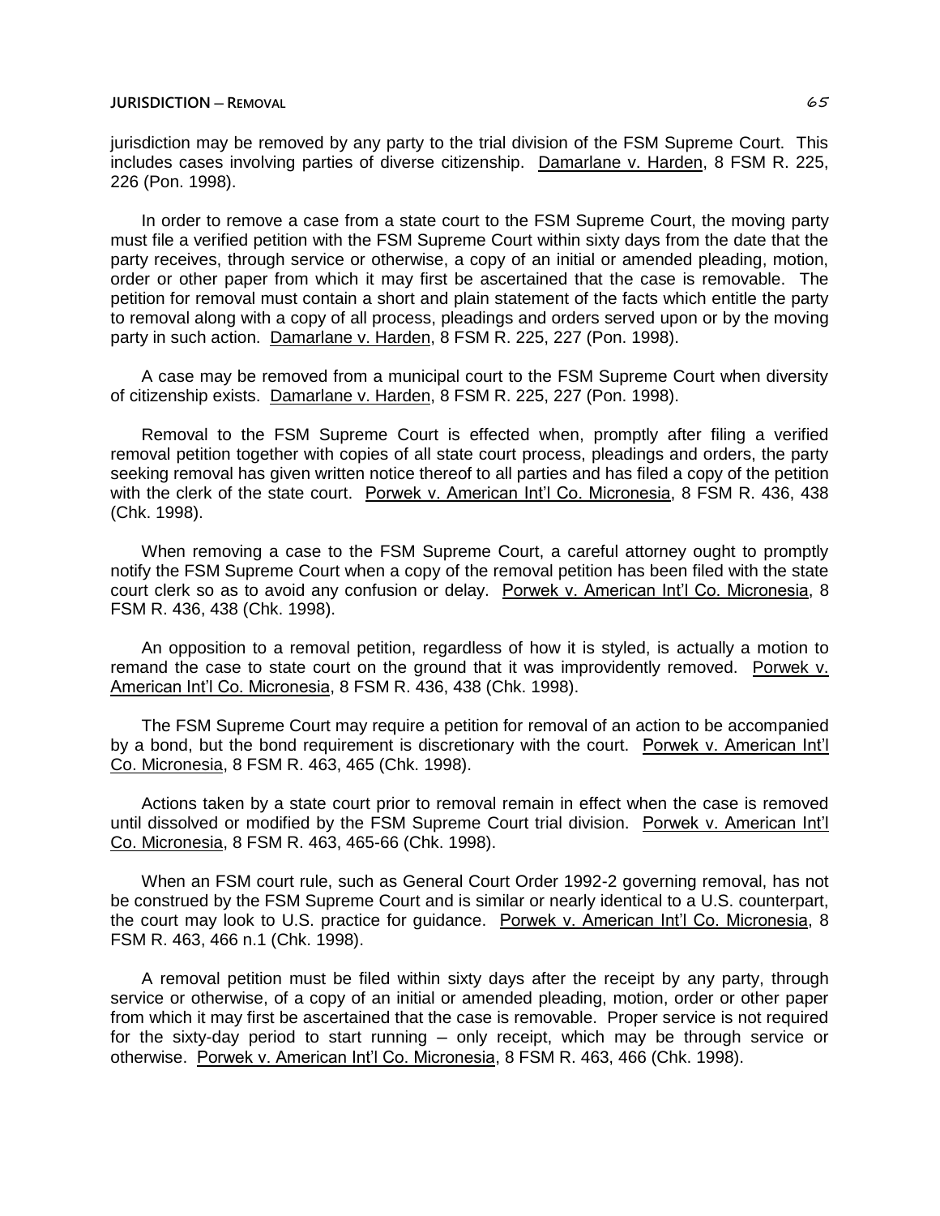jurisdiction may be removed by any party to the trial division of the FSM Supreme Court. This includes cases involving parties of diverse citizenship. Damarlane v. Harden, 8 FSM R. 225, 226 (Pon. 1998).

In order to remove a case from a state court to the FSM Supreme Court, the moving party must file a verified petition with the FSM Supreme Court within sixty days from the date that the party receives, through service or otherwise, a copy of an initial or amended pleading, motion, order or other paper from which it may first be ascertained that the case is removable. The petition for removal must contain a short and plain statement of the facts which entitle the party to removal along with a copy of all process, pleadings and orders served upon or by the moving party in such action. Damarlane v. Harden, 8 FSM R. 225, 227 (Pon. 1998).

A case may be removed from a municipal court to the FSM Supreme Court when diversity of citizenship exists. Damarlane v. Harden, 8 FSM R. 225, 227 (Pon. 1998).

Removal to the FSM Supreme Court is effected when, promptly after filing a verified removal petition together with copies of all state court process, pleadings and orders, the party seeking removal has given written notice thereof to all parties and has filed a copy of the petition with the clerk of the state court. Porwek v. American Int'l Co. Micronesia, 8 FSM R. 436, 438 (Chk. 1998).

When removing a case to the FSM Supreme Court, a careful attorney ought to promptly notify the FSM Supreme Court when a copy of the removal petition has been filed with the state court clerk so as to avoid any confusion or delay. Porwek v. American Int'l Co. Micronesia, 8 FSM R. 436, 438 (Chk. 1998).

An opposition to a removal petition, regardless of how it is styled, is actually a motion to remand the case to state court on the ground that it was improvidently removed. Porwek v. American Int'l Co. Micronesia, 8 FSM R. 436, 438 (Chk. 1998).

The FSM Supreme Court may require a petition for removal of an action to be accompanied by a bond, but the bond requirement is discretionary with the court. Porwek v. American Int'l Co. Micronesia, 8 FSM R. 463, 465 (Chk. 1998).

Actions taken by a state court prior to removal remain in effect when the case is removed until dissolved or modified by the FSM Supreme Court trial division. Porwek v. American Int'l Co. Micronesia, 8 FSM R. 463, 465-66 (Chk. 1998).

When an FSM court rule, such as General Court Order 1992-2 governing removal, has not be construed by the FSM Supreme Court and is similar or nearly identical to a U.S. counterpart, the court may look to U.S. practice for guidance. Porwek v. American Int'l Co. Micronesia, 8 FSM R. 463, 466 n.1 (Chk. 1998).

A removal petition must be filed within sixty days after the receipt by any party, through service or otherwise, of a copy of an initial or amended pleading, motion, order or other paper from which it may first be ascertained that the case is removable. Proper service is not required for the sixty-day period to start running – only receipt, which may be through service or otherwise. Porwek v. American Int'l Co. Micronesia, 8 FSM R. 463, 466 (Chk. 1998).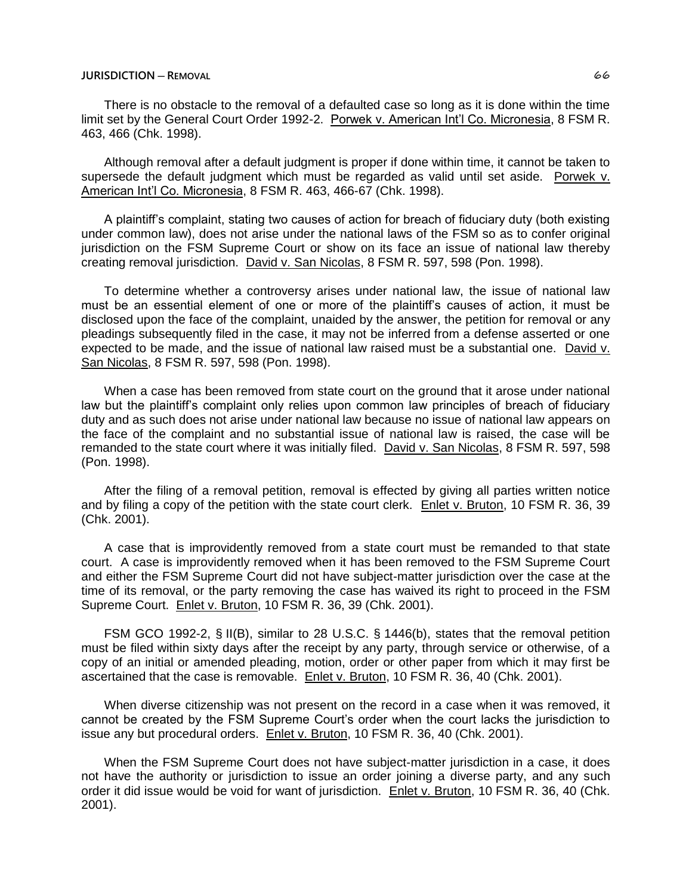There is no obstacle to the removal of a defaulted case so long as it is done within the time limit set by the General Court Order 1992-2. Porwek v. American Int'l Co. Micronesia, 8 FSM R. 463, 466 (Chk. 1998).

Although removal after a default judgment is proper if done within time, it cannot be taken to supersede the default judgment which must be regarded as valid until set aside. Porwek v. American Int'l Co. Micronesia, 8 FSM R. 463, 466-67 (Chk. 1998).

A plaintiff's complaint, stating two causes of action for breach of fiduciary duty (both existing under common law), does not arise under the national laws of the FSM so as to confer original jurisdiction on the FSM Supreme Court or show on its face an issue of national law thereby creating removal jurisdiction. David v. San Nicolas, 8 FSM R. 597, 598 (Pon. 1998).

To determine whether a controversy arises under national law, the issue of national law must be an essential element of one or more of the plaintiff's causes of action, it must be disclosed upon the face of the complaint, unaided by the answer, the petition for removal or any pleadings subsequently filed in the case, it may not be inferred from a defense asserted or one expected to be made, and the issue of national law raised must be a substantial one. David v. San Nicolas, 8 FSM R. 597, 598 (Pon. 1998).

When a case has been removed from state court on the ground that it arose under national law but the plaintiff's complaint only relies upon common law principles of breach of fiduciary duty and as such does not arise under national law because no issue of national law appears on the face of the complaint and no substantial issue of national law is raised, the case will be remanded to the state court where it was initially filed. David v. San Nicolas, 8 FSM R. 597, 598 (Pon. 1998).

After the filing of a removal petition, removal is effected by giving all parties written notice and by filing a copy of the petition with the state court clerk. Enlet v. Bruton, 10 FSM R. 36, 39 (Chk. 2001).

A case that is improvidently removed from a state court must be remanded to that state court. A case is improvidently removed when it has been removed to the FSM Supreme Court and either the FSM Supreme Court did not have subject-matter jurisdiction over the case at the time of its removal, or the party removing the case has waived its right to proceed in the FSM Supreme Court. Enlet v. Bruton, 10 FSM R. 36, 39 (Chk. 2001).

FSM GCO 1992-2, § II(B), similar to 28 U.S.C. § 1446(b), states that the removal petition must be filed within sixty days after the receipt by any party, through service or otherwise, of a copy of an initial or amended pleading, motion, order or other paper from which it may first be ascertained that the case is removable. Enlet v. Bruton, 10 FSM R. 36, 40 (Chk. 2001).

When diverse citizenship was not present on the record in a case when it was removed, it cannot be created by the FSM Supreme Court's order when the court lacks the jurisdiction to issue any but procedural orders. Enlet v. Bruton, 10 FSM R. 36, 40 (Chk. 2001).

When the FSM Supreme Court does not have subject-matter jurisdiction in a case, it does not have the authority or jurisdiction to issue an order joining a diverse party, and any such order it did issue would be void for want of jurisdiction. Enlet v. Bruton, 10 FSM R. 36, 40 (Chk. 2001).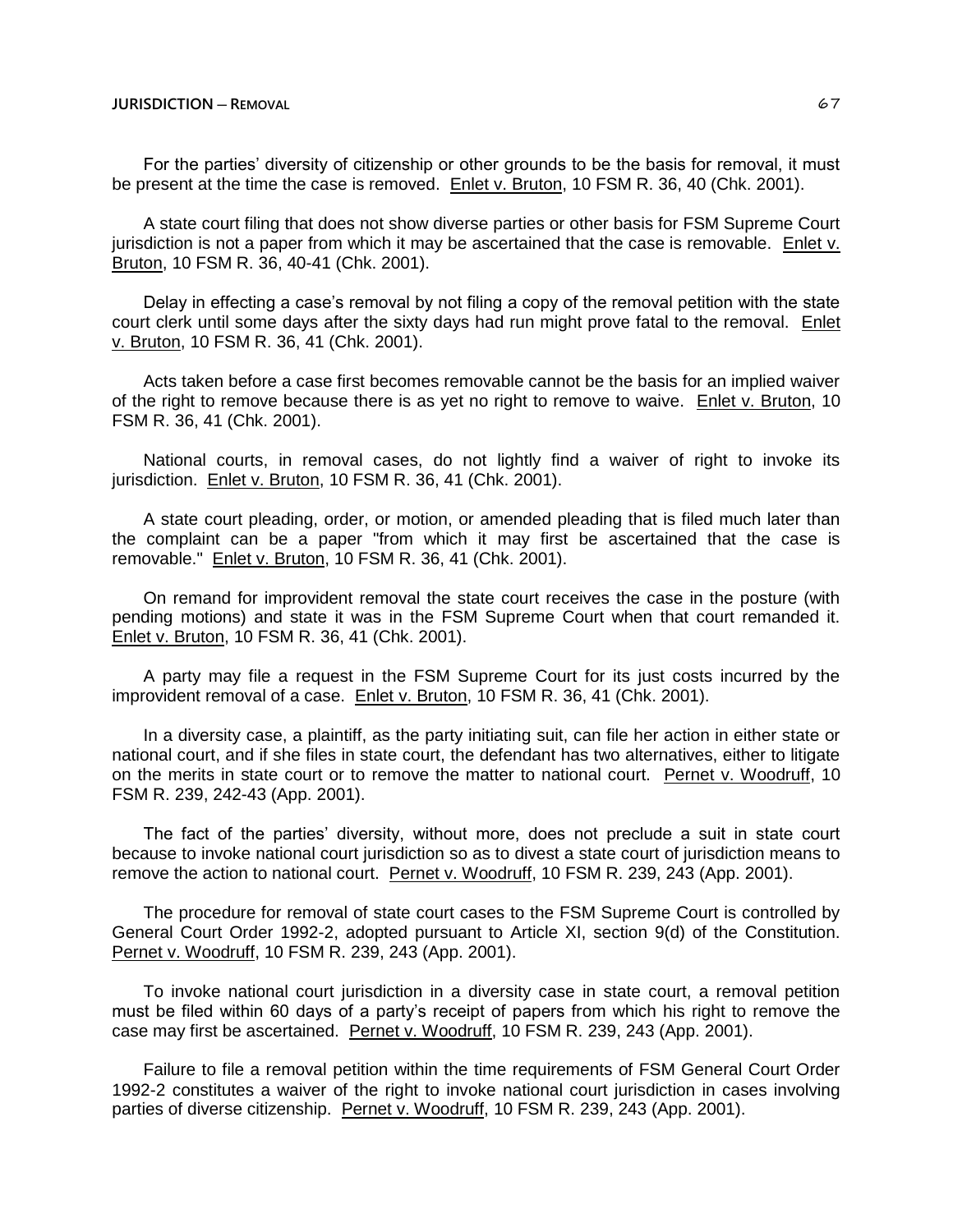For the parties' diversity of citizenship or other grounds to be the basis for removal, it must be present at the time the case is removed. Enlet v. Bruton, 10 FSM R. 36, 40 (Chk. 2001).

A state court filing that does not show diverse parties or other basis for FSM Supreme Court jurisdiction is not a paper from which it may be ascertained that the case is removable. Enlet v. Bruton, 10 FSM R. 36, 40-41 (Chk. 2001).

Delay in effecting a case's removal by not filing a copy of the removal petition with the state court clerk until some days after the sixty days had run might prove fatal to the removal. Enlet v. Bruton, 10 FSM R. 36, 41 (Chk. 2001).

Acts taken before a case first becomes removable cannot be the basis for an implied waiver of the right to remove because there is as yet no right to remove to waive. Enlet v. Bruton, 10 FSM R. 36, 41 (Chk. 2001).

National courts, in removal cases, do not lightly find a waiver of right to invoke its jurisdiction. Enlet v. Bruton, 10 FSM R. 36, 41 (Chk. 2001).

A state court pleading, order, or motion, or amended pleading that is filed much later than the complaint can be a paper "from which it may first be ascertained that the case is removable." Enlet v. Bruton, 10 FSM R. 36, 41 (Chk. 2001).

On remand for improvident removal the state court receives the case in the posture (with pending motions) and state it was in the FSM Supreme Court when that court remanded it. Enlet v. Bruton, 10 FSM R. 36, 41 (Chk. 2001).

A party may file a request in the FSM Supreme Court for its just costs incurred by the improvident removal of a case. Enlet v. Bruton, 10 FSM R. 36, 41 (Chk. 2001).

In a diversity case, a plaintiff, as the party initiating suit, can file her action in either state or national court, and if she files in state court, the defendant has two alternatives, either to litigate on the merits in state court or to remove the matter to national court. Pernet v. Woodruff, 10 FSM R. 239, 242-43 (App. 2001).

The fact of the parties' diversity, without more, does not preclude a suit in state court because to invoke national court jurisdiction so as to divest a state court of jurisdiction means to remove the action to national court. Pernet v. Woodruff, 10 FSM R. 239, 243 (App. 2001).

The procedure for removal of state court cases to the FSM Supreme Court is controlled by General Court Order 1992-2, adopted pursuant to Article XI, section 9(d) of the Constitution. Pernet v. Woodruff, 10 FSM R. 239, 243 (App. 2001).

To invoke national court jurisdiction in a diversity case in state court, a removal petition must be filed within 60 days of a party's receipt of papers from which his right to remove the case may first be ascertained. Pernet v. Woodruff, 10 FSM R. 239, 243 (App. 2001).

Failure to file a removal petition within the time requirements of FSM General Court Order 1992-2 constitutes a waiver of the right to invoke national court jurisdiction in cases involving parties of diverse citizenship. Pernet v. Woodruff, 10 FSM R. 239, 243 (App. 2001).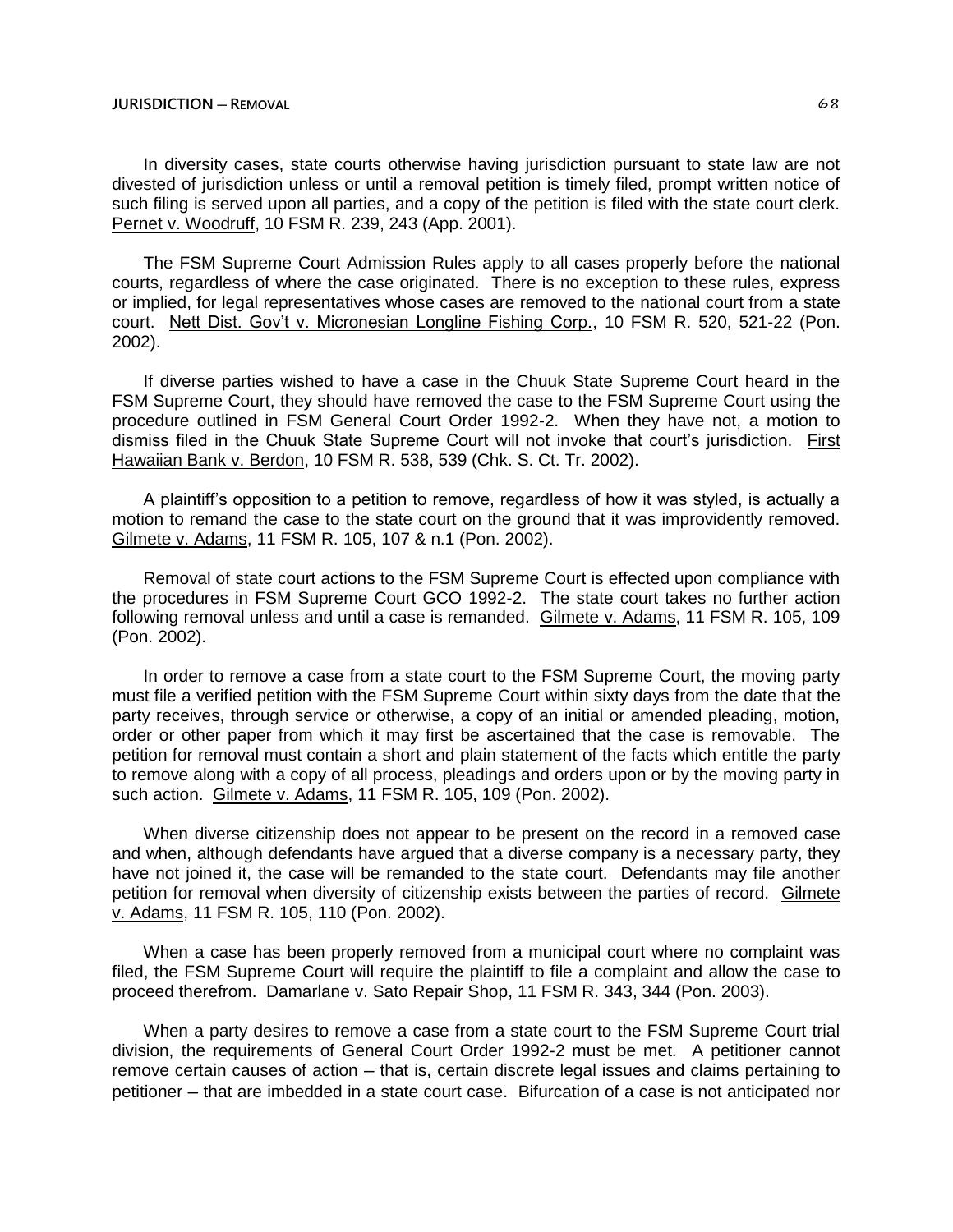In diversity cases, state courts otherwise having jurisdiction pursuant to state law are not divested of jurisdiction unless or until a removal petition is timely filed, prompt written notice of such filing is served upon all parties, and a copy of the petition is filed with the state court clerk. Pernet v. Woodruff, 10 FSM R. 239, 243 (App. 2001).

The FSM Supreme Court Admission Rules apply to all cases properly before the national courts, regardless of where the case originated. There is no exception to these rules, express or implied, for legal representatives whose cases are removed to the national court from a state court. Nett Dist. Gov't v. Micronesian Longline Fishing Corp., 10 FSM R. 520, 521-22 (Pon. 2002).

If diverse parties wished to have a case in the Chuuk State Supreme Court heard in the FSM Supreme Court, they should have removed the case to the FSM Supreme Court using the procedure outlined in FSM General Court Order 1992-2. When they have not, a motion to dismiss filed in the Chuuk State Supreme Court will not invoke that court's jurisdiction. First Hawaiian Bank v. Berdon, 10 FSM R. 538, 539 (Chk. S. Ct. Tr. 2002).

A plaintiff's opposition to a petition to remove, regardless of how it was styled, is actually a motion to remand the case to the state court on the ground that it was improvidently removed. Gilmete v. Adams, 11 FSM R. 105, 107 & n.1 (Pon. 2002).

Removal of state court actions to the FSM Supreme Court is effected upon compliance with the procedures in FSM Supreme Court GCO 1992-2. The state court takes no further action following removal unless and until a case is remanded. Gilmete v. Adams, 11 FSM R. 105, 109 (Pon. 2002).

In order to remove a case from a state court to the FSM Supreme Court, the moving party must file a verified petition with the FSM Supreme Court within sixty days from the date that the party receives, through service or otherwise, a copy of an initial or amended pleading, motion, order or other paper from which it may first be ascertained that the case is removable. The petition for removal must contain a short and plain statement of the facts which entitle the party to remove along with a copy of all process, pleadings and orders upon or by the moving party in such action. Gilmete v. Adams, 11 FSM R. 105, 109 (Pon. 2002).

When diverse citizenship does not appear to be present on the record in a removed case and when, although defendants have argued that a diverse company is a necessary party, they have not joined it, the case will be remanded to the state court. Defendants may file another petition for removal when diversity of citizenship exists between the parties of record. Gilmete v. Adams, 11 FSM R. 105, 110 (Pon. 2002).

When a case has been properly removed from a municipal court where no complaint was filed, the FSM Supreme Court will require the plaintiff to file a complaint and allow the case to proceed therefrom. Damarlane v. Sato Repair Shop, 11 FSM R. 343, 344 (Pon. 2003).

When a party desires to remove a case from a state court to the FSM Supreme Court trial division, the requirements of General Court Order 1992-2 must be met. A petitioner cannot remove certain causes of action – that is, certain discrete legal issues and claims pertaining to petitioner – that are imbedded in a state court case. Bifurcation of a case is not anticipated nor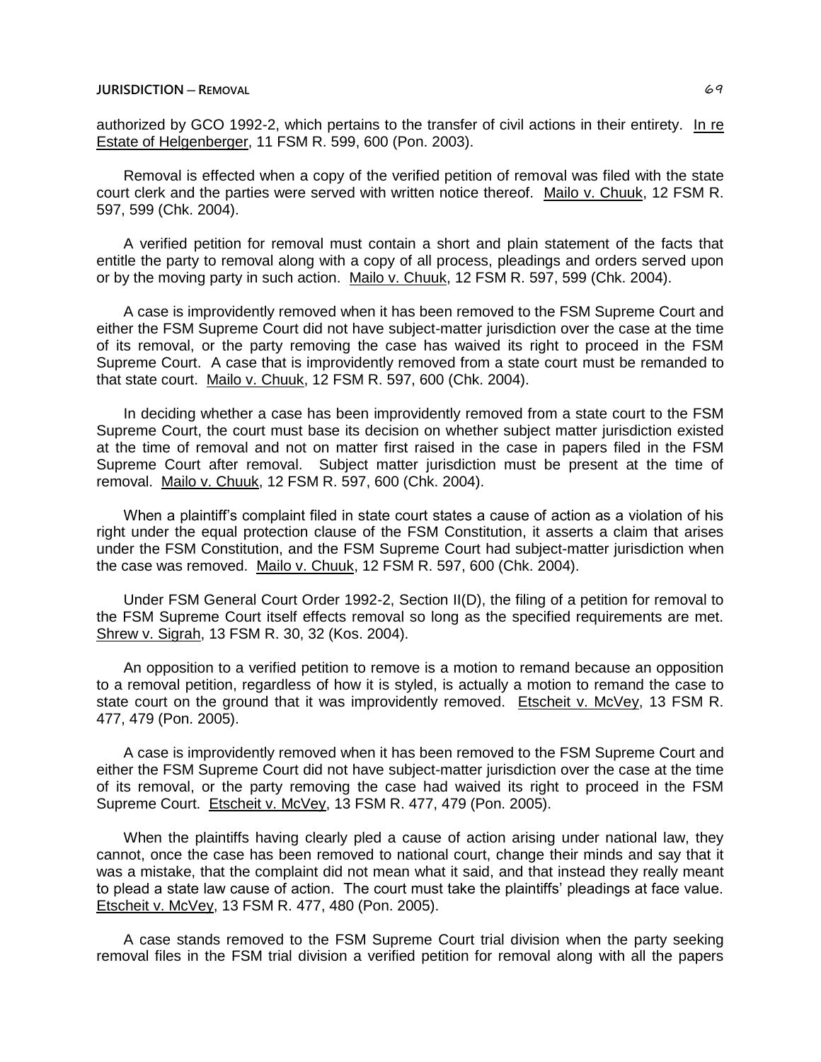authorized by GCO 1992-2, which pertains to the transfer of civil actions in their entirety. In re Estate of Helgenberger, 11 FSM R. 599, 600 (Pon. 2003).

Removal is effected when a copy of the verified petition of removal was filed with the state court clerk and the parties were served with written notice thereof. Mailo v. Chuuk, 12 FSM R. 597, 599 (Chk. 2004).

A verified petition for removal must contain a short and plain statement of the facts that entitle the party to removal along with a copy of all process, pleadings and orders served upon or by the moving party in such action. Mailo v. Chuuk, 12 FSM R. 597, 599 (Chk. 2004).

A case is improvidently removed when it has been removed to the FSM Supreme Court and either the FSM Supreme Court did not have subject-matter jurisdiction over the case at the time of its removal, or the party removing the case has waived its right to proceed in the FSM Supreme Court. A case that is improvidently removed from a state court must be remanded to that state court. Mailo v. Chuuk, 12 FSM R. 597, 600 (Chk. 2004).

In deciding whether a case has been improvidently removed from a state court to the FSM Supreme Court, the court must base its decision on whether subject matter jurisdiction existed at the time of removal and not on matter first raised in the case in papers filed in the FSM Supreme Court after removal. Subject matter jurisdiction must be present at the time of removal. Mailo v. Chuuk, 12 FSM R. 597, 600 (Chk. 2004).

When a plaintiff's complaint filed in state court states a cause of action as a violation of his right under the equal protection clause of the FSM Constitution, it asserts a claim that arises under the FSM Constitution, and the FSM Supreme Court had subject-matter jurisdiction when the case was removed. Mailo v. Chuuk, 12 FSM R. 597, 600 (Chk. 2004).

Under FSM General Court Order 1992-2, Section II(D), the filing of a petition for removal to the FSM Supreme Court itself effects removal so long as the specified requirements are met. Shrew v. Sigrah, 13 FSM R. 30, 32 (Kos. 2004).

An opposition to a verified petition to remove is a motion to remand because an opposition to a removal petition, regardless of how it is styled, is actually a motion to remand the case to state court on the ground that it was improvidently removed. Etscheit v. McVey, 13 FSM R. 477, 479 (Pon. 2005).

A case is improvidently removed when it has been removed to the FSM Supreme Court and either the FSM Supreme Court did not have subject-matter jurisdiction over the case at the time of its removal, or the party removing the case had waived its right to proceed in the FSM Supreme Court. Etscheit v. McVey, 13 FSM R. 477, 479 (Pon. 2005).

When the plaintiffs having clearly pled a cause of action arising under national law, they cannot, once the case has been removed to national court, change their minds and say that it was a mistake, that the complaint did not mean what it said, and that instead they really meant to plead a state law cause of action. The court must take the plaintiffs' pleadings at face value. Etscheit v. McVey, 13 FSM R. 477, 480 (Pon. 2005).

A case stands removed to the FSM Supreme Court trial division when the party seeking removal files in the FSM trial division a verified petition for removal along with all the papers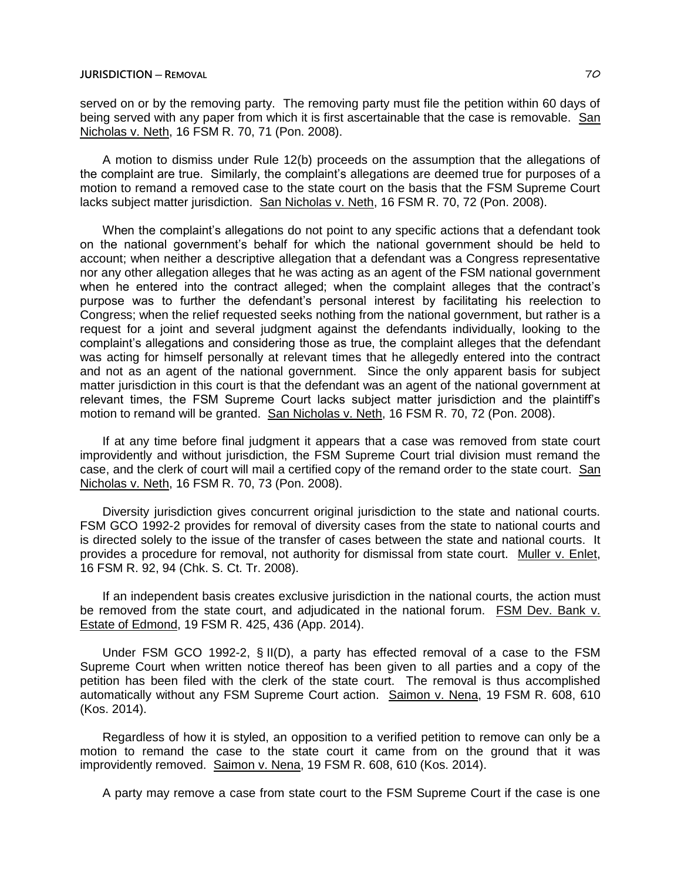served on or by the removing party. The removing party must file the petition within 60 days of being served with any paper from which it is first ascertainable that the case is removable. San Nicholas v. Neth, 16 FSM R. 70, 71 (Pon. 2008).

A motion to dismiss under Rule 12(b) proceeds on the assumption that the allegations of the complaint are true. Similarly, the complaint's allegations are deemed true for purposes of a motion to remand a removed case to the state court on the basis that the FSM Supreme Court lacks subject matter jurisdiction. San Nicholas v. Neth, 16 FSM R. 70, 72 (Pon. 2008).

When the complaint's allegations do not point to any specific actions that a defendant took on the national government's behalf for which the national government should be held to account; when neither a descriptive allegation that a defendant was a Congress representative nor any other allegation alleges that he was acting as an agent of the FSM national government when he entered into the contract alleged; when the complaint alleges that the contract's purpose was to further the defendant's personal interest by facilitating his reelection to Congress; when the relief requested seeks nothing from the national government, but rather is a request for a joint and several judgment against the defendants individually, looking to the complaint's allegations and considering those as true, the complaint alleges that the defendant was acting for himself personally at relevant times that he allegedly entered into the contract and not as an agent of the national government. Since the only apparent basis for subject matter jurisdiction in this court is that the defendant was an agent of the national government at relevant times, the FSM Supreme Court lacks subject matter jurisdiction and the plaintiff's motion to remand will be granted. San Nicholas v. Neth, 16 FSM R. 70, 72 (Pon. 2008).

If at any time before final judgment it appears that a case was removed from state court improvidently and without jurisdiction, the FSM Supreme Court trial division must remand the case, and the clerk of court will mail a certified copy of the remand order to the state court. San Nicholas v. Neth, 16 FSM R. 70, 73 (Pon. 2008).

Diversity jurisdiction gives concurrent original jurisdiction to the state and national courts. FSM GCO 1992-2 provides for removal of diversity cases from the state to national courts and is directed solely to the issue of the transfer of cases between the state and national courts. It provides a procedure for removal, not authority for dismissal from state court. Muller v. Enlet, 16 FSM R. 92, 94 (Chk. S. Ct. Tr. 2008).

If an independent basis creates exclusive jurisdiction in the national courts, the action must be removed from the state court, and adjudicated in the national forum. FSM Dev. Bank v. Estate of Edmond, 19 FSM R. 425, 436 (App. 2014).

Under FSM GCO 1992-2, § II(D), a party has effected removal of a case to the FSM Supreme Court when written notice thereof has been given to all parties and a copy of the petition has been filed with the clerk of the state court. The removal is thus accomplished automatically without any FSM Supreme Court action. Saimon v. Nena, 19 FSM R. 608, 610 (Kos. 2014).

Regardless of how it is styled, an opposition to a verified petition to remove can only be a motion to remand the case to the state court it came from on the ground that it was improvidently removed. Saimon v. Nena, 19 FSM R. 608, 610 (Kos. 2014).

A party may remove a case from state court to the FSM Supreme Court if the case is one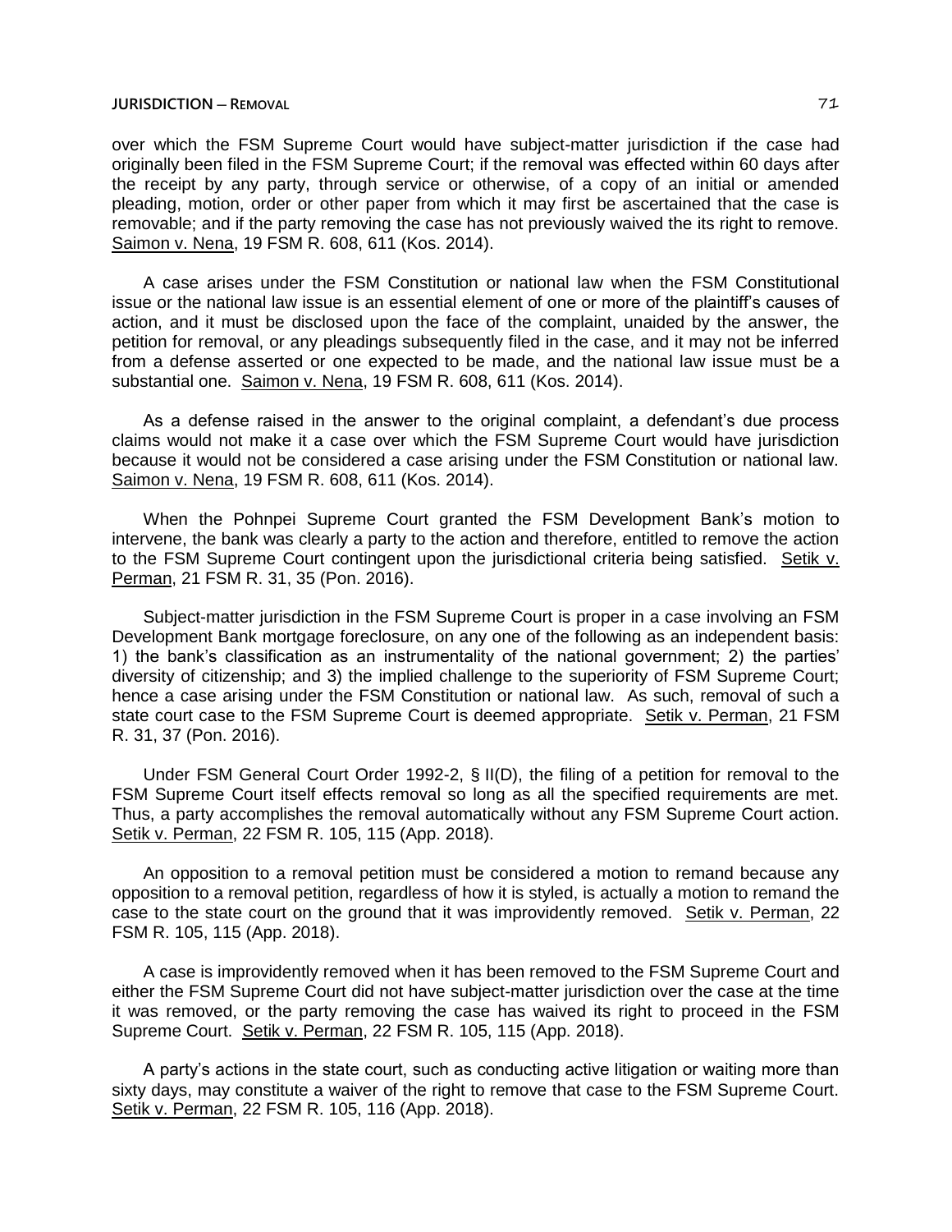over which the FSM Supreme Court would have subject-matter jurisdiction if the case had originally been filed in the FSM Supreme Court; if the removal was effected within 60 days after the receipt by any party, through service or otherwise, of a copy of an initial or amended pleading, motion, order or other paper from which it may first be ascertained that the case is removable; and if the party removing the case has not previously waived the its right to remove. Saimon v. Nena, 19 FSM R. 608, 611 (Kos. 2014).

A case arises under the FSM Constitution or national law when the FSM Constitutional issue or the national law issue is an essential element of one or more of the plaintiff's causes of action, and it must be disclosed upon the face of the complaint, unaided by the answer, the petition for removal, or any pleadings subsequently filed in the case, and it may not be inferred from a defense asserted or one expected to be made, and the national law issue must be a substantial one. Saimon v. Nena, 19 FSM R. 608, 611 (Kos. 2014).

As a defense raised in the answer to the original complaint, a defendant's due process claims would not make it a case over which the FSM Supreme Court would have jurisdiction because it would not be considered a case arising under the FSM Constitution or national law. Saimon v. Nena, 19 FSM R. 608, 611 (Kos. 2014).

When the Pohnpei Supreme Court granted the FSM Development Bank's motion to intervene, the bank was clearly a party to the action and therefore, entitled to remove the action to the FSM Supreme Court contingent upon the jurisdictional criteria being satisfied. Setik v. Perman, 21 FSM R. 31, 35 (Pon. 2016).

Subject-matter jurisdiction in the FSM Supreme Court is proper in a case involving an FSM Development Bank mortgage foreclosure, on any one of the following as an independent basis: 1) the bank's classification as an instrumentality of the national government; 2) the parties' diversity of citizenship; and 3) the implied challenge to the superiority of FSM Supreme Court; hence a case arising under the FSM Constitution or national law. As such, removal of such a state court case to the FSM Supreme Court is deemed appropriate. Setik v. Perman, 21 FSM R. 31, 37 (Pon. 2016).

Under FSM General Court Order 1992-2, § II(D), the filing of a petition for removal to the FSM Supreme Court itself effects removal so long as all the specified requirements are met. Thus, a party accomplishes the removal automatically without any FSM Supreme Court action. Setik v. Perman, 22 FSM R. 105, 115 (App. 2018).

An opposition to a removal petition must be considered a motion to remand because any opposition to a removal petition, regardless of how it is styled, is actually a motion to remand the case to the state court on the ground that it was improvidently removed. Setik v. Perman, 22 FSM R. 105, 115 (App. 2018).

A case is improvidently removed when it has been removed to the FSM Supreme Court and either the FSM Supreme Court did not have subject-matter jurisdiction over the case at the time it was removed, or the party removing the case has waived its right to proceed in the FSM Supreme Court. Setik v. Perman, 22 FSM R. 105, 115 (App. 2018).

A party's actions in the state court, such as conducting active litigation or waiting more than sixty days, may constitute a waiver of the right to remove that case to the FSM Supreme Court. Setik v. Perman, 22 FSM R. 105, 116 (App. 2018).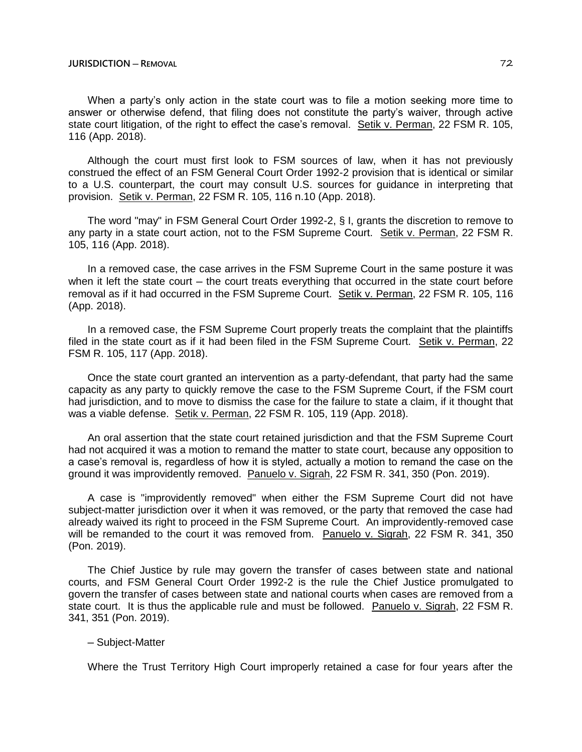When a party's only action in the state court was to file a motion seeking more time to answer or otherwise defend, that filing does not constitute the party's waiver, through active state court litigation, of the right to effect the case's removal. Setik v. Perman, 22 FSM R. 105, 116 (App. 2018).

Although the court must first look to FSM sources of law, when it has not previously construed the effect of an FSM General Court Order 1992-2 provision that is identical or similar to a U.S. counterpart, the court may consult U.S. sources for guidance in interpreting that provision. Setik v. Perman, 22 FSM R. 105, 116 n.10 (App. 2018).

The word "may" in FSM General Court Order 1992-2, § I, grants the discretion to remove to any party in a state court action, not to the FSM Supreme Court. Setik v. Perman, 22 FSM R. 105, 116 (App. 2018).

In a removed case, the case arrives in the FSM Supreme Court in the same posture it was when it left the state court – the court treats everything that occurred in the state court before removal as if it had occurred in the FSM Supreme Court. Setik v. Perman, 22 FSM R. 105, 116 (App. 2018).

In a removed case, the FSM Supreme Court properly treats the complaint that the plaintiffs filed in the state court as if it had been filed in the FSM Supreme Court. Setik v. Perman, 22 FSM R. 105, 117 (App. 2018).

Once the state court granted an intervention as a party-defendant, that party had the same capacity as any party to quickly remove the case to the FSM Supreme Court, if the FSM court had jurisdiction, and to move to dismiss the case for the failure to state a claim, if it thought that was a viable defense. Setik v. Perman, 22 FSM R. 105, 119 (App. 2018).

An oral assertion that the state court retained jurisdiction and that the FSM Supreme Court had not acquired it was a motion to remand the matter to state court, because any opposition to a case's removal is, regardless of how it is styled, actually a motion to remand the case on the ground it was improvidently removed. Panuelo v. Sigrah, 22 FSM R. 341, 350 (Pon. 2019).

A case is "improvidently removed" when either the FSM Supreme Court did not have subject-matter jurisdiction over it when it was removed, or the party that removed the case had already waived its right to proceed in the FSM Supreme Court. An improvidently-removed case will be remanded to the court it was removed from. Panuelo v. Sigrah, 22 FSM R. 341, 350 (Pon. 2019).

The Chief Justice by rule may govern the transfer of cases between state and national courts, and FSM General Court Order 1992-2 is the rule the Chief Justice promulgated to govern the transfer of cases between state and national courts when cases are removed from a state court. It is thus the applicable rule and must be followed. Panuelo v. Sigrah, 22 FSM R. 341, 351 (Pon. 2019).

– Subject-Matter

Where the Trust Territory High Court improperly retained a case for four years after the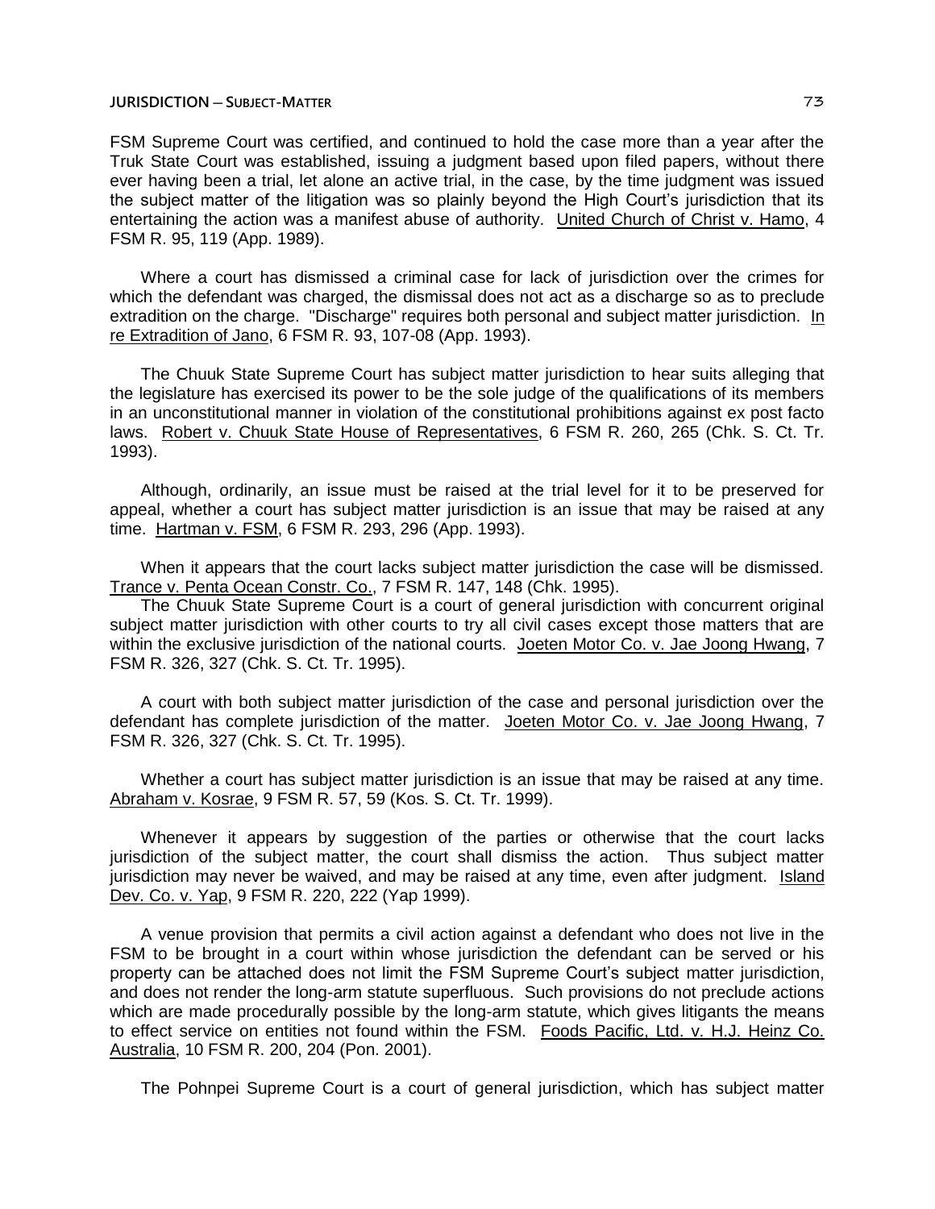FSM Supreme Court was certified, and continued to hold the case more than a year after the Truk State Court was established, issuing a judgment based upon filed papers, without there ever having been a trial, let alone an active trial, in the case, by the time judgment was issued the subject matter of the litigation was so plainly beyond the High Court's jurisdiction that its entertaining the action was a manifest abuse of authority. United Church of Christ v. Hamo, 4 FSM R. 95, 119 (App. 1989).

Where a court has dismissed a criminal case for lack of jurisdiction over the crimes for which the defendant was charged, the dismissal does not act as a discharge so as to preclude extradition on the charge. "Discharge" requires both personal and subject matter jurisdiction. In re Extradition of Jano, 6 FSM R. 93, 107-08 (App. 1993).

The Chuuk State Supreme Court has subject matter jurisdiction to hear suits alleging that the legislature has exercised its power to be the sole judge of the qualifications of its members in an unconstitutional manner in violation of the constitutional prohibitions against ex post facto laws. Robert v. Chuuk State House of Representatives, 6 FSM R. 260, 265 (Chk. S. Ct. Tr. 1993).

Although, ordinarily, an issue must be raised at the trial level for it to be preserved for appeal, whether a court has subject matter jurisdiction is an issue that may be raised at any time. Hartman v. FSM, 6 FSM R. 293, 296 (App. 1993).

When it appears that the court lacks subject matter jurisdiction the case will be dismissed. Trance v. Penta Ocean Constr. Co., 7 FSM R. 147, 148 (Chk. 1995).

The Chuuk State Supreme Court is a court of general jurisdiction with concurrent original subject matter jurisdiction with other courts to try all civil cases except those matters that are within the exclusive jurisdiction of the national courts. Joeten Motor Co. v. Jae Joong Hwang, 7 FSM R. 326, 327 (Chk. S. Ct. Tr. 1995).

A court with both subject matter jurisdiction of the case and personal jurisdiction over the defendant has complete jurisdiction of the matter. Joeten Motor Co. v. Jae Joong Hwang, 7 FSM R. 326, 327 (Chk. S. Ct. Tr. 1995).

Whether a court has subject matter jurisdiction is an issue that may be raised at any time. Abraham v. Kosrae, 9 FSM R. 57, 59 (Kos. S. Ct. Tr. 1999).

Whenever it appears by suggestion of the parties or otherwise that the court lacks jurisdiction of the subject matter, the court shall dismiss the action. Thus subject matter jurisdiction may never be waived, and may be raised at any time, even after judgment. Island Dev. Co. v. Yap, 9 FSM R. 220, 222 (Yap 1999).

A venue provision that permits a civil action against a defendant who does not live in the FSM to be brought in a court within whose jurisdiction the defendant can be served or his property can be attached does not limit the FSM Supreme Court's subject matter jurisdiction, and does not render the long-arm statute superfluous. Such provisions do not preclude actions which are made procedurally possible by the long-arm statute, which gives litigants the means to effect service on entities not found within the FSM. Foods Pacific, Ltd. v. H.J. Heinz Co. Australia, 10 FSM R. 200, 204 (Pon. 2001).

The Pohnpei Supreme Court is a court of general jurisdiction, which has subject matter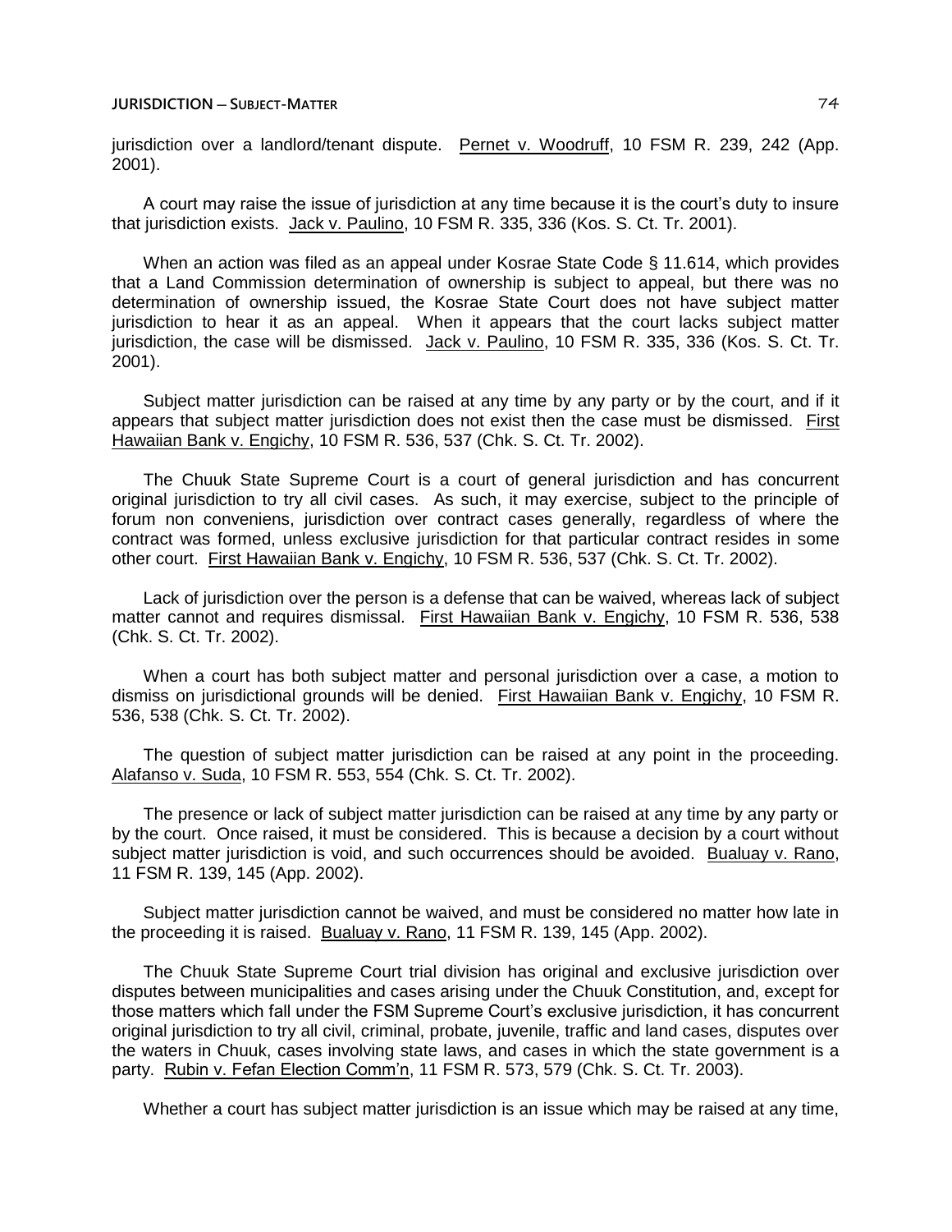jurisdiction over a landlord/tenant dispute. Pernet v. Woodruff, 10 FSM R. 239, 242 (App. 2001).

A court may raise the issue of jurisdiction at any time because it is the court's duty to insure that jurisdiction exists. Jack v. Paulino, 10 FSM R. 335, 336 (Kos. S. Ct. Tr. 2001).

When an action was filed as an appeal under Kosrae State Code § 11.614, which provides that a Land Commission determination of ownership is subject to appeal, but there was no determination of ownership issued, the Kosrae State Court does not have subject matter jurisdiction to hear it as an appeal. When it appears that the court lacks subject matter jurisdiction, the case will be dismissed. Jack v. Paulino, 10 FSM R. 335, 336 (Kos. S. Ct. Tr. 2001).

Subject matter jurisdiction can be raised at any time by any party or by the court, and if it appears that subject matter jurisdiction does not exist then the case must be dismissed. First Hawaiian Bank v. Engichy, 10 FSM R. 536, 537 (Chk. S. Ct. Tr. 2002).

The Chuuk State Supreme Court is a court of general jurisdiction and has concurrent original jurisdiction to try all civil cases. As such, it may exercise, subject to the principle of forum non conveniens, jurisdiction over contract cases generally, regardless of where the contract was formed, unless exclusive jurisdiction for that particular contract resides in some other court. First Hawaiian Bank v. Engichy, 10 FSM R. 536, 537 (Chk. S. Ct. Tr. 2002).

Lack of jurisdiction over the person is a defense that can be waived, whereas lack of subject matter cannot and requires dismissal. First Hawaiian Bank v. Engichy, 10 FSM R. 536, 538 (Chk. S. Ct. Tr. 2002).

When a court has both subject matter and personal jurisdiction over a case, a motion to dismiss on jurisdictional grounds will be denied. First Hawaiian Bank v. Engichy, 10 FSM R. 536, 538 (Chk. S. Ct. Tr. 2002).

The question of subject matter jurisdiction can be raised at any point in the proceeding. Alafanso v. Suda, 10 FSM R. 553, 554 (Chk. S. Ct. Tr. 2002).

The presence or lack of subject matter jurisdiction can be raised at any time by any party or by the court. Once raised, it must be considered. This is because a decision by a court without subject matter jurisdiction is void, and such occurrences should be avoided. Bualuay v. Rano, 11 FSM R. 139, 145 (App. 2002).

Subject matter jurisdiction cannot be waived, and must be considered no matter how late in the proceeding it is raised. Bualuay v. Rano, 11 FSM R. 139, 145 (App. 2002).

The Chuuk State Supreme Court trial division has original and exclusive jurisdiction over disputes between municipalities and cases arising under the Chuuk Constitution, and, except for those matters which fall under the FSM Supreme Court's exclusive jurisdiction, it has concurrent original jurisdiction to try all civil, criminal, probate, juvenile, traffic and land cases, disputes over the waters in Chuuk, cases involving state laws, and cases in which the state government is a party. Rubin v. Fefan Election Comm'n, 11 FSM R. 573, 579 (Chk. S. Ct. Tr. 2003).

Whether a court has subject matter jurisdiction is an issue which may be raised at any time,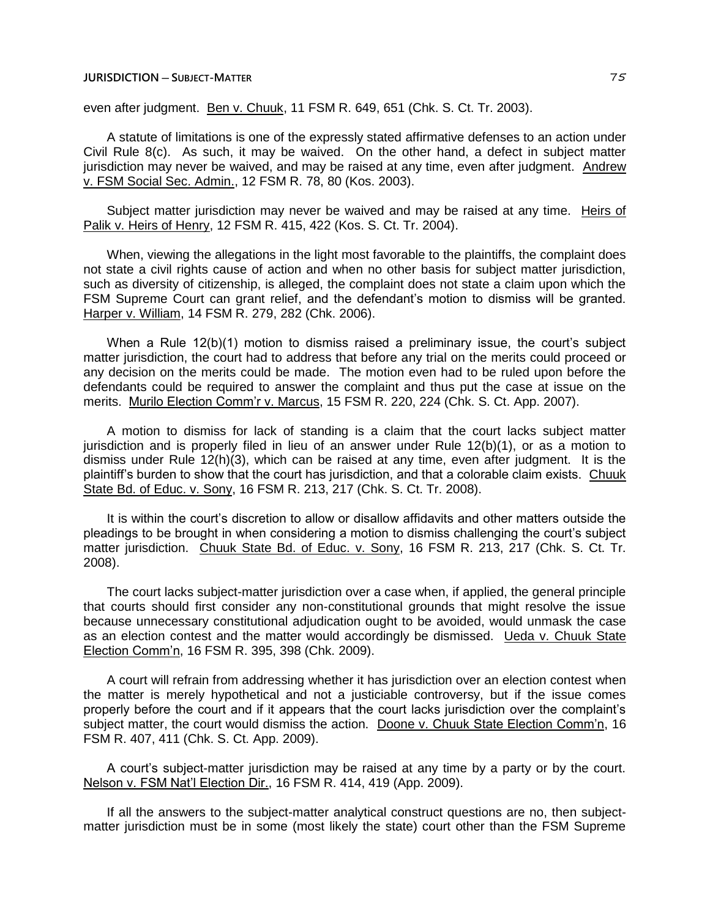even after judgment. Ben v. Chuuk, 11 FSM R. 649, 651 (Chk. S. Ct. Tr. 2003).

A statute of limitations is one of the expressly stated affirmative defenses to an action under Civil Rule 8(c). As such, it may be waived. On the other hand, a defect in subject matter jurisdiction may never be waived, and may be raised at any time, even after judgment. Andrew v. FSM Social Sec. Admin., 12 FSM R. 78, 80 (Kos. 2003).

Subject matter jurisdiction may never be waived and may be raised at any time. Heirs of Palik v. Heirs of Henry, 12 FSM R. 415, 422 (Kos. S. Ct. Tr. 2004).

When, viewing the allegations in the light most favorable to the plaintiffs, the complaint does not state a civil rights cause of action and when no other basis for subject matter jurisdiction, such as diversity of citizenship, is alleged, the complaint does not state a claim upon which the FSM Supreme Court can grant relief, and the defendant's motion to dismiss will be granted. Harper v. William, 14 FSM R. 279, 282 (Chk. 2006).

When a Rule 12(b)(1) motion to dismiss raised a preliminary issue, the court's subject matter jurisdiction, the court had to address that before any trial on the merits could proceed or any decision on the merits could be made. The motion even had to be ruled upon before the defendants could be required to answer the complaint and thus put the case at issue on the merits. Murilo Election Comm'r v. Marcus, 15 FSM R. 220, 224 (Chk. S. Ct. App. 2007).

A motion to dismiss for lack of standing is a claim that the court lacks subject matter jurisdiction and is properly filed in lieu of an answer under Rule 12(b)(1), or as a motion to dismiss under Rule 12(h)(3), which can be raised at any time, even after judgment. It is the plaintiff's burden to show that the court has jurisdiction, and that a colorable claim exists. Chuuk State Bd. of Educ. v. Sony, 16 FSM R. 213, 217 (Chk. S. Ct. Tr. 2008).

It is within the court's discretion to allow or disallow affidavits and other matters outside the pleadings to be brought in when considering a motion to dismiss challenging the court's subject matter jurisdiction. Chuuk State Bd. of Educ. v. Sony, 16 FSM R. 213, 217 (Chk. S. Ct. Tr. 2008).

The court lacks subject-matter jurisdiction over a case when, if applied, the general principle that courts should first consider any non-constitutional grounds that might resolve the issue because unnecessary constitutional adjudication ought to be avoided, would unmask the case as an election contest and the matter would accordingly be dismissed. Ueda v. Chuuk State Election Comm'n, 16 FSM R. 395, 398 (Chk. 2009).

A court will refrain from addressing whether it has jurisdiction over an election contest when the matter is merely hypothetical and not a justiciable controversy, but if the issue comes properly before the court and if it appears that the court lacks jurisdiction over the complaint's subject matter, the court would dismiss the action. Doone v. Chuuk State Election Comm'n, 16 FSM R. 407, 411 (Chk. S. Ct. App. 2009).

A court's subject-matter jurisdiction may be raised at any time by a party or by the court. Nelson v. FSM Nat'l Election Dir., 16 FSM R. 414, 419 (App. 2009).

If all the answers to the subject-matter analytical construct questions are no, then subject-matter jurisdiction must be in some (most likely the state) court other than the FSM Supreme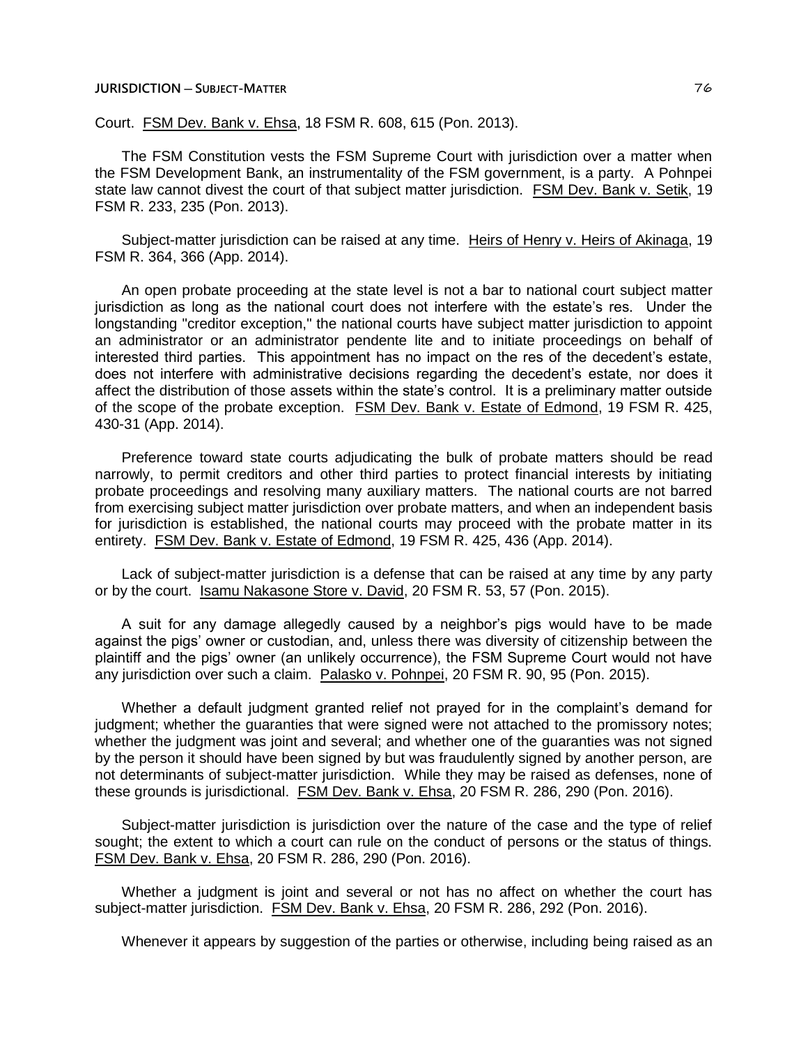Court. FSM Dev. Bank v. Ehsa, 18 FSM R. 608, 615 (Pon. 2013).

The FSM Constitution vests the FSM Supreme Court with jurisdiction over a matter when the FSM Development Bank, an instrumentality of the FSM government, is a party. A Pohnpei state law cannot divest the court of that subject matter jurisdiction. FSM Dev. Bank v. Setik, 19 FSM R. 233, 235 (Pon. 2013).

Subject-matter jurisdiction can be raised at any time. Heirs of Henry v. Heirs of Akinaga, 19 FSM R. 364, 366 (App. 2014).

An open probate proceeding at the state level is not a bar to national court subject matter jurisdiction as long as the national court does not interfere with the estate's res. Under the longstanding "creditor exception," the national courts have subject matter jurisdiction to appoint an administrator or an administrator pendente lite and to initiate proceedings on behalf of interested third parties. This appointment has no impact on the res of the decedent's estate, does not interfere with administrative decisions regarding the decedent's estate, nor does it affect the distribution of those assets within the state's control. It is a preliminary matter outside of the scope of the probate exception. FSM Dev. Bank v. Estate of Edmond, 19 FSM R. 425, 430-31 (App. 2014).

Preference toward state courts adjudicating the bulk of probate matters should be read narrowly, to permit creditors and other third parties to protect financial interests by initiating probate proceedings and resolving many auxiliary matters. The national courts are not barred from exercising subject matter jurisdiction over probate matters, and when an independent basis for jurisdiction is established, the national courts may proceed with the probate matter in its entirety. FSM Dev. Bank v. Estate of Edmond, 19 FSM R. 425, 436 (App. 2014).

Lack of subject-matter jurisdiction is a defense that can be raised at any time by any party or by the court. Isamu Nakasone Store v. David, 20 FSM R. 53, 57 (Pon. 2015).

A suit for any damage allegedly caused by a neighbor's pigs would have to be made against the pigs' owner or custodian, and, unless there was diversity of citizenship between the plaintiff and the pigs' owner (an unlikely occurrence), the FSM Supreme Court would not have any jurisdiction over such a claim. Palasko v. Pohnpei, 20 FSM R. 90, 95 (Pon. 2015).

Whether a default judgment granted relief not prayed for in the complaint's demand for judgment; whether the guaranties that were signed were not attached to the promissory notes; whether the judgment was joint and several; and whether one of the guaranties was not signed by the person it should have been signed by but was fraudulently signed by another person, are not determinants of subject-matter jurisdiction. While they may be raised as defenses, none of these grounds is jurisdictional. FSM Dev. Bank v. Ehsa, 20 FSM R. 286, 290 (Pon. 2016).

Subject-matter jurisdiction is jurisdiction over the nature of the case and the type of relief sought; the extent to which a court can rule on the conduct of persons or the status of things. FSM Dev. Bank v. Ehsa, 20 FSM R. 286, 290 (Pon. 2016).

Whether a judgment is joint and several or not has no affect on whether the court has subject-matter jurisdiction. FSM Dev. Bank v. Ehsa, 20 FSM R. 286, 292 (Pon. 2016).

Whenever it appears by suggestion of the parties or otherwise, including being raised as an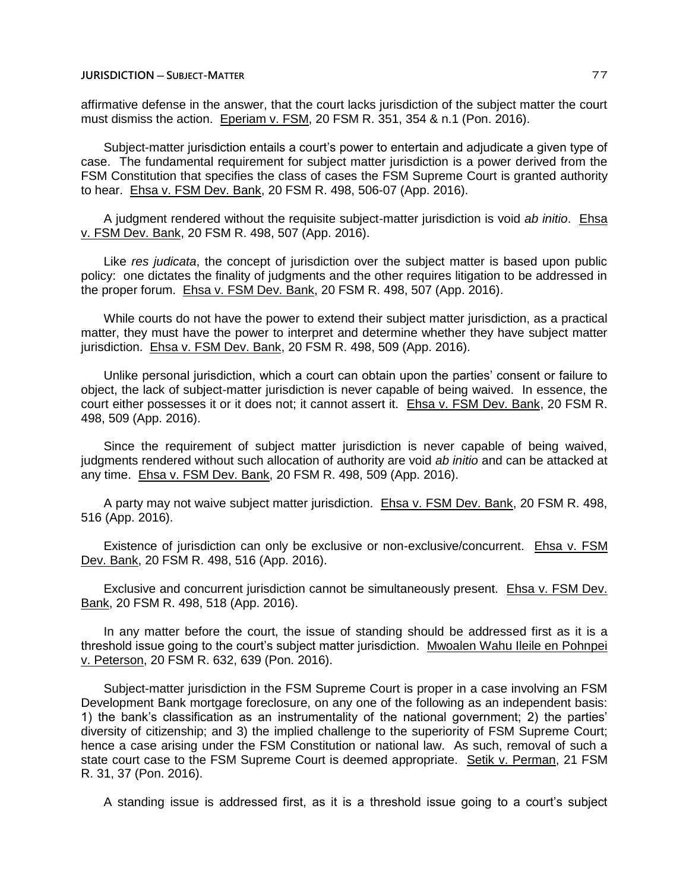affirmative defense in the answer, that the court lacks jurisdiction of the subject matter the court must dismiss the action. Eperiam v. FSM, 20 FSM R. 351, 354 & n.1 (Pon. 2016).

Subject-matter jurisdiction entails a court's power to entertain and adjudicate a given type of case. The fundamental requirement for subject matter jurisdiction is a power derived from the FSM Constitution that specifies the class of cases the FSM Supreme Court is granted authority to hear. Ehsa v. FSM Dev. Bank, 20 FSM R. 498, 506-07 (App. 2016).

A judgment rendered without the requisite subject-matter jurisdiction is void *ab initio*. Ehsa v. FSM Dev. Bank, 20 FSM R. 498, 507 (App. 2016).

Like *res judicata*, the concept of jurisdiction over the subject matter is based upon public policy: one dictates the finality of judgments and the other requires litigation to be addressed in the proper forum. Ehsa v. FSM Dev. Bank, 20 FSM R. 498, 507 (App. 2016).

While courts do not have the power to extend their subject matter jurisdiction, as a practical matter, they must have the power to interpret and determine whether they have subject matter jurisdiction. Ehsa v. FSM Dev. Bank, 20 FSM R. 498, 509 (App. 2016).

Unlike personal jurisdiction, which a court can obtain upon the parties' consent or failure to object, the lack of subject-matter jurisdiction is never capable of being waived. In essence, the court either possesses it or it does not; it cannot assert it. Ehsa v. FSM Dev. Bank, 20 FSM R. 498, 509 (App. 2016).

Since the requirement of subject matter jurisdiction is never capable of being waived, judgments rendered without such allocation of authority are void *ab initio* and can be attacked at any time. Ehsa v. FSM Dev. Bank, 20 FSM R. 498, 509 (App. 2016).

A party may not waive subject matter jurisdiction. Ehsa v. FSM Dev. Bank, 20 FSM R. 498, 516 (App. 2016).

Existence of jurisdiction can only be exclusive or non-exclusive/concurrent. Ehsa v. FSM Dev. Bank, 20 FSM R. 498, 516 (App. 2016).

Exclusive and concurrent jurisdiction cannot be simultaneously present. Ehsa v. FSM Dev. Bank, 20 FSM R. 498, 518 (App. 2016).

In any matter before the court, the issue of standing should be addressed first as it is a threshold issue going to the court's subject matter jurisdiction. Mwoalen Wahu Ileile en Pohnpei v. Peterson, 20 FSM R. 632, 639 (Pon. 2016).

Subject-matter jurisdiction in the FSM Supreme Court is proper in a case involving an FSM Development Bank mortgage foreclosure, on any one of the following as an independent basis: 1) the bank's classification as an instrumentality of the national government; 2) the parties' diversity of citizenship; and 3) the implied challenge to the superiority of FSM Supreme Court; hence a case arising under the FSM Constitution or national law. As such, removal of such a state court case to the FSM Supreme Court is deemed appropriate. Setik v. Perman, 21 FSM R. 31, 37 (Pon. 2016).

A standing issue is addressed first, as it is a threshold issue going to a court's subject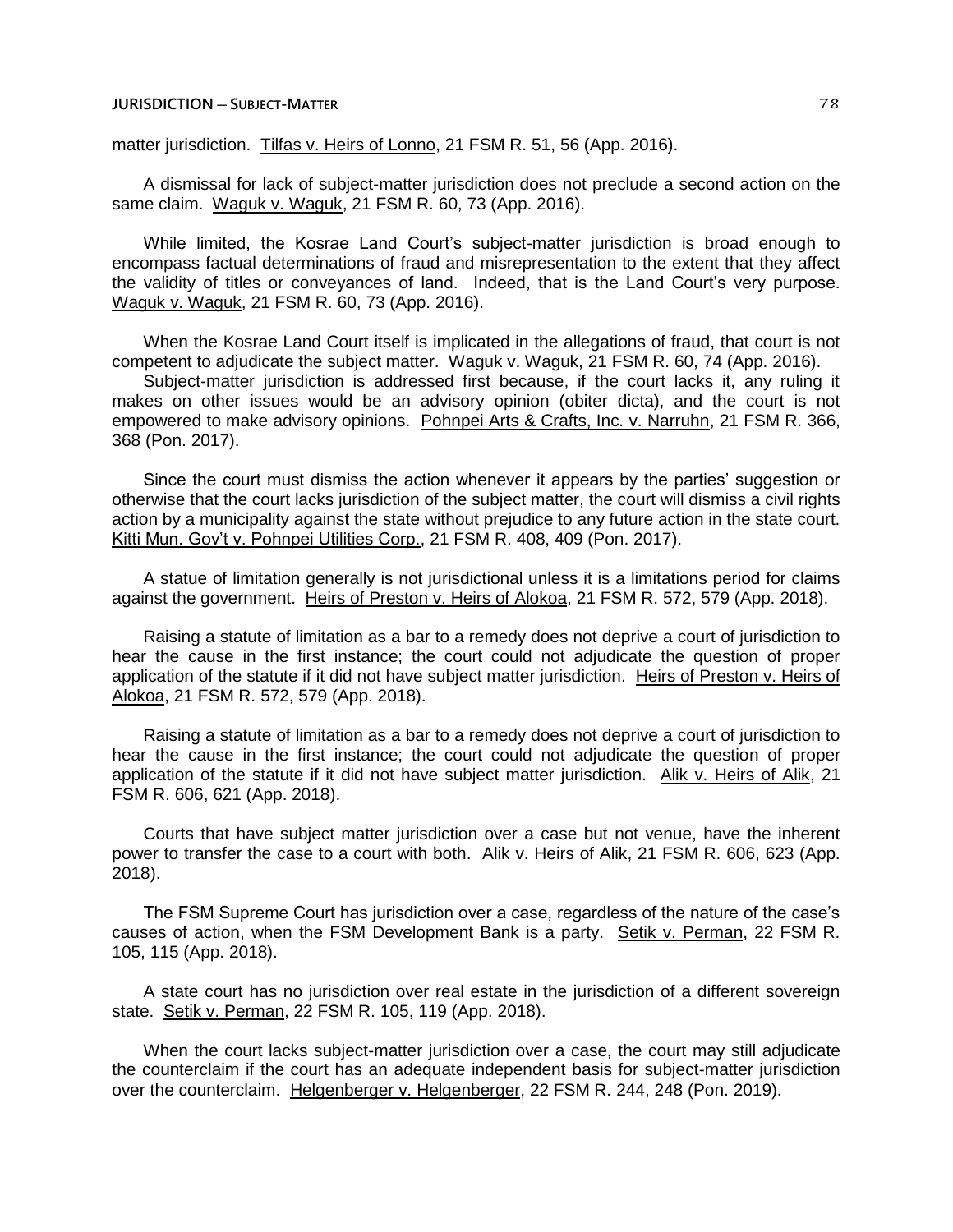matter jurisdiction. Tilfas v. Heirs of Lonno, 21 FSM R. 51, 56 (App. 2016).

A dismissal for lack of subject-matter jurisdiction does not preclude a second action on the same claim. Waguk v. Waguk, 21 FSM R. 60, 73 (App. 2016).

While limited, the Kosrae Land Court's subject-matter jurisdiction is broad enough to encompass factual determinations of fraud and misrepresentation to the extent that they affect the validity of titles or conveyances of land. Indeed, that is the Land Court's very purpose. Waguk v. Waguk, 21 FSM R. 60, 73 (App. 2016).

When the Kosrae Land Court itself is implicated in the allegations of fraud, that court is not competent to adjudicate the subject matter. Waguk v. Waguk, 21 FSM R. 60, 74 (App. 2016).

Subject-matter jurisdiction is addressed first because, if the court lacks it, any ruling it makes on other issues would be an advisory opinion (obiter dicta), and the court is not empowered to make advisory opinions. Pohnpei Arts & Crafts, Inc. v. Narruhn, 21 FSM R. 366, 368 (Pon. 2017).

Since the court must dismiss the action whenever it appears by the parties' suggestion or otherwise that the court lacks jurisdiction of the subject matter, the court will dismiss a civil rights action by a municipality against the state without prejudice to any future action in the state court. Kitti Mun. Gov't v. Pohnpei Utilities Corp., 21 FSM R. 408, 409 (Pon. 2017).

A statue of limitation generally is not jurisdictional unless it is a limitations period for claims against the government. Heirs of Preston v. Heirs of Alokoa, 21 FSM R. 572, 579 (App. 2018).

Raising a statute of limitation as a bar to a remedy does not deprive a court of jurisdiction to hear the cause in the first instance; the court could not adjudicate the question of proper application of the statute if it did not have subject matter jurisdiction. Heirs of Preston v. Heirs of Alokoa, 21 FSM R. 572, 579 (App. 2018).

Raising a statute of limitation as a bar to a remedy does not deprive a court of jurisdiction to hear the cause in the first instance; the court could not adjudicate the question of proper application of the statute if it did not have subject matter jurisdiction. Alik v. Heirs of Alik, 21 FSM R. 606, 621 (App. 2018).

Courts that have subject matter jurisdiction over a case but not venue, have the inherent power to transfer the case to a court with both. Alik v. Heirs of Alik, 21 FSM R. 606, 623 (App. 2018).

The FSM Supreme Court has jurisdiction over a case, regardless of the nature of the case's causes of action, when the FSM Development Bank is a party. Setik v. Perman, 22 FSM R. 105, 115 (App. 2018).

A state court has no jurisdiction over real estate in the jurisdiction of a different sovereign state. Setik v. Perman, 22 FSM R. 105, 119 (App. 2018).

When the court lacks subject-matter jurisdiction over a case, the court may still adjudicate the counterclaim if the court has an adequate independent basis for subject-matter jurisdiction over the counterclaim. Helgenberger v. Helgenberger, 22 FSM R. 244, 248 (Pon. 2019).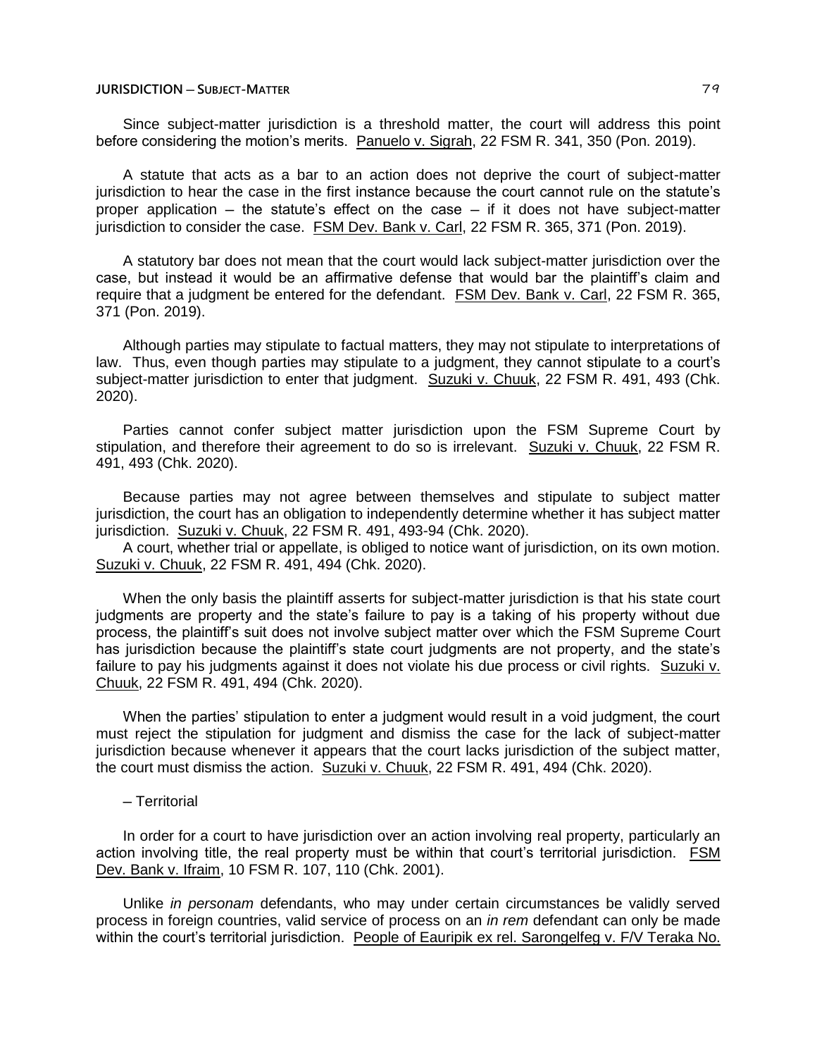Since subject-matter jurisdiction is a threshold matter, the court will address this point before considering the motion's merits. Panuelo v. Sigrah, 22 FSM R. 341, 350 (Pon. 2019).

A statute that acts as a bar to an action does not deprive the court of subject-matter jurisdiction to hear the case in the first instance because the court cannot rule on the statute's proper application – the statute's effect on the case – if it does not have subject-matter jurisdiction to consider the case. FSM Dev. Bank v. Carl, 22 FSM R. 365, 371 (Pon. 2019).

A statutory bar does not mean that the court would lack subject-matter jurisdiction over the case, but instead it would be an affirmative defense that would bar the plaintiff's claim and require that a judgment be entered for the defendant. FSM Dev. Bank v. Carl, 22 FSM R. 365, 371 (Pon. 2019).

Although parties may stipulate to factual matters, they may not stipulate to interpretations of law. Thus, even though parties may stipulate to a judgment, they cannot stipulate to a court's subject-matter jurisdiction to enter that judgment. Suzuki v. Chuuk, 22 FSM R. 491, 493 (Chk. 2020).

Parties cannot confer subject matter jurisdiction upon the FSM Supreme Court by stipulation, and therefore their agreement to do so is irrelevant. Suzuki v. Chuuk, 22 FSM R. 491, 493 (Chk. 2020).

Because parties may not agree between themselves and stipulate to subject matter jurisdiction, the court has an obligation to independently determine whether it has subject matter jurisdiction. Suzuki v. Chuuk, 22 FSM R. 491, 493-94 (Chk. 2020).

A court, whether trial or appellate, is obliged to notice want of jurisdiction, on its own motion. Suzuki v. Chuuk, 22 FSM R. 491, 494 (Chk. 2020).

When the only basis the plaintiff asserts for subject-matter jurisdiction is that his state court judgments are property and the state's failure to pay is a taking of his property without due process, the plaintiff's suit does not involve subject matter over which the FSM Supreme Court has jurisdiction because the plaintiff's state court judgments are not property, and the state's failure to pay his judgments against it does not violate his due process or civil rights. Suzuki v. Chuuk, 22 FSM R. 491, 494 (Chk. 2020).

When the parties' stipulation to enter a judgment would result in a void judgment, the court must reject the stipulation for judgment and dismiss the case for the lack of subject-matter jurisdiction because whenever it appears that the court lacks jurisdiction of the subject matter, the court must dismiss the action. Suzuki v. Chuuk, 22 FSM R. 491, 494 (Chk. 2020).

– Territorial

In order for a court to have jurisdiction over an action involving real property, particularly an action involving title, the real property must be within that court's territorial jurisdiction. FSM Dev. Bank v. Ifraim, 10 FSM R. 107, 110 (Chk. 2001).

Unlike *in personam* defendants, who may under certain circumstances be validly served process in foreign countries, valid service of process on an *in rem* defendant can only be made within the court's territorial jurisdiction. People of Eauripik ex rel. Sarongelfeg v. F/V Teraka No.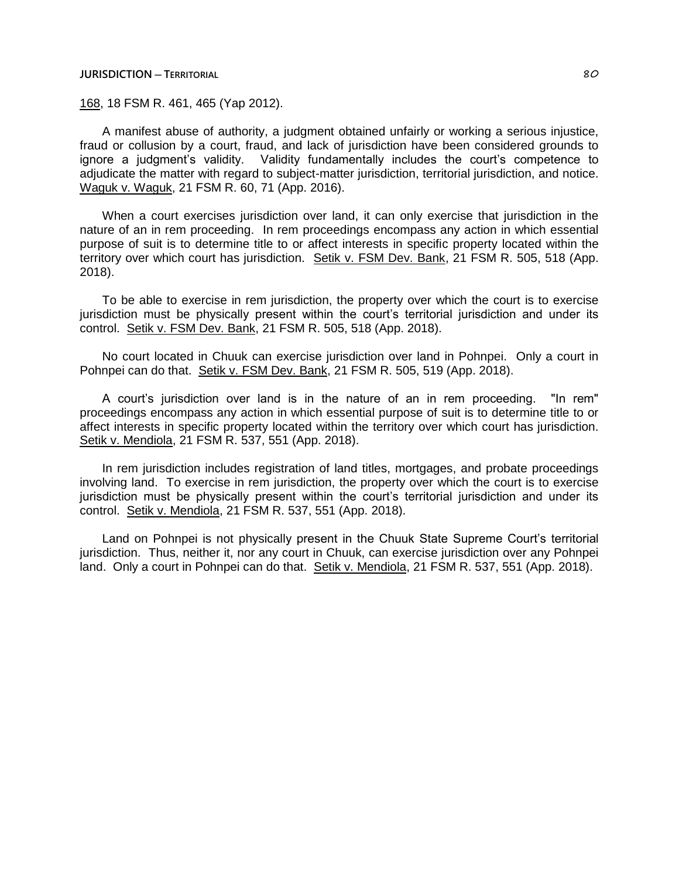168, 18 FSM R. 461, 465 (Yap 2012).

A manifest abuse of authority, a judgment obtained unfairly or working a serious injustice, fraud or collusion by a court, fraud, and lack of jurisdiction have been considered grounds to ignore a judgment's validity. Validity fundamentally includes the court's competence to adjudicate the matter with regard to subject-matter jurisdiction, territorial jurisdiction, and notice. Waguk v. Waguk, 21 FSM R. 60, 71 (App. 2016).

When a court exercises jurisdiction over land, it can only exercise that jurisdiction in the nature of an in rem proceeding. In rem proceedings encompass any action in which essential purpose of suit is to determine title to or affect interests in specific property located within the territory over which court has jurisdiction. Setik v. FSM Dev. Bank, 21 FSM R. 505, 518 (App. 2018).

To be able to exercise in rem jurisdiction, the property over which the court is to exercise jurisdiction must be physically present within the court's territorial jurisdiction and under its control. Setik v. FSM Dev. Bank, 21 FSM R. 505, 518 (App. 2018).

No court located in Chuuk can exercise jurisdiction over land in Pohnpei. Only a court in Pohnpei can do that. Setik v. FSM Dev. Bank, 21 FSM R. 505, 519 (App. 2018).

A court's jurisdiction over land is in the nature of an in rem proceeding. "In rem" proceedings encompass any action in which essential purpose of suit is to determine title to or affect interests in specific property located within the territory over which court has jurisdiction. Setik v. Mendiola, 21 FSM R. 537, 551 (App. 2018).

In rem jurisdiction includes registration of land titles, mortgages, and probate proceedings involving land. To exercise in rem jurisdiction, the property over which the court is to exercise jurisdiction must be physically present within the court's territorial jurisdiction and under its control. Setik v. Mendiola, 21 FSM R. 537, 551 (App. 2018).

Land on Pohnpei is not physically present in the Chuuk State Supreme Court's territorial jurisdiction. Thus, neither it, nor any court in Chuuk, can exercise jurisdiction over any Pohnpei land. Only a court in Pohnpei can do that. Setik v. Mendiola, 21 FSM R. 537, 551 (App. 2018).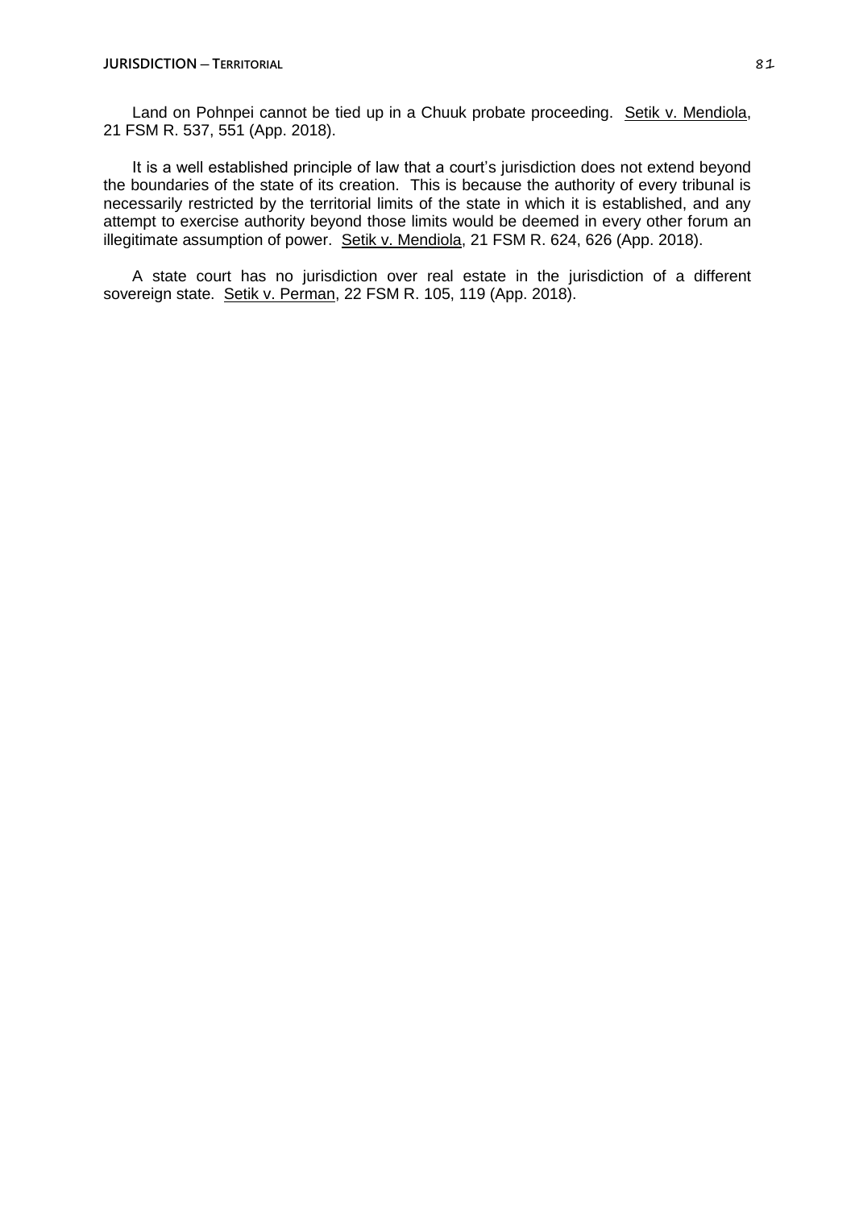Land on Pohnpei cannot be tied up in a Chuuk probate proceeding. Setik v. Mendiola, 21 FSM R. 537, 551 (App. 2018).

It is a well established principle of law that a court's jurisdiction does not extend beyond the boundaries of the state of its creation. This is because the authority of every tribunal is necessarily restricted by the territorial limits of the state in which it is established, and any attempt to exercise authority beyond those limits would be deemed in every other forum an illegitimate assumption of power. Setik v. Mendiola, 21 FSM R. 624, 626 (App. 2018).

A state court has no jurisdiction over real estate in the jurisdiction of a different sovereign state. Setik v. Perman, 22 FSM R. 105, 119 (App. 2018).